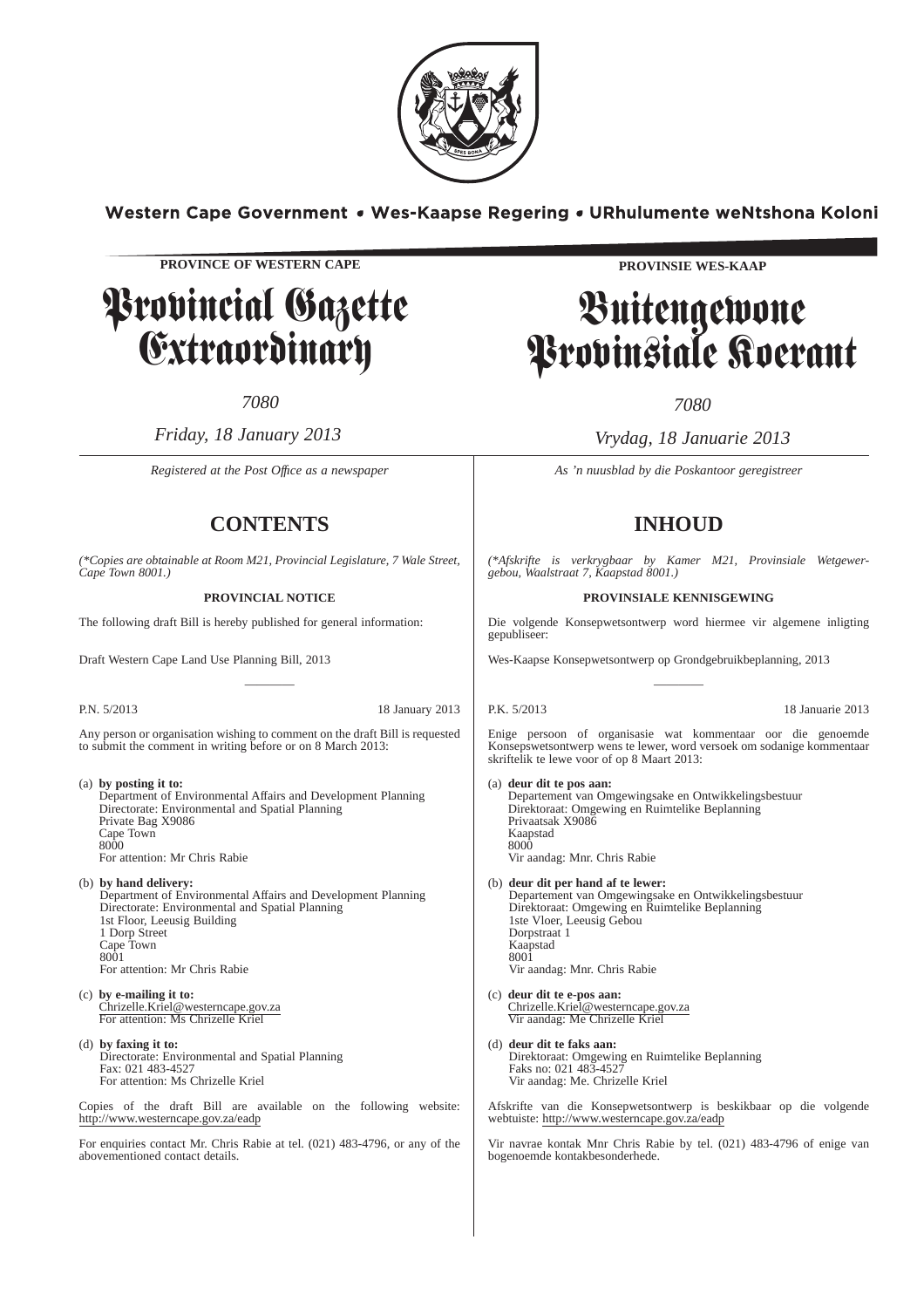Western Cape Government • Wes-Kaapse Regering • URhulumente weNtshona Koloni

**PROVINCE OF WESTERN CAPE**

# Provincial Gazette Extraordinary

*7080*

*Friday, 18 January 2013*

*Registered at the Post Office as a newspaper*

## CONTENTS

*(\*Copies are obtainable at Room M21, Provincial Legislature, 7 Wale Street, Cape Town 8001.)*

**PROVINCIAL NOTICE**

The following draft Bill is hereby published for general information:

Draft Western Cape Land Use Planning Bill, 2013

P.N. 5/2013 18 January 2013

Any person or organisation wishing to comment on the draft Bill is requested to submit the comment in writing before or on 8 March 2013:

(a) **by posting it to:**
Department of Environmental Affairs and Development Planning
Directorate: Environmental and Spatial Planning
Private Bag X9086
Cape Town
8000
For attention: Mr Chris Rabie

(b) **by hand delivery:**
Department of Environmental Affairs and Development Planning
Directorate: Environmental and Spatial Planning
1st Floor, Leeusig Building
1 Dorp Street
Cape Town
8001
For attention: Mr Chris Rabie

(c) **by e-mailing it to:**
Chrizelle.Kriel@westerncape.gov.za
For attention: Ms Chrizelle Kriel

(d) **by faxing it to:**
Directorate: Environmental and Spatial Planning
Fax: 021 483-4527
For attention: Ms Chrizelle Kriel

Copies of the draft Bill are available on the following website: http://www.westerncape.gov.za/eadp

For enquiries contact Mr. Chris Rabie at tel. (021) 483-4796, or any of the abovementioned contact details.

**PROVINSIE WES-KAAP**

# Buitengewone Provinsiale Koerant

*7080*

*Vrydag, 18 Januarie 2013*

*As 'n nuusblad by die Poskantoor geregistreer*

## INHOUD

*(\*Afskrifte is verkrygbaar by Kamer M21, Provinsiale Wetgewergebou, Waalstraat 7, Kaapstad 8001.)*

**PROVINSIALE KENNISGEWING**

Die volgende Konsepwetsontwerp word hiermee vir algemene inligting gepubliseer:

Wes-Kaapse Konsepwetsontwerp op Grondgebruikbeplanning, 2013

P.K. 5/2013 18 Januarie 2013

Enige persoon of organisasie wat kommentaar oor die genoemde Konsepswetsontwerp wens te lewer, word versoek om sodanige kommentaar skriftelik te lewe voor of op 8 Maart 2013:

(a) **deur dit te pos aan:**
Departement van Omgewingsake en Ontwikkelingsbestuur
Direktoraat: Omgewing en Ruimtelike Beplanning
Privaatsak X9086
Kaapstad
8000
Vir aandag: Mnr. Chris Rabie

(b) **deur dit per hand af te lewer:**
Departement van Omgewingsake en Ontwikkelingsbestuur
Direktoraat: Omgewing en Ruimtelike Beplanning
1ste Vloer, Leeusig Gebou
Dorpstraat 1
Kaapstad
8001
Vir aandag: Mnr. Chris Rabie

(c) **deur dit te e-pos aan:**
Chrizelle.Kriel@westerncape.gov.za
Vir aandag: Me Chrizelle Kriel

(d) **deur dit te faks aan:**
Direktoraat: Omgewing en Ruimtelike Beplanning
Faks no: 021 483-4527
Vir aandag: Me. Chrizelle Kriel

Afskrifte van die Konsepwetsontwerp is beskikbaar op die volgende webtuiste: http://www.westerncape.gov.za/eadp

Vir navrae kontak Mnr Chris Rabie by tel. (021) 483-4796 of enige van bogenoemde kontakbesonderhede.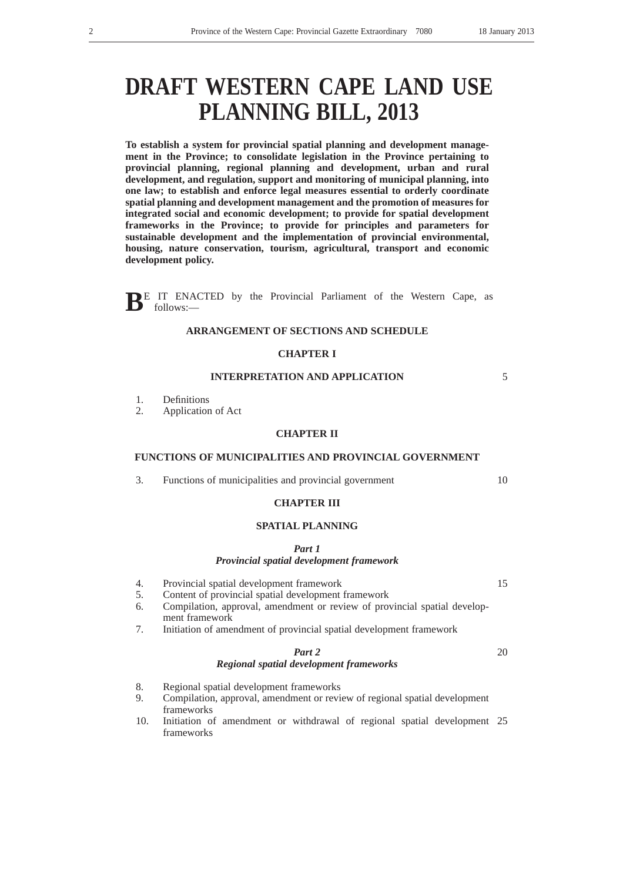# DRAFT WESTERN CAPE LAND USE PLANNING BILL, 2013

**To establish a system for provincial spatial planning and development management in the Province; to consolidate legislation in the Province pertaining to provincial planning, regional planning and development, urban and rural development, and regulation, support and monitoring of municipal planning, into one law; to establish and enforce legal measures essential to orderly coordinate spatial planning and development management and the promotion of measures for integrated social and economic development; to provide for spatial development frameworks in the Province; to provide for principles and parameters for sustainable development and the implementation of provincial environmental, housing, nature conservation, tourism, agricultural, transport and economic development policy.**

BE IT ENACTED by the Provincial Parliament of the Western Cape, as follows:—

**ARRANGEMENT OF SECTIONS AND SCHEDULE**

**CHAPTER I**

**INTERPRETATION AND APPLICATION**

1. Definitions
2. Application of Act

**CHAPTER II**

**FUNCTIONS OF MUNICIPALITIES AND PROVINCIAL GOVERNMENT**

3. Functions of municipalities and provincial government

**CHAPTER III**

**SPATIAL PLANNING**

***Part 1***
***Provincial spatial development framework***

4. Provincial spatial development framework
5. Content of provincial spatial development framework
6. Compilation, approval, amendment or review of provincial spatial development framework
7. Initiation of amendment of provincial spatial development framework

***Part 2***
***Regional spatial development frameworks***

8. Regional spatial development frameworks
9. Compilation, approval, amendment or review of regional spatial development frameworks
10. Initiation of amendment or withdrawal of regional spatial development frameworks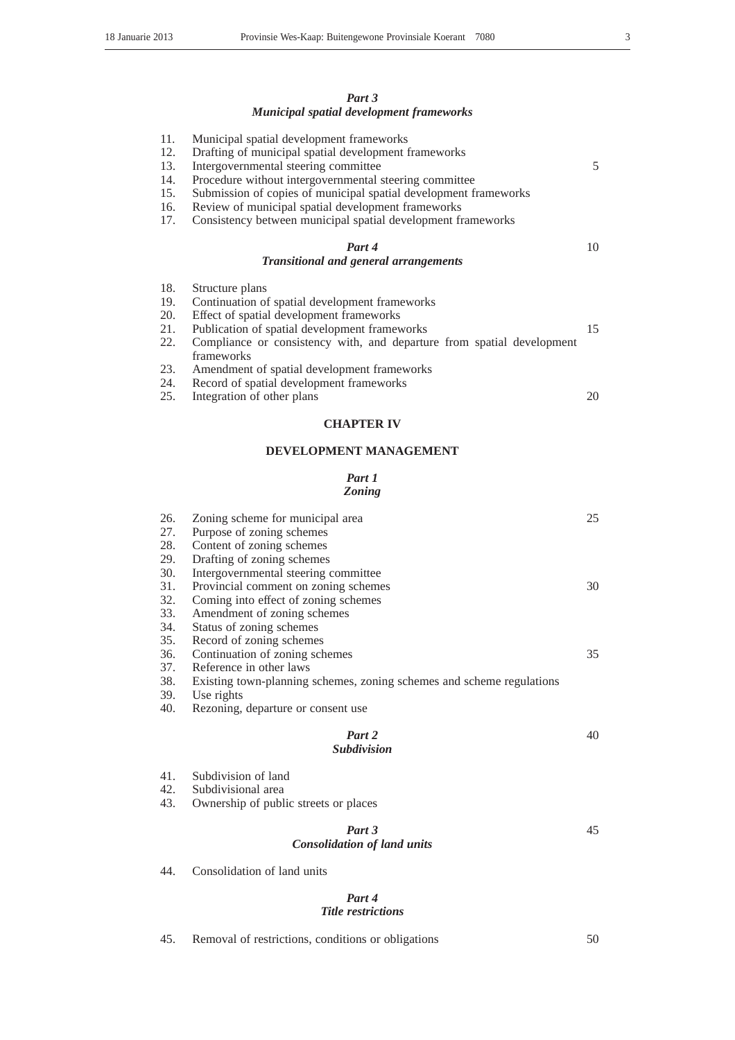*Part 3*
*Municipal spatial development frameworks*

11. Municipal spatial development frameworks
12. Drafting of municipal spatial development frameworks
13. Intergovernmental steering committee
14. Procedure without intergovernmental steering committee
15. Submission of copies of municipal spatial development frameworks
16. Review of municipal spatial development frameworks
17. Consistency between municipal spatial development frameworks

*Part 4*
*Transitional and general arrangements*

18. Structure plans
19. Continuation of spatial development frameworks
20. Effect of spatial development frameworks
21. Publication of spatial development frameworks
22. Compliance or consistency with, and departure from spatial development frameworks
23. Amendment of spatial development frameworks
24. Record of spatial development frameworks
25. Integration of other plans

**CHAPTER IV**

**DEVELOPMENT MANAGEMENT**

*Part 1*
*Zoning*

26. Zoning scheme for municipal area
27. Purpose of zoning schemes
28. Content of zoning schemes
29. Drafting of zoning schemes
30. Intergovernmental steering committee
31. Provincial comment on zoning schemes
32. Coming into effect of zoning schemes
33. Amendment of zoning schemes
34. Status of zoning schemes
35. Record of zoning schemes
36. Continuation of zoning schemes
37. Reference in other laws
38. Existing town-planning schemes, zoning schemes and scheme regulations
39. Use rights
40. Rezoning, departure or consent use

*Part 2*
*Subdivision*

41. Subdivision of land
42. Subdivisional area
43. Ownership of public streets or places

*Part 3*
*Consolidation of land units*

44. Consolidation of land units

*Part 4*
*Title restrictions*

45. Removal of restrictions, conditions or obligations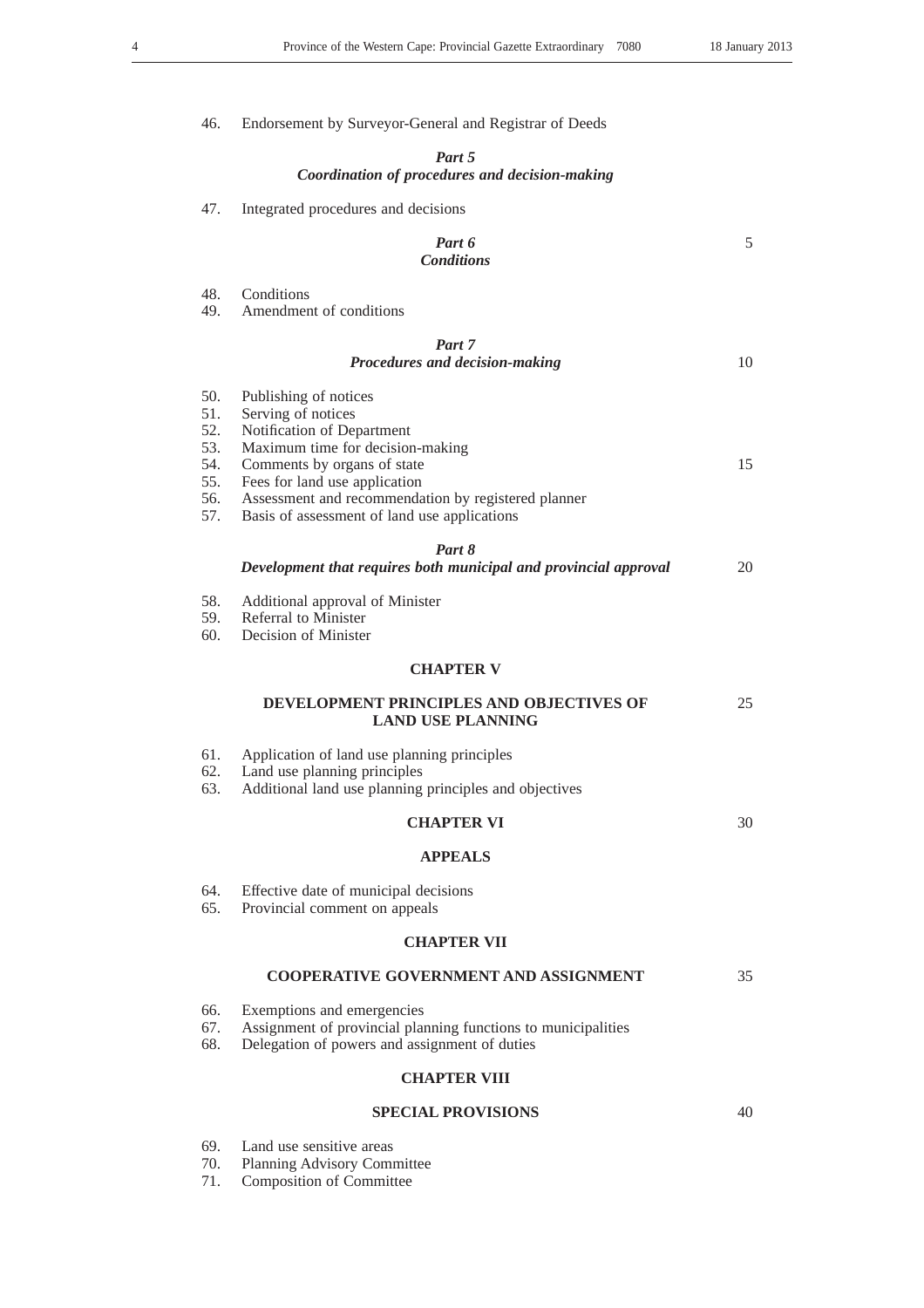46. Endorsement by Surveyor-General and Registrar of Deeds

*Part 5*
*Coordination of procedures and decision-making*

47. Integrated procedures and decisions

*Part 6*
*Conditions*

48. Conditions
49. Amendment of conditions

*Part 7*
*Procedures and decision-making*

50. Publishing of notices
51. Serving of notices
52. Notification of Department
53. Maximum time for decision-making
54. Comments by organs of state
55. Fees for land use application
56. Assessment and recommendation by registered planner
57. Basis of assessment of land use applications

*Part 8*
*Development that requires both municipal and provincial approval*

58. Additional approval of Minister
59. Referral to Minister
60. Decision of Minister

**CHAPTER V**

**DEVELOPMENT PRINCIPLES AND OBJECTIVES OF LAND USE PLANNING**

61. Application of land use planning principles
62. Land use planning principles
63. Additional land use planning principles and objectives

**CHAPTER VI**

**APPEALS**

64. Effective date of municipal decisions
65. Provincial comment on appeals

**CHAPTER VII**

**COOPERATIVE GOVERNMENT AND ASSIGNMENT**

66. Exemptions and emergencies
67. Assignment of provincial planning functions to municipalities
68. Delegation of powers and assignment of duties

**CHAPTER VIII**

**SPECIAL PROVISIONS**

69. Land use sensitive areas
70. Planning Advisory Committee
71. Composition of Committee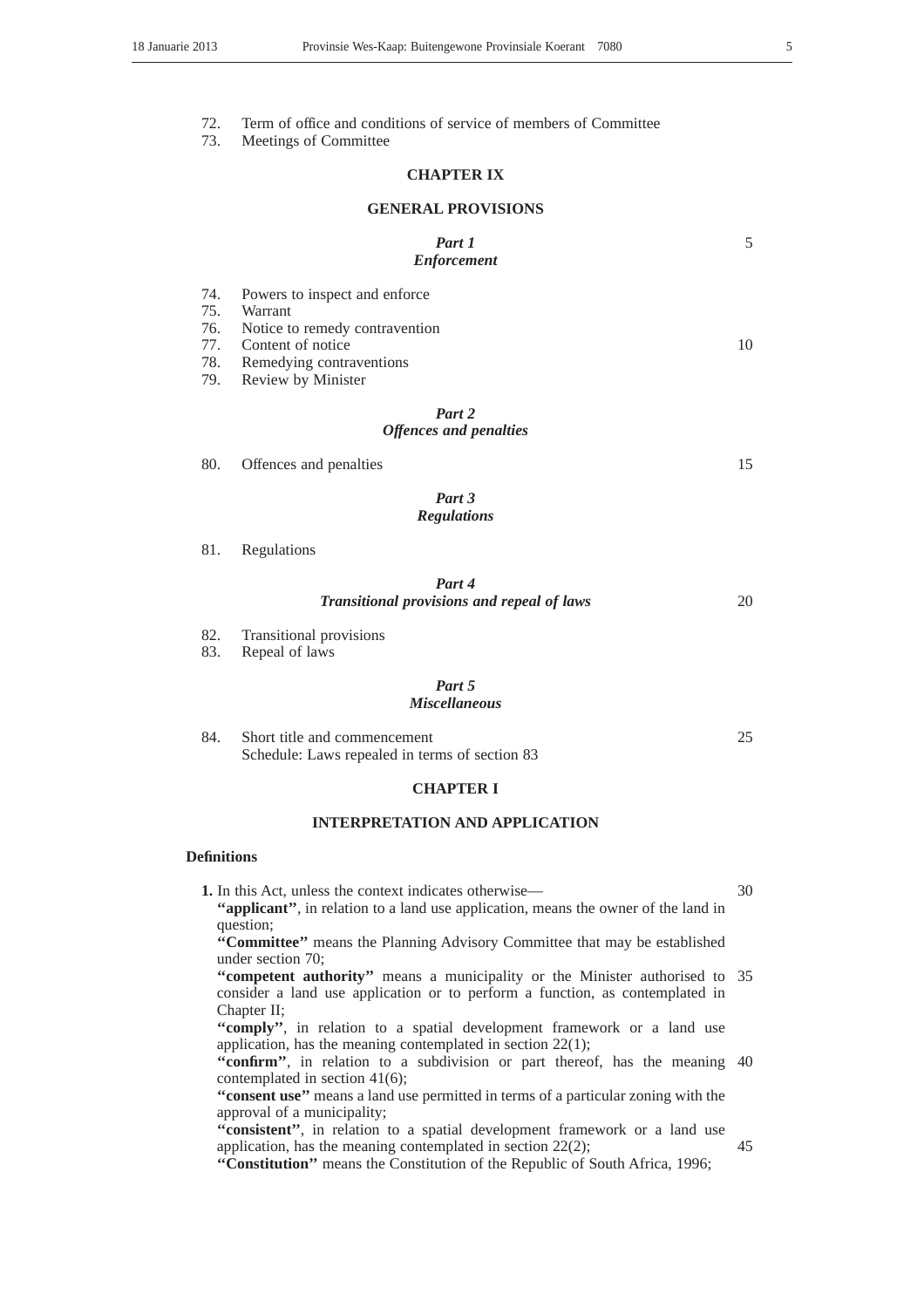72. Term of office and conditions of service of members of Committee
73. Meetings of Committee

## CHAPTER IX

## GENERAL PROVISIONS

### *Part 1*
### *Enforcement*

74. Powers to inspect and enforce
75. Warrant
76. Notice to remedy contravention
77. Content of notice
78. Remedying contraventions
79. Review by Minister

### *Part 2*
### *Offences and penalties*

80. Offences and penalties

### *Part 3*
### *Regulations*

81. Regulations

### *Part 4*
### *Transitional provisions and repeal of laws*

82. Transitional provisions
83. Repeal of laws

### *Part 5*
### *Miscellaneous*

84. Short title and commencement
Schedule: Laws repealed in terms of section 83

## CHAPTER I

## INTERPRETATION AND APPLICATION

**Definitions**

**1.** In this Act, unless the context indicates otherwise—

**''applicant''**, in relation to a land use application, means the owner of the land in question;

**''Committee''** means the Planning Advisory Committee that may be established under section 70;

**''competent authority''** means a municipality or the Minister authorised to consider a land use application or to perform a function, as contemplated in Chapter II;

**''comply''**, in relation to a spatial development framework or a land use application, has the meaning contemplated in section 22(1);

**''confirm''**, in relation to a subdivision or part thereof, has the meaning contemplated in section 41(6);

**''consent use''** means a land use permitted in terms of a particular zoning with the approval of a municipality;

**''consistent''**, in relation to a spatial development framework or a land use application, has the meaning contemplated in section 22(2);

**''Constitution''** means the Constitution of the Republic of South Africa, 1996;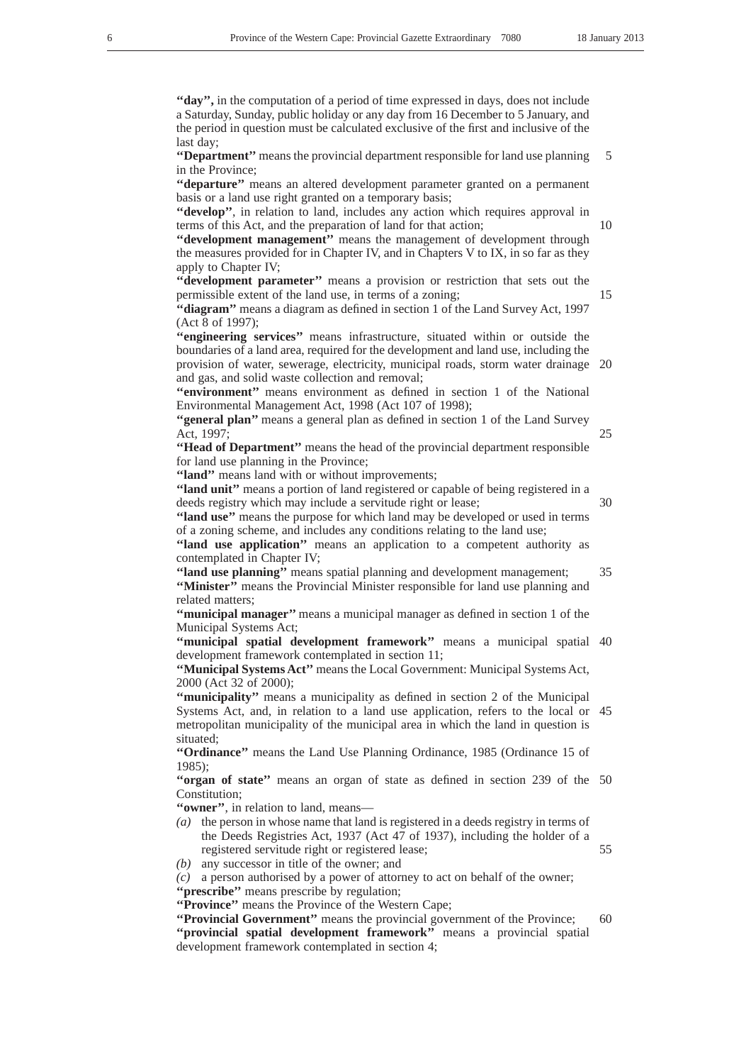**"day",** in the computation of a period of time expressed in days, does not include a Saturday, Sunday, public holiday or any day from 16 December to 5 January, and the period in question must be calculated exclusive of the first and inclusive of the last day;

**"Department"** means the provincial department responsible for land use planning in the Province;

**"departure"** means an altered development parameter granted on a permanent basis or a land use right granted on a temporary basis;

**"develop"**, in relation to land, includes any action which requires approval in terms of this Act, and the preparation of land for that action;

**"development management"** means the management of development through the measures provided for in Chapter IV, and in Chapters V to IX, in so far as they apply to Chapter IV;

**"development parameter"** means a provision or restriction that sets out the permissible extent of the land use, in terms of a zoning;

**"diagram"** means a diagram as defined in section 1 of the Land Survey Act, 1997 (Act 8 of 1997);

**"engineering services"** means infrastructure, situated within or outside the boundaries of a land area, required for the development and land use, including the provision of water, sewerage, electricity, municipal roads, storm water drainage and gas, and solid waste collection and removal;

**"environment"** means environment as defined in section 1 of the National Environmental Management Act, 1998 (Act 107 of 1998);

**"general plan"** means a general plan as defined in section 1 of the Land Survey Act, 1997;

**"Head of Department"** means the head of the provincial department responsible for land use planning in the Province;

**"land"** means land with or without improvements;

**"land unit"** means a portion of land registered or capable of being registered in a deeds registry which may include a servitude right or lease;

**"land use"** means the purpose for which land may be developed or used in terms of a zoning scheme, and includes any conditions relating to the land use;

**"land use application"** means an application to a competent authority as contemplated in Chapter IV;

**"land use planning"** means spatial planning and development management;

**"Minister"** means the Provincial Minister responsible for land use planning and related matters;

**"municipal manager"** means a municipal manager as defined in section 1 of the Municipal Systems Act;

**"municipal spatial development framework"** means a municipal spatial development framework contemplated in section 11;

**"Municipal Systems Act"** means the Local Government: Municipal Systems Act, 2000 (Act 32 of 2000);

**"municipality"** means a municipality as defined in section 2 of the Municipal Systems Act, and, in relation to a land use application, refers to the local or metropolitan municipality of the municipal area in which the land in question is situated;

**"Ordinance"** means the Land Use Planning Ordinance, 1985 (Ordinance 15 of 1985);

**"organ of state"** means an organ of state as defined in section 239 of the Constitution;

**"owner"**, in relation to land, means—

*(a)* the person in whose name that land is registered in a deeds registry in terms of the Deeds Registries Act, 1937 (Act 47 of 1937), including the holder of a registered servitude right or registered lease;

*(b)* any successor in title of the owner; and

*(c)* a person authorised by a power of attorney to act on behalf of the owner;

**"prescribe"** means prescribe by regulation;

**"Province"** means the Province of the Western Cape;

**"Provincial Government"** means the provincial government of the Province;

**"provincial spatial development framework"** means a provincial spatial development framework contemplated in section 4;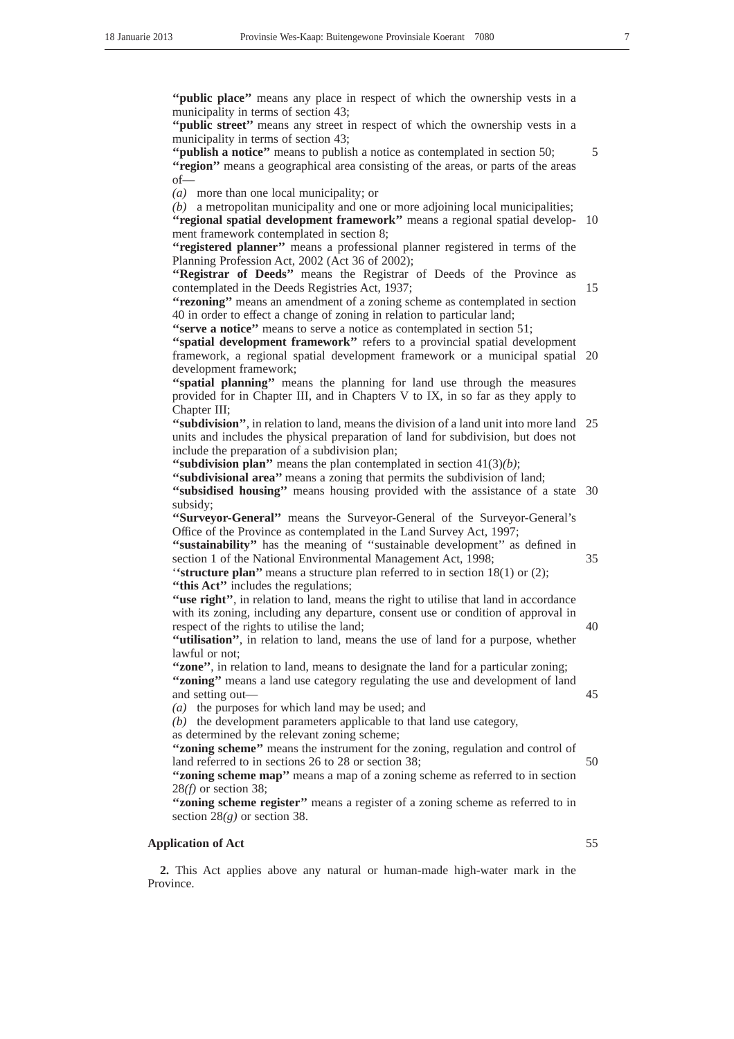**"public place"** means any place in respect of which the ownership vests in a municipality in terms of section 43;

**"public street"** means any street in respect of which the ownership vests in a municipality in terms of section 43;

**"publish a notice"** means to publish a notice as contemplated in section 50;

**"region"** means a geographical area consisting of the areas, or parts of the areas of—

*(a)* more than one local municipality; or

*(b)* a metropolitan municipality and one or more adjoining local municipalities;

**"regional spatial development framework"** means a regional spatial development framework contemplated in section 8;

**"registered planner"** means a professional planner registered in terms of the Planning Profession Act, 2002 (Act 36 of 2002);

**"Registrar of Deeds"** means the Registrar of Deeds of the Province as contemplated in the Deeds Registries Act, 1937;

**"rezoning"** means an amendment of a zoning scheme as contemplated in section 40 in order to effect a change of zoning in relation to particular land;

**"serve a notice"** means to serve a notice as contemplated in section 51;

**"spatial development framework"** refers to a provincial spatial development framework, a regional spatial development framework or a municipal spatial development framework;

**"spatial planning"** means the planning for land use through the measures provided for in Chapter III, and in Chapters V to IX, in so far as they apply to Chapter III;

**"subdivision"**, in relation to land, means the division of a land unit into more land units and includes the physical preparation of land for subdivision, but does not include the preparation of a subdivision plan;

**"subdivision plan"** means the plan contemplated in section 41(3)*(b)*;

**"subdivisional area"** means a zoning that permits the subdivision of land;

**"subsidised housing"** means housing provided with the assistance of a state subsidy;

**"Surveyor-General"** means the Surveyor-General of the Surveyor-General's Office of the Province as contemplated in the Land Survey Act, 1997;

**"sustainability"** has the meaning of "sustainable development" as defined in section 1 of the National Environmental Management Act, 1998;

**"structure plan"** means a structure plan referred to in section 18(1) or (2);

**"this Act"** includes the regulations;

**"use right"**, in relation to land, means the right to utilise that land in accordance with its zoning, including any departure, consent use or condition of approval in respect of the rights to utilise the land;

**"utilisation"**, in relation to land, means the use of land for a purpose, whether lawful or not;

**"zone"**, in relation to land, means to designate the land for a particular zoning;

**"zoning"** means a land use category regulating the use and development of land and setting out—

*(a)* the purposes for which land may be used; and

*(b)* the development parameters applicable to that land use category,

as determined by the relevant zoning scheme;

**"zoning scheme"** means the instrument for the zoning, regulation and control of land referred to in sections 26 to 28 or section 38;

**"zoning scheme map"** means a map of a zoning scheme as referred to in section 28*(f)* or section 38;

**"zoning scheme register"** means a register of a zoning scheme as referred to in section 28*(g)* or section 38.

**Application of Act**

**2.** This Act applies above any natural or human-made high-water mark in the Province.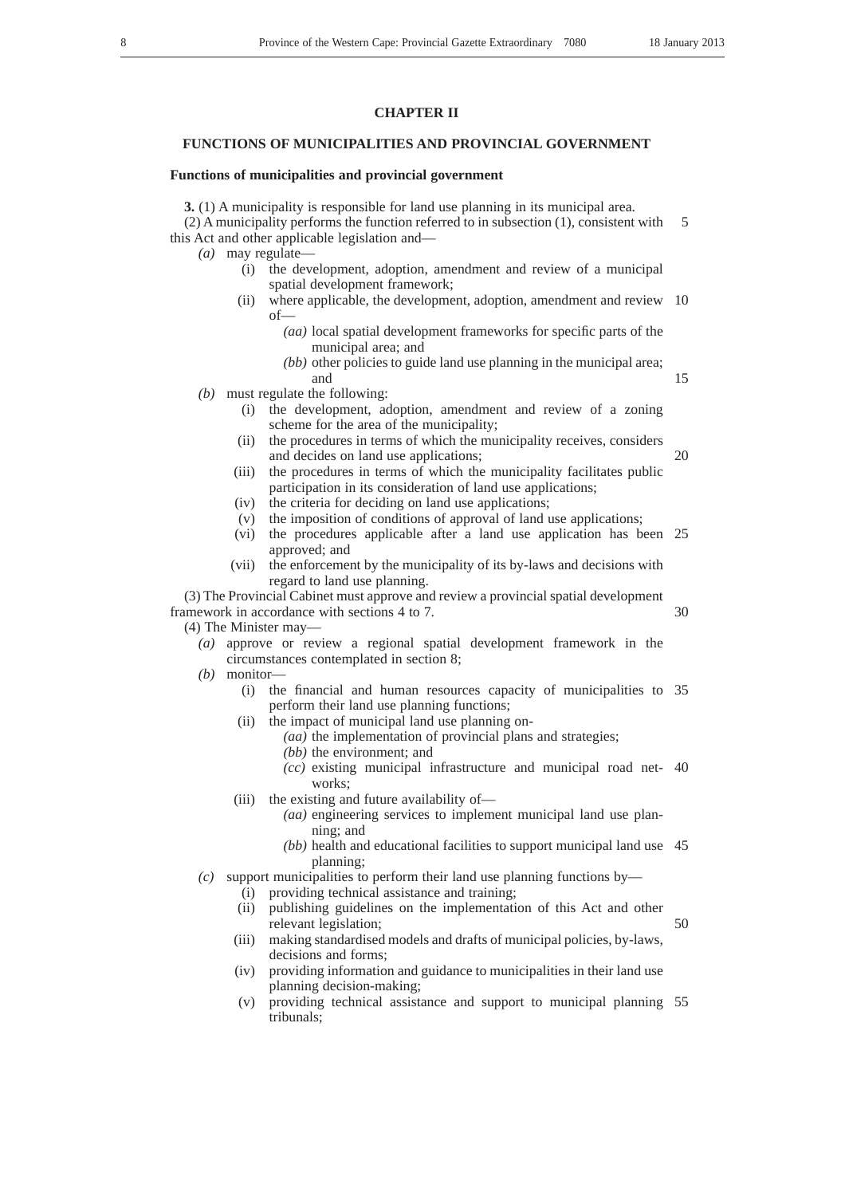## CHAPTER II

## FUNCTIONS OF MUNICIPALITIES AND PROVINCIAL GOVERNMENT

### Functions of municipalities and provincial government

**3.** (1) A municipality is responsible for land use planning in its municipal area.

(2) A municipality performs the function referred to in subsection (1), consistent with this Act and other applicable legislation and—

*(a)* may regulate—

(i) the development, adoption, amendment and review of a municipal spatial development framework;

(ii) where applicable, the development, adoption, amendment and review of—

*(aa)* local spatial development frameworks for specific parts of the municipal area; and

*(bb)* other policies to guide land use planning in the municipal area; and

*(b)* must regulate the following:

(i) the development, adoption, amendment and review of a zoning scheme for the area of the municipality;

(ii) the procedures in terms of which the municipality receives, considers and decides on land use applications;

(iii) the procedures in terms of which the municipality facilitates public participation in its consideration of land use applications;

(iv) the criteria for deciding on land use applications;

(v) the imposition of conditions of approval of land use applications;

(vi) the procedures applicable after a land use application has been approved; and

(vii) the enforcement by the municipality of its by-laws and decisions with regard to land use planning.

(3) The Provincial Cabinet must approve and review a provincial spatial development framework in accordance with sections 4 to 7.

(4) The Minister may—

*(a)* approve or review a regional spatial development framework in the circumstances contemplated in section 8;

*(b)* monitor—

(i) the financial and human resources capacity of municipalities to perform their land use planning functions;

(ii) the impact of municipal land use planning on-

*(aa)* the implementation of provincial plans and strategies;

*(bb)* the environment; and

*(cc)* existing municipal infrastructure and municipal road networks;

(iii) the existing and future availability of—

*(aa)* engineering services to implement municipal land use planning; and

*(bb)* health and educational facilities to support municipal land use planning;

*(c)* support municipalities to perform their land use planning functions by—

(i) providing technical assistance and training;

(ii) publishing guidelines on the implementation of this Act and other relevant legislation;

(iii) making standardised models and drafts of municipal policies, by-laws, decisions and forms;

(iv) providing information and guidance to municipalities in their land use planning decision-making;

(v) providing technical assistance and support to municipal planning tribunals;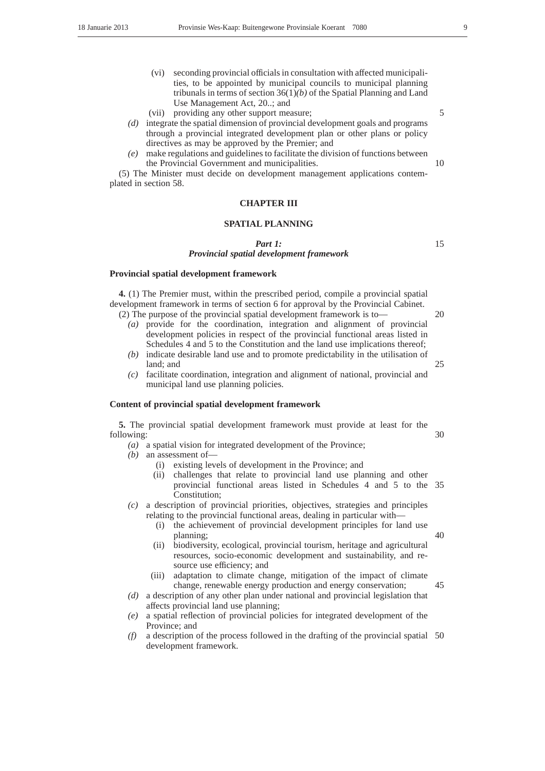(vi) seconding provincial officials in consultation with affected municipalities, to be appointed by municipal councils to municipal planning tribunals in terms of section 36(1)*(b)* of the Spatial Planning and Land Use Management Act, 20..; and

(vii) providing any other support measure;

*(d)* integrate the spatial dimension of provincial development goals and programs through a provincial integrated development plan or other plans or policy directives as may be approved by the Premier; and

*(e)* make regulations and guidelines to facilitate the division of functions between the Provincial Government and municipalities.

(5) The Minister must decide on development management applications contemplated in section 58.

## CHAPTER III

## SPATIAL PLANNING

### *Part 1:* *Provincial spatial development framework*

**Provincial spatial development framework**

**4.** (1) The Premier must, within the prescribed period, compile a provincial spatial development framework in terms of section 6 for approval by the Provincial Cabinet.

(2) The purpose of the provincial spatial development framework is to—

*(a)* provide for the coordination, integration and alignment of provincial development policies in respect of the provincial functional areas listed in Schedules 4 and 5 to the Constitution and the land use implications thereof;

*(b)* indicate desirable land use and to promote predictability in the utilisation of land; and

*(c)* facilitate coordination, integration and alignment of national, provincial and municipal land use planning policies.

**Content of provincial spatial development framework**

**5.** The provincial spatial development framework must provide at least for the following:

*(a)* a spatial vision for integrated development of the Province;

*(b)* an assessment of—

(i) existing levels of development in the Province; and

(ii) challenges that relate to provincial land use planning and other provincial functional areas listed in Schedules 4 and 5 to the Constitution;

*(c)* a description of provincial priorities, objectives, strategies and principles relating to the provincial functional areas, dealing in particular with—

(i) the achievement of provincial development principles for land use planning;

(ii) biodiversity, ecological, provincial tourism, heritage and agricultural resources, socio-economic development and sustainability, and resource use efficiency; and

(iii) adaptation to climate change, mitigation of the impact of climate change, renewable energy production and energy conservation;

*(d)* a description of any other plan under national and provincial legislation that affects provincial land use planning;

*(e)* a spatial reflection of provincial policies for integrated development of the Province; and

*(f)* a description of the process followed in the drafting of the provincial spatial development framework.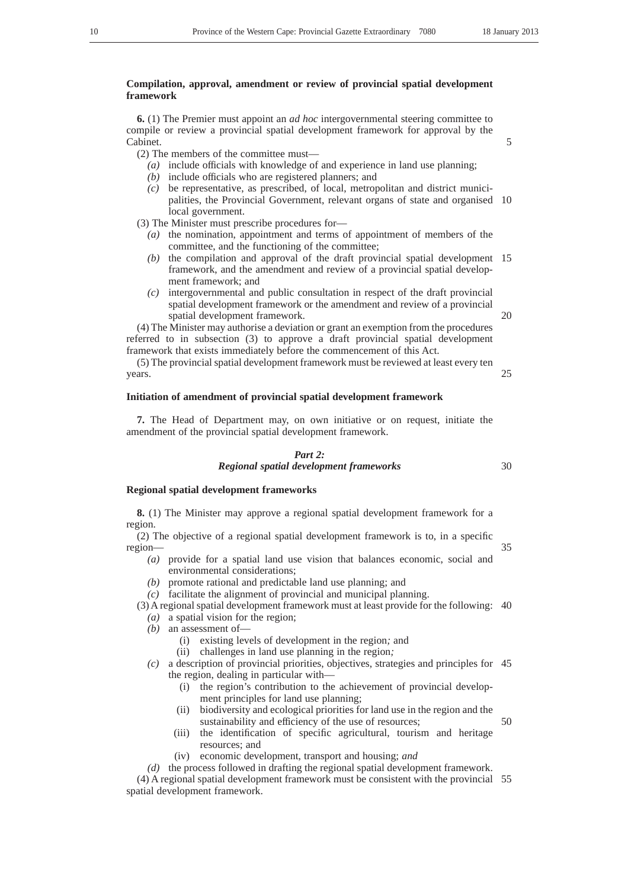**Compilation, approval, amendment or review of provincial spatial development framework**

**6.** (1) The Premier must appoint an *ad hoc* intergovernmental steering committee to compile or review a provincial spatial development framework for approval by the Cabinet.

(2) The members of the committee must—

*(a)* include officials with knowledge of and experience in land use planning;

*(b)* include officials who are registered planners; and

*(c)* be representative, as prescribed, of local, metropolitan and district municipalities, the Provincial Government, relevant organs of state and organised local government.

(3) The Minister must prescribe procedures for—

*(a)* the nomination, appointment and terms of appointment of members of the committee, and the functioning of the committee;

*(b)* the compilation and approval of the draft provincial spatial development framework, and the amendment and review of a provincial spatial development framework; and

*(c)* intergovernmental and public consultation in respect of the draft provincial spatial development framework or the amendment and review of a provincial spatial development framework.

(4) The Minister may authorise a deviation or grant an exemption from the procedures referred to in subsection (3) to approve a draft provincial spatial development framework that exists immediately before the commencement of this Act.

(5) The provincial spatial development framework must be reviewed at least every ten years.

**Initiation of amendment of provincial spatial development framework**

**7.** The Head of Department may, on own initiative or on request, initiate the amendment of the provincial spatial development framework.

***Part 2:***
***Regional spatial development frameworks***

**Regional spatial development frameworks**

**8.** (1) The Minister may approve a regional spatial development framework for a region.

(2) The objective of a regional spatial development framework is to, in a specific region—

*(a)* provide for a spatial land use vision that balances economic, social and environmental considerations;

*(b)* promote rational and predictable land use planning; and

*(c)* facilitate the alignment of provincial and municipal planning.

(3) A regional spatial development framework must at least provide for the following:

*(a)* a spatial vision for the region;

*(b)* an assessment of—

(i) existing levels of development in the region*;* and

(ii) challenges in land use planning in the region*;*

*(c)* a description of provincial priorities, objectives, strategies and principles for the region, dealing in particular with—

(i) the region's contribution to the achievement of provincial development principles for land use planning;

(ii) biodiversity and ecological priorities for land use in the region and the sustainability and efficiency of the use of resources;

(iii) the identification of specific agricultural, tourism and heritage resources; and

(iv) economic development, transport and housing; *and*

*(d)* the process followed in drafting the regional spatial development framework.

(4) A regional spatial development framework must be consistent with the provincial spatial development framework.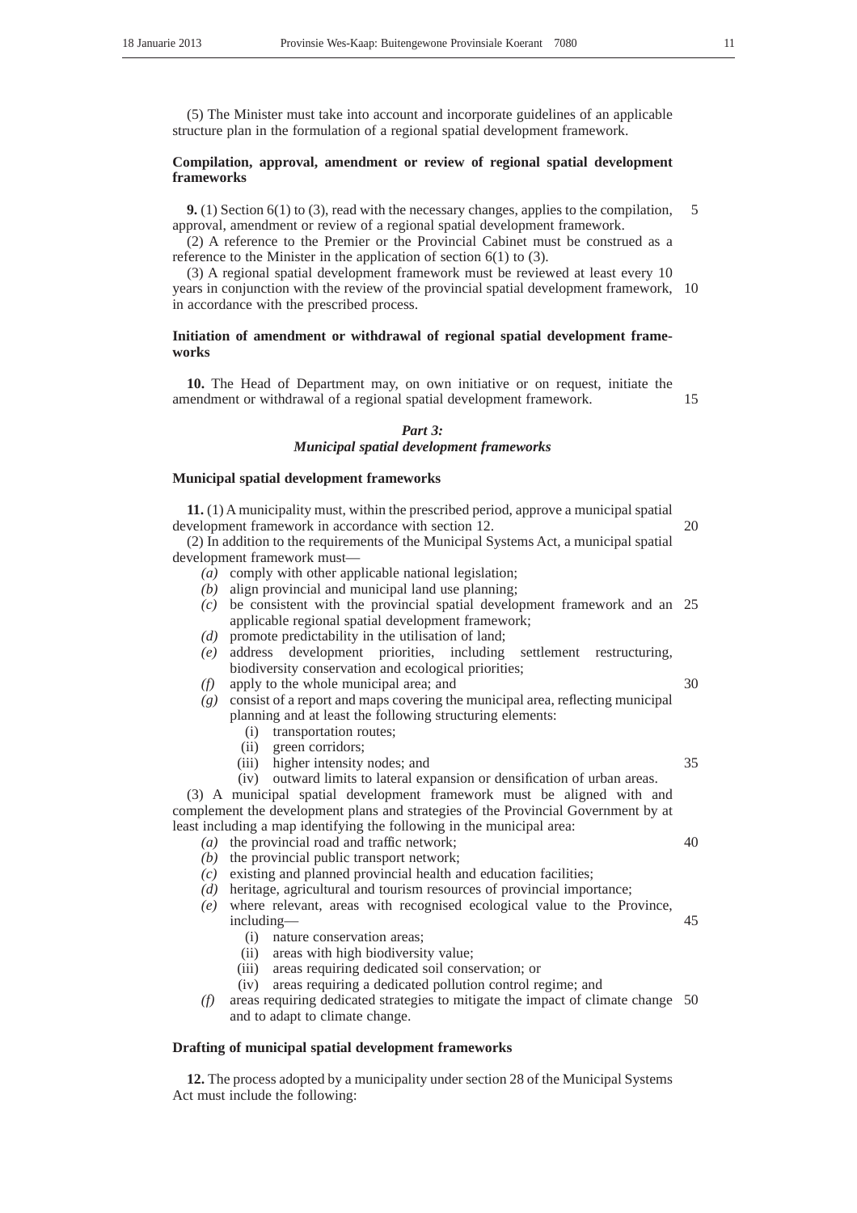(5) The Minister must take into account and incorporate guidelines of an applicable structure plan in the formulation of a regional spatial development framework.

**Compilation, approval, amendment or review of regional spatial development frameworks**

**9.** (1) Section 6(1) to (3), read with the necessary changes, applies to the compilation, approval, amendment or review of a regional spatial development framework.

(2) A reference to the Premier or the Provincial Cabinet must be construed as a reference to the Minister in the application of section 6(1) to (3).

(3) A regional spatial development framework must be reviewed at least every 10 years in conjunction with the review of the provincial spatial development framework, in accordance with the prescribed process.

**Initiation of amendment or withdrawal of regional spatial development frameworks**

**10.** The Head of Department may, on own initiative or on request, initiate the amendment or withdrawal of a regional spatial development framework.

## *Part 3:*
## *Municipal spatial development frameworks*

**Municipal spatial development frameworks**

**11.** (1) A municipality must, within the prescribed period, approve a municipal spatial development framework in accordance with section 12.

(2) In addition to the requirements of the Municipal Systems Act, a municipal spatial development framework must—

- *(a)* comply with other applicable national legislation;
- *(b)* align provincial and municipal land use planning;
- *(c)* be consistent with the provincial spatial development framework and an applicable regional spatial development framework;
- *(d)* promote predictability in the utilisation of land;
- *(e)* address development priorities, including settlement restructuring, biodiversity conservation and ecological priorities;
- *(f)* apply to the whole municipal area; and
- *(g)* consist of a report and maps covering the municipal area, reflecting municipal planning and at least the following structuring elements:
  - (i) transportation routes;
  - (ii) green corridors;
  - (iii) higher intensity nodes; and
  - (iv) outward limits to lateral expansion or densification of urban areas.

(3) A municipal spatial development framework must be aligned with and complement the development plans and strategies of the Provincial Government by at least including a map identifying the following in the municipal area:

- *(a)* the provincial road and traffic network;
- *(b)* the provincial public transport network;
- *(c)* existing and planned provincial health and education facilities;
- *(d)* heritage, agricultural and tourism resources of provincial importance;
- *(e)* where relevant, areas with recognised ecological value to the Province, including—
  - (i) nature conservation areas;
  - (ii) areas with high biodiversity value;
  - (iii) areas requiring dedicated soil conservation; or
  - (iv) areas requiring a dedicated pollution control regime; and
- *(f)* areas requiring dedicated strategies to mitigate the impact of climate change and to adapt to climate change.

**Drafting of municipal spatial development frameworks**

**12.** The process adopted by a municipality under section 28 of the Municipal Systems Act must include the following: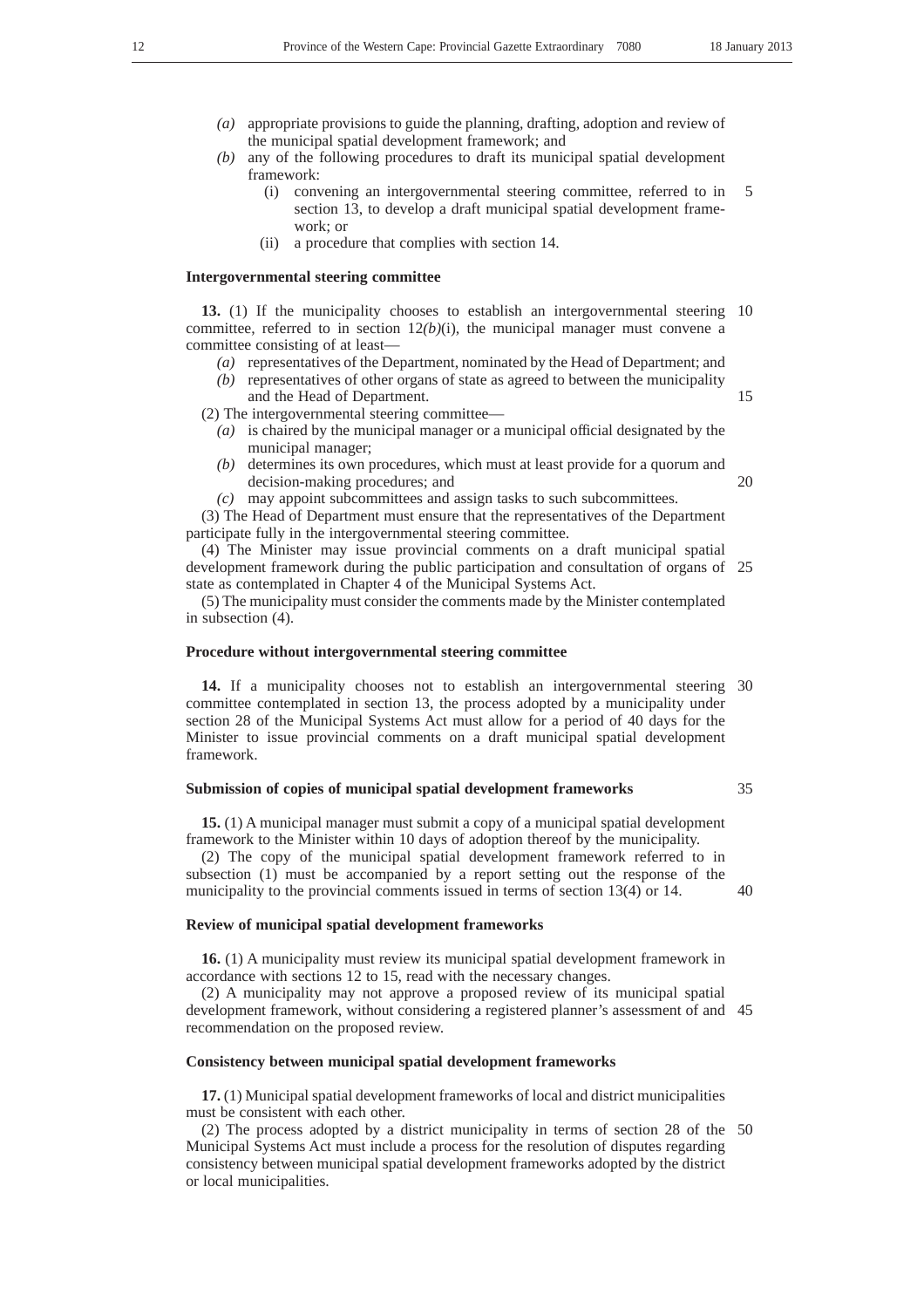*(a)* appropriate provisions to guide the planning, drafting, adoption and review of the municipal spatial development framework; and

*(b)* any of the following procedures to draft its municipal spatial development framework:

(i) convening an intergovernmental steering committee, referred to in section 13, to develop a draft municipal spatial development framework; or

(ii) a procedure that complies with section 14.

**Intergovernmental steering committee**

**13.** (1) If the municipality chooses to establish an intergovernmental steering committee, referred to in section 12*(b)*(i), the municipal manager must convene a committee consisting of at least—

*(a)* representatives of the Department, nominated by the Head of Department; and

*(b)* representatives of other organs of state as agreed to between the municipality and the Head of Department.

(2) The intergovernmental steering committee—

*(a)* is chaired by the municipal manager or a municipal official designated by the municipal manager;

*(b)* determines its own procedures, which must at least provide for a quorum and decision-making procedures; and

*(c)* may appoint subcommittees and assign tasks to such subcommittees.

(3) The Head of Department must ensure that the representatives of the Department participate fully in the intergovernmental steering committee.

(4) The Minister may issue provincial comments on a draft municipal spatial development framework during the public participation and consultation of organs of state as contemplated in Chapter 4 of the Municipal Systems Act.

(5) The municipality must consider the comments made by the Minister contemplated in subsection (4).

**Procedure without intergovernmental steering committee**

**14.** If a municipality chooses not to establish an intergovernmental steering committee contemplated in section 13, the process adopted by a municipality under section 28 of the Municipal Systems Act must allow for a period of 40 days for the Minister to issue provincial comments on a draft municipal spatial development framework.

**Submission of copies of municipal spatial development frameworks**

**15.** (1) A municipal manager must submit a copy of a municipal spatial development framework to the Minister within 10 days of adoption thereof by the municipality.

(2) The copy of the municipal spatial development framework referred to in subsection (1) must be accompanied by a report setting out the response of the municipality to the provincial comments issued in terms of section 13(4) or 14.

**Review of municipal spatial development frameworks**

**16.** (1) A municipality must review its municipal spatial development framework in accordance with sections 12 to 15, read with the necessary changes.

(2) A municipality may not approve a proposed review of its municipal spatial development framework, without considering a registered planner's assessment of and recommendation on the proposed review.

**Consistency between municipal spatial development frameworks**

**17.** (1) Municipal spatial development frameworks of local and district municipalities must be consistent with each other.

(2) The process adopted by a district municipality in terms of section 28 of the Municipal Systems Act must include a process for the resolution of disputes regarding consistency between municipal spatial development frameworks adopted by the district or local municipalities.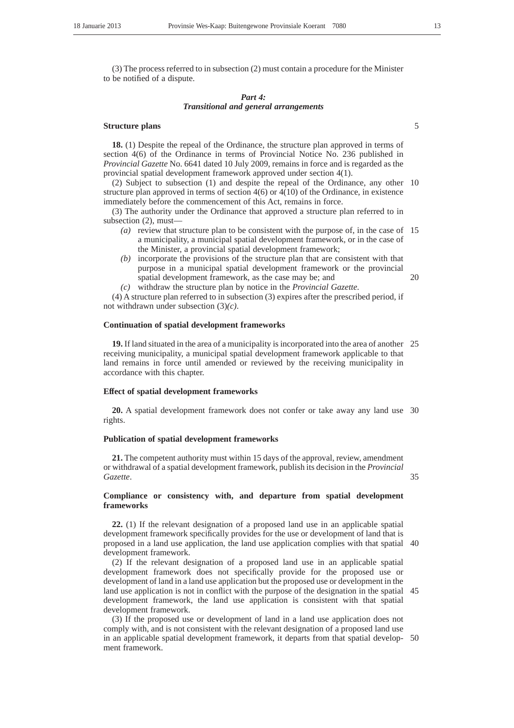(3) The process referred to in subsection (2) must contain a procedure for the Minister to be notified of a dispute.

***Part 4:***
***Transitional and general arrangements***

**Structure plans**

**18.** (1) Despite the repeal of the Ordinance, the structure plan approved in terms of section 4(6) of the Ordinance in terms of Provincial Notice No. 236 published in *Provincial Gazette* No. 6641 dated 10 July 2009, remains in force and is regarded as the provincial spatial development framework approved under section 4(1).

(2) Subject to subsection (1) and despite the repeal of the Ordinance, any other structure plan approved in terms of section 4(6) or 4(10) of the Ordinance, in existence immediately before the commencement of this Act, remains in force.

(3) The authority under the Ordinance that approved a structure plan referred to in subsection (2), must—

*(a)* review that structure plan to be consistent with the purpose of, in the case of a municipality, a municipal spatial development framework, or in the case of the Minister, a provincial spatial development framework;

*(b)* incorporate the provisions of the structure plan that are consistent with that purpose in a municipal spatial development framework or the provincial spatial development framework, as the case may be; and

*(c)* withdraw the structure plan by notice in the *Provincial Gazette*.

(4) A structure plan referred to in subsection (3) expires after the prescribed period, if not withdrawn under subsection (3)*(c)*.

**Continuation of spatial development frameworks**

**19.** If land situated in the area of a municipality is incorporated into the area of another receiving municipality, a municipal spatial development framework applicable to that land remains in force until amended or reviewed by the receiving municipality in accordance with this chapter.

**Effect of spatial development frameworks**

**20.** A spatial development framework does not confer or take away any land use rights.

**Publication of spatial development frameworks**

**21.** The competent authority must within 15 days of the approval, review, amendment or withdrawal of a spatial development framework, publish its decision in the *Provincial Gazette*.

**Compliance or consistency with, and departure from spatial development frameworks**

**22.** (1) If the relevant designation of a proposed land use in an applicable spatial development framework specifically provides for the use or development of land that is proposed in a land use application, the land use application complies with that spatial development framework.

(2) If the relevant designation of a proposed land use in an applicable spatial development framework does not specifically provide for the proposed use or development of land in a land use application but the proposed use or development in the land use application is not in conflict with the purpose of the designation in the spatial development framework, the land use application is consistent with that spatial development framework.

(3) If the proposed use or development of land in a land use application does not comply with, and is not consistent with the relevant designation of a proposed land use in an applicable spatial development framework, it departs from that spatial development framework.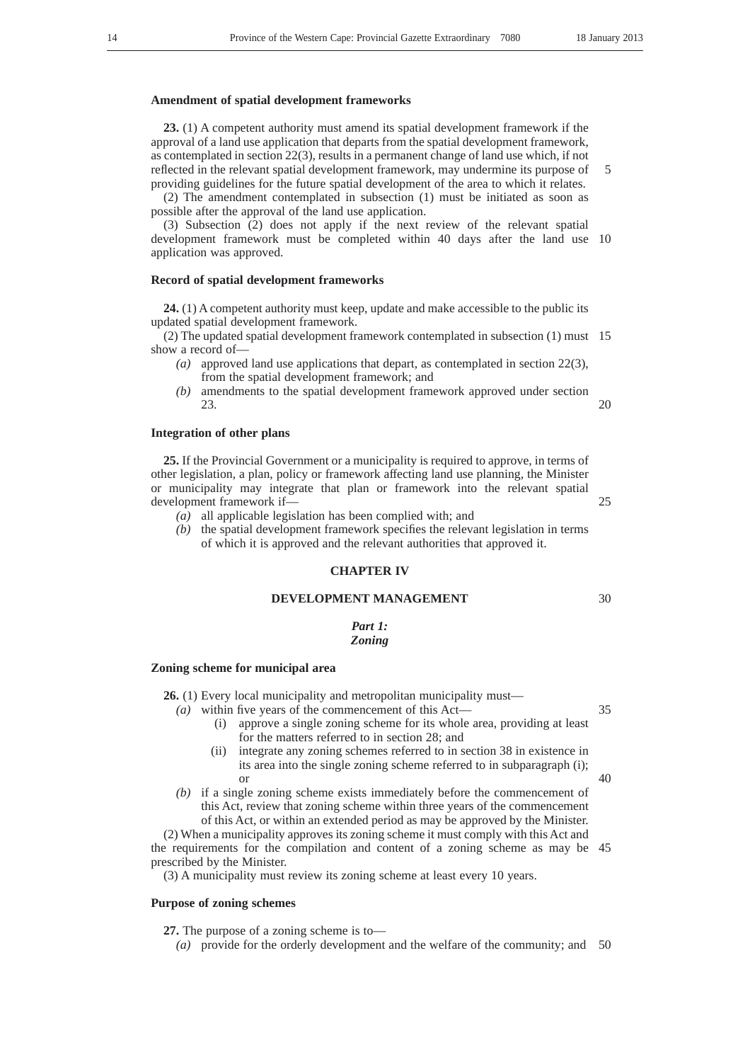**Amendment of spatial development frameworks**

**23.** (1) A competent authority must amend its spatial development framework if the approval of a land use application that departs from the spatial development framework, as contemplated in section 22(3), results in a permanent change of land use which, if not reflected in the relevant spatial development framework, may undermine its purpose of providing guidelines for the future spatial development of the area to which it relates.

(2) The amendment contemplated in subsection (1) must be initiated as soon as possible after the approval of the land use application.

(3) Subsection (2) does not apply if the next review of the relevant spatial development framework must be completed within 40 days after the land use application was approved.

**Record of spatial development frameworks**

**24.** (1) A competent authority must keep, update and make accessible to the public its updated spatial development framework.

(2) The updated spatial development framework contemplated in subsection (1) must show a record of—

*(a)* approved land use applications that depart, as contemplated in section 22(3), from the spatial development framework; and

*(b)* amendments to the spatial development framework approved under section 23.

**Integration of other plans**

**25.** If the Provincial Government or a municipality is required to approve, in terms of other legislation, a plan, policy or framework affecting land use planning, the Minister or municipality may integrate that plan or framework into the relevant spatial development framework if—

*(a)* all applicable legislation has been complied with; and

*(b)* the spatial development framework specifies the relevant legislation in terms of which it is approved and the relevant authorities that approved it.

## CHAPTER IV

## DEVELOPMENT MANAGEMENT

### *Part 1: Zoning*

**Zoning scheme for municipal area**

**26.** (1) Every local municipality and metropolitan municipality must—

*(a)* within five years of the commencement of this Act—

(i) approve a single zoning scheme for its whole area, providing at least for the matters referred to in section 28; and

(ii) integrate any zoning schemes referred to in section 38 in existence in its area into the single zoning scheme referred to in subparagraph (i); or

*(b)* if a single zoning scheme exists immediately before the commencement of this Act, review that zoning scheme within three years of the commencement of this Act, or within an extended period as may be approved by the Minister.

(2) When a municipality approves its zoning scheme it must comply with this Act and the requirements for the compilation and content of a zoning scheme as may be prescribed by the Minister.

(3) A municipality must review its zoning scheme at least every 10 years.

**Purpose of zoning schemes**

**27.** The purpose of a zoning scheme is to—

*(a)* provide for the orderly development and the welfare of the community; and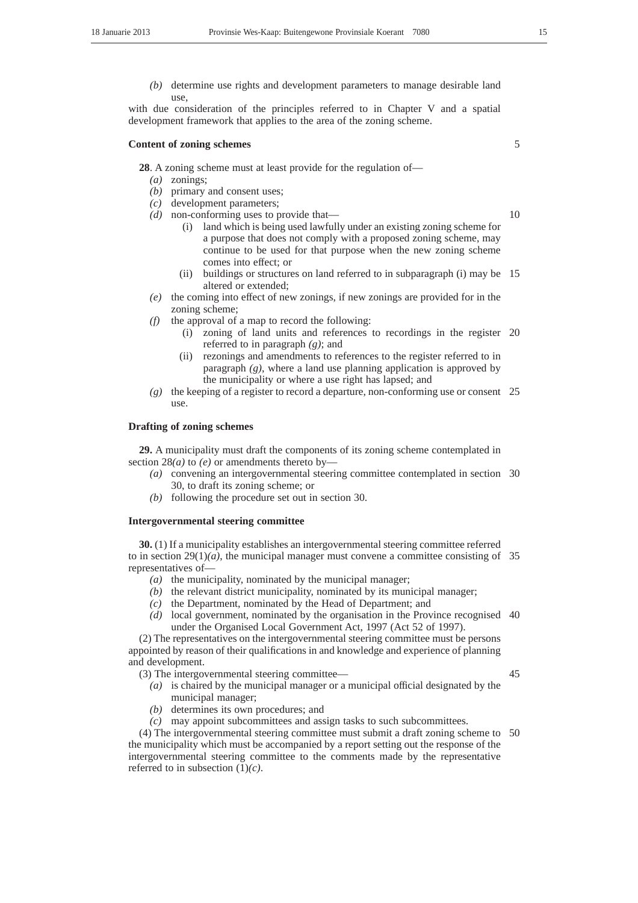*(b)* determine use rights and development parameters to manage desirable land use,

with due consideration of the principles referred to in Chapter V and a spatial development framework that applies to the area of the zoning scheme.

**Content of zoning schemes**

**28**. A zoning scheme must at least provide for the regulation of—

*(a)* zonings;

*(b)* primary and consent uses;

*(c)* development parameters;

*(d)* non-conforming uses to provide that—

(i) land which is being used lawfully under an existing zoning scheme for a purpose that does not comply with a proposed zoning scheme, may continue to be used for that purpose when the new zoning scheme comes into effect; or

(ii) buildings or structures on land referred to in subparagraph (i) may be altered or extended;

*(e)* the coming into effect of new zonings, if new zonings are provided for in the zoning scheme;

*(f)* the approval of a map to record the following:

(i) zoning of land units and references to recordings in the register referred to in paragraph *(g)*; and

(ii) rezonings and amendments to references to the register referred to in paragraph *(g)*, where a land use planning application is approved by the municipality or where a use right has lapsed; and

*(g)* the keeping of a register to record a departure, non-conforming use or consent use.

**Drafting of zoning schemes**

**29.** A municipality must draft the components of its zoning scheme contemplated in section 28*(a)* to *(e)* or amendments thereto by—

*(a)* convening an intergovernmental steering committee contemplated in section 30, to draft its zoning scheme; or

*(b)* following the procedure set out in section 30.

**Intergovernmental steering committee**

**30.** (1) If a municipality establishes an intergovernmental steering committee referred to in section 29(1)*(a)*, the municipal manager must convene a committee consisting of representatives of—

*(a)* the municipality, nominated by the municipal manager;

*(b)* the relevant district municipality, nominated by its municipal manager;

*(c)* the Department, nominated by the Head of Department; and

*(d)* local government, nominated by the organisation in the Province recognised under the Organised Local Government Act, 1997 (Act 52 of 1997).

(2) The representatives on the intergovernmental steering committee must be persons appointed by reason of their qualifications in and knowledge and experience of planning and development.

(3) The intergovernmental steering committee—

*(a)* is chaired by the municipal manager or a municipal official designated by the municipal manager;

*(b)* determines its own procedures; and

*(c)* may appoint subcommittees and assign tasks to such subcommittees.

(4) The intergovernmental steering committee must submit a draft zoning scheme to the municipality which must be accompanied by a report setting out the response of the intergovernmental steering committee to the comments made by the representative referred to in subsection (1)*(c)*.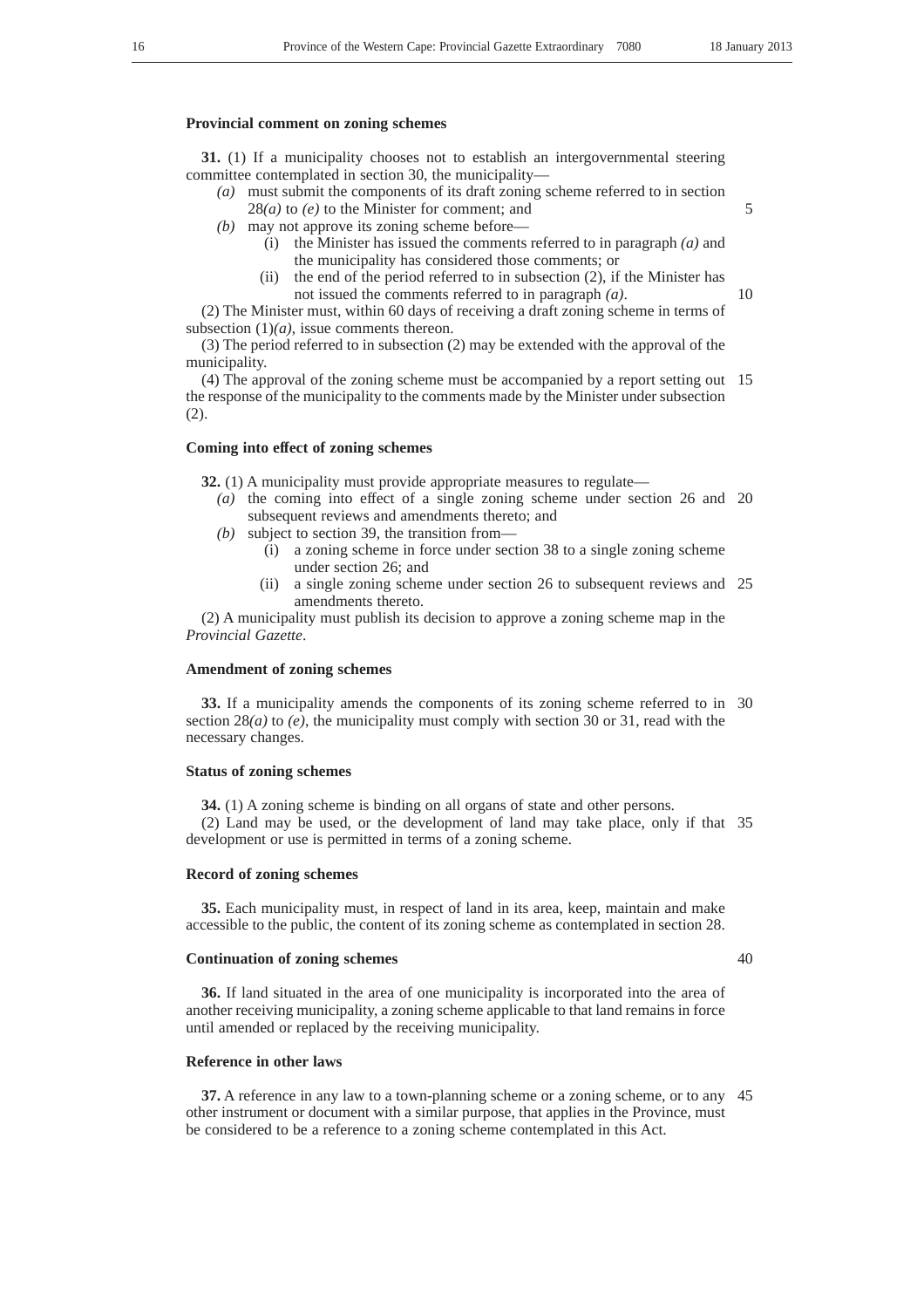**Provincial comment on zoning schemes**

**31.** (1) If a municipality chooses not to establish an intergovernmental steering committee contemplated in section 30, the municipality—

*(a)* must submit the components of its draft zoning scheme referred to in section 28*(a)* to *(e)* to the Minister for comment; and

*(b)* may not approve its zoning scheme before—

(i) the Minister has issued the comments referred to in paragraph *(a)* and the municipality has considered those comments; or

(ii) the end of the period referred to in subsection (2), if the Minister has not issued the comments referred to in paragraph *(a)*.

(2) The Minister must, within 60 days of receiving a draft zoning scheme in terms of subsection (1)*(a)*, issue comments thereon.

(3) The period referred to in subsection (2) may be extended with the approval of the municipality.

(4) The approval of the zoning scheme must be accompanied by a report setting out the response of the municipality to the comments made by the Minister under subsection (2).

**Coming into effect of zoning schemes**

**32.** (1) A municipality must provide appropriate measures to regulate—

*(a)* the coming into effect of a single zoning scheme under section 26 and subsequent reviews and amendments thereto; and

*(b)* subject to section 39, the transition from—

(i) a zoning scheme in force under section 38 to a single zoning scheme under section 26; and

(ii) a single zoning scheme under section 26 to subsequent reviews and amendments thereto.

(2) A municipality must publish its decision to approve a zoning scheme map in the *Provincial Gazette*.

**Amendment of zoning schemes**

**33.** If a municipality amends the components of its zoning scheme referred to in section 28*(a)* to *(e)*, the municipality must comply with section 30 or 31, read with the necessary changes.

**Status of zoning schemes**

**34.** (1) A zoning scheme is binding on all organs of state and other persons.

(2) Land may be used, or the development of land may take place, only if that development or use is permitted in terms of a zoning scheme.

**Record of zoning schemes**

**35.** Each municipality must, in respect of land in its area, keep, maintain and make accessible to the public, the content of its zoning scheme as contemplated in section 28.

**Continuation of zoning schemes**

**36.** If land situated in the area of one municipality is incorporated into the area of another receiving municipality, a zoning scheme applicable to that land remains in force until amended or replaced by the receiving municipality.

**Reference in other laws**

**37.** A reference in any law to a town-planning scheme or a zoning scheme, or to any other instrument or document with a similar purpose, that applies in the Province, must be considered to be a reference to a zoning scheme contemplated in this Act.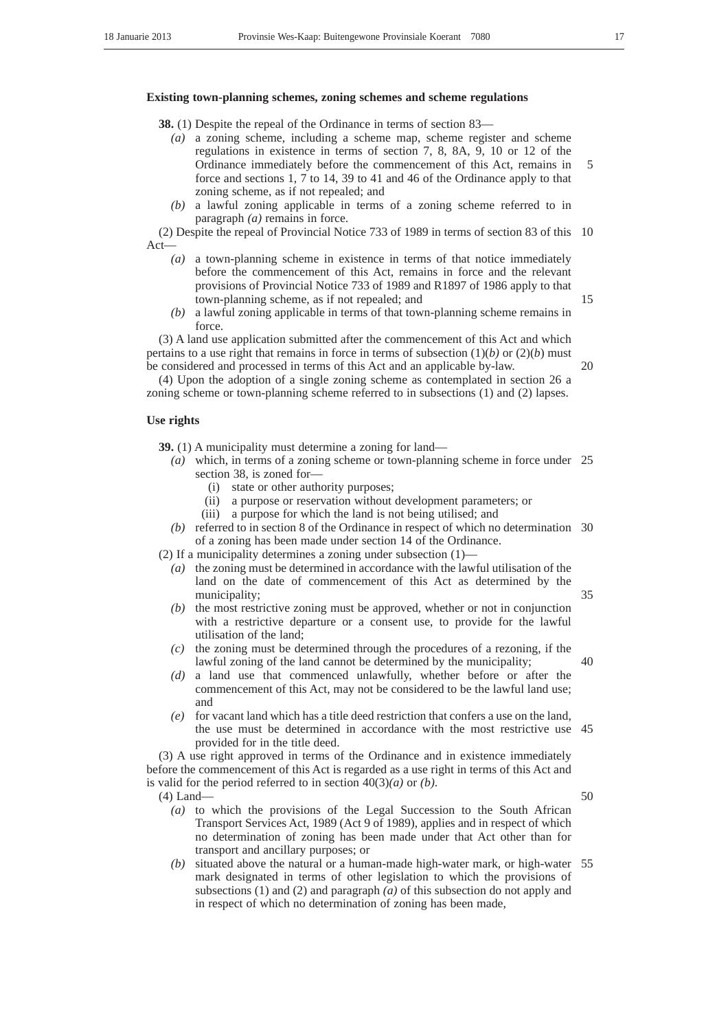**Existing town-planning schemes, zoning schemes and scheme regulations**

**38.** (1) Despite the repeal of the Ordinance in terms of section 83—

*(a)* a zoning scheme, including a scheme map, scheme register and scheme regulations in existence in terms of section 7, 8, 8A, 9, 10 or 12 of the Ordinance immediately before the commencement of this Act, remains in force and sections 1, 7 to 14, 39 to 41 and 46 of the Ordinance apply to that zoning scheme, as if not repealed; and

*(b)* a lawful zoning applicable in terms of a zoning scheme referred to in paragraph *(a)* remains in force.

(2) Despite the repeal of Provincial Notice 733 of 1989 in terms of section 83 of this Act—

*(a)* a town-planning scheme in existence in terms of that notice immediately before the commencement of this Act, remains in force and the relevant provisions of Provincial Notice 733 of 1989 and R1897 of 1986 apply to that town-planning scheme, as if not repealed; and

*(b)* a lawful zoning applicable in terms of that town-planning scheme remains in force.

(3) A land use application submitted after the commencement of this Act and which pertains to a use right that remains in force in terms of subsection (1)(*b)* or (2)(*b*) must be considered and processed in terms of this Act and an applicable by-law.

(4) Upon the adoption of a single zoning scheme as contemplated in section 26 a zoning scheme or town-planning scheme referred to in subsections (1) and (2) lapses.

**Use rights**

**39.** (1) A municipality must determine a zoning for land—

*(a)* which, in terms of a zoning scheme or town-planning scheme in force under section 38, is zoned for—

(i) state or other authority purposes;

(ii) a purpose or reservation without development parameters; or

(iii) a purpose for which the land is not being utilised; and

*(b)* referred to in section 8 of the Ordinance in respect of which no determination of a zoning has been made under section 14 of the Ordinance.

(2) If a municipality determines a zoning under subsection (1)—

*(a)* the zoning must be determined in accordance with the lawful utilisation of the land on the date of commencement of this Act as determined by the municipality;

*(b)* the most restrictive zoning must be approved, whether or not in conjunction with a restrictive departure or a consent use, to provide for the lawful utilisation of the land;

*(c)* the zoning must be determined through the procedures of a rezoning, if the lawful zoning of the land cannot be determined by the municipality;

*(d)* a land use that commenced unlawfully, whether before or after the commencement of this Act, may not be considered to be the lawful land use; and

*(e)* for vacant land which has a title deed restriction that confers a use on the land, the use must be determined in accordance with the most restrictive use provided for in the title deed.

(3) A use right approved in terms of the Ordinance and in existence immediately before the commencement of this Act is regarded as a use right in terms of this Act and is valid for the period referred to in section 40(3)*(a)* or *(b)*.

(4) Land—

*(a)* to which the provisions of the Legal Succession to the South African Transport Services Act, 1989 (Act 9 of 1989), applies and in respect of which no determination of zoning has been made under that Act other than for transport and ancillary purposes; or

*(b)* situated above the natural or a human-made high-water mark, or high-water mark designated in terms of other legislation to which the provisions of subsections (1) and (2) and paragraph *(a)* of this subsection do not apply and in respect of which no determination of zoning has been made,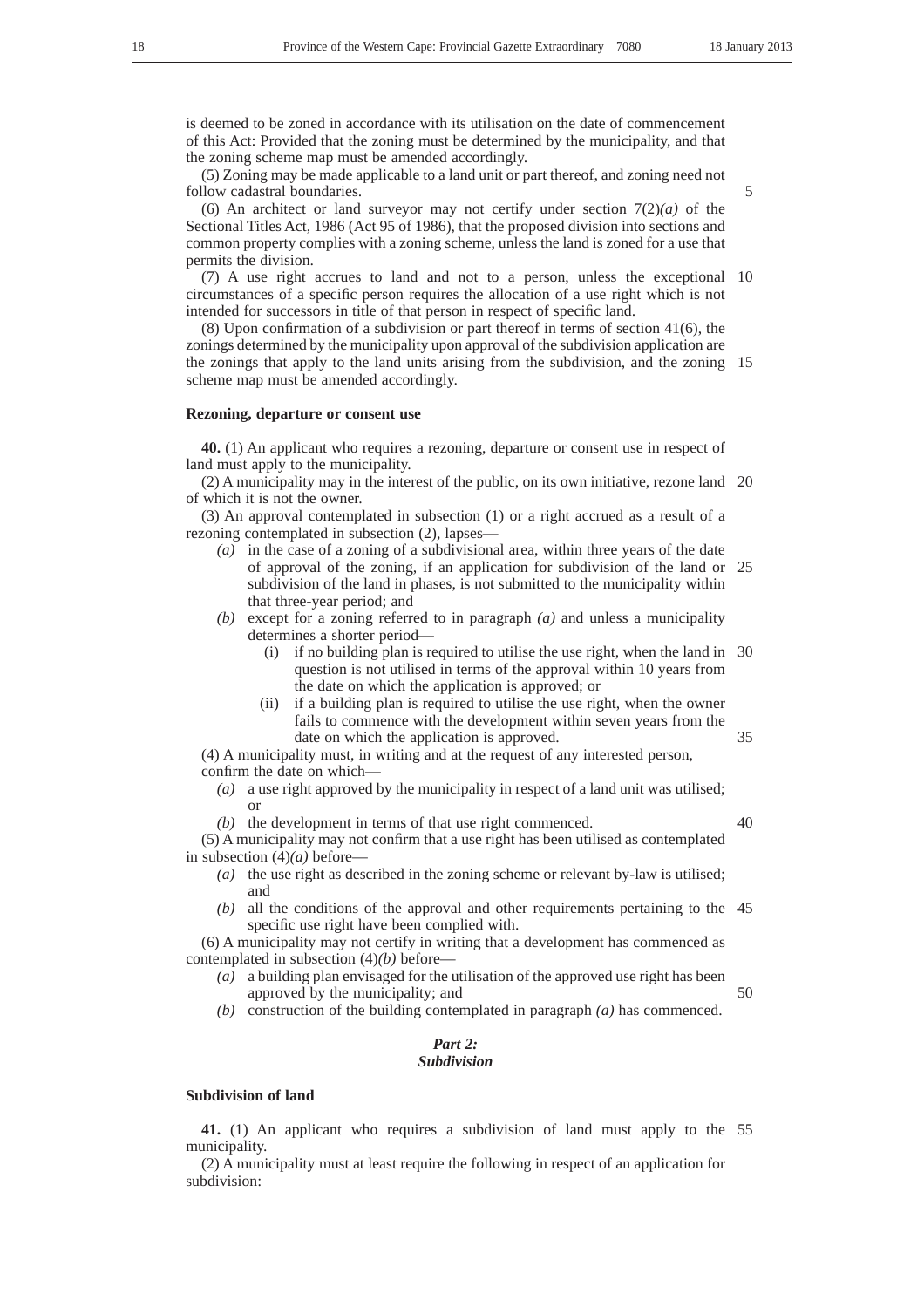is deemed to be zoned in accordance with its utilisation on the date of commencement of this Act: Provided that the zoning must be determined by the municipality, and that the zoning scheme map must be amended accordingly.

(5) Zoning may be made applicable to a land unit or part thereof, and zoning need not follow cadastral boundaries.

(6) An architect or land surveyor may not certify under section 7(2)*(a)* of the Sectional Titles Act, 1986 (Act 95 of 1986), that the proposed division into sections and common property complies with a zoning scheme, unless the land is zoned for a use that permits the division.

(7) A use right accrues to land and not to a person, unless the exceptional circumstances of a specific person requires the allocation of a use right which is not intended for successors in title of that person in respect of specific land.

(8) Upon confirmation of a subdivision or part thereof in terms of section 41(6), the zonings determined by the municipality upon approval of the subdivision application are the zonings that apply to the land units arising from the subdivision, and the zoning scheme map must be amended accordingly.

**Rezoning, departure or consent use**

**40.** (1) An applicant who requires a rezoning, departure or consent use in respect of land must apply to the municipality.

(2) A municipality may in the interest of the public, on its own initiative, rezone land of which it is not the owner.

(3) An approval contemplated in subsection (1) or a right accrued as a result of a rezoning contemplated in subsection (2), lapses—

*(a)* in the case of a zoning of a subdivisional area, within three years of the date of approval of the zoning, if an application for subdivision of the land or subdivision of the land in phases, is not submitted to the municipality within that three-year period; and

*(b)* except for a zoning referred to in paragraph *(a)* and unless a municipality determines a shorter period—

(i) if no building plan is required to utilise the use right, when the land in question is not utilised in terms of the approval within 10 years from the date on which the application is approved; or

(ii) if a building plan is required to utilise the use right, when the owner fails to commence with the development within seven years from the date on which the application is approved.

(4) A municipality must, in writing and at the request of any interested person, confirm the date on which—

*(a)* a use right approved by the municipality in respect of a land unit was utilised; or

*(b)* the development in terms of that use right commenced.

(5) A municipality may not confirm that a use right has been utilised as contemplated in subsection (4)*(a)* before—

*(a)* the use right as described in the zoning scheme or relevant by-law is utilised; and

*(b)* all the conditions of the approval and other requirements pertaining to the specific use right have been complied with.

(6) A municipality may not certify in writing that a development has commenced as contemplated in subsection (4)*(b)* before—

*(a)* a building plan envisaged for the utilisation of the approved use right has been approved by the municipality; and

*(b)* construction of the building contemplated in paragraph *(a)* has commenced.

## *Part 2:*
## *Subdivision*

**Subdivision of land**

**41.** (1) An applicant who requires a subdivision of land must apply to the municipality.

(2) A municipality must at least require the following in respect of an application for subdivision: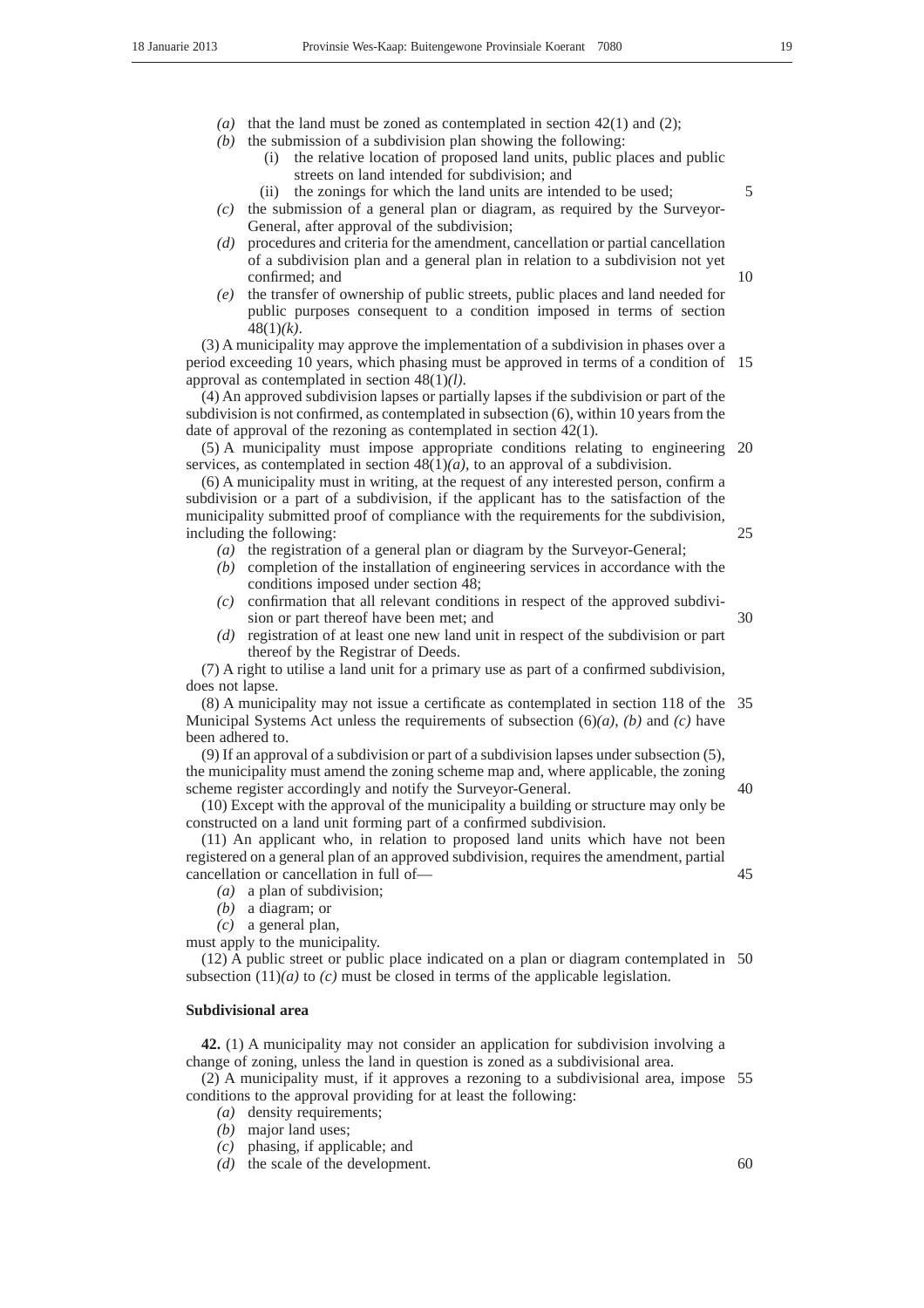*(a)* that the land must be zoned as contemplated in section 42(1) and (2);

*(b)* the submission of a subdivision plan showing the following:

  (i) the relative location of proposed land units, public places and public streets on land intended for subdivision; and

  (ii) the zonings for which the land units are intended to be used;

*(c)* the submission of a general plan or diagram, as required by the Surveyor-General, after approval of the subdivision;

*(d)* procedures and criteria for the amendment, cancellation or partial cancellation of a subdivision plan and a general plan in relation to a subdivision not yet confirmed; and

*(e)* the transfer of ownership of public streets, public places and land needed for public purposes consequent to a condition imposed in terms of section 48(1)*(k)*.

(3) A municipality may approve the implementation of a subdivision in phases over a period exceeding 10 years, which phasing must be approved in terms of a condition of approval as contemplated in section 48(1)*(l)*.

(4) An approved subdivision lapses or partially lapses if the subdivision or part of the subdivision is not confirmed, as contemplated in subsection (6), within 10 years from the date of approval of the rezoning as contemplated in section 42(1).

(5) A municipality must impose appropriate conditions relating to engineering services, as contemplated in section 48(1)*(a)*, to an approval of a subdivision.

(6) A municipality must in writing, at the request of any interested person, confirm a subdivision or a part of a subdivision, if the applicant has to the satisfaction of the municipality submitted proof of compliance with the requirements for the subdivision, including the following:

*(a)* the registration of a general plan or diagram by the Surveyor-General;

*(b)* completion of the installation of engineering services in accordance with the conditions imposed under section 48;

*(c)* confirmation that all relevant conditions in respect of the approved subdivision or part thereof have been met; and

*(d)* registration of at least one new land unit in respect of the subdivision or part thereof by the Registrar of Deeds.

(7) A right to utilise a land unit for a primary use as part of a confirmed subdivision, does not lapse.

(8) A municipality may not issue a certificate as contemplated in section 118 of the Municipal Systems Act unless the requirements of subsection (6)*(a)*, *(b)* and *(c)* have been adhered to.

(9) If an approval of a subdivision or part of a subdivision lapses under subsection (5), the municipality must amend the zoning scheme map and, where applicable, the zoning scheme register accordingly and notify the Surveyor-General.

(10) Except with the approval of the municipality a building or structure may only be constructed on a land unit forming part of a confirmed subdivision.

(11) An applicant who, in relation to proposed land units which have not been registered on a general plan of an approved subdivision, requires the amendment, partial cancellation or cancellation in full of—

*(a)* a plan of subdivision;

*(b)* a diagram; or

*(c)* a general plan,

must apply to the municipality.

(12) A public street or public place indicated on a plan or diagram contemplated in subsection (11)*(a)* to *(c)* must be closed in terms of the applicable legislation.

**Subdivisional area**

**42.** (1) A municipality may not consider an application for subdivision involving a change of zoning, unless the land in question is zoned as a subdivisional area.

(2) A municipality must, if it approves a rezoning to a subdivisional area, impose conditions to the approval providing for at least the following:

*(a)* density requirements;

*(b)* major land uses;

*(c)* phasing, if applicable; and

*(d)* the scale of the development.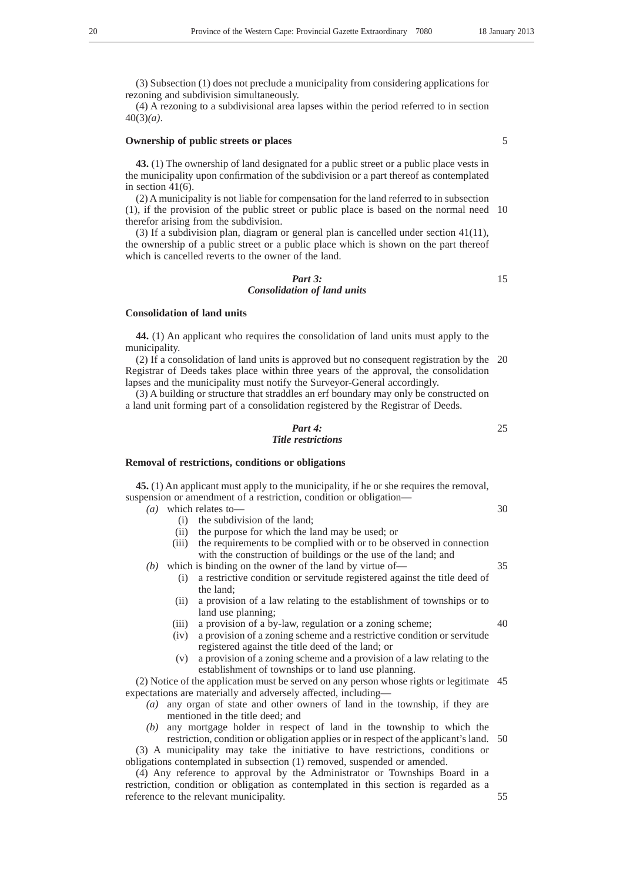(3) Subsection (1) does not preclude a municipality from considering applications for rezoning and subdivision simultaneously.

(4) A rezoning to a subdivisional area lapses within the period referred to in section 40(3)*(a)*.

**Ownership of public streets or places**

**43.** (1) The ownership of land designated for a public street or a public place vests in the municipality upon confirmation of the subdivision or a part thereof as contemplated in section 41(6).

(2) A municipality is not liable for compensation for the land referred to in subsection (1), if the provision of the public street or public place is based on the normal need therefor arising from the subdivision.

(3) If a subdivision plan, diagram or general plan is cancelled under section 41(11), the ownership of a public street or a public place which is shown on the part thereof which is cancelled reverts to the owner of the land.

***Part 3:***
***Consolidation of land units***

**Consolidation of land units**

**44.** (1) An applicant who requires the consolidation of land units must apply to the municipality.

(2) If a consolidation of land units is approved but no consequent registration by the Registrar of Deeds takes place within three years of the approval, the consolidation lapses and the municipality must notify the Surveyor-General accordingly.

(3) A building or structure that straddles an erf boundary may only be constructed on a land unit forming part of a consolidation registered by the Registrar of Deeds.

***Part 4:***
***Title restrictions***

**Removal of restrictions, conditions or obligations**

**45.** (1) An applicant must apply to the municipality, if he or she requires the removal, suspension or amendment of a restriction, condition or obligation—

*(a)* which relates to—
  (i) the subdivision of the land;
  (ii) the purpose for which the land may be used; or
  (iii) the requirements to be complied with or to be observed in connection with the construction of buildings or the use of the land; and

*(b)* which is binding on the owner of the land by virtue of—
  (i) a restrictive condition or servitude registered against the title deed of the land;
  (ii) a provision of a law relating to the establishment of townships or to land use planning;
  (iii) a provision of a by-law, regulation or a zoning scheme;
  (iv) a provision of a zoning scheme and a restrictive condition or servitude registered against the title deed of the land; or
  (v) a provision of a zoning scheme and a provision of a law relating to the establishment of townships or to land use planning.

(2) Notice of the application must be served on any person whose rights or legitimate expectations are materially and adversely affected, including—

*(a)* any organ of state and other owners of land in the township, if they are mentioned in the title deed; and

*(b)* any mortgage holder in respect of land in the township to which the restriction, condition or obligation applies or in respect of the applicant's land.

(3) A municipality may take the initiative to have restrictions, conditions or obligations contemplated in subsection (1) removed, suspended or amended.

(4) Any reference to approval by the Administrator or Townships Board in a restriction, condition or obligation as contemplated in this section is regarded as a reference to the relevant municipality.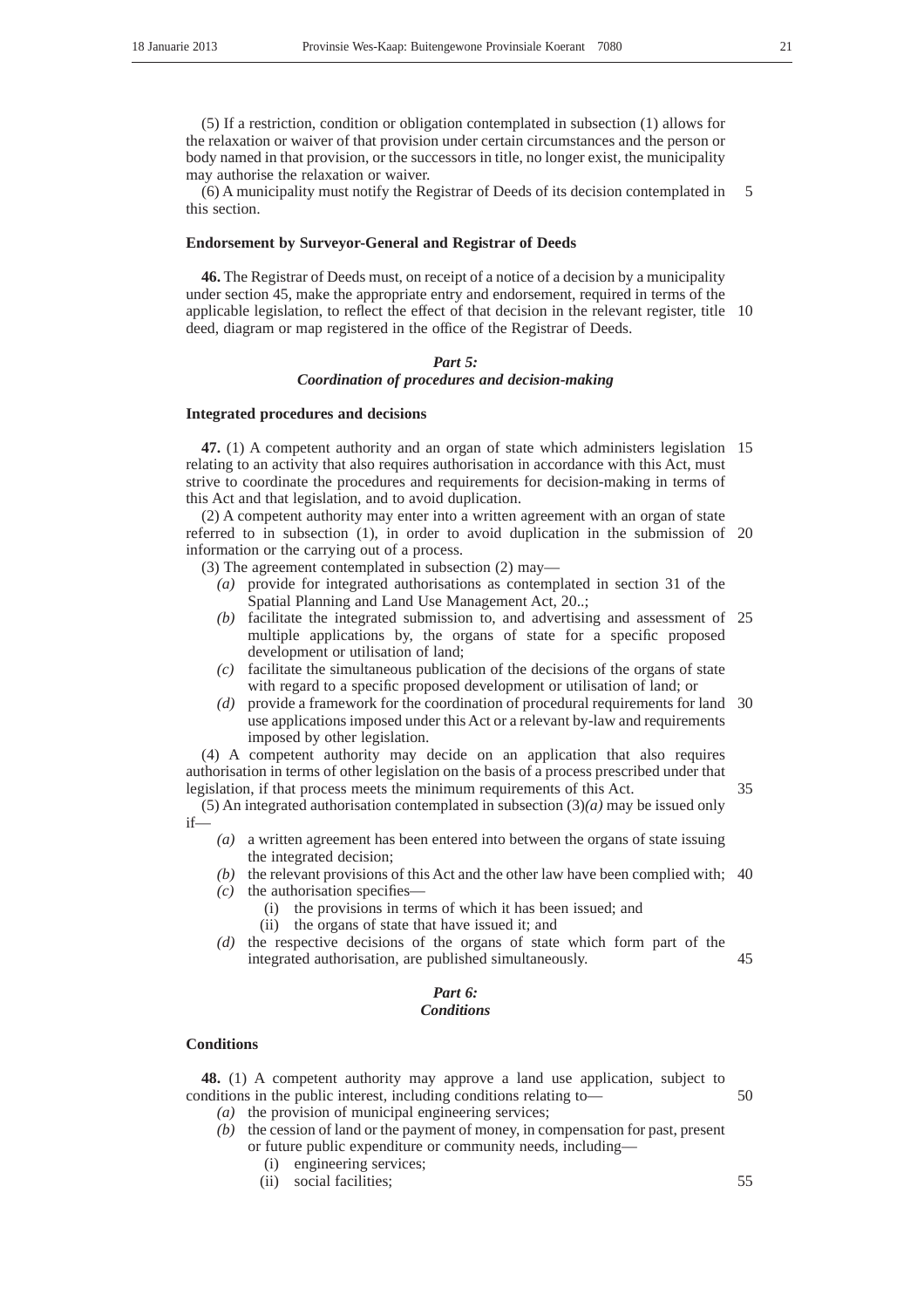(5) If a restriction, condition or obligation contemplated in subsection (1) allows for the relaxation or waiver of that provision under certain circumstances and the person or body named in that provision, or the successors in title, no longer exist, the municipality may authorise the relaxation or waiver.

(6) A municipality must notify the Registrar of Deeds of its decision contemplated in this section.

**Endorsement by Surveyor-General and Registrar of Deeds**

**46.** The Registrar of Deeds must, on receipt of a notice of a decision by a municipality under section 45, make the appropriate entry and endorsement, required in terms of the applicable legislation, to reflect the effect of that decision in the relevant register, title deed, diagram or map registered in the office of the Registrar of Deeds.

***Part 5:***
***Coordination of procedures and decision-making***

**Integrated procedures and decisions**

**47.** (1) A competent authority and an organ of state which administers legislation relating to an activity that also requires authorisation in accordance with this Act, must strive to coordinate the procedures and requirements for decision-making in terms of this Act and that legislation, and to avoid duplication.

(2) A competent authority may enter into a written agreement with an organ of state referred to in subsection (1), in order to avoid duplication in the submission of information or the carrying out of a process.

(3) The agreement contemplated in subsection (2) may—

*(a)* provide for integrated authorisations as contemplated in section 31 of the Spatial Planning and Land Use Management Act, 20..;

*(b)* facilitate the integrated submission to, and advertising and assessment of multiple applications by, the organs of state for a specific proposed development or utilisation of land;

*(c)* facilitate the simultaneous publication of the decisions of the organs of state with regard to a specific proposed development or utilisation of land; or

*(d)* provide a framework for the coordination of procedural requirements for land use applications imposed under this Act or a relevant by-law and requirements imposed by other legislation.

(4) A competent authority may decide on an application that also requires authorisation in terms of other legislation on the basis of a process prescribed under that legislation, if that process meets the minimum requirements of this Act.

(5) An integrated authorisation contemplated in subsection (3)*(a)* may be issued only if—

*(a)* a written agreement has been entered into between the organs of state issuing the integrated decision;

*(b)* the relevant provisions of this Act and the other law have been complied with;

*(c)* the authorisation specifies—

(i) the provisions in terms of which it has been issued; and

(ii) the organs of state that have issued it; and

*(d)* the respective decisions of the organs of state which form part of the integrated authorisation, are published simultaneously.

***Part 6:***
***Conditions***

**Conditions**

**48.** (1) A competent authority may approve a land use application, subject to conditions in the public interest, including conditions relating to—

*(a)* the provision of municipal engineering services;

*(b)* the cession of land or the payment of money, in compensation for past, present or future public expenditure or community needs, including—

(i) engineering services;

(ii) social facilities;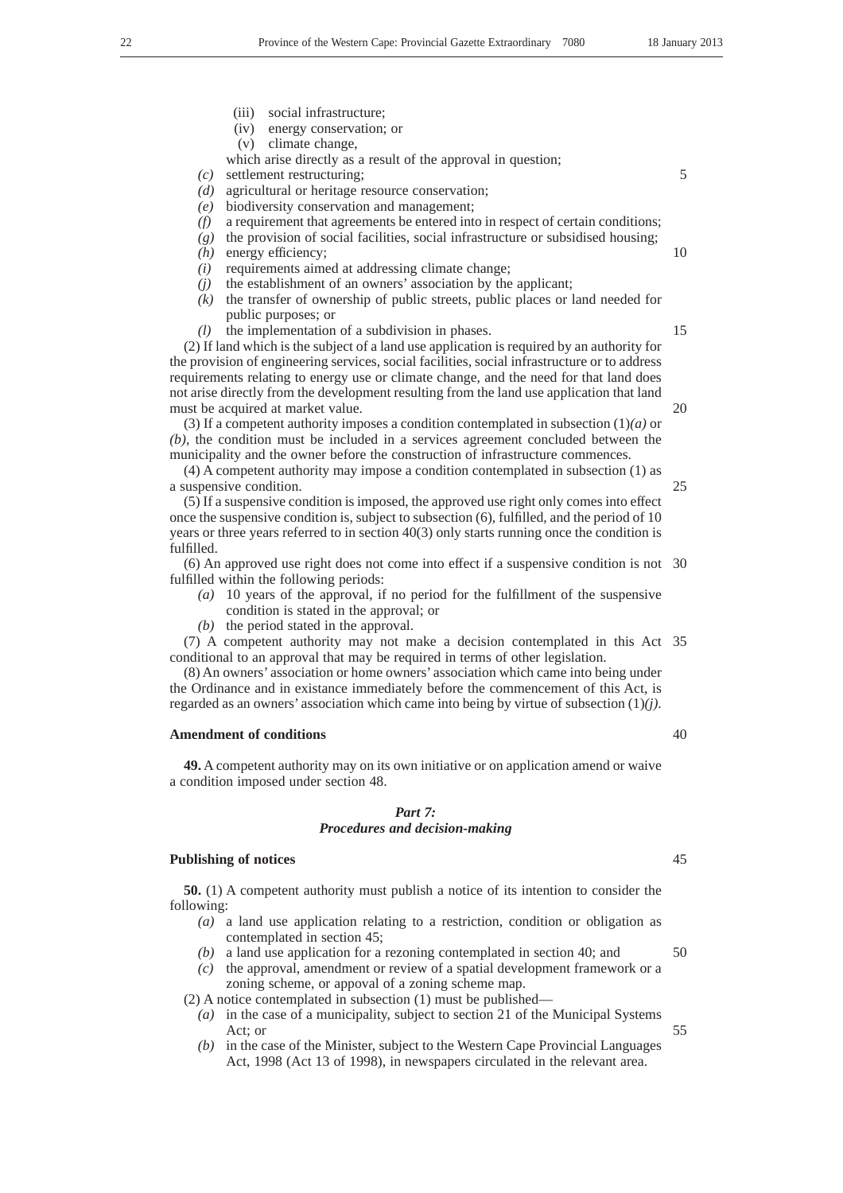(iii) social infrastructure;

(iv) energy conservation; or

(v) climate change,

which arise directly as a result of the approval in question;

*(c)* settlement restructuring;

*(d)* agricultural or heritage resource conservation;

*(e)* biodiversity conservation and management;

*(f)* a requirement that agreements be entered into in respect of certain conditions;

*(g)* the provision of social facilities, social infrastructure or subsidised housing;

*(h)* energy efficiency;

*(i)* requirements aimed at addressing climate change;

*(j)* the establishment of an owners' association by the applicant;

*(k)* the transfer of ownership of public streets, public places or land needed for public purposes; or

*(l)* the implementation of a subdivision in phases.

(2) If land which is the subject of a land use application is required by an authority for the provision of engineering services, social facilities, social infrastructure or to address requirements relating to energy use or climate change, and the need for that land does not arise directly from the development resulting from the land use application that land must be acquired at market value.

(3) If a competent authority imposes a condition contemplated in subsection (1)*(a)* or *(b)*, the condition must be included in a services agreement concluded between the municipality and the owner before the construction of infrastructure commences.

(4) A competent authority may impose a condition contemplated in subsection (1) as a suspensive condition.

(5) If a suspensive condition is imposed, the approved use right only comes into effect once the suspensive condition is, subject to subsection (6), fulfilled, and the period of 10 years or three years referred to in section 40(3) only starts running once the condition is fulfilled.

(6) An approved use right does not come into effect if a suspensive condition is not fulfilled within the following periods:

*(a)* 10 years of the approval, if no period for the fulfillment of the suspensive condition is stated in the approval; or

*(b)* the period stated in the approval.

(7) A competent authority may not make a decision contemplated in this Act conditional to an approval that may be required in terms of other legislation.

(8) An owners' association or home owners' association which came into being under the Ordinance and in existance immediately before the commencement of this Act, is regarded as an owners' association which came into being by virtue of subsection (1)*(j)*.

**Amendment of conditions**

**49.** A competent authority may on its own initiative or on application amend or waive a condition imposed under section 48.

***Part 7:***
***Procedures and decision-making***

**Publishing of notices**

**50.** (1) A competent authority must publish a notice of its intention to consider the following:

*(a)* a land use application relating to a restriction, condition or obligation as contemplated in section 45;

*(b)* a land use application for a rezoning contemplated in section 40; and

*(c)* the approval, amendment or review of a spatial development framework or a zoning scheme, or appoval of a zoning scheme map.

(2) A notice contemplated in subsection (1) must be published—

*(a)* in the case of a municipality, subject to section 21 of the Municipal Systems Act; or

*(b)* in the case of the Minister, subject to the Western Cape Provincial Languages Act, 1998 (Act 13 of 1998), in newspapers circulated in the relevant area.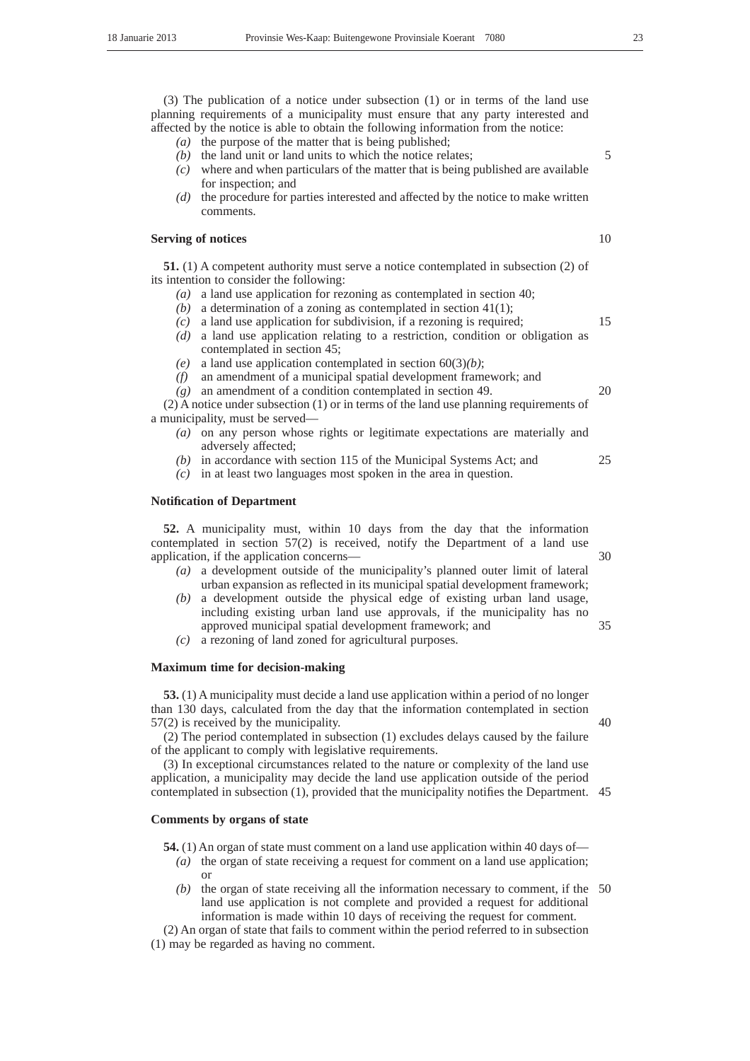(3) The publication of a notice under subsection (1) or in terms of the land use planning requirements of a municipality must ensure that any party interested and affected by the notice is able to obtain the following information from the notice:

- *(a)* the purpose of the matter that is being published;
- *(b)* the land unit or land units to which the notice relates;
- *(c)* where and when particulars of the matter that is being published are available for inspection; and
- *(d)* the procedure for parties interested and affected by the notice to make written comments.

**Serving of notices**

**51.** (1) A competent authority must serve a notice contemplated in subsection (2) of its intention to consider the following:

- *(a)* a land use application for rezoning as contemplated in section 40;
- *(b)* a determination of a zoning as contemplated in section 41(1);
- *(c)* a land use application for subdivision, if a rezoning is required;
- *(d)* a land use application relating to a restriction, condition or obligation as contemplated in section 45;
- *(e)* a land use application contemplated in section 60(3)*(b)*;
- *(f)* an amendment of a municipal spatial development framework; and
- *(g)* an amendment of a condition contemplated in section 49.

(2) A notice under subsection (1) or in terms of the land use planning requirements of a municipality, must be served—

- *(a)* on any person whose rights or legitimate expectations are materially and adversely affected;
- *(b)* in accordance with section 115 of the Municipal Systems Act; and
- *(c)* in at least two languages most spoken in the area in question.

**Notification of Department**

**52.** A municipality must, within 10 days from the day that the information contemplated in section 57(2) is received, notify the Department of a land use application, if the application concerns—

- *(a)* a development outside of the municipality's planned outer limit of lateral urban expansion as reflected in its municipal spatial development framework;
- *(b)* a development outside the physical edge of existing urban land usage, including existing urban land use approvals, if the municipality has no approved municipal spatial development framework; and
- *(c)* a rezoning of land zoned for agricultural purposes.

**Maximum time for decision-making**

**53.** (1) A municipality must decide a land use application within a period of no longer than 130 days, calculated from the day that the information contemplated in section 57(2) is received by the municipality.

(2) The period contemplated in subsection (1) excludes delays caused by the failure of the applicant to comply with legislative requirements.

(3) In exceptional circumstances related to the nature or complexity of the land use application, a municipality may decide the land use application outside of the period contemplated in subsection (1), provided that the municipality notifies the Department.

**Comments by organs of state**

**54.** (1) An organ of state must comment on a land use application within 40 days of—

- *(a)* the organ of state receiving a request for comment on a land use application; or
- *(b)* the organ of state receiving all the information necessary to comment, if the land use application is not complete and provided a request for additional information is made within 10 days of receiving the request for comment.

(2) An organ of state that fails to comment within the period referred to in subsection (1) may be regarded as having no comment.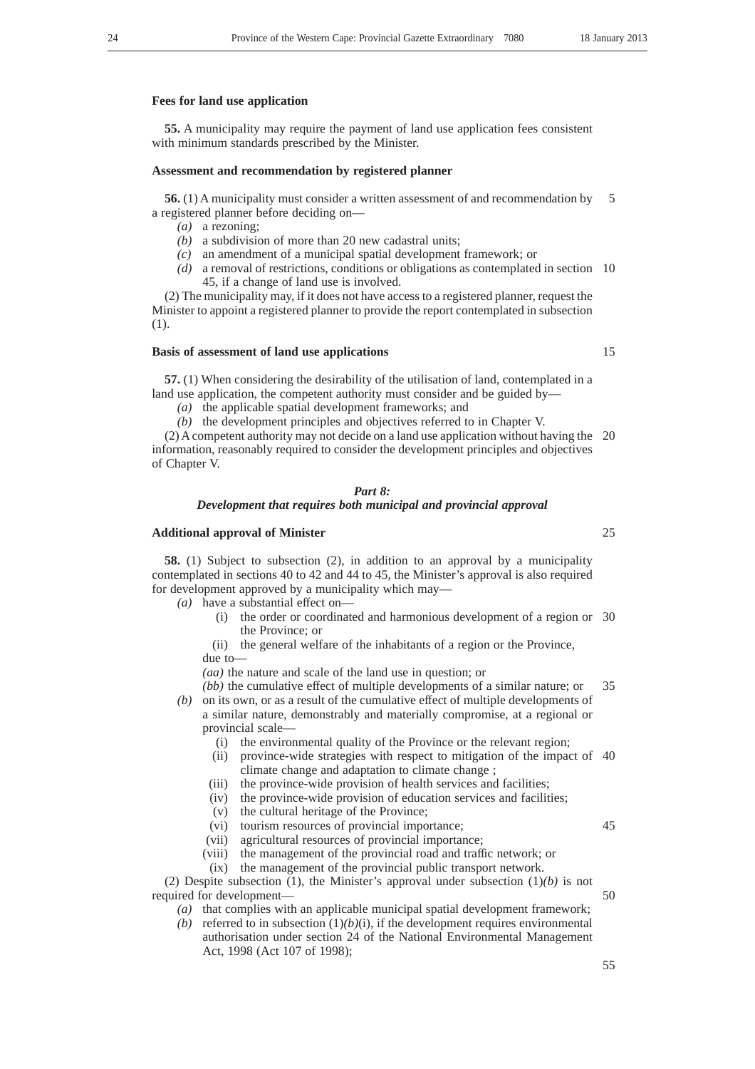**Fees for land use application**

**55.** A municipality may require the payment of land use application fees consistent with minimum standards prescribed by the Minister.

**Assessment and recommendation by registered planner**

**56.** (1) A municipality must consider a written assessment of and recommendation by a registered planner before deciding on—

*(a)* a rezoning;

*(b)* a subdivision of more than 20 new cadastral units;

*(c)* an amendment of a municipal spatial development framework; or

*(d)* a removal of restrictions, conditions or obligations as contemplated in section 45, if a change of land use is involved.

(2) The municipality may, if it does not have access to a registered planner, request the Minister to appoint a registered planner to provide the report contemplated in subsection (1).

**Basis of assessment of land use applications**

**57.** (1) When considering the desirability of the utilisation of land, contemplated in a land use application, the competent authority must consider and be guided by—

*(a)* the applicable spatial development frameworks; and

*(b)* the development principles and objectives referred to in Chapter V.

(2) A competent authority may not decide on a land use application without having the information, reasonably required to consider the development principles and objectives of Chapter V.

***Part 8:***
***Development that requires both municipal and provincial approval***

**Additional approval of Minister**

**58.** (1) Subject to subsection (2), in addition to an approval by a municipality contemplated in sections 40 to 42 and 44 to 45, the Minister's approval is also required for development approved by a municipality which may—

*(a)* have a substantial effect on—

(i) the order or coordinated and harmonious development of a region or the Province; or

(ii) the general welfare of the inhabitants of a region or the Province,

due to—

*(aa)* the nature and scale of the land use in question; or

*(bb)* the cumulative effect of multiple developments of a similar nature; or

*(b)* on its own, or as a result of the cumulative effect of multiple developments of a similar nature, demonstrably and materially compromise, at a regional or provincial scale—

(i) the environmental quality of the Province or the relevant region;

(ii) province-wide strategies with respect to mitigation of the impact of climate change and adaptation to climate change ;

(iii) the province-wide provision of health services and facilities;

(iv) the province-wide provision of education services and facilities;

(v) the cultural heritage of the Province;

(vi) tourism resources of provincial importance;

(vii) agricultural resources of provincial importance;

(viii) the management of the provincial road and traffic network; or

(ix) the management of the provincial public transport network.

(2) Despite subsection (1), the Minister's approval under subsection (1)*(b)* is not required for development—

*(a)* that complies with an applicable municipal spatial development framework;

*(b)* referred to in subsection (1)*(b)*(i), if the development requires environmental authorisation under section 24 of the National Environmental Management Act, 1998 (Act 107 of 1998);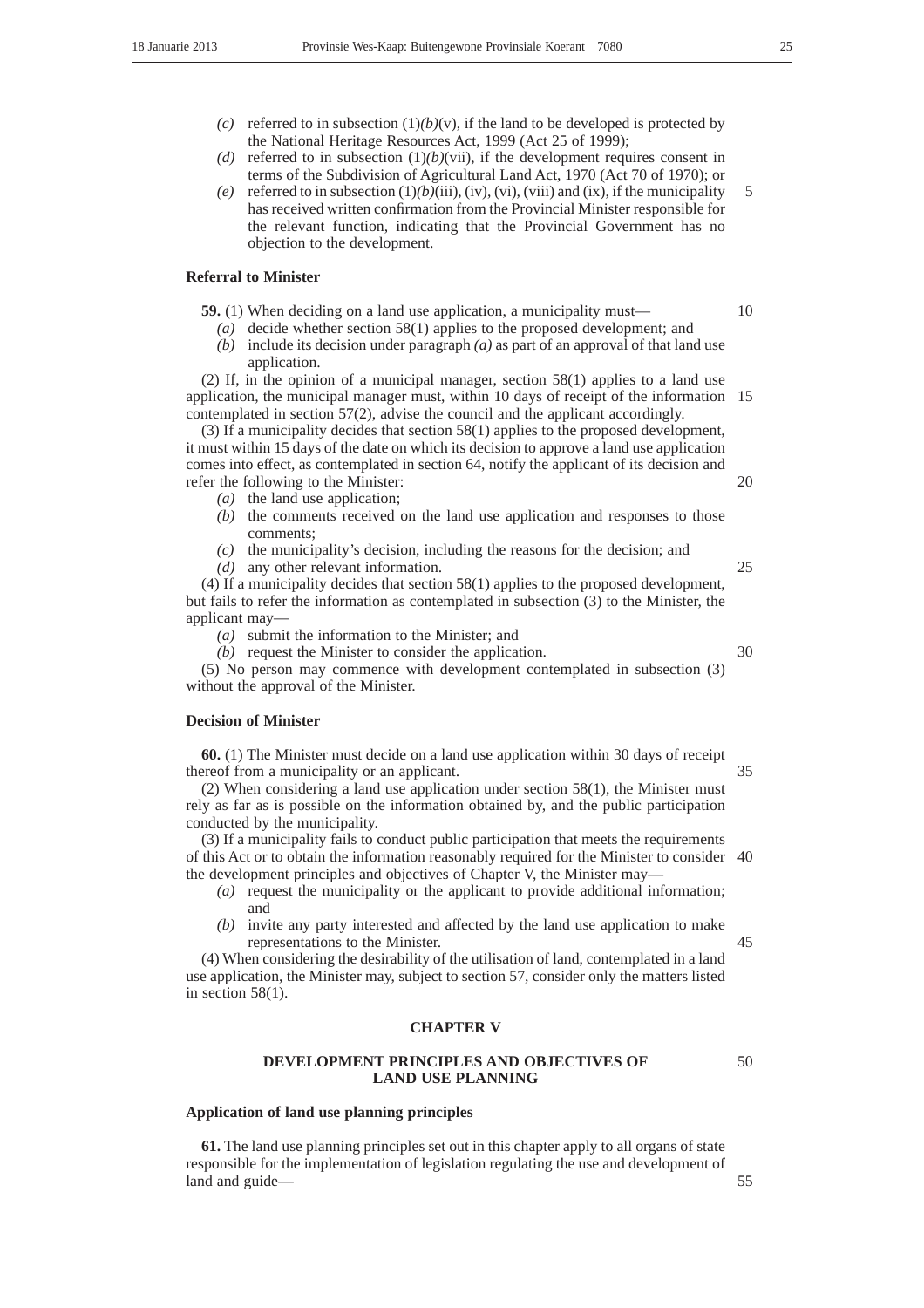*(c)* referred to in subsection (1)*(b)*(v), if the land to be developed is protected by the National Heritage Resources Act, 1999 (Act 25 of 1999);

*(d)* referred to in subsection (1)*(b)*(vii), if the development requires consent in terms of the Subdivision of Agricultural Land Act, 1970 (Act 70 of 1970); or

*(e)* referred to in subsection (1)*(b)*(iii), (iv), (vi), (viii) and (ix), if the municipality has received written confirmation from the Provincial Minister responsible for the relevant function, indicating that the Provincial Government has no objection to the development.

**Referral to Minister**

**59.** (1) When deciding on a land use application, a municipality must—

*(a)* decide whether section 58(1) applies to the proposed development; and

*(b)* include its decision under paragraph *(a)* as part of an approval of that land use application.

(2) If, in the opinion of a municipal manager, section 58(1) applies to a land use application, the municipal manager must, within 10 days of receipt of the information contemplated in section 57(2), advise the council and the applicant accordingly.

(3) If a municipality decides that section 58(1) applies to the proposed development, it must within 15 days of the date on which its decision to approve a land use application comes into effect, as contemplated in section 64, notify the applicant of its decision and refer the following to the Minister:

*(a)* the land use application;

*(b)* the comments received on the land use application and responses to those comments;

*(c)* the municipality's decision, including the reasons for the decision; and

*(d)* any other relevant information.

(4) If a municipality decides that section 58(1) applies to the proposed development, but fails to refer the information as contemplated in subsection (3) to the Minister, the applicant may—

*(a)* submit the information to the Minister; and

*(b)* request the Minister to consider the application.

(5) No person may commence with development contemplated in subsection (3) without the approval of the Minister.

**Decision of Minister**

**60.** (1) The Minister must decide on a land use application within 30 days of receipt thereof from a municipality or an applicant.

(2) When considering a land use application under section 58(1), the Minister must rely as far as is possible on the information obtained by, and the public participation conducted by the municipality.

(3) If a municipality fails to conduct public participation that meets the requirements of this Act or to obtain the information reasonably required for the Minister to consider the development principles and objectives of Chapter V, the Minister may—

*(a)* request the municipality or the applicant to provide additional information; and

*(b)* invite any party interested and affected by the land use application to make representations to the Minister.

(4) When considering the desirability of the utilisation of land, contemplated in a land use application, the Minister may, subject to section 57, consider only the matters listed in section 58(1).

## CHAPTER V

## DEVELOPMENT PRINCIPLES AND OBJECTIVES OF LAND USE PLANNING

**Application of land use planning principles**

**61.** The land use planning principles set out in this chapter apply to all organs of state responsible for the implementation of legislation regulating the use and development of land and guide—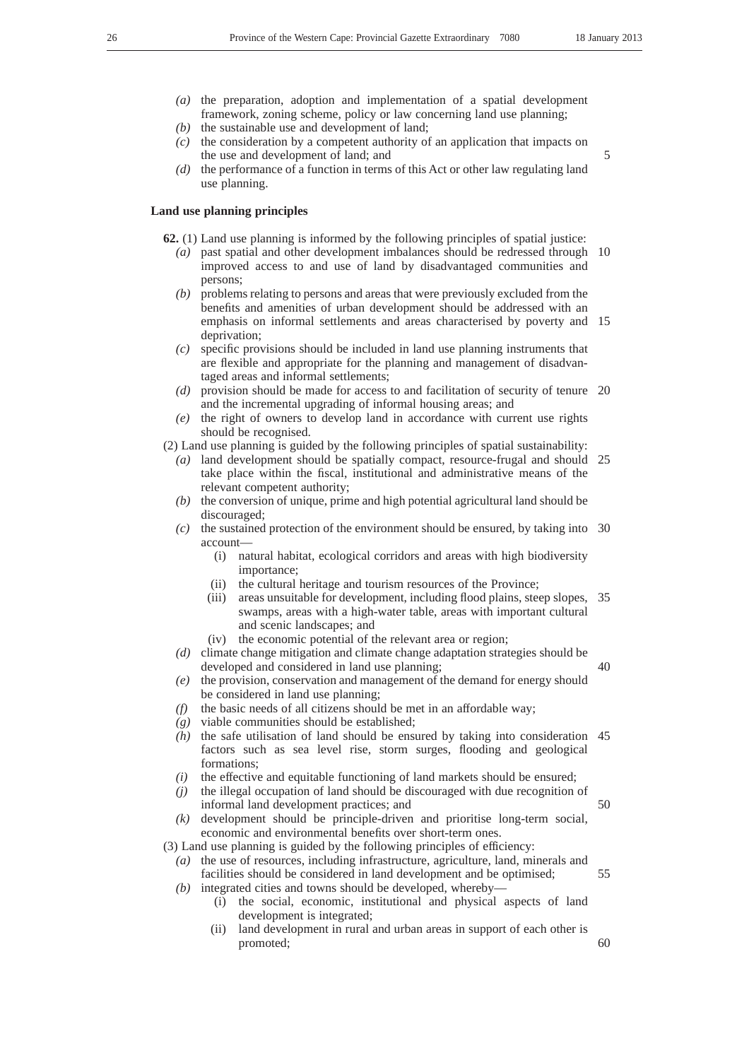*(a)* the preparation, adoption and implementation of a spatial development framework, zoning scheme, policy or law concerning land use planning;

*(b)* the sustainable use and development of land;

*(c)* the consideration by a competent authority of an application that impacts on the use and development of land; and

*(d)* the performance of a function in terms of this Act or other law regulating land use planning.

**Land use planning principles**

**62.** (1) Land use planning is informed by the following principles of spatial justice:

*(a)* past spatial and other development imbalances should be redressed through improved access to and use of land by disadvantaged communities and persons;

*(b)* problems relating to persons and areas that were previously excluded from the benefits and amenities of urban development should be addressed with an emphasis on informal settlements and areas characterised by poverty and deprivation;

*(c)* specific provisions should be included in land use planning instruments that are flexible and appropriate for the planning and management of disadvantaged areas and informal settlements;

*(d)* provision should be made for access to and facilitation of security of tenure and the incremental upgrading of informal housing areas; and

*(e)* the right of owners to develop land in accordance with current use rights should be recognised.

(2) Land use planning is guided by the following principles of spatial sustainability:

*(a)* land development should be spatially compact, resource-frugal and should take place within the fiscal, institutional and administrative means of the relevant competent authority;

*(b)* the conversion of unique, prime and high potential agricultural land should be discouraged;

*(c)* the sustained protection of the environment should be ensured, by taking into account—

(i) natural habitat, ecological corridors and areas with high biodiversity importance;

(ii) the cultural heritage and tourism resources of the Province;

(iii) areas unsuitable for development, including flood plains, steep slopes, swamps, areas with a high-water table, areas with important cultural and scenic landscapes; and

(iv) the economic potential of the relevant area or region;

*(d)* climate change mitigation and climate change adaptation strategies should be developed and considered in land use planning;

*(e)* the provision, conservation and management of the demand for energy should be considered in land use planning;

*(f)* the basic needs of all citizens should be met in an affordable way;

*(g)* viable communities should be established;

*(h)* the safe utilisation of land should be ensured by taking into consideration factors such as sea level rise, storm surges, flooding and geological formations;

*(i)* the effective and equitable functioning of land markets should be ensured;

*(j)* the illegal occupation of land should be discouraged with due recognition of informal land development practices; and

*(k)* development should be principle-driven and prioritise long-term social, economic and environmental benefits over short-term ones.

(3) Land use planning is guided by the following principles of efficiency:

*(a)* the use of resources, including infrastructure, agriculture, land, minerals and facilities should be considered in land development and be optimised;

*(b)* integrated cities and towns should be developed, whereby—

(i) the social, economic, institutional and physical aspects of land development is integrated;

(ii) land development in rural and urban areas in support of each other is promoted;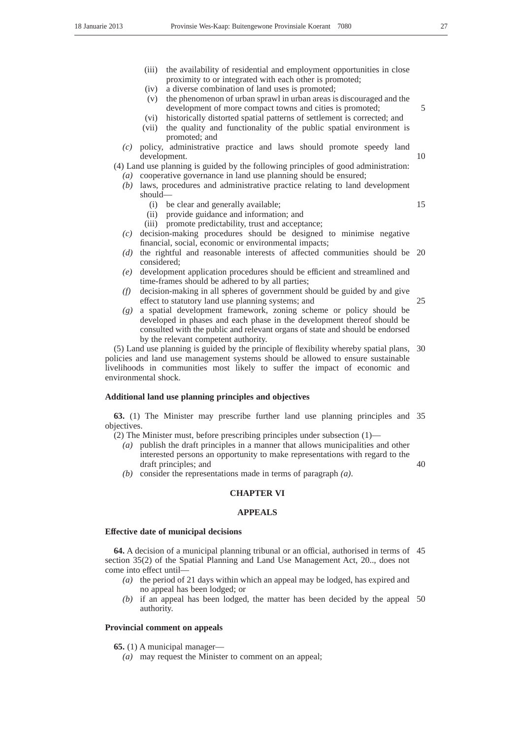(iii) the availability of residential and employment opportunities in close proximity to or integrated with each other is promoted;

(iv) a diverse combination of land uses is promoted;

(v) the phenomenon of urban sprawl in urban areas is discouraged and the development of more compact towns and cities is promoted;

(vi) historically distorted spatial patterns of settlement is corrected; and

(vii) the quality and functionality of the public spatial environment is promoted; and

*(c)* policy, administrative practice and laws should promote speedy land development.

(4) Land use planning is guided by the following principles of good administration:

*(a)* cooperative governance in land use planning should be ensured;

*(b)* laws, procedures and administrative practice relating to land development should—

(i) be clear and generally available;

(ii) provide guidance and information; and

(iii) promote predictability, trust and acceptance;

*(c)* decision-making procedures should be designed to minimise negative financial, social, economic or environmental impacts;

*(d)* the rightful and reasonable interests of affected communities should be considered;

*(e)* development application procedures should be efficient and streamlined and time-frames should be adhered to by all parties;

*(f)* decision-making in all spheres of government should be guided by and give effect to statutory land use planning systems; and

*(g)* a spatial development framework, zoning scheme or policy should be developed in phases and each phase in the development thereof should be consulted with the public and relevant organs of state and should be endorsed by the relevant competent authority.

(5) Land use planning is guided by the principle of flexibility whereby spatial plans, policies and land use management systems should be allowed to ensure sustainable livelihoods in communities most likely to suffer the impact of economic and environmental shock.

**Additional land use planning principles and objectives**

**63.** (1) The Minister may prescribe further land use planning principles and objectives.

(2) The Minister must, before prescribing principles under subsection (1)—

*(a)* publish the draft principles in a manner that allows municipalities and other interested persons an opportunity to make representations with regard to the draft principles; and

*(b)* consider the representations made in terms of paragraph *(a)*.

## CHAPTER VI

## APPEALS

**Effective date of municipal decisions**

**64.** A decision of a municipal planning tribunal or an official, authorised in terms of section 35(2) of the Spatial Planning and Land Use Management Act, 20.., does not come into effect until—

*(a)* the period of 21 days within which an appeal may be lodged, has expired and no appeal has been lodged; or

*(b)* if an appeal has been lodged, the matter has been decided by the appeal authority.

**Provincial comment on appeals**

**65.** (1) A municipal manager—

*(a)* may request the Minister to comment on an appeal;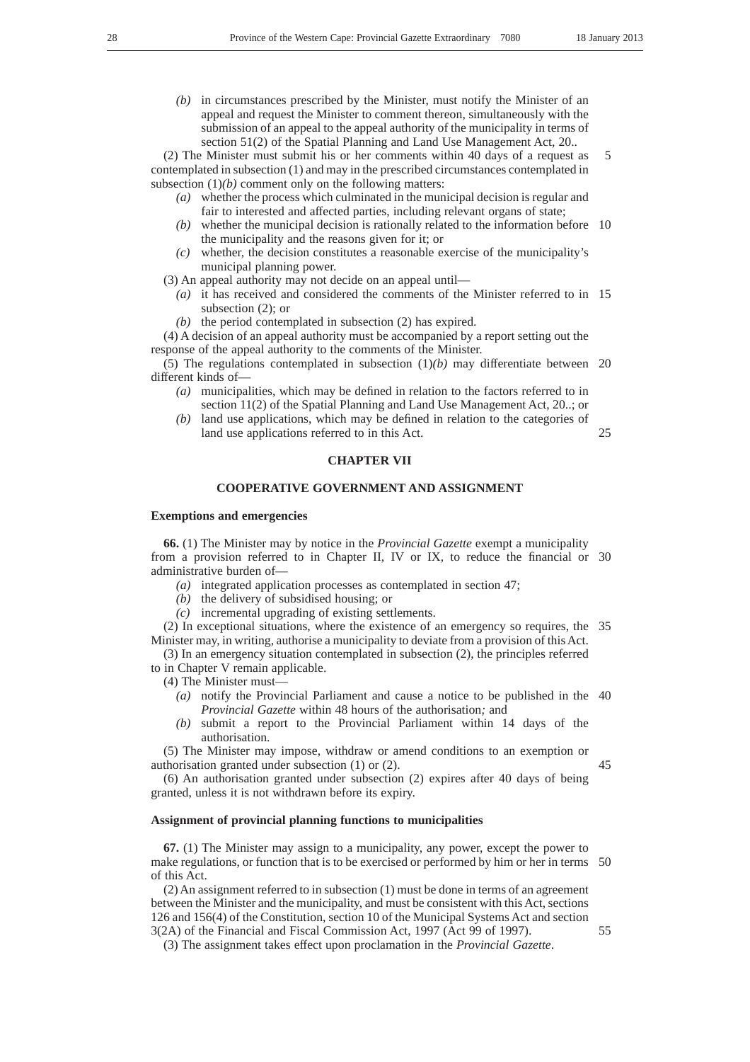*(b)* in circumstances prescribed by the Minister, must notify the Minister of an appeal and request the Minister to comment thereon, simultaneously with the submission of an appeal to the appeal authority of the municipality in terms of section 51(2) of the Spatial Planning and Land Use Management Act, 20..

(2) The Minister must submit his or her comments within 40 days of a request as contemplated in subsection (1) and may in the prescribed circumstances contemplated in subsection (1)*(b)* comment only on the following matters:

*(a)* whether the process which culminated in the municipal decision is regular and fair to interested and affected parties, including relevant organs of state;

*(b)* whether the municipal decision is rationally related to the information before the municipality and the reasons given for it; or

*(c)* whether, the decision constitutes a reasonable exercise of the municipality's municipal planning power.

(3) An appeal authority may not decide on an appeal until—

*(a)* it has received and considered the comments of the Minister referred to in subsection (2); or

*(b)* the period contemplated in subsection (2) has expired.

(4) A decision of an appeal authority must be accompanied by a report setting out the response of the appeal authority to the comments of the Minister.

(5) The regulations contemplated in subsection (1)*(b)* may differentiate between different kinds of—

*(a)* municipalities, which may be defined in relation to the factors referred to in section 11(2) of the Spatial Planning and Land Use Management Act, 20..; or

*(b)* land use applications, which may be defined in relation to the categories of land use applications referred to in this Act.

## CHAPTER VII

## COOPERATIVE GOVERNMENT AND ASSIGNMENT

**Exemptions and emergencies**

**66.** (1) The Minister may by notice in the *Provincial Gazette* exempt a municipality from a provision referred to in Chapter II, IV or IX, to reduce the financial or administrative burden of—

*(a)* integrated application processes as contemplated in section 47;

*(b)* the delivery of subsidised housing; or

*(c)* incremental upgrading of existing settlements.

(2) In exceptional situations, where the existence of an emergency so requires, the Minister may, in writing, authorise a municipality to deviate from a provision of this Act.

(3) In an emergency situation contemplated in subsection (2), the principles referred to in Chapter V remain applicable.

(4) The Minister must—

*(a)* notify the Provincial Parliament and cause a notice to be published in the *Provincial Gazette* within 48 hours of the authorisation*;* and

*(b)* submit a report to the Provincial Parliament within 14 days of the authorisation.

(5) The Minister may impose, withdraw or amend conditions to an exemption or authorisation granted under subsection (1) or (2).

(6) An authorisation granted under subsection (2) expires after 40 days of being granted, unless it is not withdrawn before its expiry.

**Assignment of provincial planning functions to municipalities**

**67.** (1) The Minister may assign to a municipality, any power, except the power to make regulations, or function that is to be exercised or performed by him or her in terms of this Act.

(2) An assignment referred to in subsection (1) must be done in terms of an agreement between the Minister and the municipality, and must be consistent with this Act, sections 126 and 156(4) of the Constitution, section 10 of the Municipal Systems Act and section 3(2A) of the Financial and Fiscal Commission Act, 1997 (Act 99 of 1997).

(3) The assignment takes effect upon proclamation in the *Provincial Gazette*.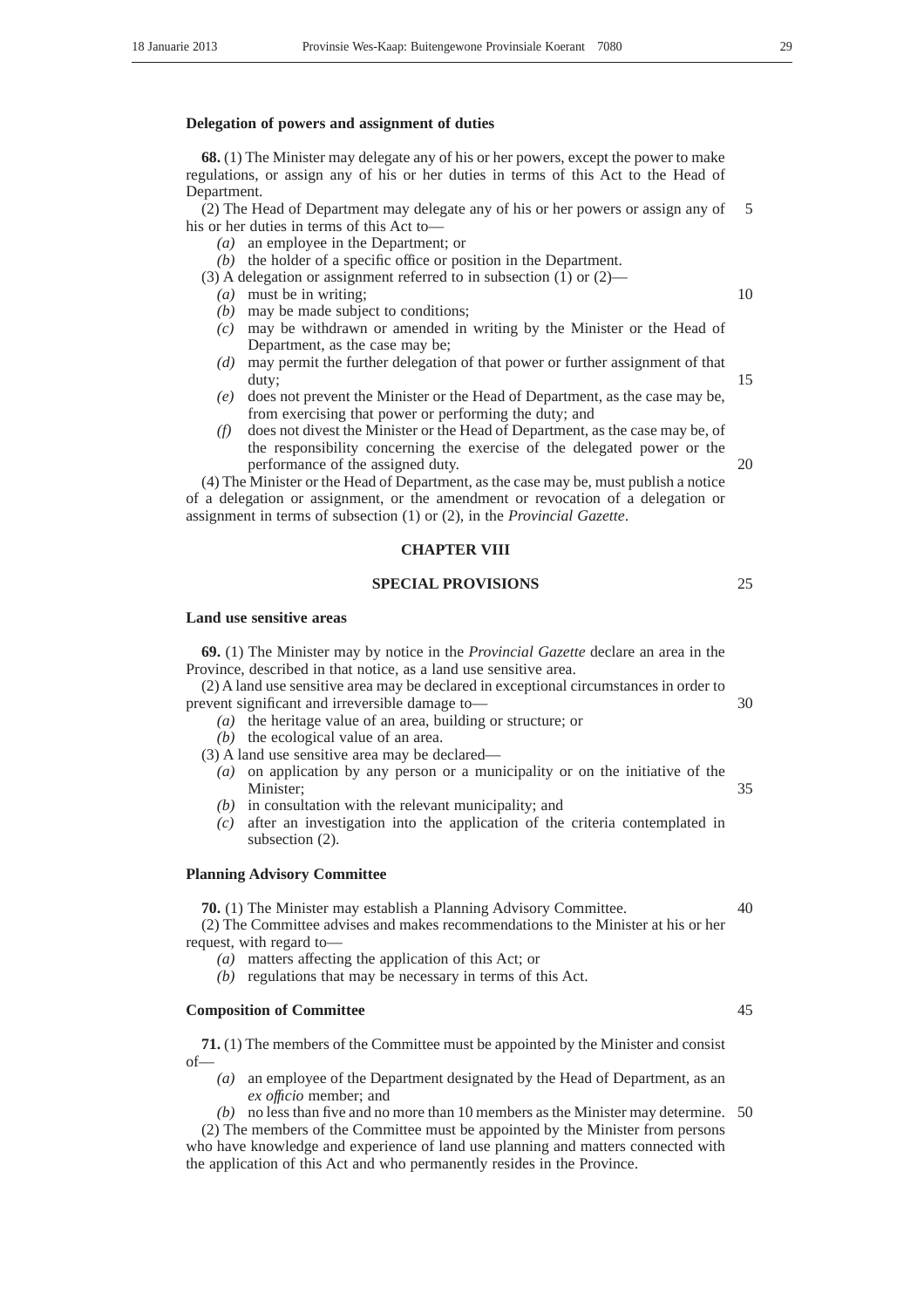**Delegation of powers and assignment of duties**

**68.** (1) The Minister may delegate any of his or her powers, except the power to make regulations, or assign any of his or her duties in terms of this Act to the Head of Department.

(2) The Head of Department may delegate any of his or her powers or assign any of his or her duties in terms of this Act to—

*(a)* an employee in the Department; or

*(b)* the holder of a specific office or position in the Department.

(3) A delegation or assignment referred to in subsection (1) or (2)—

*(a)* must be in writing;

*(b)* may be made subject to conditions;

*(c)* may be withdrawn or amended in writing by the Minister or the Head of Department, as the case may be;

*(d)* may permit the further delegation of that power or further assignment of that duty;

*(e)* does not prevent the Minister or the Head of Department, as the case may be, from exercising that power or performing the duty; and

*(f)* does not divest the Minister or the Head of Department, as the case may be, of the responsibility concerning the exercise of the delegated power or the performance of the assigned duty.

(4) The Minister or the Head of Department, as the case may be, must publish a notice of a delegation or assignment, or the amendment or revocation of a delegation or assignment in terms of subsection (1) or (2), in the *Provincial Gazette*.

## CHAPTER VIII

## SPECIAL PROVISIONS

**Land use sensitive areas**

**69.** (1) The Minister may by notice in the *Provincial Gazette* declare an area in the Province, described in that notice, as a land use sensitive area.

(2) A land use sensitive area may be declared in exceptional circumstances in order to prevent significant and irreversible damage to—

*(a)* the heritage value of an area, building or structure; or

*(b)* the ecological value of an area.

(3) A land use sensitive area may be declared—

*(a)* on application by any person or a municipality or on the initiative of the Minister;

*(b)* in consultation with the relevant municipality; and

*(c)* after an investigation into the application of the criteria contemplated in subsection (2).

**Planning Advisory Committee**

**70.** (1) The Minister may establish a Planning Advisory Committee.

(2) The Committee advises and makes recommendations to the Minister at his or her request, with regard to—

*(a)* matters affecting the application of this Act; or

*(b)* regulations that may be necessary in terms of this Act.

**Composition of Committee**

**71.** (1) The members of the Committee must be appointed by the Minister and consist of—

*(a)* an employee of the Department designated by the Head of Department, as an *ex officio* member; and

*(b)* no less than five and no more than 10 members as the Minister may determine.

(2) The members of the Committee must be appointed by the Minister from persons who have knowledge and experience of land use planning and matters connected with the application of this Act and who permanently resides in the Province.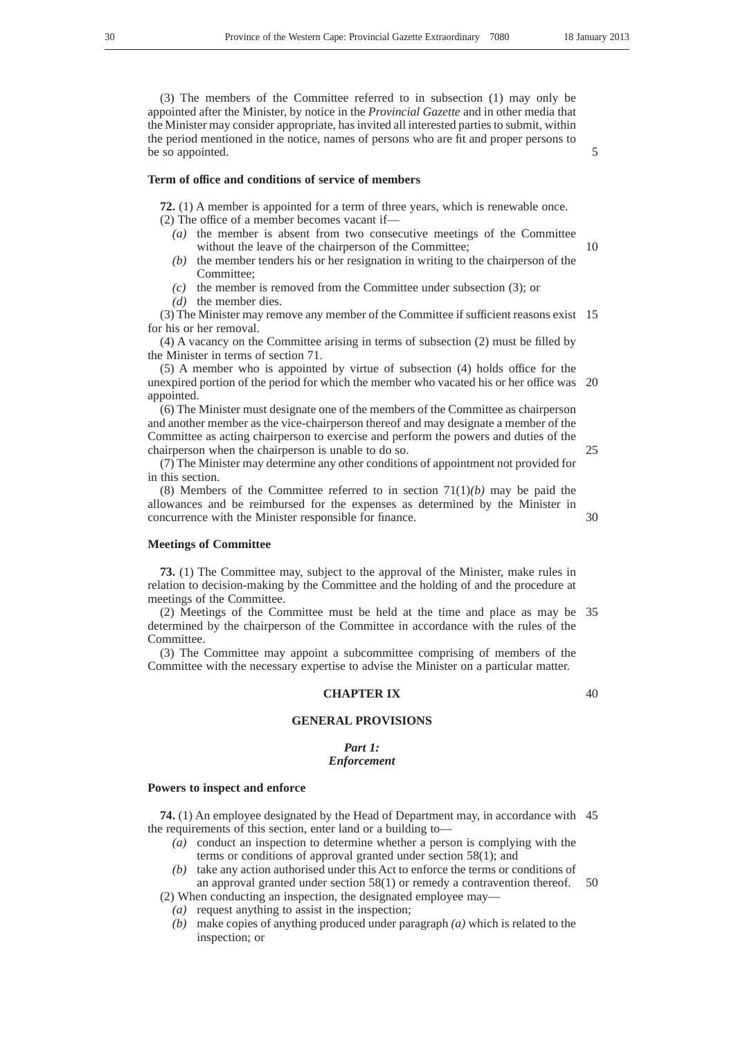(3) The members of the Committee referred to in subsection (1) may only be appointed after the Minister, by notice in the *Provincial Gazette* and in other media that the Minister may consider appropriate, has invited all interested parties to submit, within the period mentioned in the notice, names of persons who are fit and proper persons to be so appointed.

**Term of office and conditions of service of members**

**72.** (1) A member is appointed for a term of three years, which is renewable once.

(2) The office of a member becomes vacant if—

*(a)* the member is absent from two consecutive meetings of the Committee without the leave of the chairperson of the Committee;

*(b)* the member tenders his or her resignation in writing to the chairperson of the Committee;

*(c)* the member is removed from the Committee under subsection (3); or

*(d)* the member dies.

(3) The Minister may remove any member of the Committee if sufficient reasons exist for his or her removal.

(4) A vacancy on the Committee arising in terms of subsection (2) must be filled by the Minister in terms of section 71.

(5) A member who is appointed by virtue of subsection (4) holds office for the unexpired portion of the period for which the member who vacated his or her office was appointed.

(6) The Minister must designate one of the members of the Committee as chairperson and another member as the vice-chairperson thereof and may designate a member of the Committee as acting chairperson to exercise and perform the powers and duties of the chairperson when the chairperson is unable to do so.

(7) The Minister may determine any other conditions of appointment not provided for in this section.

(8) Members of the Committee referred to in section 71(1)*(b)* may be paid the allowances and be reimbursed for the expenses as determined by the Minister in concurrence with the Minister responsible for finance.

**Meetings of Committee**

**73.** (1) The Committee may, subject to the approval of the Minister, make rules in relation to decision-making by the Committee and the holding of and the procedure at meetings of the Committee.

(2) Meetings of the Committee must be held at the time and place as may be determined by the chairperson of the Committee in accordance with the rules of the Committee.

(3) The Committee may appoint a subcommittee comprising of members of the Committee with the necessary expertise to advise the Minister on a particular matter.

## CHAPTER IX

## GENERAL PROVISIONS

### *Part 1:*
### *Enforcement*

**Powers to inspect and enforce**

**74.** (1) An employee designated by the Head of Department may, in accordance with the requirements of this section, enter land or a building to—

*(a)* conduct an inspection to determine whether a person is complying with the terms or conditions of approval granted under section 58(1); and

*(b)* take any action authorised under this Act to enforce the terms or conditions of an approval granted under section 58(1) or remedy a contravention thereof.

(2) When conducting an inspection, the designated employee may—

*(a)* request anything to assist in the inspection;

*(b)* make copies of anything produced under paragraph *(a)* which is related to the inspection; or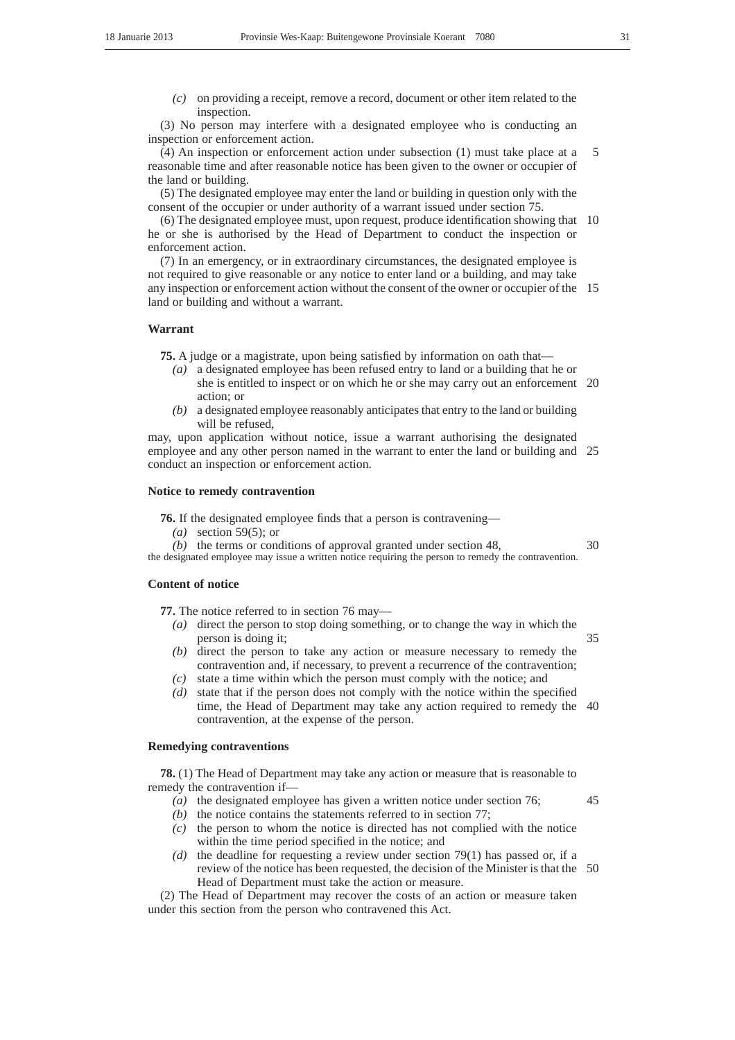*(c)* on providing a receipt, remove a record, document or other item related to the inspection.

(3) No person may interfere with a designated employee who is conducting an inspection or enforcement action.

(4) An inspection or enforcement action under subsection (1) must take place at a reasonable time and after reasonable notice has been given to the owner or occupier of the land or building.

(5) The designated employee may enter the land or building in question only with the consent of the occupier or under authority of a warrant issued under section 75.

(6) The designated employee must, upon request, produce identification showing that he or she is authorised by the Head of Department to conduct the inspection or enforcement action.

(7) In an emergency, or in extraordinary circumstances, the designated employee is not required to give reasonable or any notice to enter land or a building, and may take any inspection or enforcement action without the consent of the owner or occupier of the land or building and without a warrant.

**Warrant**

**75.** A judge or a magistrate, upon being satisfied by information on oath that—

*(a)* a designated employee has been refused entry to land or a building that he or she is entitled to inspect or on which he or she may carry out an enforcement action; or

*(b)* a designated employee reasonably anticipates that entry to the land or building will be refused,

may, upon application without notice, issue a warrant authorising the designated employee and any other person named in the warrant to enter the land or building and conduct an inspection or enforcement action.

**Notice to remedy contravention**

**76.** If the designated employee finds that a person is contravening—

*(a)* section 59(5); or

*(b)* the terms or conditions of approval granted under section 48,

the designated employee may issue a written notice requiring the person to remedy the contravention.

**Content of notice**

**77.** The notice referred to in section 76 may—

*(a)* direct the person to stop doing something, or to change the way in which the person is doing it;

*(b)* direct the person to take any action or measure necessary to remedy the contravention and, if necessary, to prevent a recurrence of the contravention;

*(c)* state a time within which the person must comply with the notice; and

*(d)* state that if the person does not comply with the notice within the specified time, the Head of Department may take any action required to remedy the contravention, at the expense of the person.

**Remedying contraventions**

**78.** (1) The Head of Department may take any action or measure that is reasonable to remedy the contravention if—

*(a)* the designated employee has given a written notice under section 76;

*(b)* the notice contains the statements referred to in section 77;

*(c)* the person to whom the notice is directed has not complied with the notice within the time period specified in the notice; and

*(d)* the deadline for requesting a review under section 79(1) has passed or, if a review of the notice has been requested, the decision of the Minister is that the Head of Department must take the action or measure.

(2) The Head of Department may recover the costs of an action or measure taken under this section from the person who contravened this Act.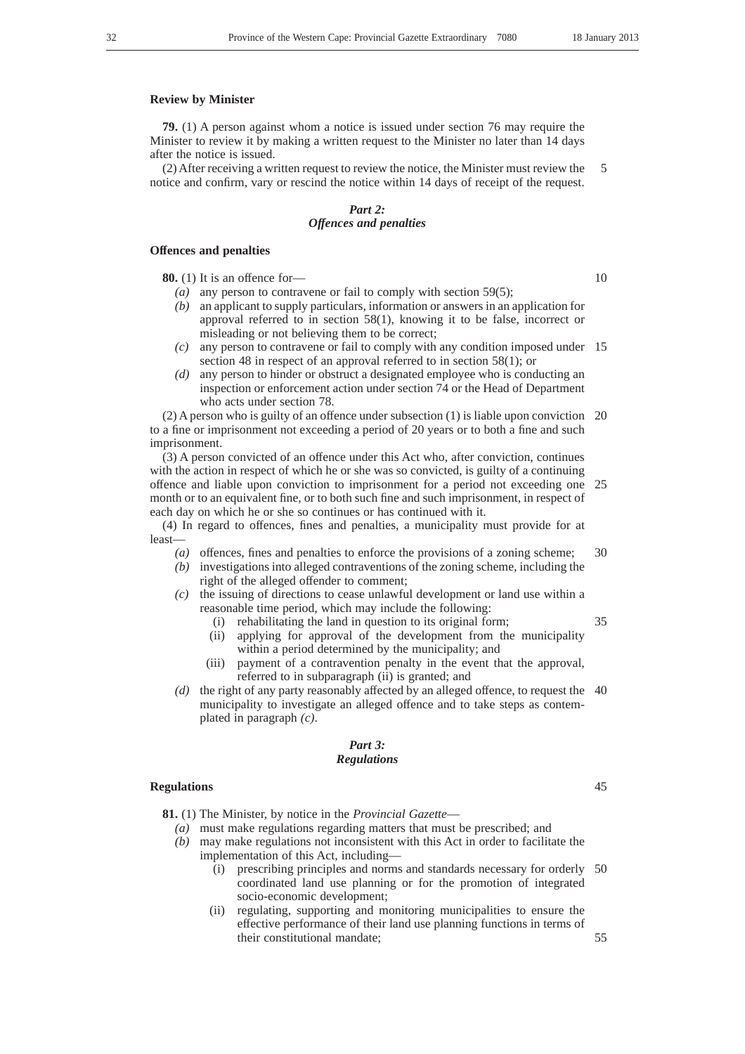**Review by Minister**

**79.** (1) A person against whom a notice is issued under section 76 may require the Minister to review it by making a written request to the Minister no later than 14 days after the notice is issued.

(2) After receiving a written request to review the notice, the Minister must review the notice and confirm, vary or rescind the notice within 14 days of receipt of the request.

### *Part 2:*
### *Offences and penalties*

**Offences and penalties**

**80.** (1) It is an offence for—

- *(a)* any person to contravene or fail to comply with section 59(5);
- *(b)* an applicant to supply particulars, information or answers in an application for approval referred to in section 58(1), knowing it to be false, incorrect or misleading or not believing them to be correct;
- *(c)* any person to contravene or fail to comply with any condition imposed under section 48 in respect of an approval referred to in section 58(1); or
- *(d)* any person to hinder or obstruct a designated employee who is conducting an inspection or enforcement action under section 74 or the Head of Department who acts under section 78.

(2) A person who is guilty of an offence under subsection (1) is liable upon conviction to a fine or imprisonment not exceeding a period of 20 years or to both a fine and such imprisonment.

(3) A person convicted of an offence under this Act who, after conviction, continues with the action in respect of which he or she was so convicted, is guilty of a continuing offence and liable upon conviction to imprisonment for a period not exceeding one month or to an equivalent fine, or to both such fine and such imprisonment, in respect of each day on which he or she so continues or has continued with it.

(4) In regard to offences, fines and penalties, a municipality must provide for at least—

- *(a)* offences, fines and penalties to enforce the provisions of a zoning scheme;
- *(b)* investigations into alleged contraventions of the zoning scheme, including the right of the alleged offender to comment;
- *(c)* the issuing of directions to cease unlawful development or land use within a reasonable time period, which may include the following:
  - (i) rehabilitating the land in question to its original form;
  - (ii) applying for approval of the development from the municipality within a period determined by the municipality; and
  - (iii) payment of a contravention penalty in the event that the approval, referred to in subparagraph (ii) is granted; and
- *(d)* the right of any party reasonably affected by an alleged offence, to request the municipality to investigate an alleged offence and to take steps as contemplated in paragraph *(c)*.

### *Part 3:*
### *Regulations*

**Regulations**

**81.** (1) The Minister, by notice in the *Provincial Gazette*—

- *(a)* must make regulations regarding matters that must be prescribed; and
- *(b)* may make regulations not inconsistent with this Act in order to facilitate the implementation of this Act, including—
  - (i) prescribing principles and norms and standards necessary for orderly coordinated land use planning or for the promotion of integrated socio-economic development;
  - (ii) regulating, supporting and monitoring municipalities to ensure the effective performance of their land use planning functions in terms of their constitutional mandate;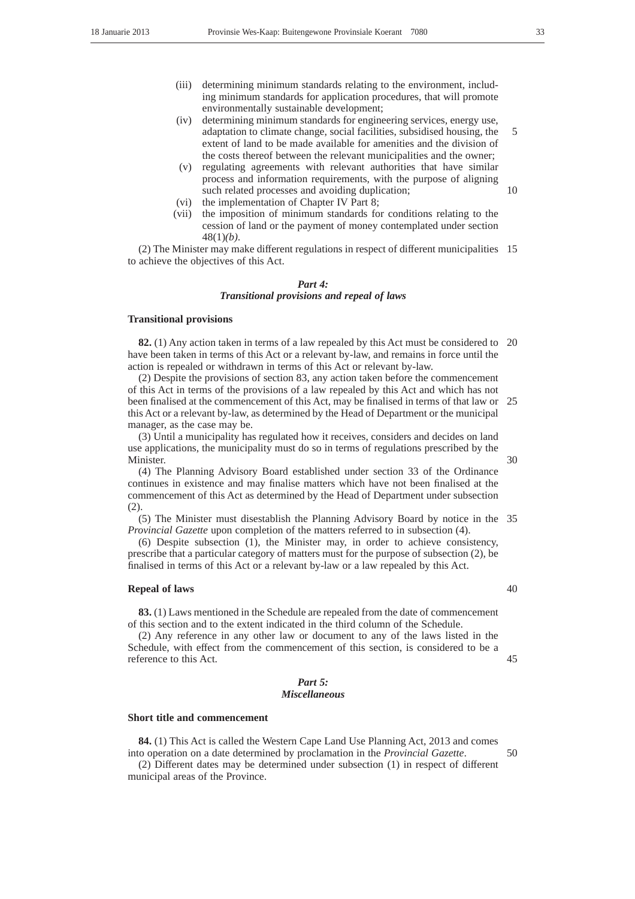(iii) determining minimum standards relating to the environment, including minimum standards for application procedures, that will promote environmentally sustainable development;

(iv) determining minimum standards for engineering services, energy use, adaptation to climate change, social facilities, subsidised housing, the extent of land to be made available for amenities and the division of the costs thereof between the relevant municipalities and the owner;

(v) regulating agreements with relevant authorities that have similar process and information requirements, with the purpose of aligning such related processes and avoiding duplication;

(vi) the implementation of Chapter IV Part 8;

(vii) the imposition of minimum standards for conditions relating to the cession of land or the payment of money contemplated under section 48(1)*(b)*.

(2) The Minister may make different regulations in respect of different municipalities to achieve the objectives of this Act.

### *Part 4:*
### *Transitional provisions and repeal of laws*

**Transitional provisions**

**82.** (1) Any action taken in terms of a law repealed by this Act must be considered to have been taken in terms of this Act or a relevant by-law, and remains in force until the action is repealed or withdrawn in terms of this Act or relevant by-law.

(2) Despite the provisions of section 83, any action taken before the commencement of this Act in terms of the provisions of a law repealed by this Act and which has not been finalised at the commencement of this Act, may be finalised in terms of that law or this Act or a relevant by-law, as determined by the Head of Department or the municipal manager, as the case may be.

(3) Until a municipality has regulated how it receives, considers and decides on land use applications, the municipality must do so in terms of regulations prescribed by the Minister.

(4) The Planning Advisory Board established under section 33 of the Ordinance continues in existence and may finalise matters which have not been finalised at the commencement of this Act as determined by the Head of Department under subsection (2).

(5) The Minister must disestablish the Planning Advisory Board by notice in the *Provincial Gazette* upon completion of the matters referred to in subsection (4).

(6) Despite subsection (1), the Minister may, in order to achieve consistency, prescribe that a particular category of matters must for the purpose of subsection (2), be finalised in terms of this Act or a relevant by-law or a law repealed by this Act.

**Repeal of laws**

**83.** (1) Laws mentioned in the Schedule are repealed from the date of commencement of this section and to the extent indicated in the third column of the Schedule.

(2) Any reference in any other law or document to any of the laws listed in the Schedule, with effect from the commencement of this section, is considered to be a reference to this Act.

### *Part 5:*
### *Miscellaneous*

**Short title and commencement**

**84.** (1) This Act is called the Western Cape Land Use Planning Act, 2013 and comes into operation on a date determined by proclamation in the *Provincial Gazette*.

(2) Different dates may be determined under subsection (1) in respect of different municipal areas of the Province.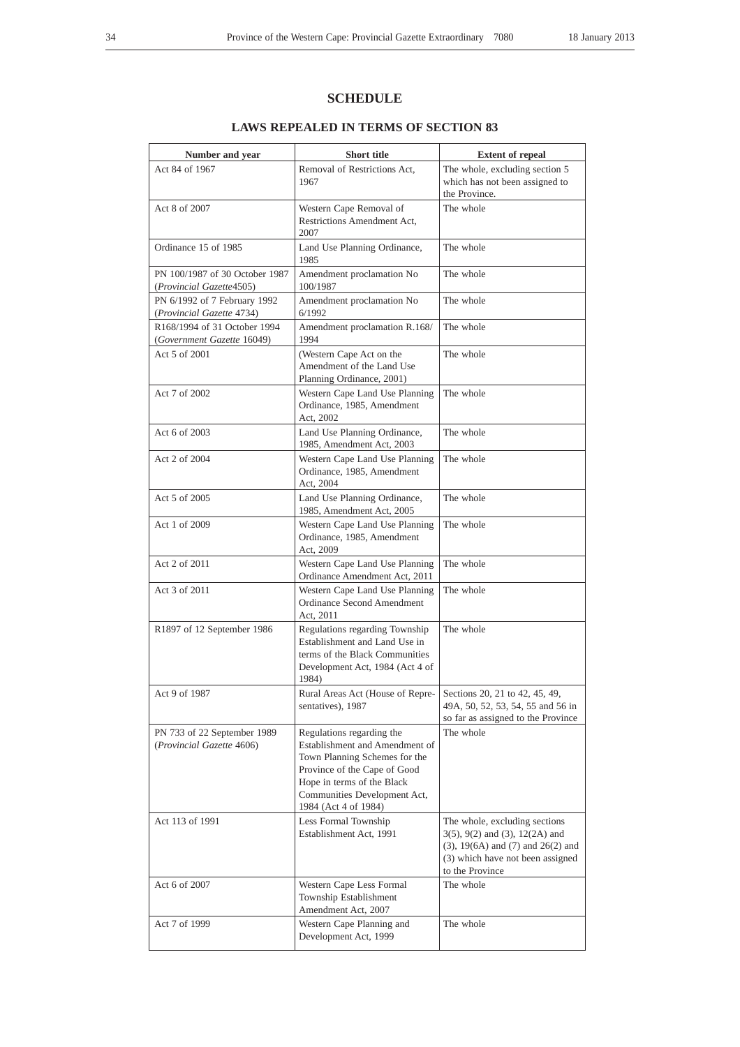## SCHEDULE

### LAWS REPEALED IN TERMS OF SECTION 83

| Number and year | Short title | Extent of repeal |
|---|---|---|
| Act 84 of 1967 | Removal of Restrictions Act, 1967 | The whole, excluding section 5 which has not been assigned to the Province. |
| Act 8 of 2007 | Western Cape Removal of Restrictions Amendment Act, 2007 | The whole |
| Ordinance 15 of 1985 | Land Use Planning Ordinance, 1985 | The whole |
| PN 100/1987 of 30 October 1987 (*Provincial Gazette*4505) | Amendment proclamation No 100/1987 | The whole |
| PN 6/1992 of 7 February 1992 (*Provincial Gazette* 4734) | Amendment proclamation No 6/1992 | The whole |
| R168/1994 of 31 October 1994 (*Government Gazette* 16049) | Amendment proclamation R.168/1994 | The whole |
| Act 5 of 2001 | (Western Cape Act on the Amendment of the Land Use Planning Ordinance, 2001) | The whole |
| Act 7 of 2002 | Western Cape Land Use Planning Ordinance, 1985, Amendment Act, 2002 | The whole |
| Act 6 of 2003 | Land Use Planning Ordinance, 1985, Amendment Act, 2003 | The whole |
| Act 2 of 2004 | Western Cape Land Use Planning Ordinance, 1985, Amendment Act, 2004 | The whole |
| Act 5 of 2005 | Land Use Planning Ordinance, 1985, Amendment Act, 2005 | The whole |
| Act 1 of 2009 | Western Cape Land Use Planning Ordinance, 1985, Amendment Act, 2009 | The whole |
| Act 2 of 2011 | Western Cape Land Use Planning Ordinance Amendment Act, 2011 | The whole |
| Act 3 of 2011 | Western Cape Land Use Planning Ordinance Second Amendment Act, 2011 | The whole |
| R1897 of 12 September 1986 | Regulations regarding Township Establishment and Land Use in terms of the Black Communities Development Act, 1984 (Act 4 of 1984) | The whole |
| Act 9 of 1987 | Rural Areas Act (House of Representatives), 1987 | Sections 20, 21 to 42, 45, 49, 49A, 50, 52, 53, 54, 55 and 56 in so far as assigned to the Province |
| PN 733 of 22 September 1989 (*Provincial Gazette* 4606) | Regulations regarding the Establishment and Amendment of Town Planning Schemes for the Province of the Cape of Good Hope in terms of the Black Communities Development Act, 1984 (Act 4 of 1984) | The whole |
| Act 113 of 1991 | Less Formal Township Establishment Act, 1991 | The whole, excluding sections 3(5), 9(2) and (3), 12(2A) and (3), 19(6A) and (7) and 26(2) and (3) which have not been assigned to the Province |
| Act 6 of 2007 | Western Cape Less Formal Township Establishment Amendment Act, 2007 | The whole |
| Act 7 of 1999 | Western Cape Planning and Development Act, 1999 | The whole |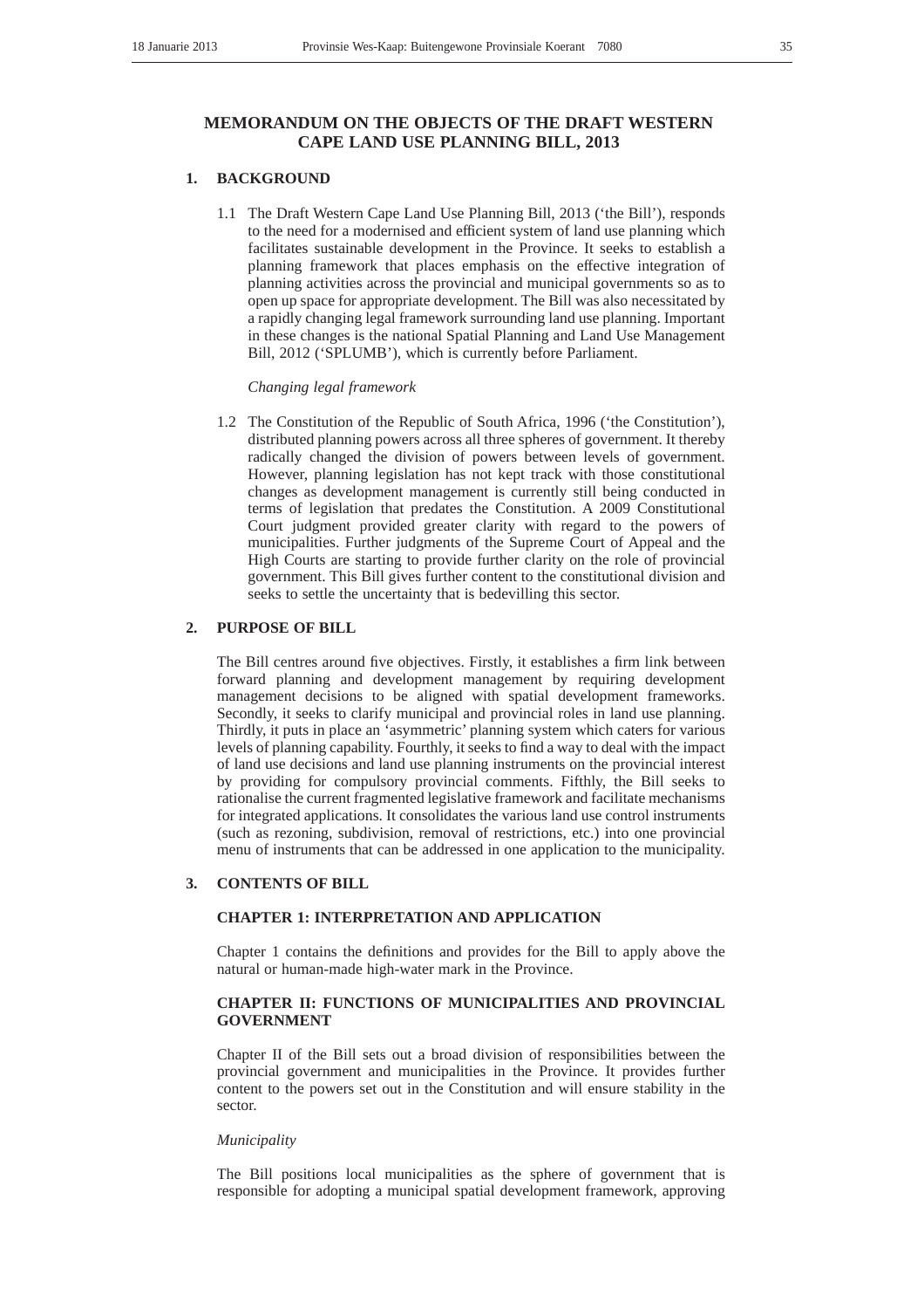# MEMORANDUM ON THE OBJECTS OF THE DRAFT WESTERN CAPE LAND USE PLANNING BILL, 2013

## 1. BACKGROUND

1.1 The Draft Western Cape Land Use Planning Bill, 2013 ('the Bill'), responds to the need for a modernised and efficient system of land use planning which facilitates sustainable development in the Province. It seeks to establish a planning framework that places emphasis on the effective integration of planning activities across the provincial and municipal governments so as to open up space for appropriate development. The Bill was also necessitated by a rapidly changing legal framework surrounding land use planning. Important in these changes is the national Spatial Planning and Land Use Management Bill, 2012 ('SPLUMB'), which is currently before Parliament.

*Changing legal framework*

1.2 The Constitution of the Republic of South Africa, 1996 ('the Constitution'), distributed planning powers across all three spheres of government. It thereby radically changed the division of powers between levels of government. However, planning legislation has not kept track with those constitutional changes as development management is currently still being conducted in terms of legislation that predates the Constitution. A 2009 Constitutional Court judgment provided greater clarity with regard to the powers of municipalities. Further judgments of the Supreme Court of Appeal and the High Courts are starting to provide further clarity on the role of provincial government. This Bill gives further content to the constitutional division and seeks to settle the uncertainty that is bedevilling this sector.

## 2. PURPOSE OF BILL

The Bill centres around five objectives. Firstly, it establishes a firm link between forward planning and development management by requiring development management decisions to be aligned with spatial development frameworks. Secondly, it seeks to clarify municipal and provincial roles in land use planning. Thirdly, it puts in place an 'asymmetric' planning system which caters for various levels of planning capability. Fourthly, it seeks to find a way to deal with the impact of land use decisions and land use planning instruments on the provincial interest by providing for compulsory provincial comments. Fifthly, the Bill seeks to rationalise the current fragmented legislative framework and facilitate mechanisms for integrated applications. It consolidates the various land use control instruments (such as rezoning, subdivision, removal of restrictions, etc.) into one provincial menu of instruments that can be addressed in one application to the municipality.

## 3. CONTENTS OF BILL

### CHAPTER 1: INTERPRETATION AND APPLICATION

Chapter 1 contains the definitions and provides for the Bill to apply above the natural or human-made high-water mark in the Province.

### CHAPTER II: FUNCTIONS OF MUNICIPALITIES AND PROVINCIAL GOVERNMENT

Chapter II of the Bill sets out a broad division of responsibilities between the provincial government and municipalities in the Province. It provides further content to the powers set out in the Constitution and will ensure stability in the sector.

*Municipality*

The Bill positions local municipalities as the sphere of government that is responsible for adopting a municipal spatial development framework, approving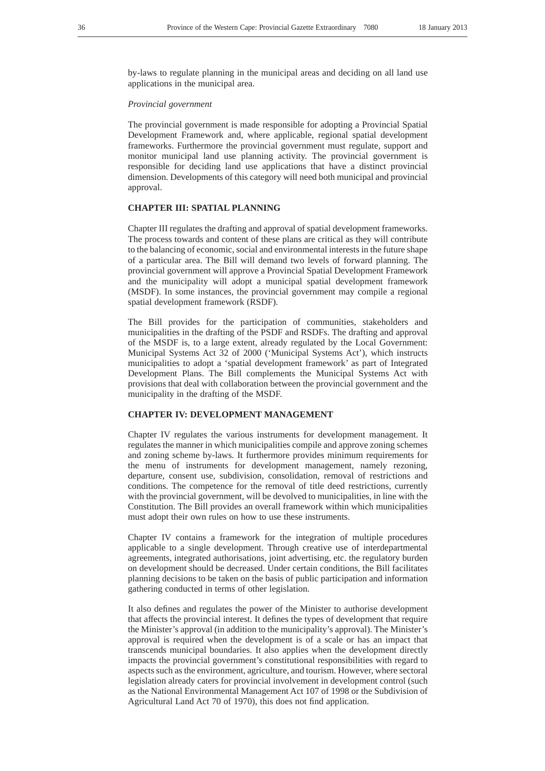by-laws to regulate planning in the municipal areas and deciding on all land use applications in the municipal area.

*Provincial government*

The provincial government is made responsible for adopting a Provincial Spatial Development Framework and, where applicable, regional spatial development frameworks. Furthermore the provincial government must regulate, support and monitor municipal land use planning activity. The provincial government is responsible for deciding land use applications that have a distinct provincial dimension. Developments of this category will need both municipal and provincial approval.

## CHAPTER III: SPATIAL PLANNING

Chapter III regulates the drafting and approval of spatial development frameworks. The process towards and content of these plans are critical as they will contribute to the balancing of economic, social and environmental interests in the future shape of a particular area. The Bill will demand two levels of forward planning. The provincial government will approve a Provincial Spatial Development Framework and the municipality will adopt a municipal spatial development framework (MSDF). In some instances, the provincial government may compile a regional spatial development framework (RSDF).

The Bill provides for the participation of communities, stakeholders and municipalities in the drafting of the PSDF and RSDFs. The drafting and approval of the MSDF is, to a large extent, already regulated by the Local Government: Municipal Systems Act 32 of 2000 ('Municipal Systems Act'), which instructs municipalities to adopt a 'spatial development framework' as part of Integrated Development Plans. The Bill complements the Municipal Systems Act with provisions that deal with collaboration between the provincial government and the municipality in the drafting of the MSDF.

## CHAPTER IV: DEVELOPMENT MANAGEMENT

Chapter IV regulates the various instruments for development management. It regulates the manner in which municipalities compile and approve zoning schemes and zoning scheme by-laws. It furthermore provides minimum requirements for the menu of instruments for development management, namely rezoning, departure, consent use, subdivision, consolidation, removal of restrictions and conditions. The competence for the removal of title deed restrictions, currently with the provincial government, will be devolved to municipalities, in line with the Constitution. The Bill provides an overall framework within which municipalities must adopt their own rules on how to use these instruments.

Chapter IV contains a framework for the integration of multiple procedures applicable to a single development. Through creative use of interdepartmental agreements, integrated authorisations, joint advertising, etc. the regulatory burden on development should be decreased. Under certain conditions, the Bill facilitates planning decisions to be taken on the basis of public participation and information gathering conducted in terms of other legislation.

It also defines and regulates the power of the Minister to authorise development that affects the provincial interest. It defines the types of development that require the Minister's approval (in addition to the municipality's approval). The Minister's approval is required when the development is of a scale or has an impact that transcends municipal boundaries. It also applies when the development directly impacts the provincial government's constitutional responsibilities with regard to aspects such as the environment, agriculture, and tourism. However, where sectoral legislation already caters for provincial involvement in development control (such as the National Environmental Management Act 107 of 1998 or the Subdivision of Agricultural Land Act 70 of 1970), this does not find application.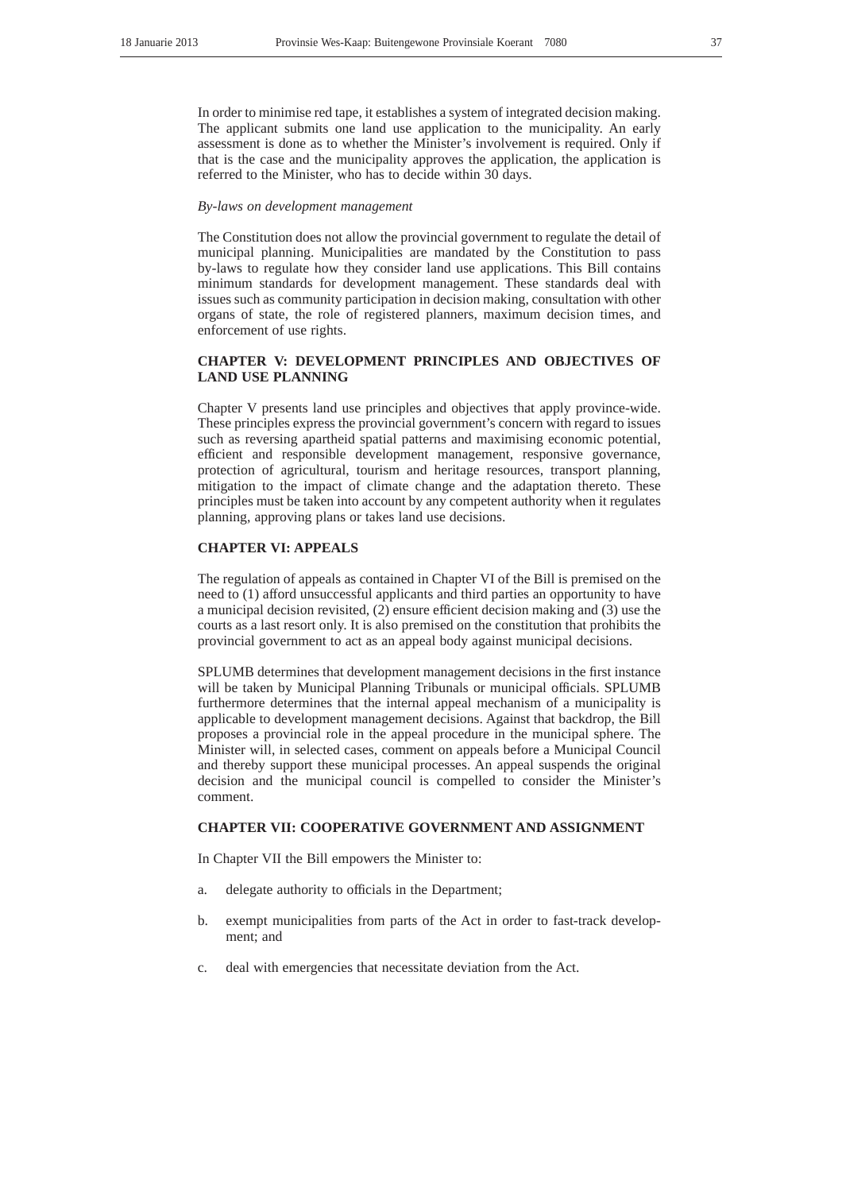In order to minimise red tape, it establishes a system of integrated decision making. The applicant submits one land use application to the municipality. An early assessment is done as to whether the Minister's involvement is required. Only if that is the case and the municipality approves the application, the application is referred to the Minister, who has to decide within 30 days.

*By-laws on development management*

The Constitution does not allow the provincial government to regulate the detail of municipal planning. Municipalities are mandated by the Constitution to pass by-laws to regulate how they consider land use applications. This Bill contains minimum standards for development management. These standards deal with issues such as community participation in decision making, consultation with other organs of state, the role of registered planners, maximum decision times, and enforcement of use rights.

## CHAPTER V: DEVELOPMENT PRINCIPLES AND OBJECTIVES OF LAND USE PLANNING

Chapter V presents land use principles and objectives that apply province-wide. These principles express the provincial government's concern with regard to issues such as reversing apartheid spatial patterns and maximising economic potential, efficient and responsible development management, responsive governance, protection of agricultural, tourism and heritage resources, transport planning, mitigation to the impact of climate change and the adaptation thereto. These principles must be taken into account by any competent authority when it regulates planning, approving plans or takes land use decisions.

## CHAPTER VI: APPEALS

The regulation of appeals as contained in Chapter VI of the Bill is premised on the need to (1) afford unsuccessful applicants and third parties an opportunity to have a municipal decision revisited, (2) ensure efficient decision making and (3) use the courts as a last resort only. It is also premised on the constitution that prohibits the provincial government to act as an appeal body against municipal decisions.

SPLUMB determines that development management decisions in the first instance will be taken by Municipal Planning Tribunals or municipal officials. SPLUMB furthermore determines that the internal appeal mechanism of a municipality is applicable to development management decisions. Against that backdrop, the Bill proposes a provincial role in the appeal procedure in the municipal sphere. The Minister will, in selected cases, comment on appeals before a Municipal Council and thereby support these municipal processes. An appeal suspends the original decision and the municipal council is compelled to consider the Minister's comment.

## CHAPTER VII: COOPERATIVE GOVERNMENT AND ASSIGNMENT

In Chapter VII the Bill empowers the Minister to:

a. delegate authority to officials in the Department;

b. exempt municipalities from parts of the Act in order to fast-track development; and

c. deal with emergencies that necessitate deviation from the Act.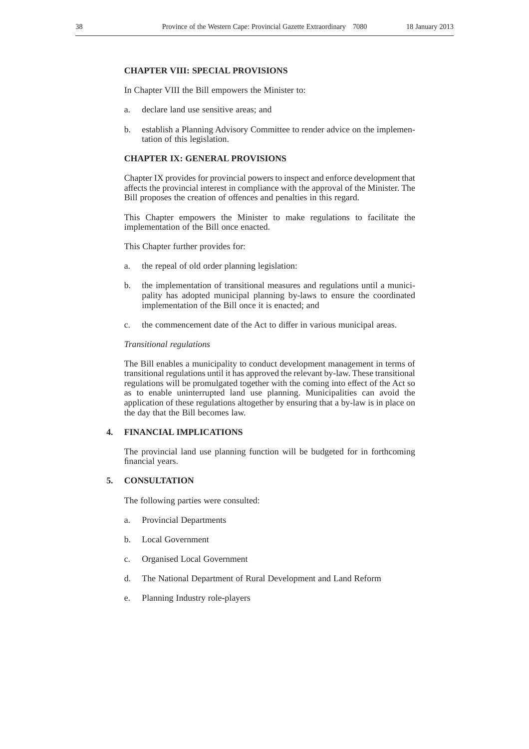### CHAPTER VIII: SPECIAL PROVISIONS

In Chapter VIII the Bill empowers the Minister to:

a. declare land use sensitive areas; and

b. establish a Planning Advisory Committee to render advice on the implementation of this legislation.

### CHAPTER IX: GENERAL PROVISIONS

Chapter IX provides for provincial powers to inspect and enforce development that affects the provincial interest in compliance with the approval of the Minister. The Bill proposes the creation of offences and penalties in this regard.

This Chapter empowers the Minister to make regulations to facilitate the implementation of the Bill once enacted.

This Chapter further provides for:

a. the repeal of old order planning legislation:

b. the implementation of transitional measures and regulations until a municipality has adopted municipal planning by-laws to ensure the coordinated implementation of the Bill once it is enacted; and

c. the commencement date of the Act to differ in various municipal areas.

*Transitional regulations*

The Bill enables a municipality to conduct development management in terms of transitional regulations until it has approved the relevant by-law. These transitional regulations will be promulgated together with the coming into effect of the Act so as to enable uninterrupted land use planning. Municipalities can avoid the application of these regulations altogether by ensuring that a by-law is in place on the day that the Bill becomes law.

## 4. FINANCIAL IMPLICATIONS

The provincial land use planning function will be budgeted for in forthcoming financial years.

## 5. CONSULTATION

The following parties were consulted:

a. Provincial Departments

b. Local Government

c. Organised Local Government

d. The National Department of Rural Development and Land Reform

e. Planning Industry role-players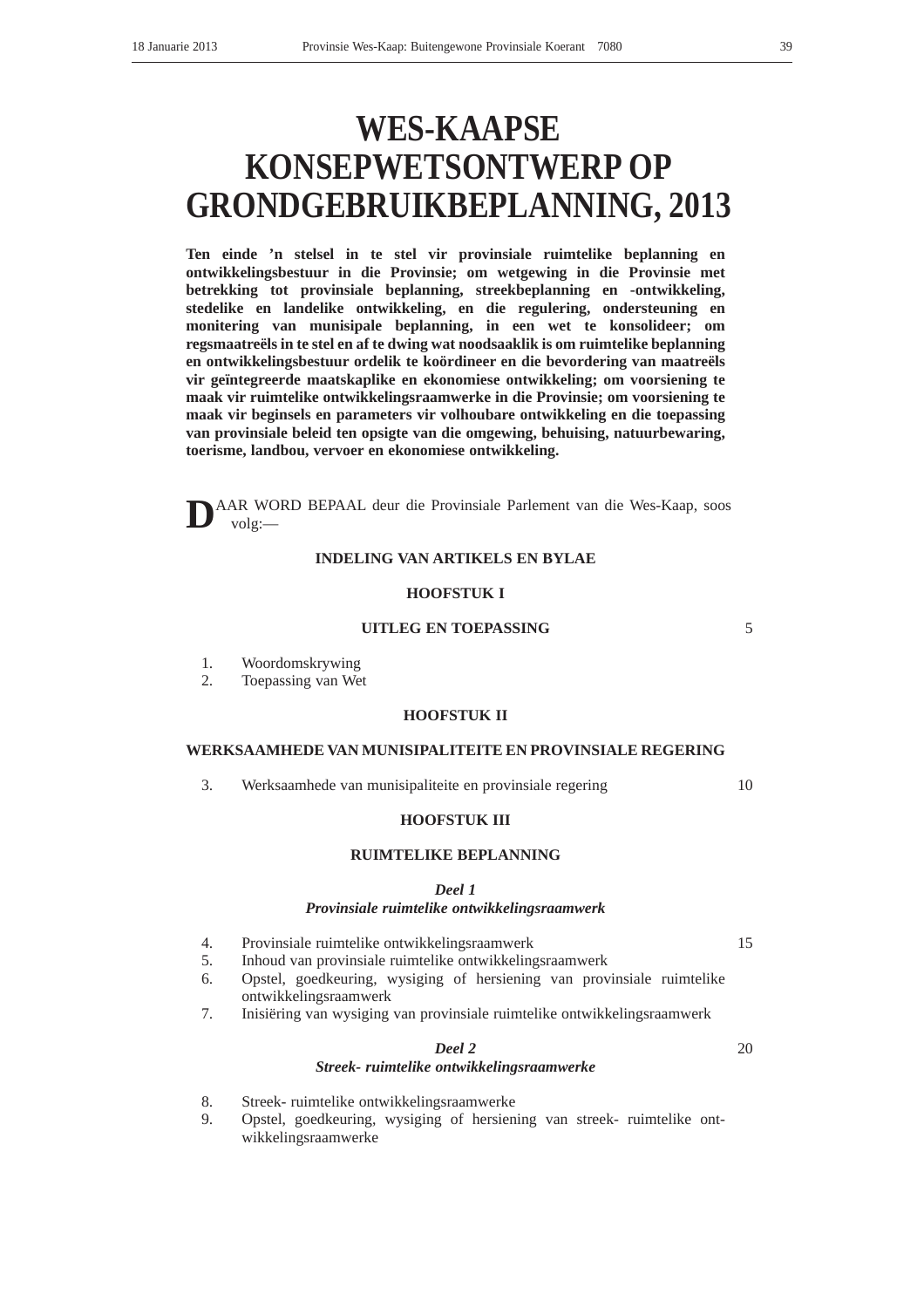# WES-KAAPSE KONSEPWETSONTWERP OP GRONDGEBRUIKBEPLANNING, 2013

**Ten einde 'n stelsel in te stel vir provinsiale ruimtelike beplanning en ontwikkelingsbestuur in die Provinsie; om wetgewing in die Provinsie met betrekking tot provinsiale beplanning, streekbeplanning en -ontwikkeling, stedelike en landelike ontwikkeling, en die regulering, ondersteuning en monitering van munisipale beplanning, in een wet te konsolideer; om regsmaatreëls in te stel en af te dwing wat noodsaaklik is om ruimtelike beplanning en ontwikkelingsbestuur ordelik te koördineer en die bevordering van maatreëls vir geïntegreerde maatskaplike en ekonomiese ontwikkeling; om voorsiening te maak vir ruimtelike ontwikkelingsraamwerke in die Provinsie; om voorsiening te maak vir beginsels en parameters vir volhoubare ontwikkeling en die toepassing van provinsiale beleid ten opsigte van die omgewing, behuising, natuurbewaring, toerisme, landbou, vervoer en ekonomiese ontwikkeling.**

DAAR WORD BEPAAL deur die Provinsiale Parlement van die Wes-Kaap, soos volg:—

**INDELING VAN ARTIKELS EN BYLAE**

**HOOFSTUK I**

**UITLEG EN TOEPASSING** 5

1. Woordomskrywing
2. Toepassing van Wet

**HOOFSTUK II**

**WERKSAAMHEDE VAN MUNISIPALITEITE EN PROVINSIALE REGERING**

3. Werksaamhede van munisipaliteite en provinsiale regering 10

**HOOFSTUK III**

**RUIMTELIKE BEPLANNING**

***Deel 1***
***Provinsiale ruimtelike ontwikkelingsraamwerk***

4. Provinsiale ruimtelike ontwikkelingsraamwerk 15
5. Inhoud van provinsiale ruimtelike ontwikkelingsraamwerk
6. Opstel, goedkeuring, wysiging of hersiening van provinsiale ruimtelike ontwikkelingsraamwerk
7. Inisiëring van wysiging van provinsiale ruimtelike ontwikkelingsraamwerk

***Deel 2*** 20
***Streek- ruimtelike ontwikkelingsraamwerke***

8. Streek- ruimtelike ontwikkelingsraamwerke
9. Opstel, goedkeuring, wysiging of hersiening van streek- ruimtelike ontwikkelingsraamwerke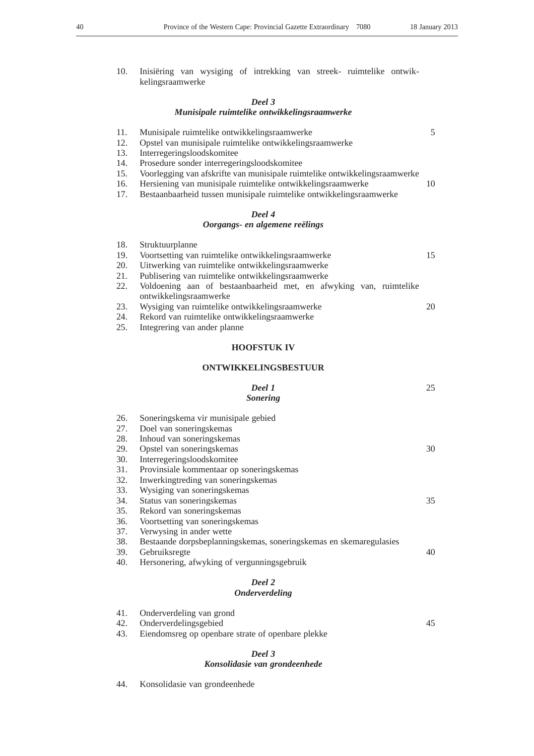10. Inisiëring van wysiging of intrekking van streek- ruimtelike ontwikkelingsraamwerke

*Deel 3*
***Munisipale ruimtelike ontwikkelingsraamwerke***

11. Munisipale ruimtelike ontwikkelingsraamwerke
12. Opstel van munisipale ruimtelike ontwikkelingsraamwerke
13. Interregeringsloodskomitee
14. Prosedure sonder interregeringsloodskomitee
15. Voorlegging van afskrifte van munisipale ruimtelike ontwikkelingsraamwerke
16. Hersiening van munisipale ruimtelike ontwikkelingsraamwerke
17. Bestaanbaarheid tussen munisipale ruimtelike ontwikkelingsraamwerke

*Deel 4*
***Oorgangs- en algemene reëlings***

18. Struktuurplanne
19. Voortsetting van ruimtelike ontwikkelingsraamwerke
20. Uitwerking van ruimtelike ontwikkelingsraamwerke
21. Publisering van ruimtelike ontwikkelingsraamwerke
22. Voldoening aan of bestaanbaarheid met, en afwyking van, ruimtelike ontwikkelingsraamwerke
23. Wysiging van ruimtelike ontwikkelingsraamwerke
24. Rekord van ruimtelike ontwikkelingsraamwerke
25. Integrering van ander planne

**HOOFSTUK IV**

**ONTWIKKELINGSBESTUUR**

*Deel 1*
***Sonering***

26. Soneringskema vir munisipale gebied
27. Doel van soneringskemas
28. Inhoud van soneringskemas
29. Opstel van soneringskemas
30. Interregeringsloodskomitee
31. Provinsiale kommentaar op soneringskemas
32. Inwerkingtreding van soneringskemas
33. Wysiging van soneringskemas
34. Status van soneringskemas
35. Rekord van soneringskemas
36. Voortsetting van soneringskemas
37. Verwysing in ander wette
38. Bestaande dorpsbeplanningskemas, soneringskemas en skemaregulasies
39. Gebruiksregte
40. Hersonering, afwyking of vergunningsgebruik

*Deel 2*
***Onderverdeling***

41. Onderverdeling van grond
42. Onderverdelingsgebied
43. Eiendomsreg op openbare strate of openbare plekke

*Deel 3*
***Konsolidasie van grondeenhede***

44. Konsolidasie van grondeenhede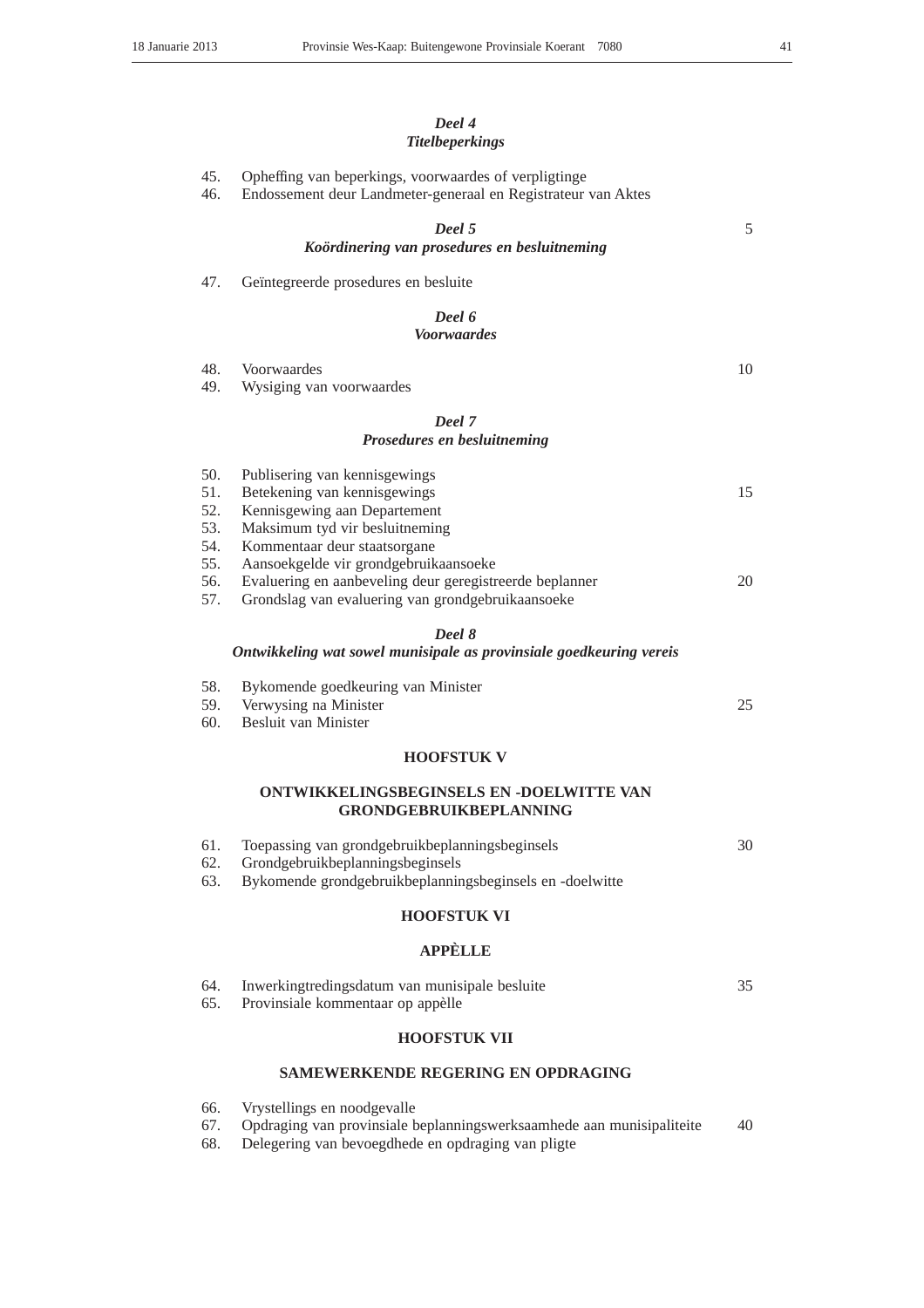*Deel 4*
*Titelbeperkings*

45. Opheffing van beperkings, voorwaardes of verpligtinge
46. Endossement deur Landmeter-generaal en Registrateur van Aktes

*Deel 5*
*Koördinering van prosedures en besluitneming*

47. Geïntegreerde prosedures en besluite

*Deel 6*
*Voorwaardes*

48. Voorwaardes
49. Wysiging van voorwaardes

*Deel 7*
*Prosedures en besluitneming*

50. Publisering van kennisgewings
51. Betekening van kennisgewings
52. Kennisgewing aan Departement
53. Maksimum tyd vir besluitneming
54. Kommentaar deur staatsorgane
55. Aansoekgelde vir grondgebruikaansoeke
56. Evaluering en aanbeveling deur geregistreerde beplanner
57. Grondslag van evaluering van grondgebruikaansoeke

*Deel 8*
*Ontwikkeling wat sowel munisipale as provinsiale goedkeuring vereis*

58. Bykomende goedkeuring van Minister
59. Verwysing na Minister
60. Besluit van Minister

**HOOFSTUK V**

**ONTWIKKELINGSBEGINSELS EN -DOELWITTE VAN GRONDGEBRUIKBEPLANNING**

61. Toepassing van grondgebruikbeplanningsbeginsels
62. Grondgebruikbeplanningsbeginsels
63. Bykomende grondgebruikbeplanningsbeginsels en -doelwitte

**HOOFSTUK VI**

**APPÈLLE**

64. Inwerkingtredingsdatum van munisipale besluite
65. Provinsiale kommentaar op appèlle

**HOOFSTUK VII**

**SAMEWERKENDE REGERING EN OPDRAGING**

66. Vrystellings en noodgevalle
67. Opdraging van provinsiale beplanningswerksaamhede aan munisipaliteite
68. Delegering van bevoegdhede en opdraging van pligte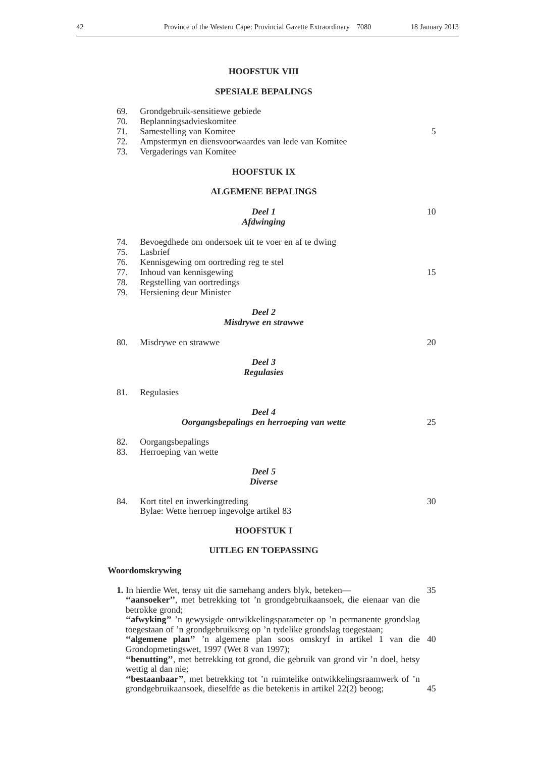## HOOFSTUK VIII

## SPESIALE BEPALINGS

69. Grondgebruik-sensitiewe gebiede
70. Beplanningsadvieskomitee
71. Samestelling van Komitee
72. Ampstermyn en diensvoorwaardes van lede van Komitee
73. Vergaderings van Komitee

## HOOFSTUK IX

## ALGEMENE BEPALINGS

### *Deel 1*
### *Afdwinging*

74. Bevoegdhede om ondersoek uit te voer en af te dwing
75. Lasbrief
76. Kennisgewing om oortreding reg te stel
77. Inhoud van kennisgewing
78. Regstelling van oortredings
79. Hersiening deur Minister

### *Deel 2*
### *Misdrywe en strawwe*

80. Misdrywe en strawwe

### *Deel 3*
### *Regulasies*

81. Regulasies

### *Deel 4*
### *Oorgangsbepalings en herroeping van wette*

82. Oorgangsbepalings
83. Herroeping van wette

### *Deel 5*
### *Diverse*

84. Kort titel en inwerkingtreding
    Bylae: Wette herroep ingevolge artikel 83

## HOOFSTUK I

## UITLEG EN TOEPASSING

**Woordomskrywing**

**1.** In hierdie Wet, tensy uit die samehang anders blyk, beteken—

**''aansoeker''**, met betrekking tot 'n grondgebruikaansoek, die eienaar van die betrokke grond;

**''afwyking''** 'n gewysigde ontwikkelingsparameter op 'n permanente grondslag toegestaan of 'n grondgebruiksreg op 'n tydelike grondslag toegestaan;

**''algemene plan''** 'n algemene plan soos omskryf in artikel 1 van die Grondopmetingswet, 1997 (Wet 8 van 1997);

**''benutting''**, met betrekking tot grond, die gebruik van grond vir 'n doel, hetsy wettig al dan nie;

**''bestaanbaar''**, met betrekking tot 'n ruimtelike ontwikkelingsraamwerk of 'n grondgebruikaansoek, dieselfde as die betekenis in artikel 22(2) beoog;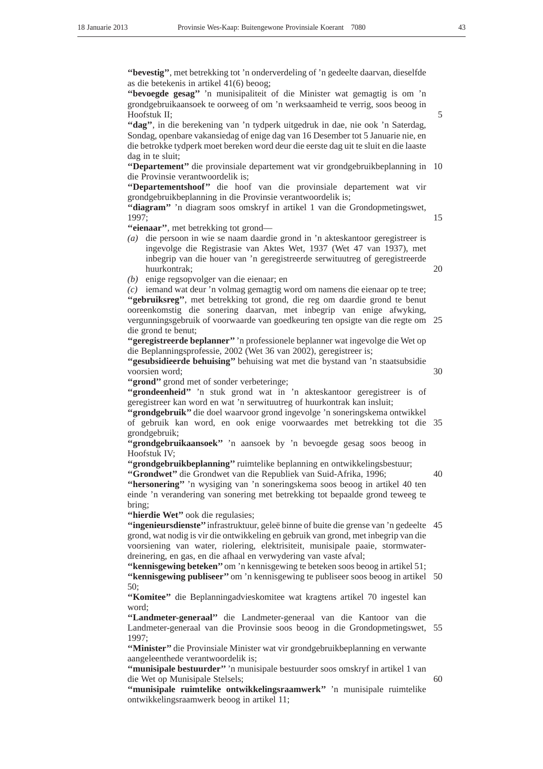**"bevestig"**, met betrekking tot 'n onderverdeling of 'n gedeelte daarvan, dieselfde as die betekenis in artikel 41(6) beoog;

**"bevoegde gesag"** 'n munisipaliteit of die Minister wat gemagtig is om 'n grondgebruikaansoek te oorweeg of om 'n werksaamheid te verrig, soos beoog in Hoofstuk II;

**"dag"**, in die berekening van 'n tydperk uitgedruk in dae, nie ook 'n Saterdag, Sondag, openbare vakansiedag of enige dag van 16 Desember tot 5 Januarie nie, en die betrokke tydperk moet bereken word deur die eerste dag uit te sluit en die laaste dag in te sluit;

**"Departement"** die provinsiale departement wat vir grondgebruikbeplanning in die Provinsie verantwoordelik is;

**"Departementshoof"** die hoof van die provinsiale departement wat vir grondgebruikbeplanning in die Provinsie verantwoordelik is;

**"diagram"** 'n diagram soos omskryf in artikel 1 van die Grondopmetingswet, 1997;

**"eienaar"**, met betrekking tot grond—

*(a)* die persoon in wie se naam daardie grond in 'n akteskantoor geregistreer is ingevolge die Registrasie van Aktes Wet, 1937 (Wet 47 van 1937), met inbegrip van die houer van 'n geregistreerde serwituutreg of geregistreerde huurkontrak;

*(b)* enige regsopvolger van die eienaar; en

*(c)* iemand wat deur 'n volmag gemagtig word om namens die eienaar op te tree;

**"gebruiksreg"**, met betrekking tot grond, die reg om daardie grond te benut ooreenkomstig die sonering daarvan, met inbegrip van enige afwyking, vergunningsgebruik of voorwaarde van goedkeuring ten opsigte van die regte om die grond te benut;

**"geregistreerde beplanner"** 'n professionele beplanner wat ingevolge die Wet op die Beplanningsprofessie, 2002 (Wet 36 van 2002), geregistreer is;

**"gesubsidieerde behuising"** behuising wat met die bystand van 'n staatsubsidie voorsien word;

**"grond"** grond met of sonder verbeteringe;

**"grondeenheid"** 'n stuk grond wat in 'n akteskantoor geregistreer is of geregistreer kan word en wat 'n serwituutreg of huurkontrak kan insluit;

**"grondgebruik"** die doel waarvoor grond ingevolge 'n soneringskema ontwikkel of gebruik kan word, en ook enige voorwaardes met betrekking tot die grondgebruik;

**"grondgebruikaansoek"** 'n aansoek by 'n bevoegde gesag soos beoog in Hoofstuk IV;

**"grondgebruikbeplanning"** ruimtelike beplanning en ontwikkelingsbestuur;

**"Grondwet"** die Grondwet van die Republiek van Suid-Afrika, 1996;

**"hersonering"** 'n wysiging van 'n soneringskema soos beoog in artikel 40 ten einde 'n verandering van sonering met betrekking tot bepaalde grond teweeg te bring;

**"hierdie Wet"** ook die regulasies;

**"ingenieursdienste"** infrastruktuur, geleë binne of buite die grense van 'n gedeelte grond, wat nodig is vir die ontwikkeling en gebruik van grond, met inbegrip van die voorsiening van water, riolering, elektrisiteit, munisipale paaie, stormwaterdreinering, en gas, en die afhaal en verwydering van vaste afval;

**"kennisgewing beteken"** om 'n kennisgewing te beteken soos beoog in artikel 51;

**"kennisgewing publiseer"** om 'n kennisgewing te publiseer soos beoog in artikel 50;

**"Komitee"** die Beplanningadvieskomitee wat kragtens artikel 70 ingestel kan word;

**"Landmeter-generaal"** die Landmeter-generaal van die Kantoor van die Landmeter-generaal van die Provinsie soos beoog in die Grondopmetingswet, 1997;

**"Minister"** die Provinsiale Minister wat vir grondgebruikbeplanning en verwante aangeleenthede verantwoordelik is;

**"munisipale bestuurder"** 'n munisipale bestuurder soos omskryf in artikel 1 van die Wet op Munisipale Stelsels;

**"munisipale ruimtelike ontwikkelingsraamwerk"** 'n munisipale ruimtelike ontwikkelingsraamwerk beoog in artikel 11;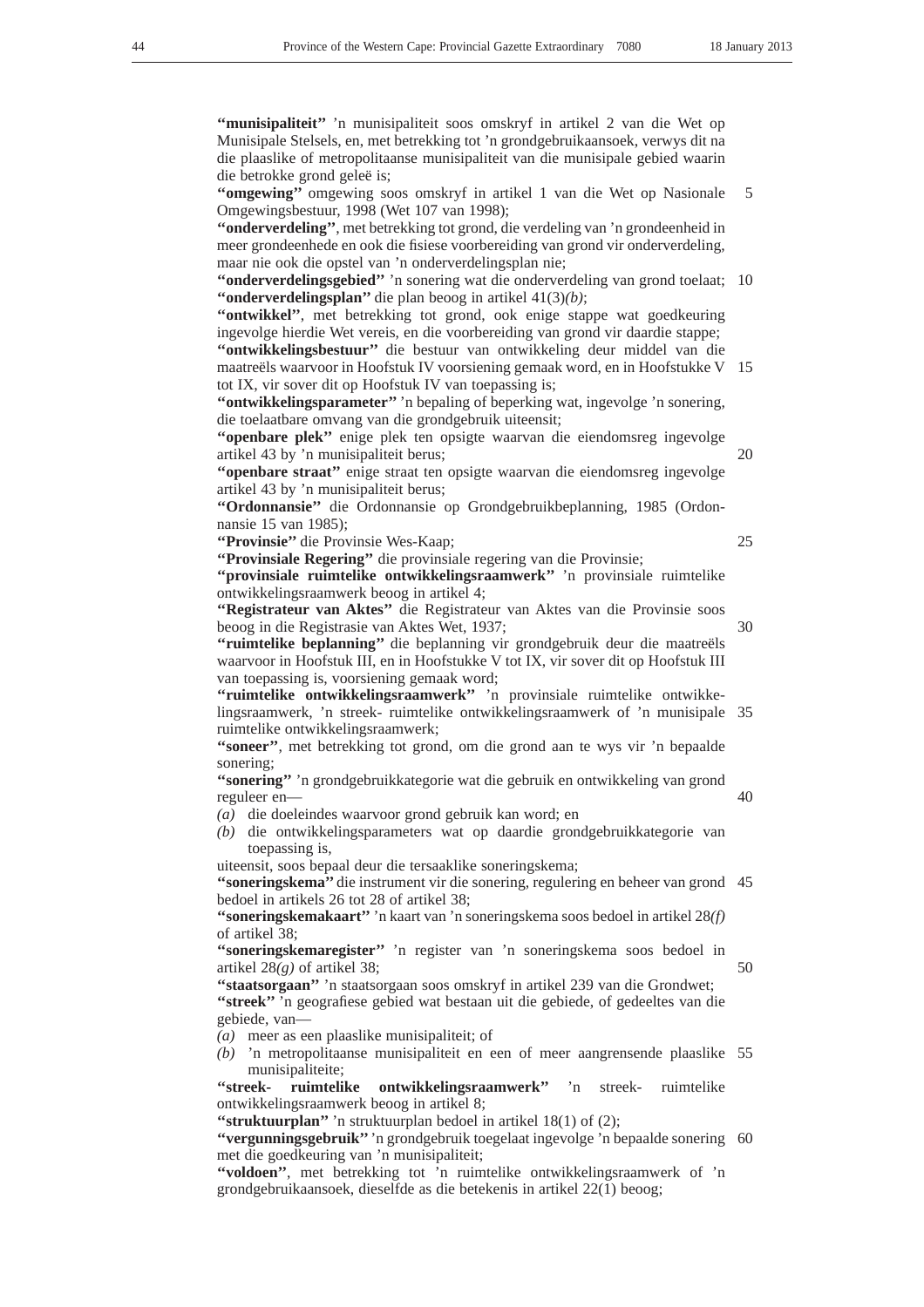**"munisipaliteit"** 'n munisipaliteit soos omskryf in artikel 2 van die Wet op Munisipale Stelsels, en, met betrekking tot 'n grondgebruikaansoek, verwys dit na die plaaslike of metropolitaanse munisipaliteit van die munisipale gebied waarin die betrokke grond geleë is;

**"omgewing"** omgewing soos omskryf in artikel 1 van die Wet op Nasionale Omgewingsbestuur, 1998 (Wet 107 van 1998);

**"onderverdeling"**, met betrekking tot grond, die verdeling van 'n grondeenheid in meer grondeenhede en ook die fisiese voorbereiding van grond vir onderverdeling, maar nie ook die opstel van 'n onderverdelingsplan nie;

**"onderverdelingsgebied"** 'n sonering wat die onderverdeling van grond toelaat;

**"onderverdelingsplan"** die plan beoog in artikel 41(3)*(b)*;

**"ontwikkel"**, met betrekking tot grond, ook enige stappe wat goedkeuring ingevolge hierdie Wet vereis, en die voorbereiding van grond vir daardie stappe;

**"ontwikkelingsbestuur"** die bestuur van ontwikkeling deur middel van die maatreëls waarvoor in Hoofstuk IV voorsiening gemaak word, en in Hoofstukke V tot IX, vir sover dit op Hoofstuk IV van toepassing is;

**"ontwikkelingsparameter"** 'n bepaling of beperking wat, ingevolge 'n sonering, die toelaatbare omvang van die grondgebruik uiteensit;

**"openbare plek"** enige plek ten opsigte waarvan die eiendomsreg ingevolge artikel 43 by 'n munisipaliteit berus;

**"openbare straat"** enige straat ten opsigte waarvan die eiendomsreg ingevolge artikel 43 by 'n munisipaliteit berus;

**"Ordonnansie"** die Ordonnansie op Grondgebruikbeplanning, 1985 (Ordonnansie 15 van 1985);

**"Provinsie"** die Provinsie Wes-Kaap;

**"Provinsiale Regering"** die provinsiale regering van die Provinsie;

**"provinsiale ruimtelike ontwikkelingsraamwerk"** 'n provinsiale ruimtelike ontwikkelingsraamwerk beoog in artikel 4;

**"Registrateur van Aktes"** die Registrateur van Aktes van die Provinsie soos beoog in die Registrasie van Aktes Wet, 1937;

**"ruimtelike beplanning"** die beplanning vir grondgebruik deur die maatreëls waarvoor in Hoofstuk III, en in Hoofstukke V tot IX, vir sover dit op Hoofstuk III van toepassing is, voorsiening gemaak word;

**"ruimtelike ontwikkelingsraamwerk"** 'n provinsiale ruimtelike ontwikkelingsraamwerk, 'n streek- ruimtelike ontwikkelingsraamwerk of 'n munisipale ruimtelike ontwikkelingsraamwerk;

**"soneer"**, met betrekking tot grond, om die grond aan te wys vir 'n bepaalde sonering;

**"sonering"** 'n grondgebruikkategorie wat die gebruik en ontwikkeling van grond reguleer en—

*(a)* die doeleindes waarvoor grond gebruik kan word; en

*(b)* die ontwikkelingsparameters wat op daardie grondgebruikkategorie van toepassing is,

uiteensit, soos bepaal deur die tersaaklike soneringskema;

**"soneringskema"** die instrument vir die sonering, regulering en beheer van grond bedoel in artikels 26 tot 28 of artikel 38;

**"soneringskemakaart"** 'n kaart van 'n soneringskema soos bedoel in artikel 28*(f)* of artikel 38;

**"soneringskemaregister"** 'n register van 'n soneringskema soos bedoel in artikel 28*(g)* of artikel 38;

**"staatsorgaan"** 'n staatsorgaan soos omskryf in artikel 239 van die Grondwet;

**"streek"** 'n geografiese gebied wat bestaan uit die gebiede, of gedeeltes van die gebiede, van—

*(a)* meer as een plaaslike munisipaliteit; of

*(b)* 'n metropolitaanse munisipaliteit en een of meer aangrensende plaaslike munisipaliteite;

**"streek- ruimtelike ontwikkelingsraamwerk"** 'n streek- ruimtelike ontwikkelingsraamwerk beoog in artikel 8;

**"struktuurplan"** 'n struktuurplan bedoel in artikel 18(1) of (2);

**"vergunningsgebruik"** 'n grondgebruik toegelaat ingevolge 'n bepaalde sonering met die goedkeuring van 'n munisipaliteit;

**"voldoen"**, met betrekking tot 'n ruimtelike ontwikkelingsraamwerk of 'n grondgebruikaansoek, dieselfde as die betekenis in artikel 22(1) beoog;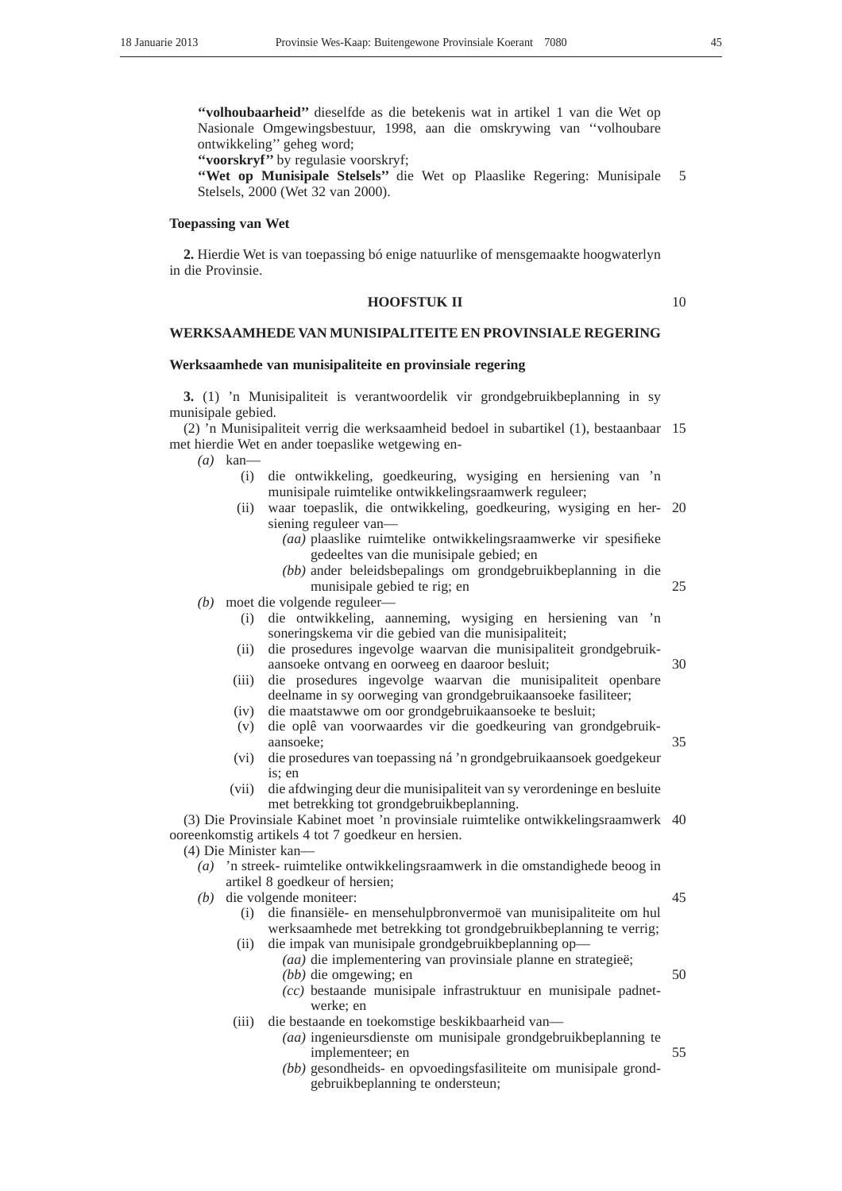**''volhoubaarheid''** dieselfde as die betekenis wat in artikel 1 van die Wet op Nasionale Omgewingsbestuur, 1998, aan die omskrywing van ''volhoubare ontwikkeling'' geheg word;

**''voorskryf''** by regulasie voorskryf;

**''Wet op Munisipale Stelsels''** die Wet op Plaaslike Regering: Munisipale Stelsels, 2000 (Wet 32 van 2000).

**Toepassing van Wet**

**2.** Hierdie Wet is van toepassing bó enige natuurlike of mensgemaakte hoogwaterlyn in die Provinsie.

## HOOFSTUK II

## WERKSAAMHEDE VAN MUNISIPALITEITE EN PROVINSIALE REGERING

**Werksaamhede van munisipaliteite en provinsiale regering**

**3.** (1) 'n Munisipaliteit is verantwoordelik vir grondgebruikbeplanning in sy munisipale gebied.

(2) 'n Munisipaliteit verrig die werksaamheid bedoel in subartikel (1), bestaanbaar met hierdie Wet en ander toepaslike wetgewing en-

*(a)* kan—

(i) die ontwikkeling, goedkeuring, wysiging en hersiening van 'n munisipale ruimtelike ontwikkelingsraamwerk reguleer;

(ii) waar toepaslik, die ontwikkeling, goedkeuring, wysiging en hersiening reguleer van—

*(aa)* plaaslike ruimtelike ontwikkelingsraamwerke vir spesifieke gedeeltes van die munisipale gebied; en

*(bb)* ander beleidsbepalings om grondgebruikbeplanning in die munisipale gebied te rig; en

*(b)* moet die volgende reguleer—

(i) die ontwikkeling, aanneming, wysiging en hersiening van 'n soneringskema vir die gebied van die munisipaliteit;

(ii) die prosedures ingevolge waarvan die munisipaliteit grondgebruik-aansoeke ontvang en oorweeg en daaroor besluit;

(iii) die prosedures ingevolge waarvan die munisipaliteit openbare deelname in sy oorweging van grondgebruikaansoeke fasiliteer;

(iv) die maatstawwe om oor grondgebruikaansoeke te besluit;

(v) die oplê van voorwaardes vir die goedkeuring van grondgebruik-aansoeke;

(vi) die prosedures van toepassing ná 'n grondgebruikaansoek goedgekeur is; en

(vii) die afdwinging deur die munisipaliteit van sy verordeninge en besluite met betrekking tot grondgebruikbeplanning.

(3) Die Provinsiale Kabinet moet 'n provinsiale ruimtelike ontwikkelingsraamwerk ooreenkomstig artikels 4 tot 7 goedkeur en hersien.

(4) Die Minister kan—

*(a)* 'n streek- ruimtelike ontwikkelingsraamwerk in die omstandighede beoog in artikel 8 goedkeur of hersien;

*(b)* die volgende moniteer:

(i) die finansiële- en mensehulpbronvermoë van munisipaliteite om hul werksaamhede met betrekking tot grondgebruikbeplanning te verrig;

(ii) die impak van munisipale grondgebruikbeplanning op—

*(aa)* die implementering van provinsiale planne en strategieë;

*(bb)* die omgewing; en

*(cc)* bestaande munisipale infrastruktuur en munisipale padnetwerke; en

(iii) die bestaande en toekomstige beskikbaarheid van—

*(aa)* ingenieursdienste om munisipale grondgebruikbeplanning te implementeer; en

*(bb)* gesondheids- en opvoedingsfasiliteite om munisipale grondgebruikbeplanning te ondersteun;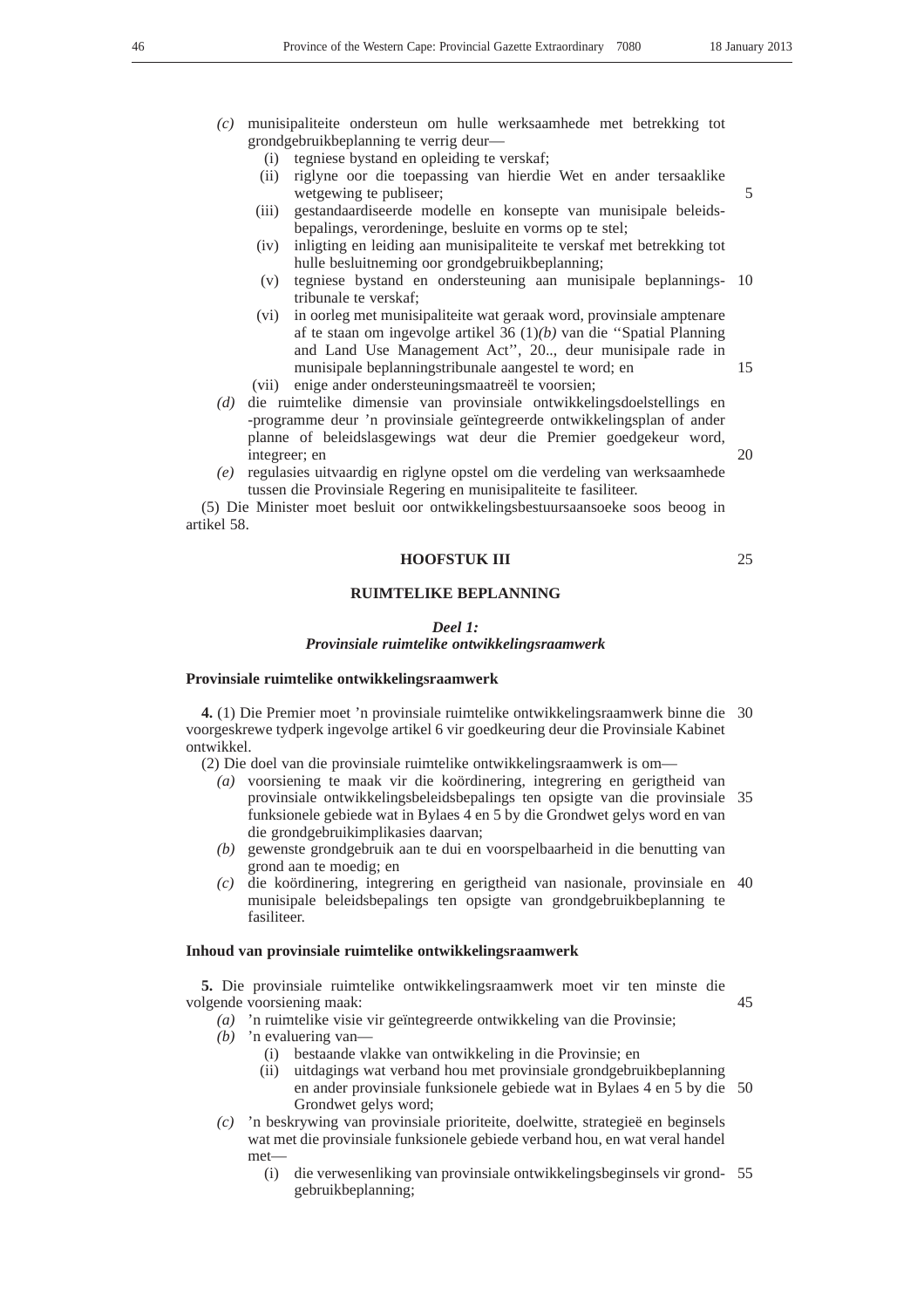*(c)* munisipaliteite ondersteun om hulle werksaamhede met betrekking tot grondgebruikbeplanning te verrig deur—

(i) tegniese bystand en opleiding te verskaf;

(ii) riglyne oor die toepassing van hierdie Wet en ander tersaaklike wetgewing te publiseer;

(iii) gestandaardiseerde modelle en konsepte van munisipale beleidsbepalings, verordeninge, besluite en vorms op te stel;

(iv) inligting en leiding aan munisipaliteite te verskaf met betrekking tot hulle besluitneming oor grondgebruikbeplanning;

(v) tegniese bystand en ondersteuning aan munisipale beplanningstribunale te verskaf;

(vi) in oorleg met munisipaliteite wat geraak word, provinsiale amptenare af te staan om ingevolge artikel 36 (1)*(b)* van die ''Spatial Planning and Land Use Management Act'', 20.., deur munisipale rade in munisipale beplanningstribunale aangestel te word; en

(vii) enige ander ondersteuningsmaatreël te voorsien;

*(d)* die ruimtelike dimensie van provinsiale ontwikkelingsdoelstellings en -programme deur 'n provinsiale geïntegreerde ontwikkelingsplan of ander planne of beleidslasgewings wat deur die Premier goedgekeur word, integreer; en

*(e)* regulasies uitvaardig en riglyne opstel om die verdeling van werksaamhede tussen die Provinsiale Regering en munisipaliteite te fasiliteer.

(5) Die Minister moet besluit oor ontwikkelingsbestuursaansoeke soos beoog in artikel 58.

## HOOFSTUK III

## RUIMTELIKE BEPLANNING

### *Deel 1:*
### *Provinsiale ruimtelike ontwikkelingsraamwerk*

**Provinsiale ruimtelike ontwikkelingsraamwerk**

**4.** (1) Die Premier moet 'n provinsiale ruimtelike ontwikkelingsraamwerk binne die voorgeskrewe tydperk ingevolge artikel 6 vir goedkeuring deur die Provinsiale Kabinet ontwikkel.

(2) Die doel van die provinsiale ruimtelike ontwikkelingsraamwerk is om—

*(a)* voorsiening te maak vir die koördinering, integrering en gerigtheid van provinsiale ontwikkelingsbeleidsbepalings ten opsigte van die provinsiale funksionele gebiede wat in Bylaes 4 en 5 by die Grondwet gelys word en van die grondgebruikimplikasies daarvan;

*(b)* gewenste grondgebruik aan te dui en voorspelbaarheid in die benutting van grond aan te moedig; en

*(c)* die koördinering, integrering en gerigtheid van nasionale, provinsiale en munisipale beleidsbepalings ten opsigte van grondgebruikbeplanning te fasiliteer.

**Inhoud van provinsiale ruimtelike ontwikkelingsraamwerk**

**5.** Die provinsiale ruimtelike ontwikkelingsraamwerk moet vir ten minste die volgende voorsiening maak:

*(a)* 'n ruimtelike visie vir geïntegreerde ontwikkeling van die Provinsie;

*(b)* 'n evaluering van—

(i) bestaande vlakke van ontwikkeling in die Provinsie; en

(ii) uitdagings wat verband hou met provinsiale grondgebruikbeplanning en ander provinsiale funksionele gebiede wat in Bylaes 4 en 5 by die Grondwet gelys word;

*(c)* 'n beskrywing van provinsiale prioriteite, doelwitte, strategieë en beginsels wat met die provinsiale funksionele gebiede verband hou, en wat veral handel met—

(i) die verwesenliking van provinsiale ontwikkelingsbeginsels vir grondgebruikbeplanning;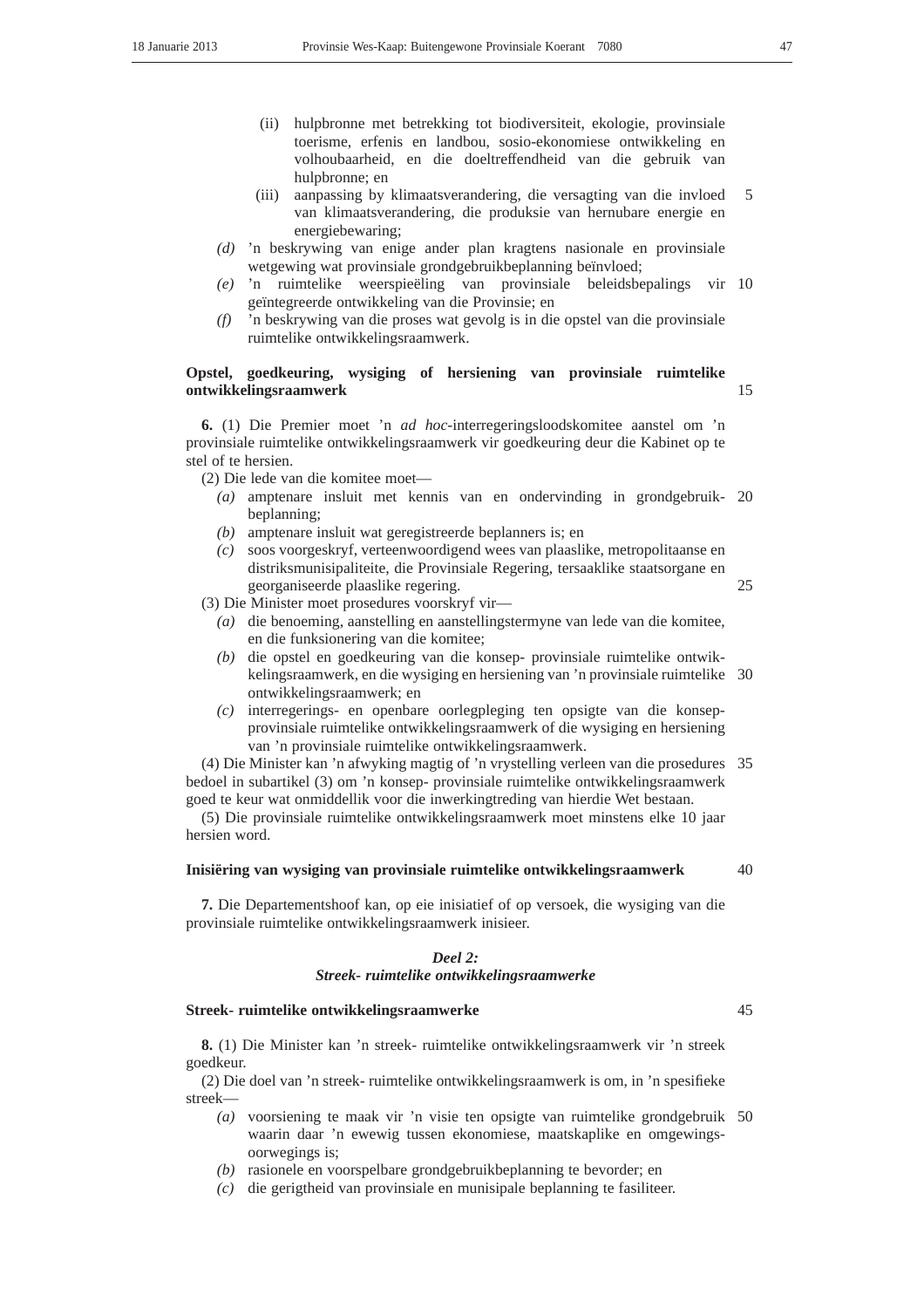(ii) hulpbronne met betrekking tot biodiversiteit, ekologie, provinsiale toerisme, erfenis en landbou, sosio-ekonomiese ontwikkeling en volhoubaarheid, en die doeltreffendheid van die gebruik van hulpbronne; en

(iii) aanpassing by klimaatsverandering, die versagting van die invloed van klimaatsverandering, die produksie van hernubare energie en energiebewaring;

*(d)* 'n beskrywing van enige ander plan kragtens nasionale en provinsiale wetgewing wat provinsiale grondgebruikbeplanning beïnvloed;

*(e)* 'n ruimtelike weerspieëling van provinsiale beleidsbepalings vir geïntegreerde ontwikkeling van die Provinsie; en

*(f)* 'n beskrywing van die proses wat gevolg is in die opstel van die provinsiale ruimtelike ontwikkelingsraamwerk.

**Opstel, goedkeuring, wysiging of hersiening van provinsiale ruimtelike ontwikkelingsraamwerk**

**6.** (1) Die Premier moet 'n *ad hoc*-interregeringsloodskomitee aanstel om 'n provinsiale ruimtelike ontwikkelingsraamwerk vir goedkeuring deur die Kabinet op te stel of te hersien.

(2) Die lede van die komitee moet—

*(a)* amptenare insluit met kennis van en ondervinding in grondgebruikbeplanning;

*(b)* amptenare insluit wat geregistreerde beplanners is; en

*(c)* soos voorgeskryf, verteenwoordigend wees van plaaslike, metropolitaanse en distriksmunisipaliteite, die Provinsiale Regering, tersaaklike staatsorgane en georganiseerde plaaslike regering.

(3) Die Minister moet prosedures voorskryf vir—

*(a)* die benoeming, aanstelling en aanstellingstermyne van lede van die komitee, en die funksionering van die komitee;

*(b)* die opstel en goedkeuring van die konsep- provinsiale ruimtelike ontwikkelingsraamwerk, en die wysiging en hersiening van 'n provinsiale ruimtelike ontwikkelingsraamwerk; en

*(c)* interregerings- en openbare oorlegpleging ten opsigte van die konsep-provinsiale ruimtelike ontwikkelingsraamwerk of die wysiging en hersiening van 'n provinsiale ruimtelike ontwikkelingsraamwerk.

(4) Die Minister kan 'n afwyking magtig of 'n vrystelling verleen van die prosedures bedoel in subartikel (3) om 'n konsep- provinsiale ruimtelike ontwikkelingsraamwerk goed te keur wat onmiddellik voor die inwerkingtreding van hierdie Wet bestaan.

(5) Die provinsiale ruimtelike ontwikkelingsraamwerk moet minstens elke 10 jaar hersien word.

**Inisiëring van wysiging van provinsiale ruimtelike ontwikkelingsraamwerk**

**7.** Die Departementshoof kan, op eie inisiatief of op versoek, die wysiging van die provinsiale ruimtelike ontwikkelingsraamwerk inisieer.

## *Deel 2:*
## *Streek- ruimtelike ontwikkelingsraamwerke*

**Streek- ruimtelike ontwikkelingsraamwerke**

**8.** (1) Die Minister kan 'n streek- ruimtelike ontwikkelingsraamwerk vir 'n streek goedkeur.

(2) Die doel van 'n streek- ruimtelike ontwikkelingsraamwerk is om, in 'n spesifieke streek—

*(a)* voorsiening te maak vir 'n visie ten opsigte van ruimtelike grondgebruik waarin daar 'n ewewig tussen ekonomiese, maatskaplike en omgewingsoorwegings is;

*(b)* rasionele en voorspelbare grondgebruikbeplanning te bevorder; en

*(c)* die gerigtheid van provinsiale en munisipale beplanning te fasiliteer.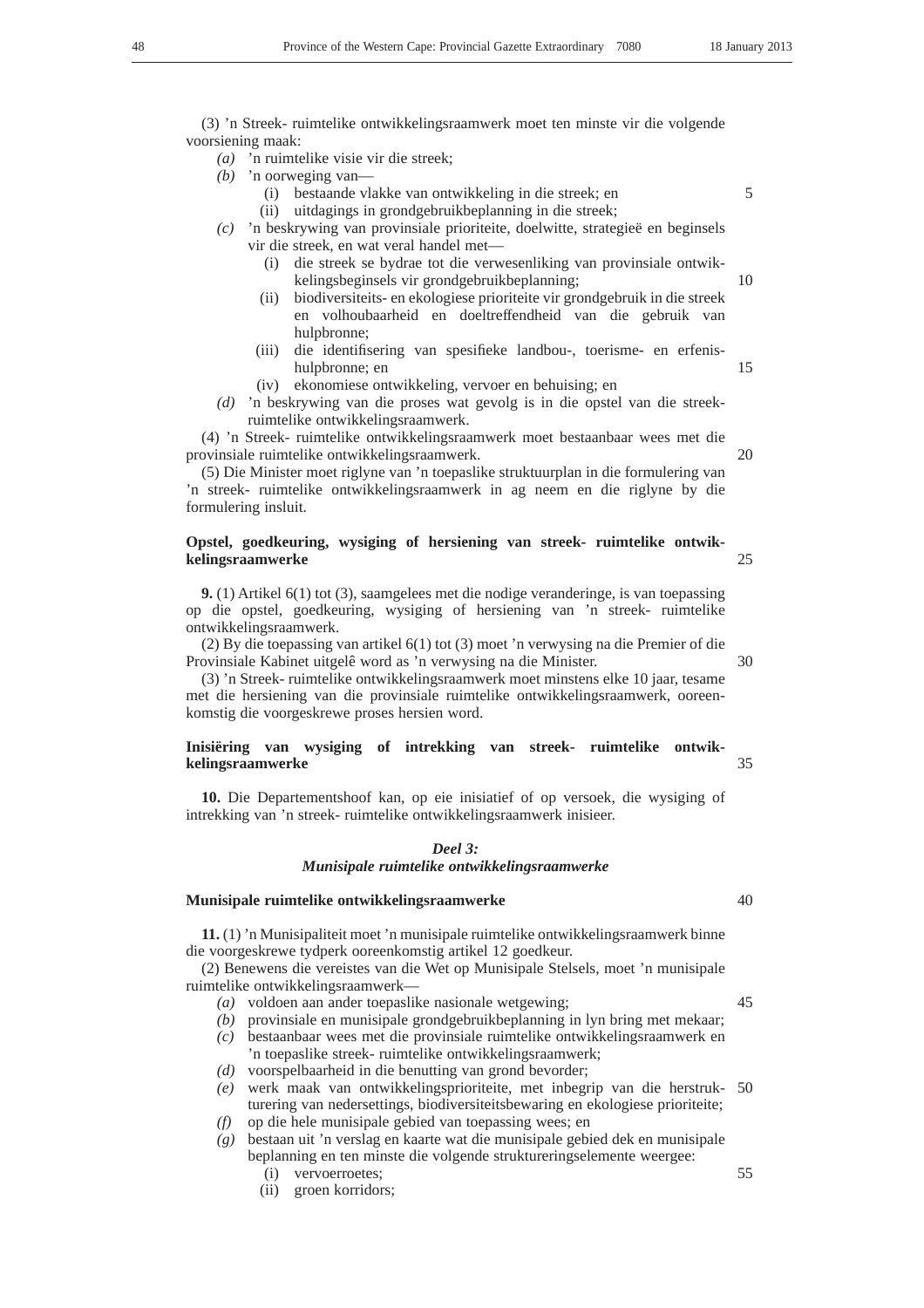(3) 'n Streek- ruimtelike ontwikkelingsraamwerk moet ten minste vir die volgende voorsiening maak:

- *(a)* 'n ruimtelike visie vir die streek;
- *(b)* 'n oorweging van—
  - (i) bestaande vlakke van ontwikkeling in die streek; en
  - (ii) uitdagings in grondgebruikbeplanning in die streek;
- *(c)* 'n beskrywing van provinsiale prioriteite, doelwitte, strategieë en beginsels vir die streek, en wat veral handel met—
  - (i) die streek se bydrae tot die verwesenliking van provinsiale ontwikkelingsbeginsels vir grondgebruikbeplanning;
  - (ii) biodiversiteits- en ekologiese prioriteite vir grondgebruik in die streek en volhoubaarheid en doeltreffendheid van die gebruik van hulpbronne;
  - (iii) die identifisering van spesifieke landbou-, toerisme- en erfenishulpbronne; en
  - (iv) ekonomiese ontwikkeling, vervoer en behuising; en
- *(d)* 'n beskrywing van die proses wat gevolg is in die opstel van die streekruimtelike ontwikkelingsraamwerk.

(4) 'n Streek- ruimtelike ontwikkelingsraamwerk moet bestaanbaar wees met die provinsiale ruimtelike ontwikkelingsraamwerk.

(5) Die Minister moet riglyne van 'n toepaslike struktuurplan in die formulering van 'n streek- ruimtelike ontwikkelingsraamwerk in ag neem en die riglyne by die formulering insluit.

**Opstel, goedkeuring, wysiging of hersiening van streek- ruimtelike ontwikkelingsraamwerke**

**9.** (1) Artikel 6(1) tot (3), saamgelees met die nodige veranderinge, is van toepassing op die opstel, goedkeuring, wysiging of hersiening van 'n streek- ruimtelike ontwikkelingsraamwerk.

(2) By die toepassing van artikel 6(1) tot (3) moet 'n verwysing na die Premier of die Provinsiale Kabinet uitgelê word as 'n verwysing na die Minister.

(3) 'n Streek- ruimtelike ontwikkelingsraamwerk moet minstens elke 10 jaar, tesame met die hersiening van die provinsiale ruimtelike ontwikkelingsraamwerk, ooreenkomstig die voorgeskrewe proses hersien word.

**Inisiëring van wysiging of intrekking van streek- ruimtelike ontwikkelingsraamwerke**

**10.** Die Departementshoof kan, op eie inisiatief of op versoek, die wysiging of intrekking van 'n streek- ruimtelike ontwikkelingsraamwerk inisieer.

## *Deel 3:*
## *Munisipale ruimtelike ontwikkelingsraamwerke*

**Munisipale ruimtelike ontwikkelingsraamwerke**

**11.** (1) 'n Munisipaliteit moet 'n munisipale ruimtelike ontwikkelingsraamwerk binne die voorgeskrewe tydperk ooreenkomstig artikel 12 goedkeur.

(2) Benewens die vereistes van die Wet op Munisipale Stelsels, moet 'n munisipale ruimtelike ontwikkelingsraamwerk—

- *(a)* voldoen aan ander toepaslike nasionale wetgewing;
- *(b)* provinsiale en munisipale grondgebruikbeplanning in lyn bring met mekaar;
- *(c)* bestaanbaar wees met die provinsiale ruimtelike ontwikkelingsraamwerk en 'n toepaslike streek- ruimtelike ontwikkelingsraamwerk;
- *(d)* voorspelbaarheid in die benutting van grond bevorder;
- *(e)* werk maak van ontwikkelingsprioriteite, met inbegrip van die herstrukturering van nedersettings, biodiversiteitsbewaring en ekologiese prioriteite;
- *(f)* op die hele munisipale gebied van toepassing wees; en
- *(g)* bestaan uit 'n verslag en kaarte wat die munisipale gebied dek en munisipale beplanning en ten minste die volgende struktureringselemente weergee:
  - (i) vervoerroetes;
  - (ii) groen korridors;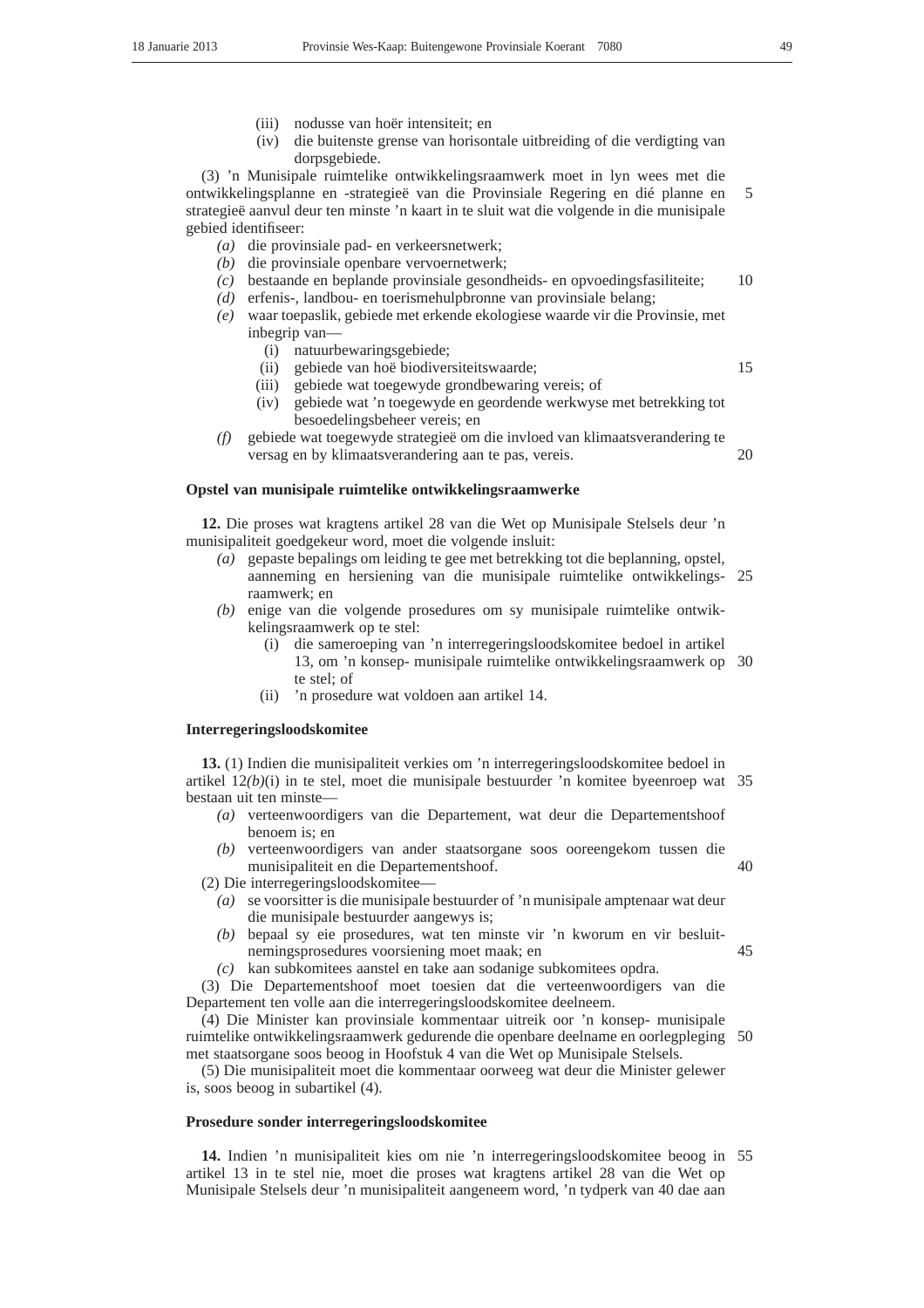(iii) nodusse van hoër intensiteit; en

(iv) die buitenste grense van horisontale uitbreiding of die verdigting van dorpsgebiede.

(3) 'n Munisipale ruimtelike ontwikkelingsraamwerk moet in lyn wees met die ontwikkelingsplanne en -strategieë van die Provinsiale Regering en dié planne en strategieë aanvul deur ten minste 'n kaart in te sluit wat die volgende in die munisipale gebied identifiseer:

*(a)* die provinsiale pad- en verkeersnetwerk;

*(b)* die provinsiale openbare vervoernetwerk;

*(c)* bestaande en beplande provinsiale gesondheids- en opvoedingsfasiliteite;

*(d)* erfenis-, landbou- en toerismehulpbronne van provinsiale belang;

*(e)* waar toepaslik, gebiede met erkende ekologiese waarde vir die Provinsie, met inbegrip van—

(i) natuurbewaringsgebiede;

(ii) gebiede van hoë biodiversiteitswaarde;

(iii) gebiede wat toegewyde grondbewaring vereis; of

(iv) gebiede wat 'n toegewyde en geordende werkwyse met betrekking tot besoedelingsbeheer vereis; en

*(f)* gebiede wat toegewyde strategieë om die invloed van klimaatsverandering te versag en by klimaatsverandering aan te pas, vereis.

**Opstel van munisipale ruimtelike ontwikkelingsraamwerke**

**12.** Die proses wat kragtens artikel 28 van die Wet op Munisipale Stelsels deur 'n munisipaliteit goedgekeur word, moet die volgende insluit:

*(a)* gepaste bepalings om leiding te gee met betrekking tot die beplanning, opstel, aanneming en hersiening van die munisipale ruimtelike ontwikkelingsraamwerk; en

*(b)* enige van die volgende prosedures om sy munisipale ruimtelike ontwikkelingsraamwerk op te stel:

(i) die sameroeping van 'n interregeringsloodskomitee bedoel in artikel 13, om 'n konsep- munisipale ruimtelike ontwikkelingsraamwerk op te stel; of

(ii) 'n prosedure wat voldoen aan artikel 14.

**Interregeringsloodskomitee**

**13.** (1) Indien die munisipaliteit verkies om 'n interregeringsloodskomitee bedoel in artikel 12*(b)*(i) in te stel, moet die munisipale bestuurder 'n komitee byeenroep wat bestaan uit ten minste—

*(a)* verteenwoordigers van die Departement, wat deur die Departementshoof benoem is; en

*(b)* verteenwoordigers van ander staatsorgane soos ooreengekom tussen die munisipaliteit en die Departementshoof.

(2) Die interregeringsloodskomitee—

*(a)* se voorsitter is die munisipale bestuurder of 'n munisipale amptenaar wat deur die munisipale bestuurder aangewys is;

*(b)* bepaal sy eie prosedures, wat ten minste vir 'n kworum en vir besluitnemingsprosedures voorsiening moet maak; en

*(c)* kan subkomitees aanstel en take aan sodanige subkomitees opdra.

(3) Die Departementshoof moet toesien dat die verteenwoordigers van die Departement ten volle aan die interregeringsloodskomitee deelneem.

(4) Die Minister kan provinsiale kommentaar uitreik oor 'n konsep- munisipale ruimtelike ontwikkelingsraamwerk gedurende die openbare deelname en oorlegpleging met staatsorgane soos beoog in Hoofstuk 4 van die Wet op Munisipale Stelsels.

(5) Die munisipaliteit moet die kommentaar oorweeg wat deur die Minister gelewer is, soos beoog in subartikel (4).

**Prosedure sonder interregeringsloodskomitee**

**14.** Indien 'n munisipaliteit kies om nie 'n interregeringsloodskomitee beoog in artikel 13 in te stel nie, moet die proses wat kragtens artikel 28 van die Wet op Munisipale Stelsels deur 'n munisipaliteit aangeneem word, 'n tydperk van 40 dae aan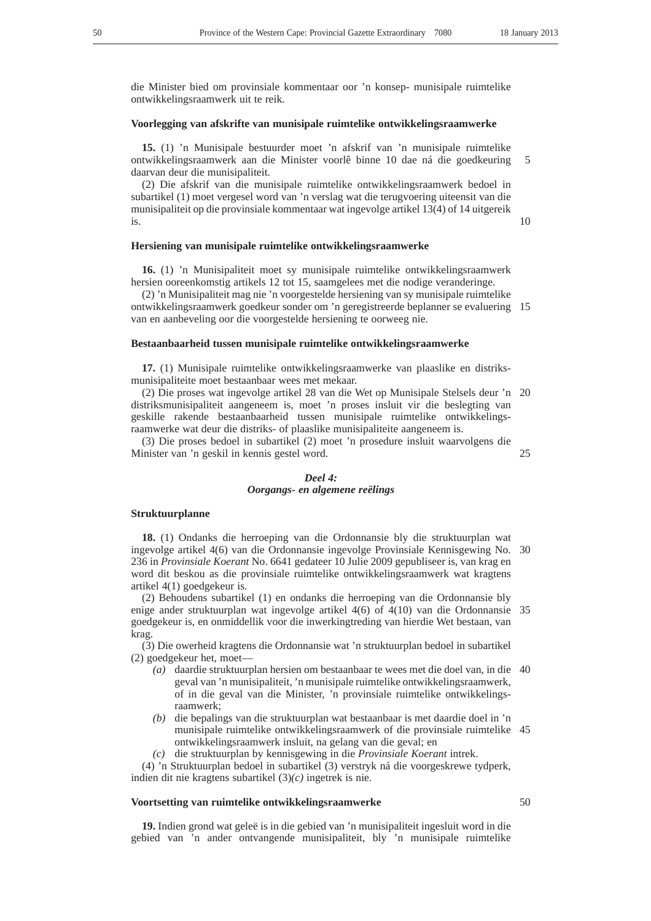die Minister bied om provinsiale kommentaar oor 'n konsep- munisipale ruimtelike ontwikkelingsraamwerk uit te reik.

**Voorlegging van afskrifte van munisipale ruimtelike ontwikkelingsraamwerke**

**15.** (1) 'n Munisipale bestuurder moet 'n afskrif van 'n munisipale ruimtelike ontwikkelingsraamwerk aan die Minister voorlê binne 10 dae ná die goedkeuring daarvan deur die munisipaliteit.

(2) Die afskrif van die munisipale ruimtelike ontwikkelingsraamwerk bedoel in subartikel (1) moet vergesel word van 'n verslag wat die terugvoering uiteensit van die munisipaliteit op die provinsiale kommentaar wat ingevolge artikel 13(4) of 14 uitgereik is.

**Hersiening van munisipale ruimtelike ontwikkelingsraamwerke**

**16.** (1) 'n Munisipaliteit moet sy munisipale ruimtelike ontwikkelingsraamwerk hersien ooreenkomstig artikels 12 tot 15, saamgelees met die nodige veranderinge.

(2) 'n Munisipaliteit mag nie 'n voorgestelde hersiening van sy munisipale ruimtelike ontwikkelingsraamwerk goedkeur sonder om 'n geregistreerde beplanner se evaluering van en aanbeveling oor die voorgestelde hersiening te oorweeg nie.

**Bestaanbaarheid tussen munisipale ruimtelike ontwikkelingsraamwerke**

**17.** (1) Munisipale ruimtelike ontwikkelingsraamwerke van plaaslike en distriksmunisipaliteite moet bestaanbaar wees met mekaar.

(2) Die proses wat ingevolge artikel 28 van die Wet op Munisipale Stelsels deur 'n distriksmunisipaliteit aangeneem is, moet 'n proses insluit vir die beslegting van geskille rakende bestaanbaarheid tussen munisipale ruimtelike ontwikkelingsraamwerke wat deur die distriks- of plaaslike munisipaliteite aangeneem is.

(3) Die proses bedoel in subartikel (2) moet 'n prosedure insluit waarvolgens die Minister van 'n geskil in kennis gestel word.

***Deel 4:***
***Oorgangs- en algemene reëlings***

**Struktuurplanne**

**18.** (1) Ondanks die herroeping van die Ordonnansie bly die struktuurplan wat ingevolge artikel 4(6) van die Ordonnansie ingevolge Provinsiale Kennisgewing No. 236 in *Provinsiale Koerant* No. 6641 gedateer 10 Julie 2009 gepubliseer is, van krag en word dit beskou as die provinsiale ruimtelike ontwikkelingsraamwerk wat kragtens artikel 4(1) goedgekeur is.

(2) Behoudens subartikel (1) en ondanks die herroeping van die Ordonnansie bly enige ander struktuurplan wat ingevolge artikel 4(6) of 4(10) van die Ordonnansie goedgekeur is, en onmiddellik voor die inwerkingtreding van hierdie Wet bestaan, van krag.

(3) Die owerheid kragtens die Ordonnansie wat 'n struktuurplan bedoel in subartikel (2) goedgekeur het, moet—

*(a)* daardie struktuurplan hersien om bestaanbaar te wees met die doel van, in die geval van 'n munisipaliteit, 'n munisipale ruimtelike ontwikkelingsraamwerk, of in die geval van die Minister, 'n provinsiale ruimtelike ontwikkelingsraamwerk;

*(b)* die bepalings van die struktuurplan wat bestaanbaar is met daardie doel in 'n munisipale ruimtelike ontwikkelingsraamwerk of die provinsiale ruimtelike ontwikkelingsraamwerk insluit, na gelang van die geval; en

*(c)* die struktuurplan by kennisgewing in die *Provinsiale Koerant* intrek.

(4) 'n Struktuurplan bedoel in subartikel (3) verstryk ná die voorgeskrewe tydperk, indien dit nie kragtens subartikel (3)*(c)* ingetrek is nie.

**Voortsetting van ruimtelike ontwikkelingsraamwerke**

**19.** Indien grond wat geleë is in die gebied van 'n munisipaliteit ingesluit word in die gebied van 'n ander ontvangende munisipaliteit, bly 'n munisipale ruimtelike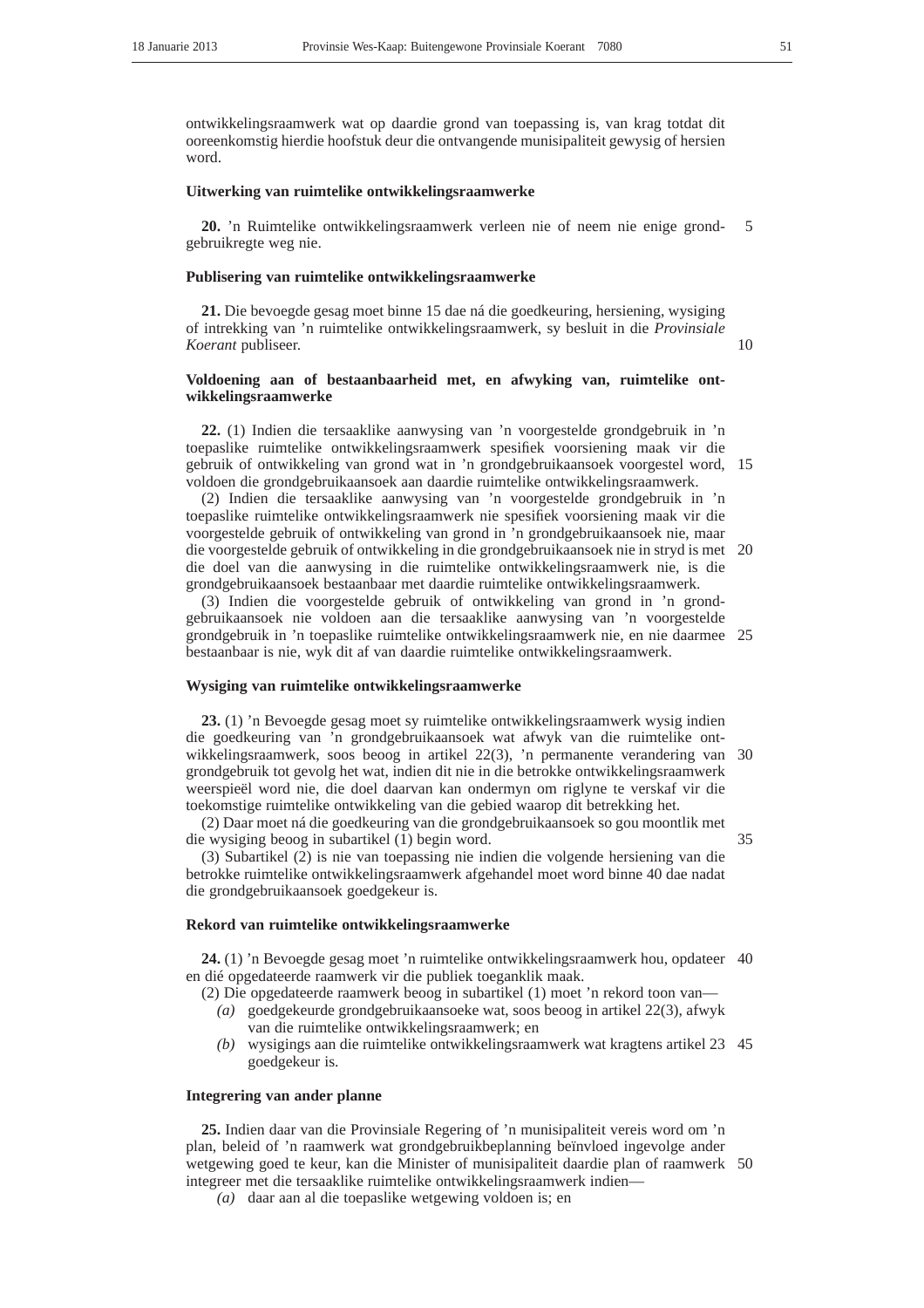ontwikkelingsraamwerk wat op daardie grond van toepassing is, van krag totdat dit ooreenkomstig hierdie hoofstuk deur die ontvangende munisipaliteit gewysig of hersien word.

**Uitwerking van ruimtelike ontwikkelingsraamwerke**

**20.** 'n Ruimtelike ontwikkelingsraamwerk verleen nie of neem nie enige grondgebruikregte weg nie.

**Publisering van ruimtelike ontwikkelingsraamwerke**

**21.** Die bevoegde gesag moet binne 15 dae ná die goedkeuring, hersiening, wysiging of intrekking van 'n ruimtelike ontwikkelingsraamwerk, sy besluit in die *Provinsiale Koerant* publiseer.

**Voldoening aan of bestaanbaarheid met, en afwyking van, ruimtelike ontwikkelingsraamwerke**

**22.** (1) Indien die tersaaklike aanwysing van 'n voorgestelde grondgebruik in 'n toepaslike ruimtelike ontwikkelingsraamwerk spesifiek voorsiening maak vir die gebruik of ontwikkeling van grond wat in 'n grondgebruikaansoek voorgestel word, voldoen die grondgebruikaansoek aan daardie ruimtelike ontwikkelingsraamwerk.

(2) Indien die tersaaklike aanwysing van 'n voorgestelde grondgebruik in 'n toepaslike ruimtelike ontwikkelingsraamwerk nie spesifiek voorsiening maak vir die voorgestelde gebruik of ontwikkeling van grond in 'n grondgebruikaansoek nie, maar die voorgestelde gebruik of ontwikkeling in die grondgebruikaansoek nie in stryd is met die doel van die aanwysing in die ruimtelike ontwikkelingsraamwerk nie, is die grondgebruikaansoek bestaanbaar met daardie ruimtelike ontwikkelingsraamwerk.

(3) Indien die voorgestelde gebruik of ontwikkeling van grond in 'n grondgebruikaansoek nie voldoen aan die tersaaklike aanwysing van 'n voorgestelde grondgebruik in 'n toepaslike ruimtelike ontwikkelingsraamwerk nie, en nie daarmee bestaanbaar is nie, wyk dit af van daardie ruimtelike ontwikkelingsraamwerk.

**Wysiging van ruimtelike ontwikkelingsraamwerke**

**23.** (1) 'n Bevoegde gesag moet sy ruimtelike ontwikkelingsraamwerk wysig indien die goedkeuring van 'n grondgebruikaansoek wat afwyk van die ruimtelike ontwikkelingsraamwerk, soos beoog in artikel 22(3), 'n permanente verandering van grondgebruik tot gevolg het wat, indien dit nie in die betrokke ontwikkelingsraamwerk weerspieël word nie, die doel daarvan kan ondermyn om riglyne te verskaf vir die toekomstige ruimtelike ontwikkeling van die gebied waarop dit betrekking het.

(2) Daar moet ná die goedkeuring van die grondgebruikaansoek so gou moontlik met die wysiging beoog in subartikel (1) begin word.

(3) Subartikel (2) is nie van toepassing nie indien die volgende hersiening van die betrokke ruimtelike ontwikkelingsraamwerk afgehandel moet word binne 40 dae nadat die grondgebruikaansoek goedgekeur is.

**Rekord van ruimtelike ontwikkelingsraamwerke**

**24.** (1) 'n Bevoegde gesag moet 'n ruimtelike ontwikkelingsraamwerk hou, opdateer en dié opgedateerde raamwerk vir die publiek toeganklik maak.

(2) Die opgedateerde raamwerk beoog in subartikel (1) moet 'n rekord toon van—

*(a)* goedgekeurde grondgebruikaansoeke wat, soos beoog in artikel 22(3), afwyk van die ruimtelike ontwikkelingsraamwerk; en

*(b)* wysigings aan die ruimtelike ontwikkelingsraamwerk wat kragtens artikel 23 goedgekeur is.

**Integrering van ander planne**

**25.** Indien daar van die Provinsiale Regering of 'n munisipaliteit vereis word om 'n plan, beleid of 'n raamwerk wat grondgebruikbeplanning beïnvloed ingevolge ander wetgewing goed te keur, kan die Minister of munisipaliteit daardie plan of raamwerk integreer met die tersaaklike ruimtelike ontwikkelingsraamwerk indien—

*(a)* daar aan al die toepaslike wetgewing voldoen is; en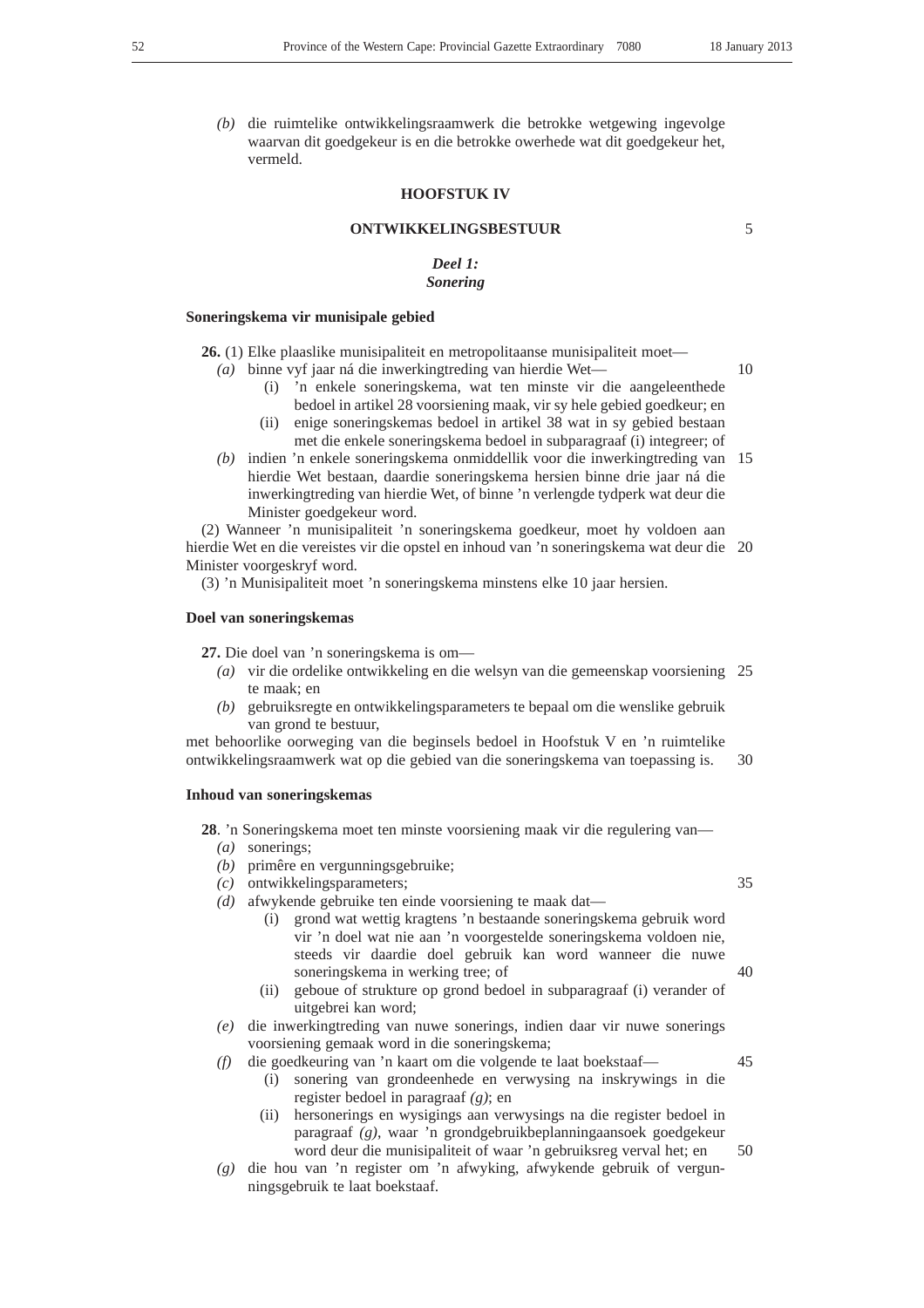*(b)* die ruimtelike ontwikkelingsraamwerk die betrokke wetgewing ingevolge waarvan dit goedgekeur is en die betrokke owerhede wat dit goedgekeur het, vermeld.

## HOOFSTUK IV

## ONTWIKKELINGSBESTUUR

### *Deel 1:*
### *Sonering*

**Soneringskema vir munisipale gebied**

**26.** (1) Elke plaaslike munisipaliteit en metropolitaanse munisipaliteit moet—

*(a)* binne vyf jaar ná die inwerkingtreding van hierdie Wet—

(i) ’n enkele soneringskema, wat ten minste vir die aangeleenthede bedoel in artikel 28 voorsiening maak, vir sy hele gebied goedkeur; en

(ii) enige soneringskemas bedoel in artikel 38 wat in sy gebied bestaan met die enkele soneringskema bedoel in subparagraaf (i) integreer; of

*(b)* indien ’n enkele soneringskema onmiddellik voor die inwerkingtreding van hierdie Wet bestaan, daardie soneringskema hersien binne drie jaar ná die inwerkingtreding van hierdie Wet, of binne ’n verlengde tydperk wat deur die Minister goedgekeur word.

(2) Wanneer ’n munisipaliteit ’n soneringskema goedkeur, moet hy voldoen aan hierdie Wet en die vereistes vir die opstel en inhoud van ’n soneringskema wat deur die Minister voorgeskryf word.

(3) ’n Munisipaliteit moet ’n soneringskema minstens elke 10 jaar hersien.

**Doel van soneringskemas**

**27.** Die doel van ’n soneringskema is om—

*(a)* vir die ordelike ontwikkeling en die welsyn van die gemeenskap voorsiening te maak; en

*(b)* gebruiksregte en ontwikkelingsparameters te bepaal om die wenslike gebruik van grond te bestuur,

met behoorlike oorweging van die beginsels bedoel in Hoofstuk V en ’n ruimtelike ontwikkelingsraamwerk wat op die gebied van die soneringskema van toepassing is.

**Inhoud van soneringskemas**

**28**. ’n Soneringskema moet ten minste voorsiening maak vir die regulering van—

*(a)* sonerings;

*(b)* primêre en vergunningsgebruike;

*(c)* ontwikkelingsparameters;

*(d)* afwykende gebruike ten einde voorsiening te maak dat—

(i) grond wat wettig kragtens ’n bestaande soneringskema gebruik word vir ’n doel wat nie aan ’n voorgestelde soneringskema voldoen nie, steeds vir daardie doel gebruik kan word wanneer die nuwe soneringskema in werking tree; of

(ii) geboue of strukture op grond bedoel in subparagraaf (i) verander of uitgebrei kan word;

*(e)* die inwerkingtreding van nuwe sonerings, indien daar vir nuwe sonerings voorsiening gemaak word in die soneringskema;

*(f)* die goedkeuring van ’n kaart om die volgende te laat boekstaaf—

(i) sonering van grondeenhede en verwysing na inskrywings in die register bedoel in paragraaf *(g)*; en

(ii) hersonerings en wysigings aan verwysings na die register bedoel in paragraaf *(g)*, waar ’n grondgebruikbeplanningaansoek goedgekeur word deur die munisipaliteit of waar ’n gebruiksreg verval het; en

*(g)* die hou van ’n register om ’n afwyking, afwykende gebruik of vergunningsgebruik te laat boekstaaf.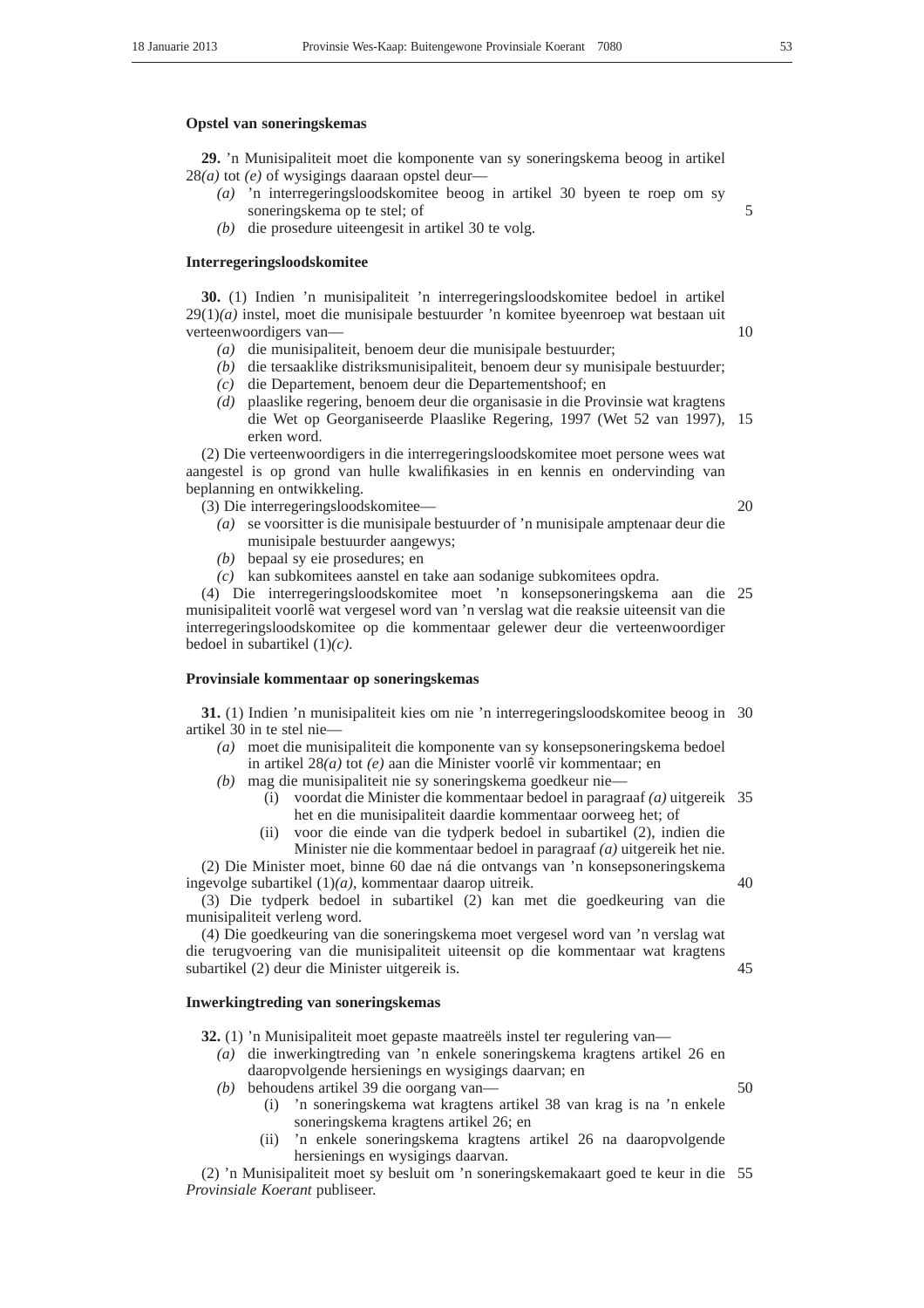**Opstel van soneringskemas**

**29.** 'n Munisipaliteit moet die komponente van sy soneringskema beoog in artikel 28*(a)* tot *(e)* of wysigings daaraan opstel deur—

*(a)* 'n interregeringsloodskomitee beoog in artikel 30 byeen te roep om sy soneringskema op te stel; of

*(b)* die prosedure uiteengesit in artikel 30 te volg.

**Interregeringsloodskomitee**

**30.** (1) Indien 'n munisipaliteit 'n interregeringsloodskomitee bedoel in artikel 29(1)*(a)* instel, moet die munisipale bestuurder 'n komitee byeenroep wat bestaan uit verteenwoordigers van—

*(a)* die munisipaliteit, benoem deur die munisipale bestuurder;

*(b)* die tersaaklike distriksmunisipaliteit, benoem deur sy munisipale bestuurder;

*(c)* die Departement, benoem deur die Departementshoof; en

*(d)* plaaslike regering, benoem deur die organisasie in die Provinsie wat kragtens die Wet op Georganiseerde Plaaslike Regering, 1997 (Wet 52 van 1997), erken word.

(2) Die verteenwoordigers in die interregeringsloodskomitee moet persone wees wat aangestel is op grond van hulle kwalifikasies in en kennis en ondervinding van beplanning en ontwikkeling.

(3) Die interregeringsloodskomitee—

*(a)* se voorsitter is die munisipale bestuurder of 'n munisipale amptenaar deur die munisipale bestuurder aangewys;

*(b)* bepaal sy eie prosedures; en

*(c)* kan subkomitees aanstel en take aan sodanige subkomitees opdra.

(4) Die interregeringsloodskomitee moet 'n konsepsoneringskema aan die munisipaliteit voorlê wat vergesel word van 'n verslag wat die reaksie uiteensit van die interregeringsloodskomitee op die kommentaar gelewer deur die verteenwoordiger bedoel in subartikel (1)*(c)*.

**Provinsiale kommentaar op soneringskemas**

**31.** (1) Indien 'n munisipaliteit kies om nie 'n interregeringsloodskomitee beoog in artikel 30 in te stel nie—

*(a)* moet die munisipaliteit die komponente van sy konsepsoneringskema bedoel in artikel 28*(a)* tot *(e)* aan die Minister voorlê vir kommentaar; en

*(b)* mag die munisipaliteit nie sy soneringskema goedkeur nie—

(i) voordat die Minister die kommentaar bedoel in paragraaf *(a)* uitgereik het en die munisipaliteit daardie kommentaar oorweeg het; of

(ii) voor die einde van die tydperk bedoel in subartikel (2), indien die Minister nie die kommentaar bedoel in paragraaf *(a)* uitgereik het nie.

(2) Die Minister moet, binne 60 dae ná die ontvangs van 'n konsepsoneringskema ingevolge subartikel (1)*(a)*, kommentaar daarop uitreik.

(3) Die tydperk bedoel in subartikel (2) kan met die goedkeuring van die munisipaliteit verleng word.

(4) Die goedkeuring van die soneringskema moet vergesel word van 'n verslag wat die terugvoering van die munisipaliteit uiteensit op die kommentaar wat kragtens subartikel (2) deur die Minister uitgereik is.

**Inwerkingtreding van soneringskemas**

**32.** (1) 'n Munisipaliteit moet gepaste maatreëls instel ter regulering van—

*(a)* die inwerkingtreding van 'n enkele soneringskema kragtens artikel 26 en daaropvolgende hersienings en wysigings daarvan; en

*(b)* behoudens artikel 39 die oorgang van—

(i) 'n soneringskema wat kragtens artikel 38 van krag is na 'n enkele soneringskema kragtens artikel 26; en

(ii) 'n enkele soneringskema kragtens artikel 26 na daaropvolgende hersienings en wysigings daarvan.

(2) 'n Munisipaliteit moet sy besluit om 'n soneringskemakaart goed te keur in die *Provinsiale Koerant* publiseer.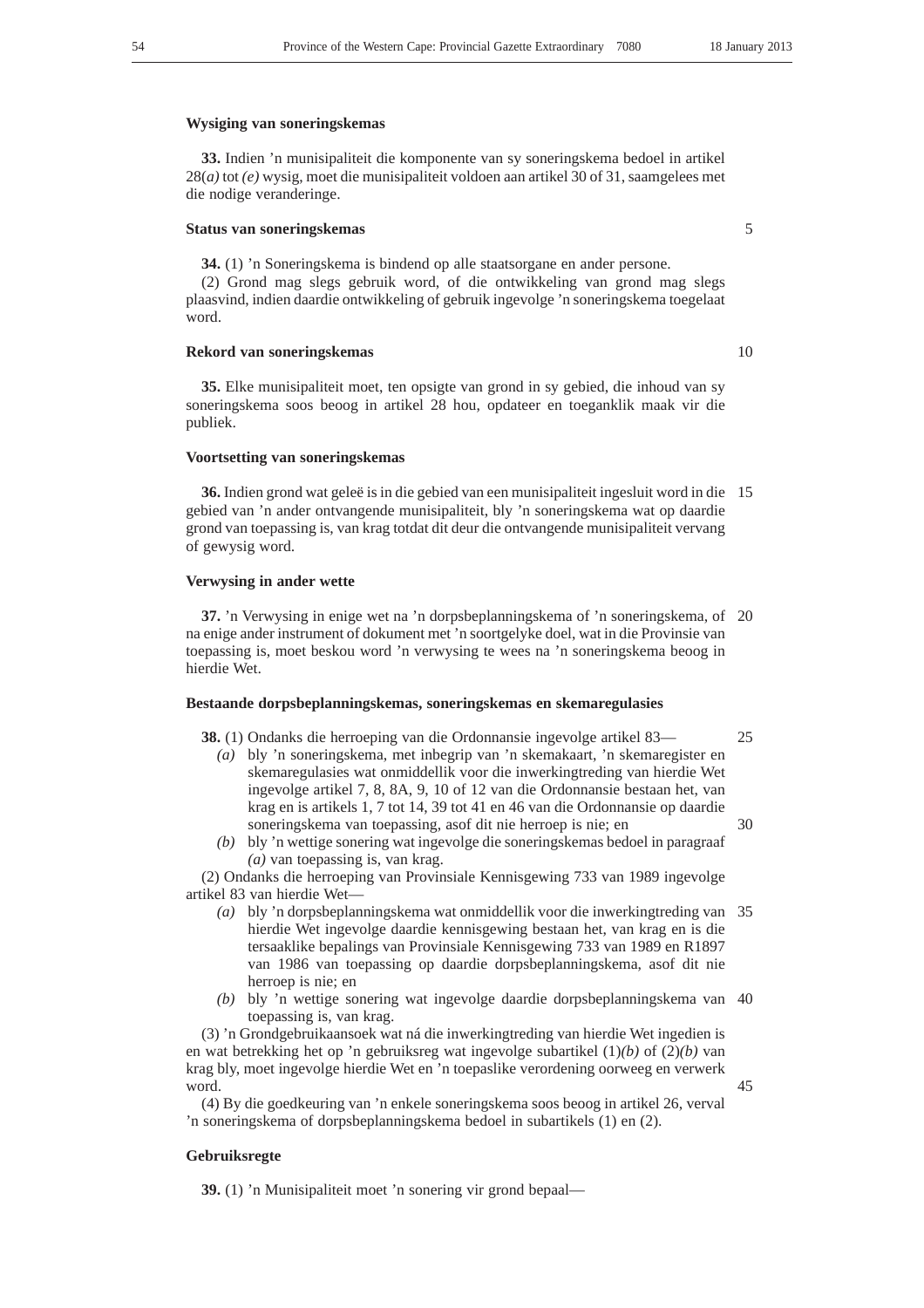**Wysiging van soneringskemas**

**33.** Indien ’n munisipaliteit die komponente van sy soneringskema bedoel in artikel 28(*a)* tot *(e)* wysig, moet die munisipaliteit voldoen aan artikel 30 of 31, saamgelees met die nodige veranderinge.

**Status van soneringskemas**

**34.** (1) ’n Soneringskema is bindend op alle staatsorgane en ander persone.

(2) Grond mag slegs gebruik word, of die ontwikkeling van grond mag slegs plaasvind, indien daardie ontwikkeling of gebruik ingevolge ’n soneringskema toegelaat word.

**Rekord van soneringskemas**

**35.** Elke munisipaliteit moet, ten opsigte van grond in sy gebied, die inhoud van sy soneringskema soos beoog in artikel 28 hou, opdateer en toeganklik maak vir die publiek.

**Voortsetting van soneringskemas**

**36.** Indien grond wat geleë is in die gebied van een munisipaliteit ingesluit word in die gebied van ’n ander ontvangende munisipaliteit, bly ’n soneringskema wat op daardie grond van toepassing is, van krag totdat dit deur die ontvangende munisipaliteit vervang of gewysig word.

**Verwysing in ander wette**

**37.** ’n Verwysing in enige wet na ’n dorpsbeplanningskema of ’n soneringskema, of na enige ander instrument of dokument met ’n soortgelyke doel, wat in die Provinsie van toepassing is, moet beskou word ’n verwysing te wees na ’n soneringskema beoog in hierdie Wet.

**Bestaande dorpsbeplanningskemas, soneringskemas en skemaregulasies**

**38.** (1) Ondanks die herroeping van die Ordonnansie ingevolge artikel 83—

*(a)* bly ’n soneringskema, met inbegrip van ’n skemakaart, ’n skemaregister en skemaregulasies wat onmiddellik voor die inwerkingtreding van hierdie Wet ingevolge artikel 7, 8, 8A, 9, 10 of 12 van die Ordonnansie bestaan het, van krag en is artikels 1, 7 tot 14, 39 tot 41 en 46 van die Ordonnansie op daardie soneringskema van toepassing, asof dit nie herroep is nie; en

*(b)* bly ’n wettige sonering wat ingevolge die soneringskemas bedoel in paragraaf *(a)* van toepassing is, van krag.

(2) Ondanks die herroeping van Provinsiale Kennisgewing 733 van 1989 ingevolge artikel 83 van hierdie Wet—

*(a)* bly ’n dorpsbeplanningskema wat onmiddellik voor die inwerkingtreding van hierdie Wet ingevolge daardie kennisgewing bestaan het, van krag en is die tersaaklike bepalings van Provinsiale Kennisgewing 733 van 1989 en R1897 van 1986 van toepassing op daardie dorpsbeplanningskema, asof dit nie herroep is nie; en

*(b)* bly ’n wettige sonering wat ingevolge daardie dorpsbeplanningskema van toepassing is, van krag.

(3) ’n Grondgebruikaansoek wat ná die inwerkingtreding van hierdie Wet ingedien is en wat betrekking het op ’n gebruiksreg wat ingevolge subartikel (1)*(b)* of (2)*(b)* van krag bly, moet ingevolge hierdie Wet en ’n toepaslike verordening oorweeg en verwerk word.

(4) By die goedkeuring van ’n enkele soneringskema soos beoog in artikel 26, verval ’n soneringskema of dorpsbeplanningskema bedoel in subartikels (1) en (2).

**Gebruiksregte**

**39.** (1) ’n Munisipaliteit moet ’n sonering vir grond bepaal—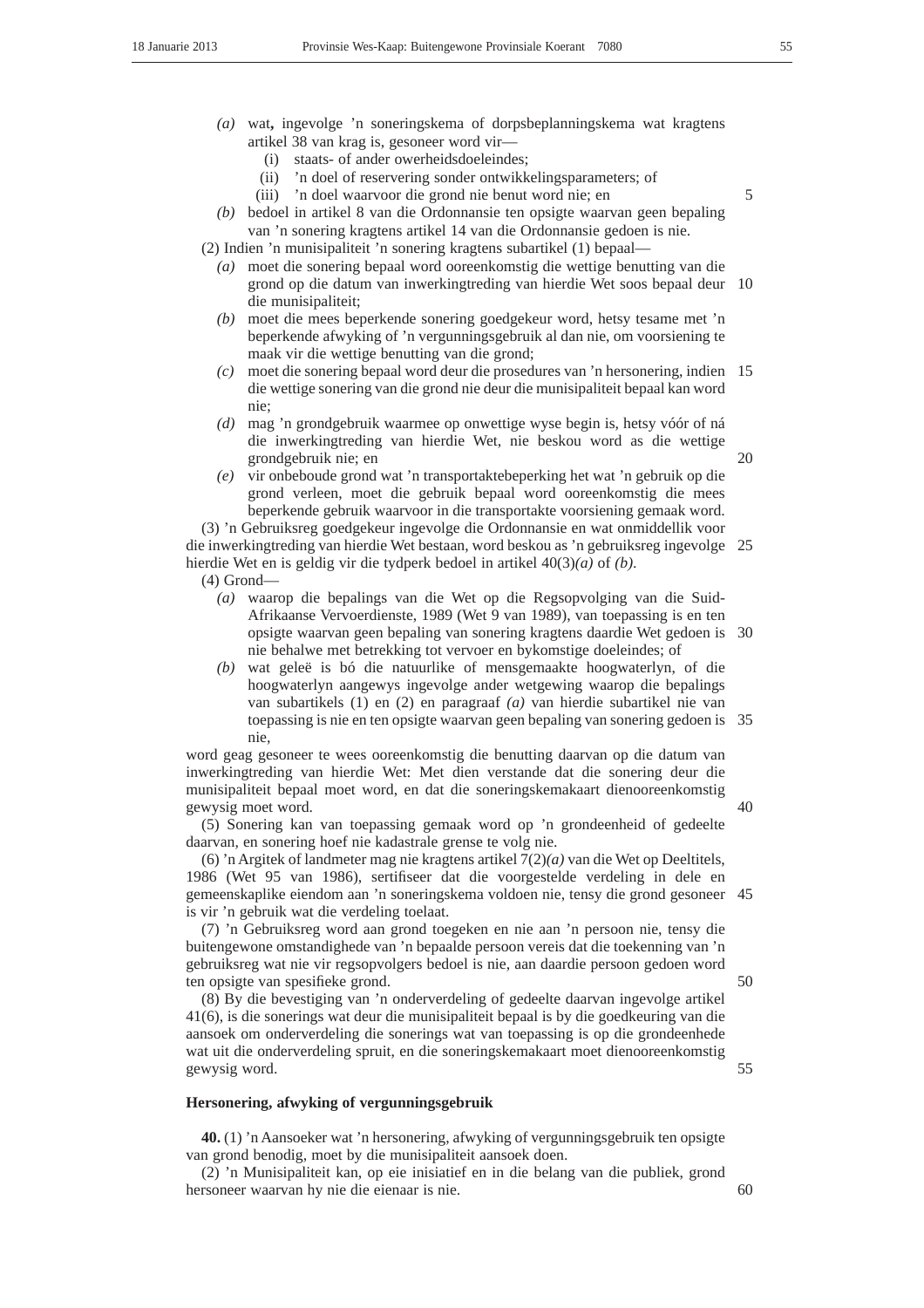*(a)* wat**,** ingevolge 'n soneringskema of dorpsbeplanningskema wat kragtens artikel 38 van krag is, gesoneer word vir—

(i) staats- of ander owerheidsdoeleindes;

(ii) 'n doel of reservering sonder ontwikkelingsparameters; of

(iii) 'n doel waarvoor die grond nie benut word nie; en

*(b)* bedoel in artikel 8 van die Ordonnansie ten opsigte waarvan geen bepaling van 'n sonering kragtens artikel 14 van die Ordonnansie gedoen is nie.

(2) Indien 'n munisipaliteit 'n sonering kragtens subartikel (1) bepaal—

*(a)* moet die sonering bepaal word ooreenkomstig die wettige benutting van die grond op die datum van inwerkingtreding van hierdie Wet soos bepaal deur die munisipaliteit;

*(b)* moet die mees beperkende sonering goedgekeur word, hetsy tesame met 'n beperkende afwyking of 'n vergunningsgebruik al dan nie, om voorsiening te maak vir die wettige benutting van die grond;

*(c)* moet die sonering bepaal word deur die prosedures van 'n hersonering, indien die wettige sonering van die grond nie deur die munisipaliteit bepaal kan word nie;

*(d)* mag 'n grondgebruik waarmee op onwettige wyse begin is, hetsy vóór of ná die inwerkingtreding van hierdie Wet, nie beskou word as die wettige grondgebruik nie; en

*(e)* vir onbeboude grond wat 'n transportaktebeperking het wat 'n gebruik op die grond verleen, moet die gebruik bepaal word ooreenkomstig die mees beperkende gebruik waarvoor in die transportakte voorsiening gemaak word.

(3) 'n Gebruiksreg goedgekeur ingevolge die Ordonnansie en wat onmiddellik voor die inwerkingtreding van hierdie Wet bestaan, word beskou as 'n gebruiksreg ingevolge hierdie Wet en is geldig vir die tydperk bedoel in artikel 40(3)*(a)* of *(b)*.

(4) Grond—

*(a)* waarop die bepalings van die Wet op die Regsopvolging van die Suid-Afrikaanse Vervoerdienste, 1989 (Wet 9 van 1989), van toepassing is en ten opsigte waarvan geen bepaling van sonering kragtens daardie Wet gedoen is nie behalwe met betrekking tot vervoer en bykomstige doeleindes; of

*(b)* wat geleë is bó die natuurlike of mensgemaakte hoogwaterlyn, of die hoogwaterlyn aangewys ingevolge ander wetgewing waarop die bepalings van subartikels (1) en (2) en paragraaf *(a)* van hierdie subartikel nie van toepassing is nie en ten opsigte waarvan geen bepaling van sonering gedoen is nie,

word geag gesoneer te wees ooreenkomstig die benutting daarvan op die datum van inwerkingtreding van hierdie Wet: Met dien verstande dat die sonering deur die munisipaliteit bepaal moet word, en dat die soneringskemakaart dienooreenkomstig gewysig moet word.

(5) Sonering kan van toepassing gemaak word op 'n grondeenheid of gedeelte daarvan, en sonering hoef nie kadastrale grense te volg nie.

(6) 'n Argitek of landmeter mag nie kragtens artikel 7(2)*(a)* van die Wet op Deeltitels, 1986 (Wet 95 van 1986), sertifiseer dat die voorgestelde verdeling in dele en gemeenskaplike eiendom aan 'n soneringskema voldoen nie, tensy die grond gesoneer is vir 'n gebruik wat die verdeling toelaat.

(7) 'n Gebruiksreg word aan grond toegeken en nie aan 'n persoon nie, tensy die buitengewone omstandighede van 'n bepaalde persoon vereis dat die toekenning van 'n gebruiksreg wat nie vir regsopvolgers bedoel is nie, aan daardie persoon gedoen word ten opsigte van spesifieke grond.

(8) By die bevestiging van 'n onderverdeling of gedeelte daarvan ingevolge artikel 41(6), is die sonerings wat deur die munisipaliteit bepaal is by die goedkeuring van die aansoek om onderverdeling die sonerings wat van toepassing is op die grondeenhede wat uit die onderverdeling spruit, en die soneringskemakaart moet dienooreenkomstig gewysig word.

**Hersonering, afwyking of vergunningsgebruik**

**40.** (1) 'n Aansoeker wat 'n hersonering, afwyking of vergunningsgebruik ten opsigte van grond benodig, moet by die munisipaliteit aansoek doen.

(2) 'n Munisipaliteit kan, op eie inisiatief en in die belang van die publiek, grond hersoneer waarvan hy nie die eienaar is nie.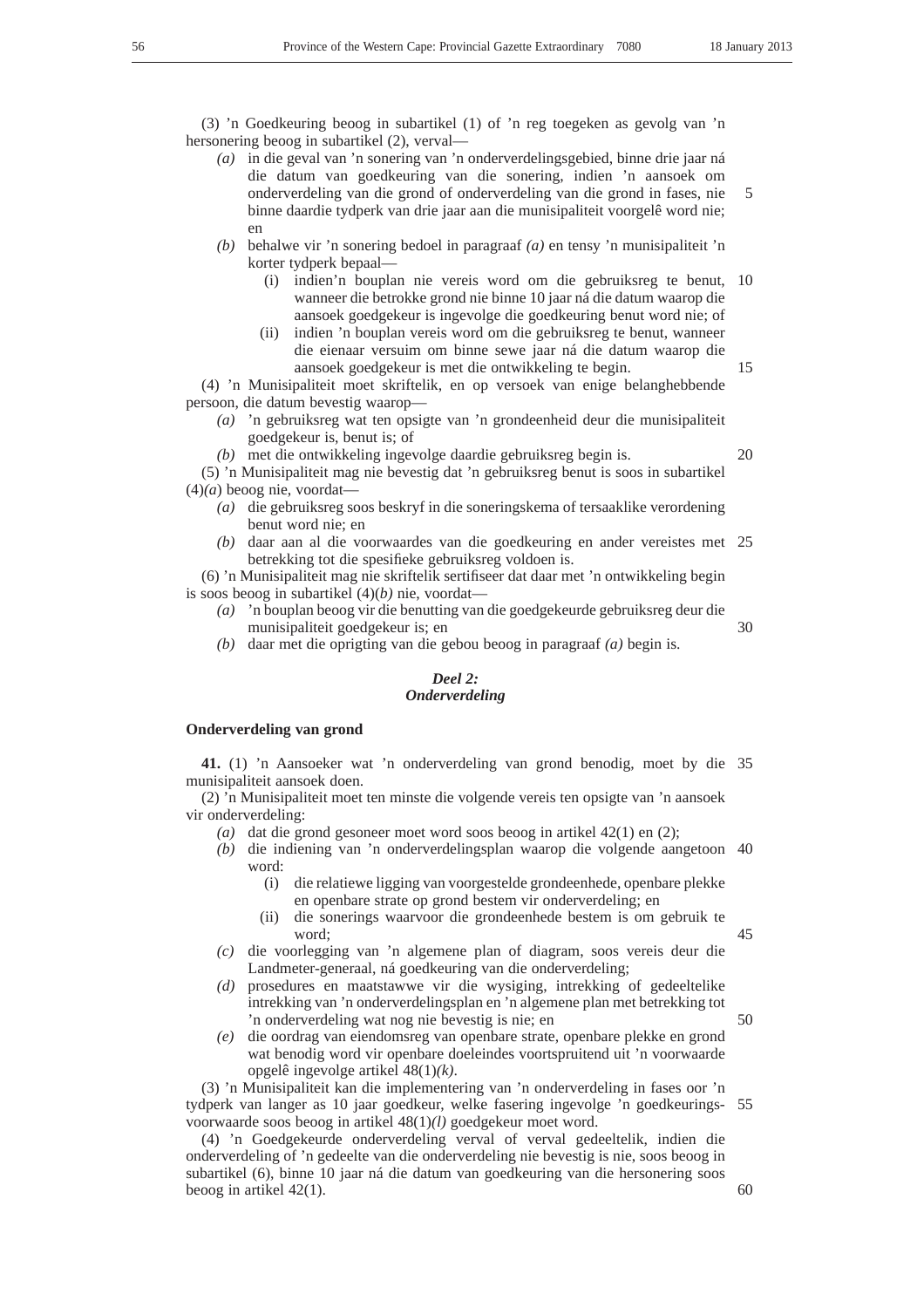(3) ’n Goedkeuring beoog in subartikel (1) of ’n reg toegeken as gevolg van ’n hersonering beoog in subartikel (2), verval—

*(a)* in die geval van ’n sonering van ’n onderverdelingsgebied, binne drie jaar ná die datum van goedkeuring van die sonering, indien ’n aansoek om onderverdeling van die grond of onderverdeling van die grond in fases, nie binne daardie tydperk van drie jaar aan die munisipaliteit voorgelê word nie; en

*(b)* behalwe vir ’n sonering bedoel in paragraaf *(a)* en tensy ’n munisipaliteit ’n korter tydperk bepaal—

(i) indien’n bouplan nie vereis word om die gebruiksreg te benut, wanneer die betrokke grond nie binne 10 jaar ná die datum waarop die aansoek goedgekeur is ingevolge die goedkeuring benut word nie; of

(ii) indien ’n bouplan vereis word om die gebruiksreg te benut, wanneer die eienaar versuim om binne sewe jaar ná die datum waarop die aansoek goedgekeur is met die ontwikkeling te begin.

(4) ’n Munisipaliteit moet skriftelik, en op versoek van enige belanghebbende persoon, die datum bevestig waarop—

*(a)* ’n gebruiksreg wat ten opsigte van ’n grondeenheid deur die munisipaliteit goedgekeur is, benut is; of

*(b)* met die ontwikkeling ingevolge daardie gebruiksreg begin is.

(5) ’n Munisipaliteit mag nie bevestig dat ’n gebruiksreg benut is soos in subartikel (4)*(a)* beoog nie, voordat—

*(a)* die gebruiksreg soos beskryf in die soneringskema of tersaaklike verordening benut word nie; en

*(b)* daar aan al die voorwaardes van die goedkeuring en ander vereistes met betrekking tot die spesifieke gebruiksreg voldoen is.

(6) ’n Munisipaliteit mag nie skriftelik sertifiseer dat daar met ’n ontwikkeling begin is soos beoog in subartikel (4)*(b)* nie, voordat—

*(a)* ’n bouplan beoog vir die benutting van die goedgekeurde gebruiksreg deur die munisipaliteit goedgekeur is; en

*(b)* daar met die oprigting van die gebou beoog in paragraaf *(a)* begin is.

### *Deel 2:*
### *Onderverdeling*

**Onderverdeling van grond**

**41.** (1) ’n Aansoeker wat ’n onderverdeling van grond benodig, moet by die munisipaliteit aansoek doen.

(2) ’n Munisipaliteit moet ten minste die volgende vereis ten opsigte van ’n aansoek vir onderverdeling:

*(a)* dat die grond gesoneer moet word soos beoog in artikel 42(1) en (2);

*(b)* die indiening van ’n onderverdelingsplan waarop die volgende aangetoon word:

(i) die relatiewe ligging van voorgestelde grondeenhede, openbare plekke en openbare strate op grond bestem vir onderverdeling; en

(ii) die sonerings waarvoor die grondeenhede bestem is om gebruik te word;

*(c)* die voorlegging van ’n algemene plan of diagram, soos vereis deur die Landmeter-generaal, ná goedkeuring van die onderverdeling;

*(d)* prosedures en maatstawwe vir die wysiging, intrekking of gedeeltelike intrekking van ’n onderverdelingsplan en ’n algemene plan met betrekking tot ’n onderverdeling wat nog nie bevestig is nie; en

*(e)* die oordrag van eiendomsreg van openbare strate, openbare plekke en grond wat benodig word vir openbare doeleindes voortspruitend uit ’n voorwaarde opgelê ingevolge artikel 48(1)*(k)*.

(3) ’n Munisipaliteit kan die implementering van ’n onderverdeling in fases oor ’n tydperk van langer as 10 jaar goedkeur, welke fasering ingevolge ’n goedkeurings-voorwaarde soos beoog in artikel 48(1)*(l)* goedgekeur moet word.

(4) ’n Goedgekeurde onderverdeling verval of verval gedeeltelik, indien die onderverdeling of ’n gedeelte van die onderverdeling nie bevestig is nie, soos beoog in subartikel (6), binne 10 jaar ná die datum van goedkeuring van die hersonering soos beoog in artikel 42(1).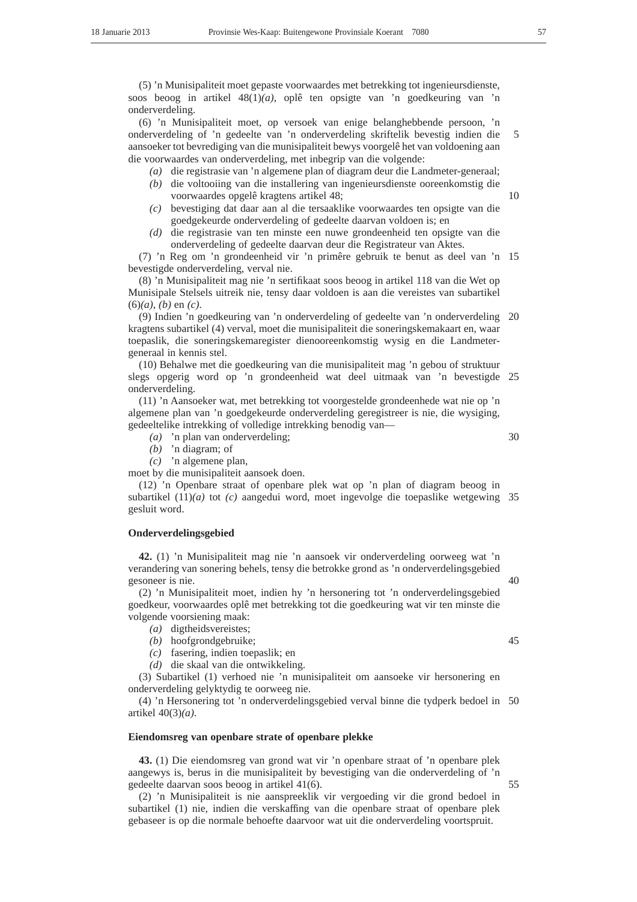(5) 'n Munisipaliteit moet gepaste voorwaardes met betrekking tot ingenieursdienste, soos beoog in artikel 48(1)*(a)*, oplê ten opsigte van 'n goedkeuring van 'n onderverdeling.

(6) 'n Munisipaliteit moet, op versoek van enige belanghebbende persoon, 'n onderverdeling of 'n gedeelte van 'n onderverdeling skriftelik bevestig indien die aansoeker tot bevrediging van die munisipaliteit bewys voorgelê het van voldoening aan die voorwaardes van onderverdeling, met inbegrip van die volgende:

*(a)* die registrasie van 'n algemene plan of diagram deur die Landmeter-generaal;

*(b)* die voltooiing van die installering van ingenieursdienste ooreenkomstig die voorwaardes opgelê kragtens artikel 48;

*(c)* bevestiging dat daar aan al die tersaaklike voorwaardes ten opsigte van die goedgekeurde onderverdeling of gedeelte daarvan voldoen is; en

*(d)* die registrasie van ten minste een nuwe grondeenheid ten opsigte van die onderverdeling of gedeelte daarvan deur die Registrateur van Aktes.

(7) 'n Reg om 'n grondeenheid vir 'n primêre gebruik te benut as deel van 'n bevestigde onderverdeling, verval nie.

(8) 'n Munisipaliteit mag nie 'n sertifikaat soos beoog in artikel 118 van die Wet op Munisipale Stelsels uitreik nie, tensy daar voldoen is aan die vereistes van subartikel (6)*(a)*, *(b)* en *(c)*.

(9) Indien 'n goedkeuring van 'n onderverdeling of gedeelte van 'n onderverdeling kragtens subartikel (4) verval, moet die munisipaliteit die soneringskemakaart en, waar toepaslik, die soneringskemaregister dienooreenkomstig wysig en die Landmeter-generaal in kennis stel.

(10) Behalwe met die goedkeuring van die munisipaliteit mag 'n gebou of struktuur slegs opgerig word op 'n grondeenheid wat deel uitmaak van 'n bevestigde onderverdeling.

(11) 'n Aansoeker wat, met betrekking tot voorgestelde grondeenhede wat nie op 'n algemene plan van 'n goedgekeurde onderverdeling geregistreer is nie, die wysiging, gedeeltelike intrekking of volledige intrekking benodig van—

*(a)* 'n plan van onderverdeling;

*(b)* 'n diagram; of

*(c)* 'n algemene plan,

moet by die munisipaliteit aansoek doen.

(12) 'n Openbare straat of openbare plek wat op 'n plan of diagram beoog in subartikel (11)*(a)* tot *(c)* aangedui word, moet ingevolge die toepaslike wetgewing gesluit word.

**Onderverdelingsgebied**

**42.** (1) 'n Munisipaliteit mag nie 'n aansoek vir onderverdeling oorweeg wat 'n verandering van sonering behels, tensy die betrokke grond as 'n onderverdelingsgebied gesoneer is nie.

(2) 'n Munisipaliteit moet, indien hy 'n hersonering tot 'n onderverdelingsgebied goedkeur, voorwaardes oplê met betrekking tot die goedkeuring wat vir ten minste die volgende voorsiening maak:

*(a)* digtheidsvereistes;

*(b)* hoofgrondgebruike;

*(c)* fasering, indien toepaslik; en

*(d)* die skaal van die ontwikkeling.

(3) Subartikel (1) verhoed nie 'n munisipaliteit om aansoeke vir hersonering en onderverdeling gelyktydig te oorweeg nie.

(4) 'n Hersonering tot 'n onderverdelingsgebied verval binne die tydperk bedoel in artikel 40(3)*(a)*.

**Eiendomsreg van openbare strate of openbare plekke**

**43.** (1) Die eiendomsreg van grond wat vir 'n openbare straat of 'n openbare plek aangewys is, berus in die munisipaliteit by bevestiging van die onderverdeling of 'n gedeelte daarvan soos beoog in artikel 41(6).

(2) 'n Munisipaliteit is nie aanspreeklik vir vergoeding vir die grond bedoel in subartikel (1) nie, indien die verskaffing van die openbare straat of openbare plek gebaseer is op die normale behoefte daarvoor wat uit die onderverdeling voortspruit.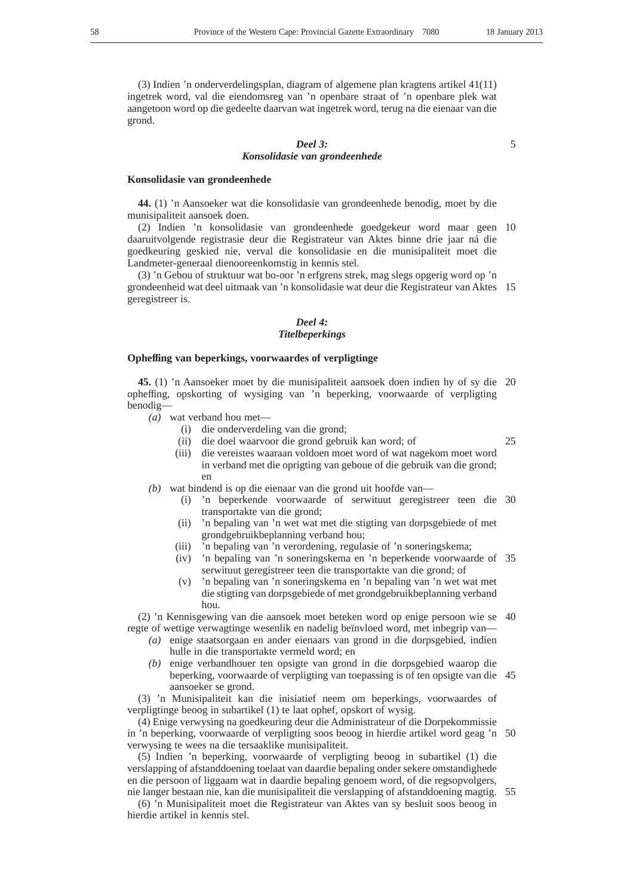(3) Indien 'n onderverdelingsplan, diagram of algemene plan kragtens artikel 41(11) ingetrek word, val die eiendomsreg van 'n openbare straat of 'n openbare plek wat aangetoon word op die gedeelte daarvan wat ingetrek word, terug na die eienaar van die grond.

## *Deel 3: Konsolidasie van grondeenhede*

### Konsolidasie van grondeenhede

**44.** (1) 'n Aansoeker wat die konsolidasie van grondeenhede benodig, moet by die munisipaliteit aansoek doen.

(2) Indien 'n konsolidasie van grondeenhede goedgekeur word maar geen daaruitvolgende registrasie deur die Registrateur van Aktes binne drie jaar ná die goedkeuring geskied nie, verval die konsolidasie en die munisipaliteit moet die Landmeter-generaal dienooreenkomstig in kennis stel.

(3) 'n Gebou of struktuur wat bo-oor 'n erfgrens strek, mag slegs opgerig word op 'n grondeenheid wat deel uitmaak van 'n konsolidasie wat deur die Registrateur van Aktes geregistreer is.

## *Deel 4: Titelbeperkings*

### Opheffing van beperkings, voorwaardes of verpligtinge

**45.** (1) 'n Aansoeker moet by die munisipaliteit aansoek doen indien hy of sy die opheffing, opskorting of wysiging van 'n beperking, voorwaarde of verpligting benodig—

*(a)* wat verband hou met—

(i) die onderverdeling van die grond;

(ii) die doel waarvoor die grond gebruik kan word; of

(iii) die vereistes waaraan voldoen moet word of wat nagekom moet word in verband met die oprigting van geboue of die gebruik van die grond; en

*(b)* wat bindend is op die eienaar van die grond uit hoofde van—

(i) 'n beperkende voorwaarde of serwituut geregistreer teen die transportakte van die grond;

(ii) 'n bepaling van 'n wet wat met die stigting van dorpsgebiede of met grondgebruikbeplanning verband hou;

(iii) 'n bepaling van 'n verordening, regulasie of 'n soneringskema;

(iv) 'n bepaling van 'n soneringskema en 'n beperkende voorwaarde of serwituut geregistreer teen die transportakte van die grond; of

(v) 'n bepaling van 'n soneringskema en 'n bepaling van 'n wet wat met die stigting van dorpsgebiede of met grondgebruikbeplanning verband hou.

(2) 'n Kennisgewing van die aansoek moet beteken word op enige persoon wie se regte of wettige verwagtinge wesenlik en nadelig beïnvloed word, met inbegrip van—

*(a)* enige staatsorgaan en ander eienaars van grond in die dorpsgebied, indien hulle in die transportakte vermeld word; en

*(b)* enige verbandhouer ten opsigte van grond in die dorpsgebied waarop die beperking, voorwaarde of verpligting van toepassing is of ten opsigte van die aansoeker se grond.

(3) 'n Munisipaliteit kan die inisiatief neem om beperkings, voorwaardes of verpligtinge beoog in subartikel (1) te laat ophef, opskort of wysig.

(4) Enige verwysing na goedkeuring deur die Administrateur of die Dorpekommissie in 'n beperking, voorwaarde of verpligting soos beoog in hierdie artikel word geag 'n verwysing te wees na die tersaaklike munisipaliteit.

(5) Indien 'n beperking, voorwaarde of verpligting beoog in subartikel (1) die verslapping of afstanddoening toelaat van daardie bepaling onder sekere omstandighede en die persoon of liggaam wat in daardie bepaling genoem word, of die regsopvolgers, nie langer bestaan nie, kan die munisipaliteit die verslapping of afstanddoening magtig.

(6) 'n Munisipaliteit moet die Registrateur van Aktes van sy besluit soos beoog in hierdie artikel in kennis stel.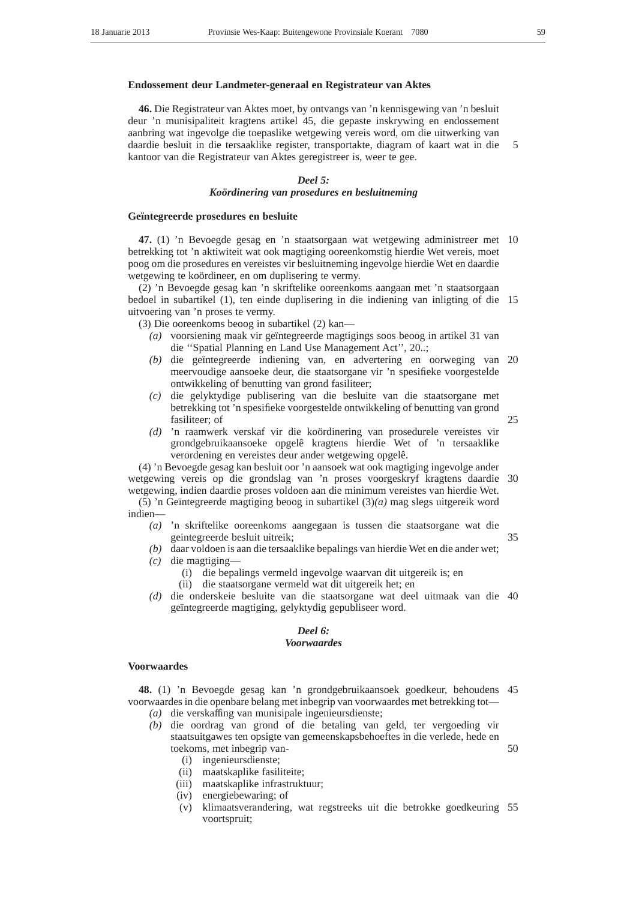**Endossement deur Landmeter-generaal en Registrateur van Aktes**

**46.** Die Registrateur van Aktes moet, by ontvangs van 'n kennisgewing van 'n besluit deur 'n munisipaliteit kragtens artikel 45, die gepaste inskrywing en endossement aanbring wat ingevolge die toepaslike wetgewing vereis word, om die uitwerking van daardie besluit in die tersaaklike register, transportakte, diagram of kaart wat in die kantoor van die Registrateur van Aktes geregistreer is, weer te gee.

## *Deel 5:*
## *Koördinering van prosedures en besluitneming*

**Geïntegreerde prosedures en besluite**

**47.** (1) 'n Bevoegde gesag en 'n staatsorgaan wat wetgewing administreer met betrekking tot 'n aktiwiteit wat ook magtiging ooreenkomstig hierdie Wet vereis, moet poog om die prosedures en vereistes vir besluitneming ingevolge hierdie Wet en daardie wetgewing te koördineer, en om duplisering te vermy.

(2) 'n Bevoegde gesag kan 'n skriftelike ooreenkoms aangaan met 'n staatsorgaan bedoel in subartikel (1), ten einde duplisering in die indiening van inligting of die uitvoering van 'n proses te vermy.

(3) Die ooreenkoms beoog in subartikel (2) kan—

*(a)* voorsiening maak vir geïntegreerde magtigings soos beoog in artikel 31 van die ''Spatial Planning en Land Use Management Act'', 20..;

*(b)* die geïntegreerde indiening van, en advertering en oorweging van meervoudige aansoeke deur, die staatsorgane vir 'n spesifieke voorgestelde ontwikkeling of benutting van grond fasiliteer;

*(c)* die gelyktydige publisering van die besluite van die staatsorgane met betrekking tot 'n spesifieke voorgestelde ontwikkeling of benutting van grond fasiliteer; of

*(d)* 'n raamwerk verskaf vir die koördinering van prosedurele vereistes vir grondgebruikaansoeke opgelê kragtens hierdie Wet of 'n tersaaklike verordening en vereistes deur ander wetgewing opgelê.

(4) 'n Bevoegde gesag kan besluit oor 'n aansoek wat ook magtiging ingevolge ander wetgewing vereis op die grondslag van 'n proses voorgeskryf kragtens daardie wetgewing, indien daardie proses voldoen aan die minimum vereistes van hierdie Wet.

(5) 'n Geïntegreerde magtiging beoog in subartikel (3)*(a)* mag slegs uitgereik word indien—

*(a)* 'n skriftelike ooreenkoms aangegaan is tussen die staatsorgane wat die geintegreerde besluit uitreik;

*(b)* daar voldoen is aan die tersaaklike bepalings van hierdie Wet en die ander wet;

*(c)* die magtiging—

(i) die bepalings vermeld ingevolge waarvan dit uitgereik is; en

(ii) die staatsorgane vermeld wat dit uitgereik het; en

*(d)* die onderskeie besluite van die staatsorgane wat deel uitmaak van die geïntegreerde magtiging, gelyktydig gepubliseer word.

## *Deel 6:*
## *Voorwaardes*

**Voorwaardes**

**48.** (1) 'n Bevoegde gesag kan 'n grondgebruikaansoek goedkeur, behoudens voorwaardes in die openbare belang met inbegrip van voorwaardes met betrekking tot—

*(a)* die verskaffing van munisipale ingenieursdienste;

*(b)* die oordrag van grond of die betaling van geld, ter vergoeding vir staatsuitgawes ten opsigte van gemeenskapsbehoeftes in die verlede, hede en toekoms, met inbegrip van-

(i) ingenieursdienste;

(ii) maatskaplike fasiliteite;

(iii) maatskaplike infrastruktuur;

(iv) energiebewaring; of

(v) klimaatsverandering, wat regstreeks uit die betrokke goedkeuring voortspruit;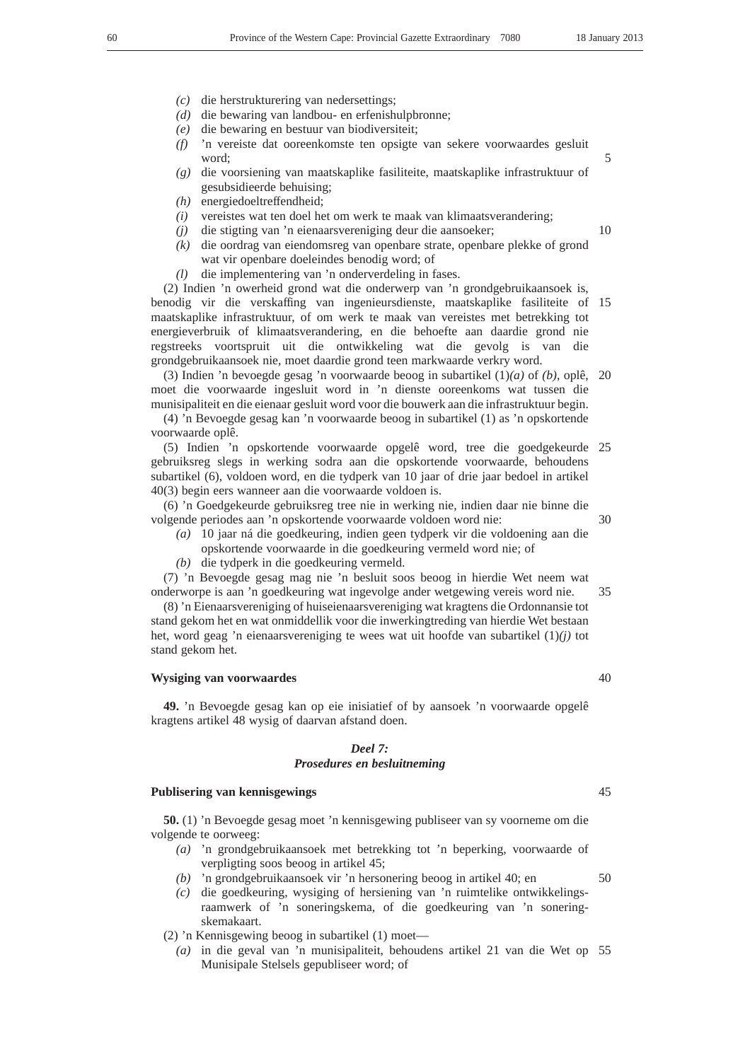(c) die herstrukturering van nedersettings;
(d) die bewaring van landbou- en erfenishulpbronne;
(e) die bewaring en bestuur van biodiversiteit;
(f) 'n vereiste dat ooreenkomste ten opsigte van sekere voorwaardes gesluit word;
(g) die voorsiening van maatskaplike fasiliteite, maatskaplike infrastruktuur of gesubsidieerde behuising;
(h) energiedoeltreffendheid;
(i) vereistes wat ten doel het om werk te maak van klimaatsverandering;
(j) die stigting van 'n eienaarsvereniging deur die aansoeker;
(k) die oordrag van eiendomsreg van openbare strate, openbare plekke of grond wat vir openbare doeleindes benodig word; of
(l) die implementering van 'n onderverdeling in fases.

(2) Indien 'n owerheid grond wat die onderwerp van 'n grondgebruikaansoek is, benodig vir die verskaffing van ingenieursdienste, maatskaplike fasiliteite of maatskaplike infrastruktuur, of om werk te maak van vereistes met betrekking tot energieverbruik of klimaatsverandering, en die behoefte aan daardie grond nie regstreeks voortspruit uit die ontwikkeling wat die gevolg is van die grondgebruikaansoek nie, moet daardie grond teen markwaarde verkry word.

(3) Indien 'n bevoegde gesag 'n voorwaarde beoog in subartikel (1)*(a)* of *(b)*, oplê, moet die voorwaarde ingesluit word in 'n dienste ooreenkoms wat tussen die munisipaliteit en die eienaar gesluit word voor die bouwerk aan die infrastruktuur begin.

(4) 'n Bevoegde gesag kan 'n voorwaarde beoog in subartikel (1) as 'n opskortende voorwaarde oplê.

(5) Indien 'n opskortende voorwaarde opgelê word, tree die goedgekeurde gebruiksreg slegs in werking sodra aan die opskortende voorwaarde, behoudens subartikel (6), voldoen word, en die tydperk van 10 jaar of drie jaar bedoel in artikel 40(3) begin eers wanneer aan die voorwaarde voldoen is.

(6) 'n Goedgekeurde gebruiksreg tree nie in werking nie, indien daar nie binne die volgende periodes aan 'n opskortende voorwaarde voldoen word nie:

(a) 10 jaar ná die goedkeuring, indien geen tydperk vir die voldoening aan die opskortende voorwaarde in die goedkeuring vermeld word nie; of
(b) die tydperk in die goedkeuring vermeld.

(7) 'n Bevoegde gesag mag nie 'n besluit soos beoog in hierdie Wet neem wat onderworpe is aan 'n goedkeuring wat ingevolge ander wetgewing vereis word nie.

(8) 'n Eienaarsvereniging of huiseienaarsvereniging wat kragtens die Ordonnansie tot stand gekom het en wat onmiddellik voor die inwerkingtreding van hierdie Wet bestaan het, word geag 'n eienaarsvereniging te wees wat uit hoofde van subartikel (1)*(j)* tot stand gekom het.

**Wysiging van voorwaardes**

**49.** 'n Bevoegde gesag kan op eie inisiatief of by aansoek 'n voorwaarde opgelê kragtens artikel 48 wysig of daarvan afstand doen.

### *Deel 7:*
### *Prosedures en besluitneming*

**Publisering van kennisgewings**

**50.** (1) 'n Bevoegde gesag moet 'n kennisgewing publiseer van sy voorneme om die volgende te oorweeg:

(a) 'n grondgebruikaansoek met betrekking tot 'n beperking, voorwaarde of verpligting soos beoog in artikel 45;
(b) 'n grondgebruikaansoek vir 'n hersonering beoog in artikel 40; en
(c) die goedkeuring, wysiging of hersiening van 'n ruimtelike ontwikkelingsraamwerk of 'n soneringskema, of die goedkeuring van 'n soneringskemakaart.

(2) 'n Kennisgewing beoog in subartikel (1) moet—

(a) in die geval van 'n munisipaliteit, behoudens artikel 21 van die Wet op Munisipale Stelsels gepubliseer word; of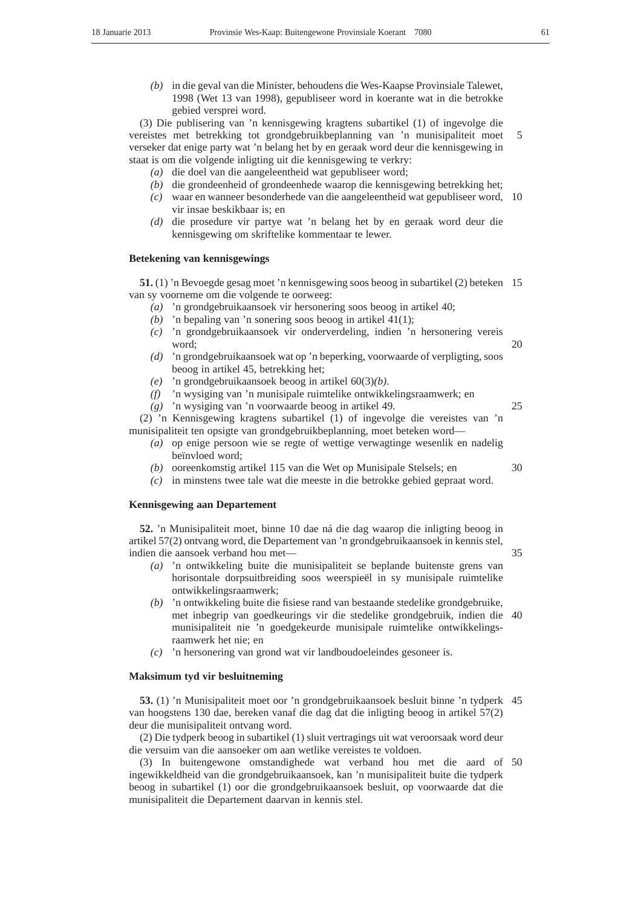*(b)* in die geval van die Minister, behoudens die Wes-Kaapse Provinsiale Talewet, 1998 (Wet 13 van 1998), gepubliseer word in koerante wat in die betrokke gebied versprei word.

(3) Die publisering van 'n kennisgewing kragtens subartikel (1) of ingevolge die vereistes met betrekking tot grondgebruikbeplanning van 'n munisipaliteit moet verseker dat enige party wat 'n belang het by en geraak word deur die kennisgewing in staat is om die volgende inligting uit die kennisgewing te verkry:

*(a)* die doel van die aangeleentheid wat gepubliseer word;

*(b)* die grondeenheid of grondeenhede waarop die kennisgewing betrekking het;

*(c)* waar en wanneer besonderhede van die aangeleentheid wat gepubliseer word, vir insae beskikbaar is; en

*(d)* die prosedure vir partye wat 'n belang het by en geraak word deur die kennisgewing om skriftelike kommentaar te lewer.

**Betekening van kennisgewings**

**51.** (1) 'n Bevoegde gesag moet 'n kennisgewing soos beoog in subartikel (2) beteken van sy voorneme om die volgende te oorweeg:

*(a)* 'n grondgebruikaansoek vir hersonering soos beoog in artikel 40;

*(b)* 'n bepaling van 'n sonering soos beoog in artikel 41(1);

*(c)* 'n grondgebruikaansoek vir onderverdeling, indien 'n hersonering vereis word;

*(d)* 'n grondgebruikaansoek wat op 'n beperking, voorwaarde of verpligting, soos beoog in artikel 45, betrekking het;

*(e)* 'n grondgebruikaansoek beoog in artikel 60(3)*(b)*.

*(f)* 'n wysiging van 'n munisipale ruimtelike ontwikkelingsraamwerk; en

*(g)* 'n wysiging van 'n voorwaarde beoog in artikel 49.

(2) 'n Kennisgewing kragtens subartikel (1) of ingevolge die vereistes van 'n munisipaliteit ten opsigte van grondgebruikbeplanning, moet beteken word—

*(a)* op enige persoon wie se regte of wettige verwagtinge wesenlik en nadelig beïnvloed word;

*(b)* ooreenkomstig artikel 115 van die Wet op Munisipale Stelsels; en

*(c)* in minstens twee tale wat die meeste in die betrokke gebied gepraat word.

**Kennisgewing aan Departement**

**52.** 'n Munisipaliteit moet, binne 10 dae ná die dag waarop die inligting beoog in artikel 57(2) ontvang word, die Departement van 'n grondgebruikaansoek in kennis stel, indien die aansoek verband hou met—

*(a)* 'n ontwikkeling buite die munisipaliteit se beplande buitenste grens van horisontale dorpsuitbreiding soos weerspieël in sy munisipale ruimtelike ontwikkelingsraamwerk;

*(b)* 'n ontwikkeling buite die fisiese rand van bestaande stedelike grondgebruike, met inbegrip van goedkeurings vir die stedelike grondgebruik, indien die munisipaliteit nie 'n goedgekeurde munisipale ruimtelike ontwikkelingsraamwerk het nie; en

*(c)* 'n hersonering van grond wat vir landboudoeleindes gesoneer is.

**Maksimum tyd vir besluitneming**

**53.** (1) 'n Munisipaliteit moet oor 'n grondgebruikaansoek besluit binne 'n tydperk van hoogstens 130 dae, bereken vanaf die dag dat die inligting beoog in artikel 57(2) deur die munisipaliteit ontvang word.

(2) Die tydperk beoog in subartikel (1) sluit vertragings uit wat veroorsaak word deur die versuim van die aansoeker om aan wetlike vereistes te voldoen.

(3) In buitengewone omstandighede wat verband hou met die aard of ingewikkeldheid van die grondgebruikaansoek, kan 'n munisipaliteit buite die tydperk beoog in subartikel (1) oor die grondgebruikaansoek besluit, op voorwaarde dat die munisipaliteit die Departement daarvan in kennis stel.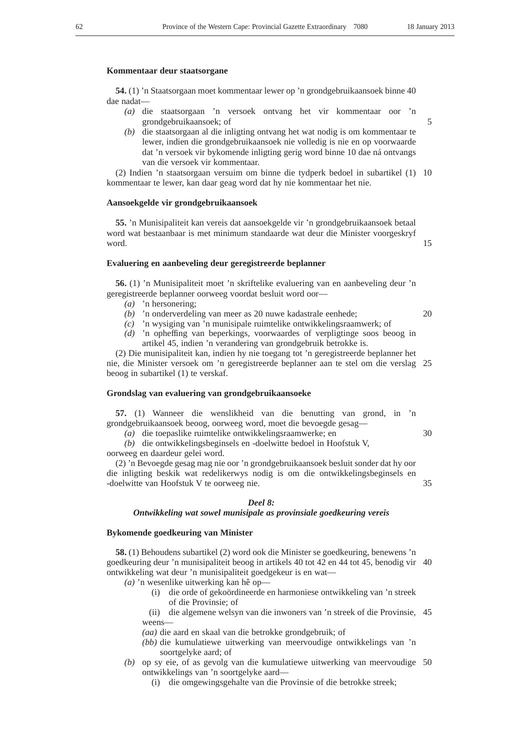**Kommentaar deur staatsorgane**

**54.** (1) ’n Staatsorgaan moet kommentaar lewer op ’n grondgebruikaansoek binne 40 dae nadat—

*(a)* die staatsorgaan ’n versoek ontvang het vir kommentaar oor ’n grondgebruikaansoek; of

*(b)* die staatsorgaan al die inligting ontvang het wat nodig is om kommentaar te lewer, indien die grondgebruikaansoek nie volledig is nie en op voorwaarde dat ’n versoek vir bykomende inligting gerig word binne 10 dae ná ontvangs van die versoek vir kommentaar.

(2) Indien ’n staatsorgaan versuim om binne die tydperk bedoel in subartikel (1) kommentaar te lewer, kan daar geag word dat hy nie kommentaar het nie.

**Aansoekgelde vir grondgebruikaansoek**

**55.** ’n Munisipaliteit kan vereis dat aansoekgelde vir ’n grondgebruikaansoek betaal word wat bestaanbaar is met minimum standaarde wat deur die Minister voorgeskryf word.

**Evaluering en aanbeveling deur geregistreerde beplanner**

**56.** (1) ’n Munisipaliteit moet ’n skriftelike evaluering van en aanbeveling deur ’n geregistreerde beplanner oorweeg voordat besluit word oor—

*(a)* ’n hersonering;

*(b)* ’n onderverdeling van meer as 20 nuwe kadastrale eenhede;

*(c)* ’n wysiging van ’n munisipale ruimtelike ontwikkelingsraamwerk; of

*(d)* ’n opheffing van beperkings, voorwaardes of verpligtinge soos beoog in artikel 45, indien ’n verandering van grondgebruik betrokke is.

(2) Die munisipaliteit kan, indien hy nie toegang tot ’n geregistreerde beplanner het nie, die Minister versoek om ’n geregistreerde beplanner aan te stel om die verslag beoog in subartikel (1) te verskaf.

**Grondslag van evaluering van grondgebruikaansoeke**

**57.** (1) Wanneer die wenslikheid van die benutting van grond, in ’n grondgebruikaansoek beoog, oorweeg word, moet die bevoegde gesag—

*(a)* die toepaslike ruimtelike ontwikkelingsraamwerke; en

*(b)* die ontwikkelingsbeginsels en -doelwitte bedoel in Hoofstuk V,

oorweeg en daardeur gelei word.

(2) ’n Bevoegde gesag mag nie oor ’n grondgebruikaansoek besluit sonder dat hy oor die inligting beskik wat redelikerwys nodig is om die ontwikkelingsbeginsels en -doelwitte van Hoofstuk V te oorweeg nie.

***Deel 8:***
***Ontwikkeling wat sowel munisipale as provinsiale goedkeuring vereis***

**Bykomende goedkeuring van Minister**

**58.** (1) Behoudens subartikel (2) word ook die Minister se goedkeuring, benewens ’n goedkeuring deur ’n munisipaliteit beoog in artikels 40 tot 42 en 44 tot 45, benodig vir ontwikkeling wat deur ’n munisipaliteit goedgekeur is en wat—

*(a)* ’n wesenlike uitwerking kan hê op—

(i) die orde of gekoördineerde en harmoniese ontwikkeling van ’n streek of die Provinsie; of

(ii) die algemene welsyn van die inwoners van ’n streek of die Provinsie, weens—

*(aa)* die aard en skaal van die betrokke grondgebruik; of

*(bb)* die kumulatiewe uitwerking van meervoudige ontwikkelings van ’n soortgelyke aard; of

*(b)* op sy eie, of as gevolg van die kumulatiewe uitwerking van meervoudige ontwikkelings van ’n soortgelyke aard—

(i) die omgewingsgehalte van die Provinsie of die betrokke streek;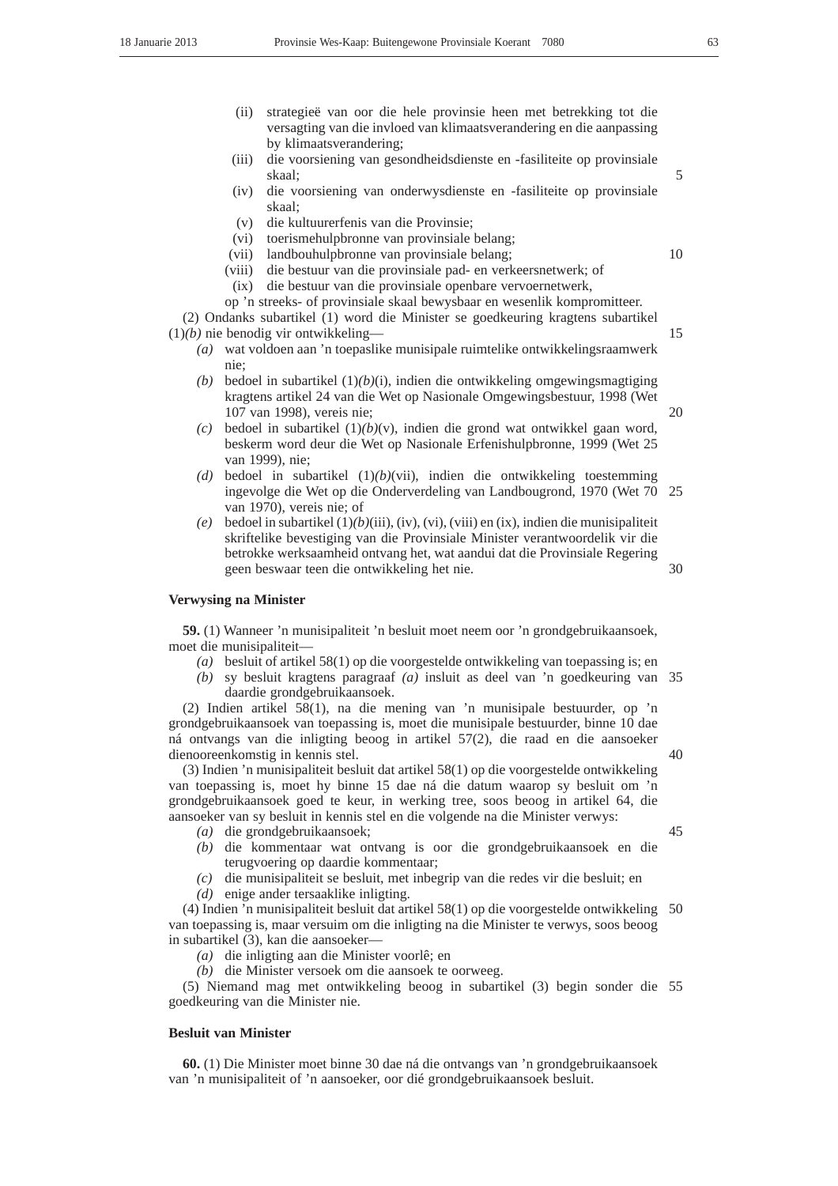(ii) strategieë van oor die hele provinsie heen met betrekking tot die versagting van die invloed van klimaatsverandering en die aanpassing by klimaatsverandering;

(iii) die voorsiening van gesondheidsdienste en -fasiliteite op provinsiale skaal;

(iv) die voorsiening van onderwysdienste en -fasiliteite op provinsiale skaal;

(v) die kultuurerfenis van die Provinsie;

(vi) toerismehulpbronne van provinsiale belang;

(vii) landbouhulpbronne van provinsiale belang;

(viii) die bestuur van die provinsiale pad- en verkeersnetwerk; of

(ix) die bestuur van die provinsiale openbare vervoernetwerk,

op ’n streeks- of provinsiale skaal bewysbaar en wesenlik kompromitteer.

(2) Ondanks subartikel (1) word die Minister se goedkeuring kragtens subartikel (1)*(b)* nie benodig vir ontwikkeling—

*(a)* wat voldoen aan ’n toepaslike munisipale ruimtelike ontwikkelingsraamwerk nie;

*(b)* bedoel in subartikel (1)*(b)*(i), indien die ontwikkeling omgewingsmagtiging kragtens artikel 24 van die Wet op Nasionale Omgewingsbestuur, 1998 (Wet 107 van 1998), vereis nie;

*(c)* bedoel in subartikel (1)*(b)*(v), indien die grond wat ontwikkel gaan word, beskerm word deur die Wet op Nasionale Erfenishulpbronne, 1999 (Wet 25 van 1999), nie;

*(d)* bedoel in subartikel (1)*(b)*(vii), indien die ontwikkeling toestemming ingevolge die Wet op die Onderverdeling van Landbougrond, 1970 (Wet 70 van 1970), vereis nie; of

*(e)* bedoel in subartikel (1)*(b)*(iii), (iv), (vi), (viii) en (ix), indien die munisipaliteit skriftelike bevestiging van die Provinsiale Minister verantwoordelik vir die betrokke werksaamheid ontvang het, wat aandui dat die Provinsiale Regering geen beswaar teen die ontwikkeling het nie.

**Verwysing na Minister**

**59.** (1) Wanneer ’n munisipaliteit ’n besluit moet neem oor ’n grondgebruikaansoek, moet die munisipaliteit—

*(a)* besluit of artikel 58(1) op die voorgestelde ontwikkeling van toepassing is; en

*(b)* sy besluit kragtens paragraaf *(a)* insluit as deel van ’n goedkeuring van daardie grondgebruikaansoek.

(2) Indien artikel 58(1), na die mening van ’n munisipale bestuurder, op ’n grondgebruikaansoek van toepassing is, moet die munisipale bestuurder, binne 10 dae ná ontvangs van die inligting beoog in artikel 57(2), die raad en die aansoeker dienooreenkomstig in kennis stel.

(3) Indien ’n munisipaliteit besluit dat artikel 58(1) op die voorgestelde ontwikkeling van toepassing is, moet hy binne 15 dae ná die datum waarop sy besluit om ’n grondgebruikaansoek goed te keur, in werking tree, soos beoog in artikel 64, die aansoeker van sy besluit in kennis stel en die volgende na die Minister verwys:

*(a)* die grondgebruikaansoek;

*(b)* die kommentaar wat ontvang is oor die grondgebruikaansoek en die terugvoering op daardie kommentaar;

*(c)* die munisipaliteit se besluit, met inbegrip van die redes vir die besluit; en

*(d)* enige ander tersaaklike inligting.

(4) Indien ’n munisipaliteit besluit dat artikel 58(1) op die voorgestelde ontwikkeling van toepassing is, maar versuim om die inligting na die Minister te verwys, soos beoog in subartikel (3), kan die aansoeker—

*(a)* die inligting aan die Minister voorlê; en

*(b)* die Minister versoek om die aansoek te oorweeg.

(5) Niemand mag met ontwikkeling beoog in subartikel (3) begin sonder die goedkeuring van die Minister nie.

**Besluit van Minister**

**60.** (1) Die Minister moet binne 30 dae ná die ontvangs van ’n grondgebruikaansoek van ’n munisipaliteit of ’n aansoeker, oor dié grondgebruikaansoek besluit.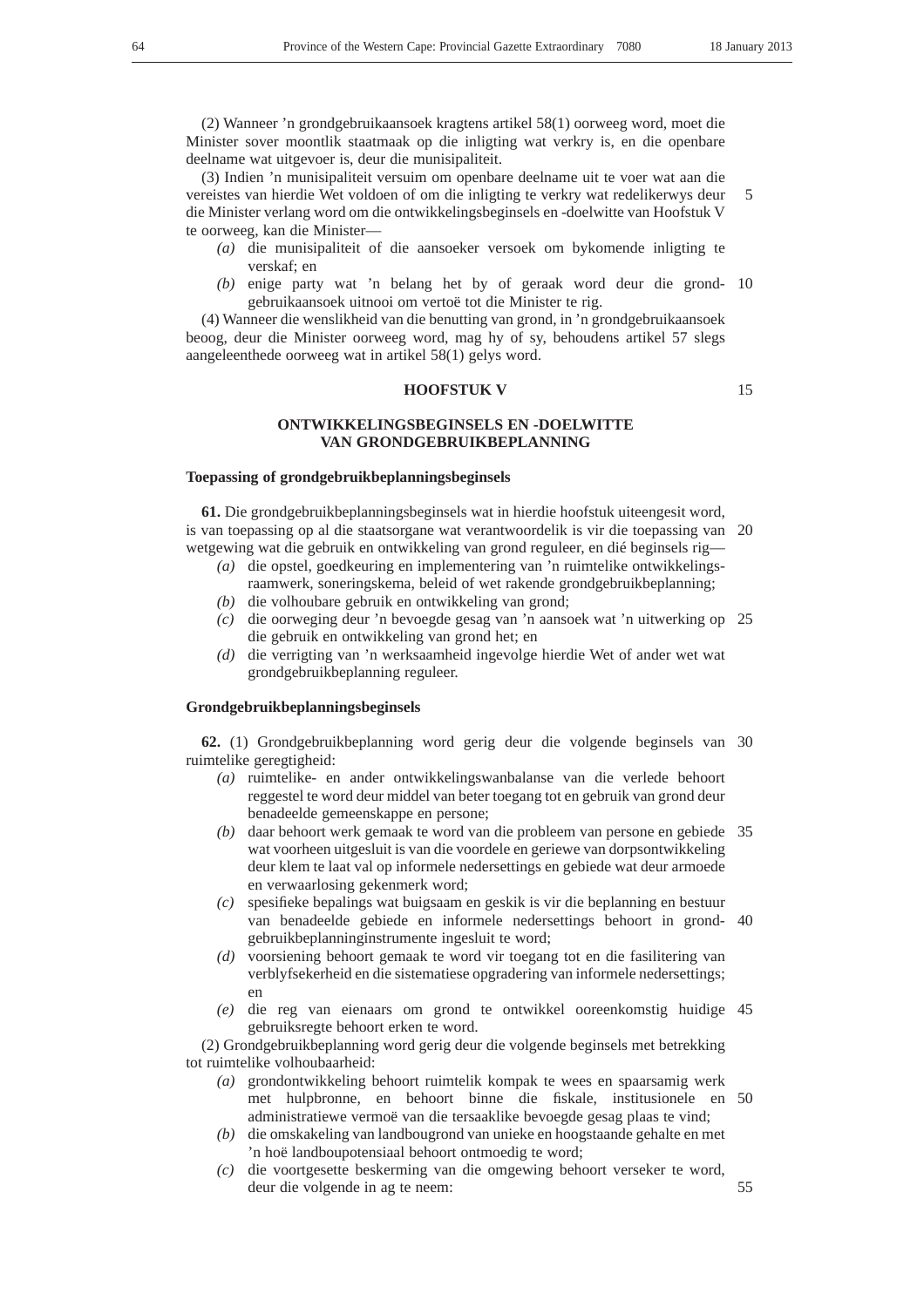(2) Wanneer ’n grondgebruikaansoek kragtens artikel 58(1) oorweeg word, moet die Minister sover moontlik staatmaak op die inligting wat verkry is, en die openbare deelname wat uitgevoer is, deur die munisipaliteit.

(3) Indien ’n munisipaliteit versuim om openbare deelname uit te voer wat aan die vereistes van hierdie Wet voldoen of om die inligting te verkry wat redelikerwys deur die Minister verlang word om die ontwikkelingsbeginsels en -doelwitte van Hoofstuk V te oorweeg, kan die Minister—

*(a)* die munisipaliteit of die aansoeker versoek om bykomende inligting te verskaf; en

*(b)* enige party wat ’n belang het by of geraak word deur die grondgebruikaansoek uitnooi om vertoë tot die Minister te rig.

(4) Wanneer die wenslikheid van die benutting van grond, in ’n grondgebruikaansoek beoog, deur die Minister oorweeg word, mag hy of sy, behoudens artikel 57 slegs aangeleenthede oorweeg wat in artikel 58(1) gelys word.

## HOOFSTUK V

## ONTWIKKELINGSBEGINSELS EN -DOELWITTE VAN GRONDGEBRUIKBEPLANNING

### Toepassing of grondgebruikbeplanningsbeginsels

**61.** Die grondgebruikbeplanningsbeginsels wat in hierdie hoofstuk uiteengesit word, is van toepassing op al die staatsorgane wat verantwoordelik is vir die toepassing van wetgewing wat die gebruik en ontwikkeling van grond reguleer, en dié beginsels rig—

*(a)* die opstel, goedkeuring en implementering van ’n ruimtelike ontwikkelingsraamwerk, soneringskema, beleid of wet rakende grondgebruikbeplanning;

*(b)* die volhoubare gebruik en ontwikkeling van grond;

*(c)* die oorweging deur ’n bevoegde gesag van ’n aansoek wat ’n uitwerking op die gebruik en ontwikkeling van grond het; en

*(d)* die verrigting van ’n werksaamheid ingevolge hierdie Wet of ander wet wat grondgebruikbeplanning reguleer.

### Grondgebruikbeplanningsbeginsels

**62.** (1) Grondgebruikbeplanning word gerig deur die volgende beginsels van ruimtelike geregtigheid:

*(a)* ruimtelike- en ander ontwikkelingswanbalanse van die verlede behoort reggestel te word deur middel van beter toegang tot en gebruik van grond deur benadeelde gemeenskappe en persone;

*(b)* daar behoort werk gemaak te word van die probleem van persone en gebiede wat voorheen uitgesluit is van die voordele en geriewe van dorpsontwikkeling deur klem te laat val op informele nedersettings en gebiede wat deur armoede en verwaarlosing gekenmerk word;

*(c)* spesifieke bepalings wat buigsaam en geskik is vir die beplanning en bestuur van benadeelde gebiede en informele nedersettings behoort in grondgebruikbeplanninginstrumente ingesluit te word;

*(d)* voorsiening behoort gemaak te word vir toegang tot en die fasilitering van verblyfsekerheid en die sistematiese opgradering van informele nedersettings; en

*(e)* die reg van eienaars om grond te ontwikkel ooreenkomstig huidige gebruiksregte behoort erken te word.

(2) Grondgebruikbeplanning word gerig deur die volgende beginsels met betrekking tot ruimtelike volhoubaarheid:

*(a)* grondontwikkeling behoort ruimtelik kompak te wees en spaarsamig werk met hulpbronne, en behoort binne die fiskale, institusionele en administratiewe vermoë van die tersaaklike bevoegde gesag plaas te vind;

*(b)* die omskakeling van landbougrond van unieke en hoogstaande gehalte en met ’n hoë landboupotensiaal behoort ontmoedig te word;

*(c)* die voortgesette beskerming van die omgewing behoort verseker te word, deur die volgende in ag te neem: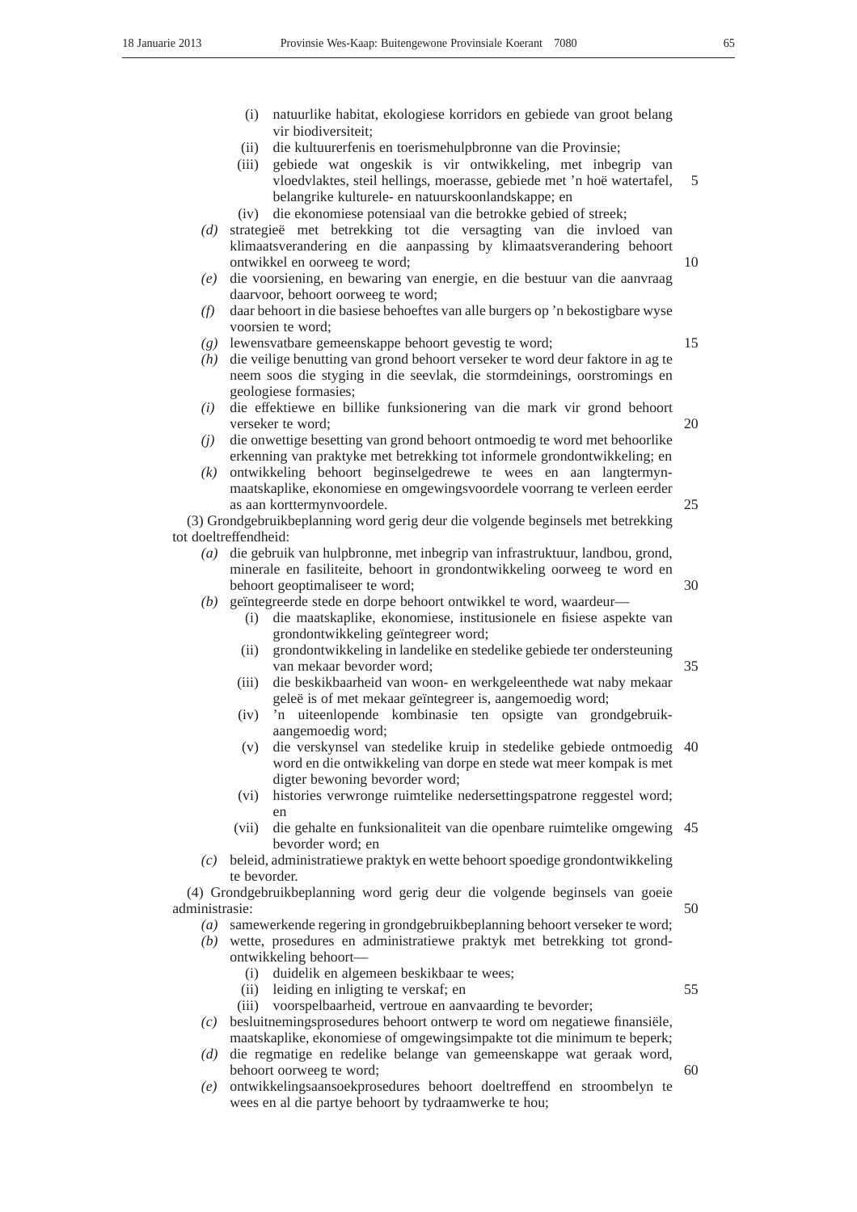(i) natuurlike habitat, ekologiese korridors en gebiede van groot belang vir biodiversiteit;

(ii) die kultuurerfenis en toerismehulpbronne van die Provinsie;

(iii) gebiede wat ongeskik is vir ontwikkeling, met inbegrip van vloedvlaktes, steil hellings, moerasse, gebiede met ’n hoë watertafel, belangrike kulturele- en natuurskoonlandskappe; en

(iv) die ekonomiese potensiaal van die betrokke gebied of streek;

*(d)* strategieë met betrekking tot die versagting van die invloed van klimaatsverandering en die aanpassing by klimaatsverandering behoort ontwikkel en oorweeg te word;

*(e)* die voorsiening, en bewaring van energie, en die bestuur van die aanvraag daarvoor, behoort oorweeg te word;

*(f)* daar behoort in die basiese behoeftes van alle burgers op ’n bekostigbare wyse voorsien te word;

*(g)* lewensvatbare gemeenskappe behoort gevestig te word;

*(h)* die veilige benutting van grond behoort verseker te word deur faktore in ag te neem soos die styging in die seevlak, die stormdeinings, oorstromings en geologiese formasies;

*(i)* die effektiewe en billike funksionering van die mark vir grond behoort verseker te word;

*(j)* die onwettige besetting van grond behoort ontmoedig te word met behoorlike erkenning van praktyke met betrekking tot informele grondontwikkeling; en

*(k)* ontwikkeling behoort beginselgedrewe te wees en aan langtermyn-maatskaplike, ekonomiese en omgewingsvoordele voorrang te verleen eerder as aan korttermynvoordele.

(3) Grondgebruikbeplanning word gerig deur die volgende beginsels met betrekking tot doeltreffendheid:

*(a)* die gebruik van hulpbronne, met inbegrip van infrastruktuur, landbou, grond, minerale en fasiliteite, behoort in grondontwikkeling oorweeg te word en behoort geoptimaliseer te word;

*(b)* geïntegreerde stede en dorpe behoort ontwikkel te word, waardeur—

(i) die maatskaplike, ekonomiese, institusionele en fisiese aspekte van grondontwikkeling geïntegreer word;

(ii) grondontwikkeling in landelike en stedelike gebiede ter ondersteuning van mekaar bevorder word;

(iii) die beskikbaarheid van woon- en werkgeleenthede wat naby mekaar geleë is of met mekaar geïntegreer is, aangemoedig word;

(iv) ’n uiteenlopende kombinasie ten opsigte van grondgebruik-aangemoedig word;

(v) die verskynsel van stedelike kruip in stedelike gebiede ontmoedig word en die ontwikkeling van dorpe en stede wat meer kompak is met digter bewoning bevorder word;

(vi) histories verwronge ruimtelike nedersettingspatrone reggestel word; en

(vii) die gehalte en funksionaliteit van die openbare ruimtelike omgewing bevorder word; en

*(c)* beleid, administratiewe praktyk en wette behoort spoedige grondontwikkeling te bevorder.

(4) Grondgebruikbeplanning word gerig deur die volgende beginsels van goeie administrasie:

*(a)* samewerkende regering in grondgebruikbeplanning behoort verseker te word;

*(b)* wette, prosedures en administratiewe praktyk met betrekking tot grond-ontwikkeling behoort—

(i) duidelik en algemeen beskikbaar te wees;

(ii) leiding en inligting te verskaf; en

(iii) voorspelbaarheid, vertroue en aanvaarding te bevorder;

*(c)* besluitnemingsprosedures behoort ontwerp te word om negatiewe finansiële, maatskaplike, ekonomiese of omgewingsimpakte tot die minimum te beperk;

*(d)* die regmatige en redelike belange van gemeenskappe wat geraak word, behoort oorweeg te word;

*(e)* ontwikkelingsaansoekprosedures behoort doeltreffend en stroombelyn te wees en al die partye behoort by tydraamwerke te hou;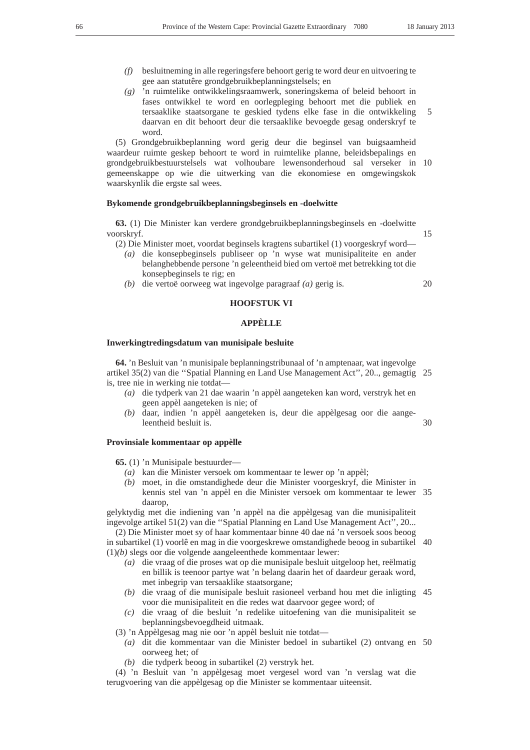*(f)* besluitneming in alle regeringsfere behoort gerig te word deur en uitvoering te gee aan statutêre grondgebruikbeplanningstelsels; en

*(g)* 'n ruimtelike ontwikkelingsraamwerk, soneringskema of beleid behoort in fases ontwikkel te word en oorlegpleging behoort met die publiek en tersaaklike staatsorgane te geskied tydens elke fase in die ontwikkeling daarvan en dit behoort deur die tersaaklike bevoegde gesag onderskryf te word.

(5) Grondgebruikbeplanning word gerig deur die beginsel van buigsaamheid waardeur ruimte geskep behoort te word in ruimtelike planne, beleidsbepalings en grondgebruikbestuurstelsels wat volhoubare lewensonderhoud sal verseker in gemeenskappe op wie die uitwerking van die ekonomiese en omgewingskok waarskynlik die ergste sal wees.

**Bykomende grondgebruikbeplanningsbeginsels en -doelwitte**

**63.** (1) Die Minister kan verdere grondgebruikbeplanningsbeginsels en -doelwitte voorskryf.

(2) Die Minister moet, voordat beginsels kragtens subartikel (1) voorgeskryf word—

*(a)* die konsepbeginsels publiseer op 'n wyse wat munisipaliteite en ander belanghebbende persone 'n geleentheid bied om vertoë met betrekking tot die konsepbeginsels te rig; en

*(b)* die vertoë oorweeg wat ingevolge paragraaf *(a)* gerig is.

## HOOFSTUK VI

## APPÈLLE

**Inwerkingtredingsdatum van munisipale besluite**

**64.** 'n Besluit van 'n munisipale beplanningstribunaal of 'n amptenaar, wat ingevolge artikel 35(2) van die ''Spatial Planning en Land Use Management Act'', 20.., gemagtig is, tree nie in werking nie totdat—

*(a)* die tydperk van 21 dae waarin 'n appèl aangeteken kan word, verstryk het en geen appèl aangeteken is nie; of

*(b)* daar, indien 'n appèl aangeteken is, deur die appèlgesag oor die aangeleentheid besluit is.

**Provinsiale kommentaar op appèlle**

**65.** (1) 'n Munisipale bestuurder—

*(a)* kan die Minister versoek om kommentaar te lewer op 'n appèl;

*(b)* moet, in die omstandighede deur die Minister voorgeskryf, die Minister in kennis stel van 'n appèl en die Minister versoek om kommentaar te lewer daarop,

gelyktydig met die indiening van 'n appèl na die appèlgesag van die munisipaliteit ingevolge artikel 51(2) van die ''Spatial Planning en Land Use Management Act'', 20...

(2) Die Minister moet sy of haar kommentaar binne 40 dae ná 'n versoek soos beoog in subartikel (1) voorlê en mag in die voorgeskrewe omstandighede beoog in subartikel (1)*(b)* slegs oor die volgende aangeleenthede kommentaar lewer:

*(a)* die vraag of die proses wat op die munisipale besluit uitgeloop het, reëlmatig en billik is teenoor partye wat 'n belang daarin het of daardeur geraak word, met inbegrip van tersaaklike staatsorgane;

*(b)* die vraag of die munisipale besluit rasioneel verband hou met die inligting voor die munisipaliteit en die redes wat daarvoor gegee word; of

*(c)* die vraag of die besluit 'n redelike uitoefening van die munisipaliteit se beplanningsbevoegdheid uitmaak.

(3) 'n Appèlgesag mag nie oor 'n appèl besluit nie totdat—

*(a)* dit die kommentaar van die Minister bedoel in subartikel (2) ontvang en oorweeg het; of

*(b)* die tydperk beoog in subartikel (2) verstryk het.

(4) 'n Besluit van 'n appèlgesag moet vergesel word van 'n verslag wat die terugvoering van die appèlgesag op die Minister se kommentaar uiteensit.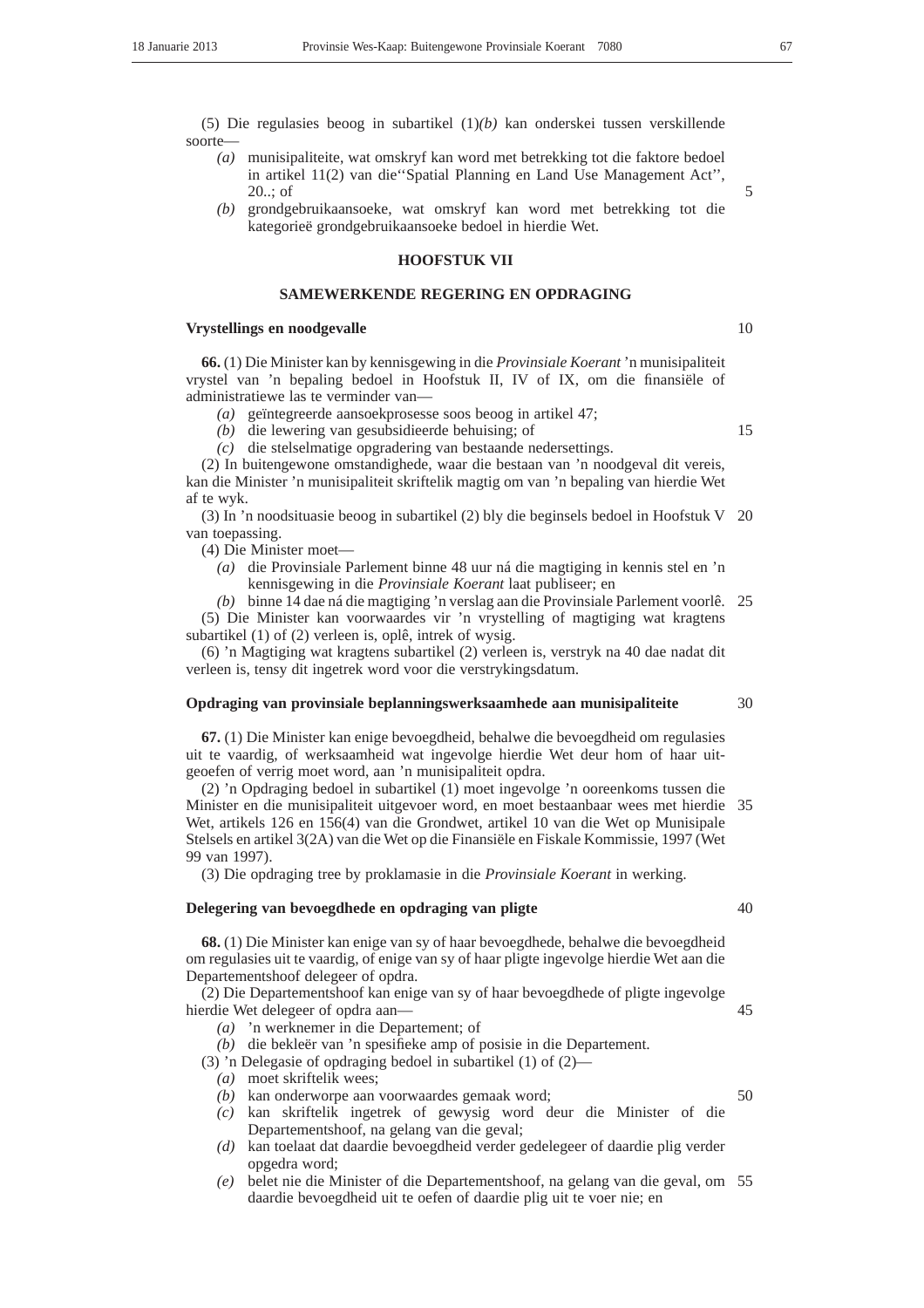(5) Die regulasies beoog in subartikel (1)*(b)* kan onderskei tussen verskillende soorte—

*(a)* munisipaliteite, wat omskryf kan word met betrekking tot die faktore bedoel in artikel 11(2) van die''Spatial Planning en Land Use Management Act'', 20..; of

*(b)* grondgebruikaansoeke, wat omskryf kan word met betrekking tot die kategorieë grondgebruikaansoeke bedoel in hierdie Wet.

## HOOFSTUK VII

## SAMEWERKENDE REGERING EN OPDRAGING

### Vrystellings en noodgevalle

**66.** (1) Die Minister kan by kennisgewing in die *Provinsiale Koerant* 'n munisipaliteit vrystel van 'n bepaling bedoel in Hoofstuk II, IV of IX, om die finansiële of administratiewe las te verminder van—

*(a)* geïntegreerde aansoekprosesse soos beoog in artikel 47;

*(b)* die lewering van gesubsidieerde behuising; of

*(c)* die stelselmatige opgradering van bestaande nedersettings.

(2) In buitengewone omstandighede, waar die bestaan van 'n noodgeval dit vereis, kan die Minister 'n munisipaliteit skriftelik magtig om van 'n bepaling van hierdie Wet af te wyk.

(3) In 'n noodsituasie beoog in subartikel (2) bly die beginsels bedoel in Hoofstuk V van toepassing.

(4) Die Minister moet—

*(a)* die Provinsiale Parlement binne 48 uur ná die magtiging in kennis stel en 'n kennisgewing in die *Provinsiale Koerant* laat publiseer; en

*(b)* binne 14 dae ná die magtiging 'n verslag aan die Provinsiale Parlement voorlê.

(5) Die Minister kan voorwaardes vir 'n vrystelling of magtiging wat kragtens subartikel (1) of (2) verleen is, oplê, intrek of wysig.

(6) 'n Magtiging wat kragtens subartikel (2) verleen is, verstryk na 40 dae nadat dit verleen is, tensy dit ingetrek word voor die verstrykingsdatum.

### Opdraging van provinsiale beplanningswerksaamhede aan munisipaliteite

**67.** (1) Die Minister kan enige bevoegdheid, behalwe die bevoegdheid om regulasies uit te vaardig, of werksaamheid wat ingevolge hierdie Wet deur hom of haar uitgeoefen of verrig moet word, aan 'n munisipaliteit opdra.

(2) 'n Opdraging bedoel in subartikel (1) moet ingevolge 'n ooreenkoms tussen die Minister en die munisipaliteit uitgevoer word, en moet bestaanbaar wees met hierdie Wet, artikels 126 en 156(4) van die Grondwet, artikel 10 van die Wet op Munisipale Stelsels en artikel 3(2A) van die Wet op die Finansiële en Fiskale Kommissie, 1997 (Wet 99 van 1997).

(3) Die opdraging tree by proklamasie in die *Provinsiale Koerant* in werking.

### Delegering van bevoegdhede en opdraging van pligte

**68.** (1) Die Minister kan enige van sy of haar bevoegdhede, behalwe die bevoegdheid om regulasies uit te vaardig, of enige van sy of haar pligte ingevolge hierdie Wet aan die Departementshoof delegeer of opdra.

(2) Die Departementshoof kan enige van sy of haar bevoegdhede of pligte ingevolge hierdie Wet delegeer of opdra aan—

*(a)* 'n werknemer in die Departement; of

*(b)* die bekleër van 'n spesifieke amp of posisie in die Departement.

(3) 'n Delegasie of opdraging bedoel in subartikel (1) of (2)—

*(a)* moet skriftelik wees;

*(b)* kan onderworpe aan voorwaardes gemaak word;

*(c)* kan skriftelik ingetrek of gewysig word deur die Minister of die Departementshoof, na gelang van die geval;

*(d)* kan toelaat dat daardie bevoegdheid verder gedelegeer of daardie plig verder opgedra word;

*(e)* belet nie die Minister of die Departementshoof, na gelang van die geval, om daardie bevoegdheid uit te oefen of daardie plig uit te voer nie; en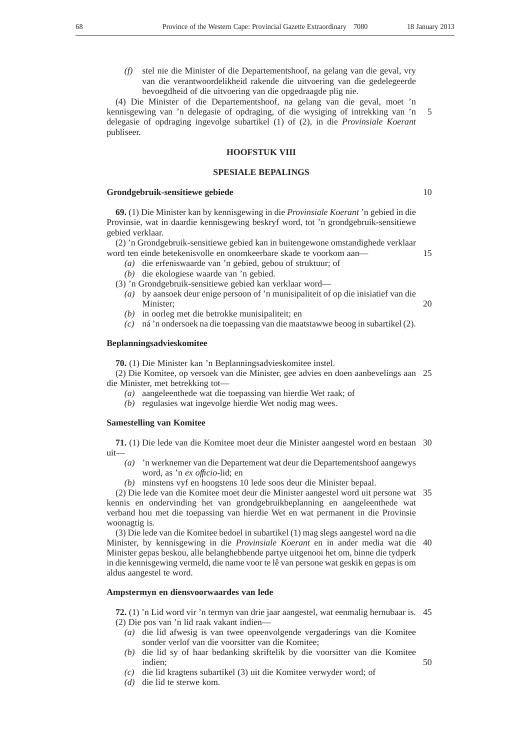*(f)* stel nie die Minister of die Departementshoof, na gelang van die geval, vry van die verantwoordelikheid rakende die uitvoering van die gedelegeerde bevoegdheid of die uitvoering van die opgedraagde plig nie.

(4) Die Minister of die Departementshoof, na gelang van die geval, moet 'n kennisgewing van 'n delegasie of opdraging, of die wysiging of intrekking van 'n delegasie of opdraging ingevolge subartikel (1) of (2), in die *Provinsiale Koerant* publiseer.

## HOOFSTUK VIII

## SPESIALE BEPALINGS

**Grondgebruik-sensitiewe gebiede**

**69.** (1) Die Minister kan by kennisgewing in die *Provinsiale Koerant* 'n gebied in die Provinsie, wat in daardie kennisgewing beskryf word, tot 'n grondgebruik-sensitiewe gebied verklaar.

(2) 'n Grondgebruik-sensitiewe gebied kan in buitengewone omstandighede verklaar word ten einde betekenisvolle en onomkeerbare skade te voorkom aan—

*(a)* die erfeniswaarde van 'n gebied, gebou of struktuur; of

*(b)* die ekologiese waarde van 'n gebied.

(3) 'n Grondgebruik-sensitiewe gebied kan verklaar word—

*(a)* by aansoek deur enige persoon of 'n munisipaliteit of op die inisiatief van die Minister;

*(b)* in oorleg met die betrokke munisipaliteit; en

*(c)* ná 'n ondersoek na die toepassing van die maatstawwe beoog in subartikel (2).

**Beplanningsadvieskomitee**

**70.** (1) Die Minister kan 'n Beplanningsadvieskomitee instel.

(2) Die Komitee, op versoek van die Minister, gee advies en doen aanbevelings aan die Minister, met betrekking tot—

*(a)* aangeleenthede wat die toepassing van hierdie Wet raak; of

*(b)* regulasies wat ingevolge hierdie Wet nodig mag wees.

**Samestelling van Komitee**

**71.** (1) Die lede van die Komitee moet deur die Minister aangestel word en bestaan uit—

*(a)* 'n werknemer van die Departement wat deur die Departementshoof aangewys word, as 'n *ex officio*-lid; en

*(b)* minstens vyf en hoogstens 10 lede soos deur die Minister bepaal.

(2) Die lede van die Komitee moet deur die Minister aangestel word uit persone wat kennis en ondervinding het van grondgebruikbeplanning en aangeleenthede wat verband hou met die toepassing van hierdie Wet en wat permanent in die Provinsie woonagtig is.

(3) Die lede van die Komitee bedoel in subartikel (1) mag slegs aangestel word na die Minister, by kennisgewing in die *Provinsiale Koerant* en in ander media wat die Minister gepas beskou, alle belanghebbende partye uitgenooi het om, binne die tydperk in die kennisgewing vermeld, die name voor te lê van persone wat geskik en gepas is om aldus aangestel te word.

**Ampstermyn en diensvoorwaardes van lede**

**72.** (1) 'n Lid word vir 'n termyn van drie jaar aangestel, wat eenmalig hernubaar is.

(2) Die pos van 'n lid raak vakant indien—

*(a)* die lid afwesig is van twee opeenvolgende vergaderings van die Komitee sonder verlof van die voorsitter van die Komitee;

*(b)* die lid sy of haar bedanking skriftelik by die voorsitter van die Komitee indien;

*(c)* die lid kragtens subartikel (3) uit die Komitee verwyder word; of

*(d)* die lid te sterwe kom.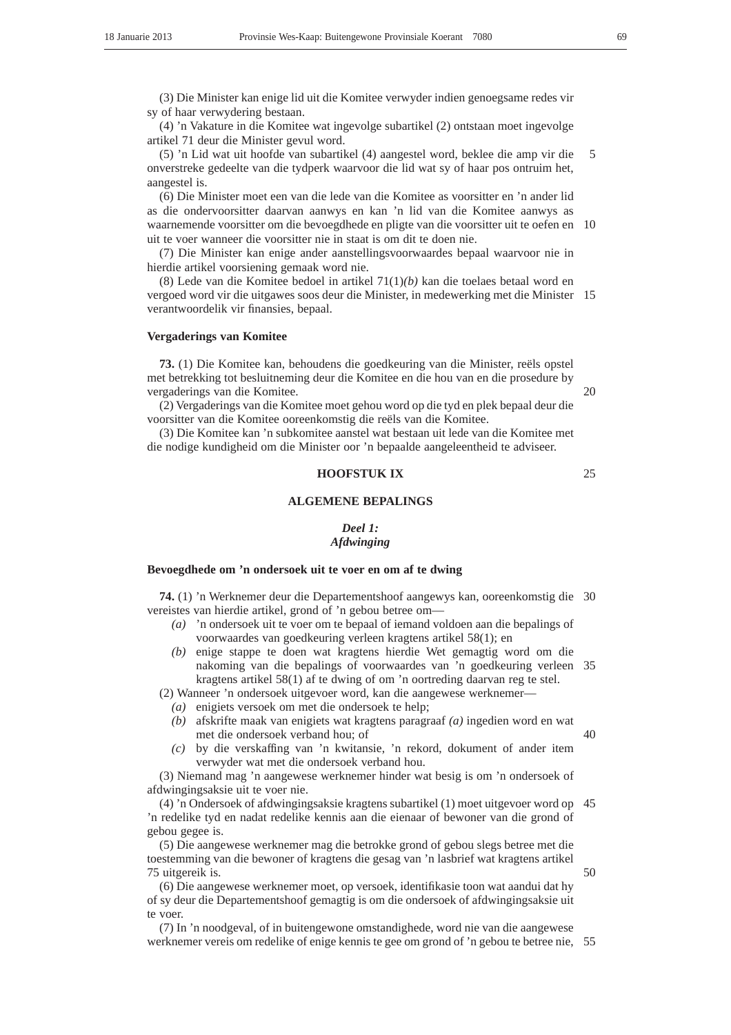(3) Die Minister kan enige lid uit die Komitee verwyder indien genoegsame redes vir sy of haar verwydering bestaan.

(4) ’n Vakature in die Komitee wat ingevolge subartikel (2) ontstaan moet ingevolge artikel 71 deur die Minister gevul word.

(5) ’n Lid wat uit hoofde van subartikel (4) aangestel word, beklee die amp vir die onverstreke gedeelte van die tydperk waarvoor die lid wat sy of haar pos ontruim het, aangestel is.

(6) Die Minister moet een van die lede van die Komitee as voorsitter en ’n ander lid as die ondervoorsitter daarvan aanwys en kan ’n lid van die Komitee aanwys as waarnemende voorsitter om die bevoegdhede en pligte van die voorsitter uit te oefen en uit te voer wanneer die voorsitter nie in staat is om dit te doen nie.

(7) Die Minister kan enige ander aanstellingsvoorwaardes bepaal waarvoor nie in hierdie artikel voorsiening gemaak word nie.

(8) Lede van die Komitee bedoel in artikel 71(1)*(b)* kan die toelaes betaal word en vergoed word vir die uitgawes soos deur die Minister, in medewerking met die Minister verantwoordelik vir finansies, bepaal.

**Vergaderings van Komitee**

**73.** (1) Die Komitee kan, behoudens die goedkeuring van die Minister, reëls opstel met betrekking tot besluitneming deur die Komitee en die hou van en die prosedure by vergaderings van die Komitee.

(2) Vergaderings van die Komitee moet gehou word op die tyd en plek bepaal deur die voorsitter van die Komitee ooreenkomstig die reëls van die Komitee.

(3) Die Komitee kan ’n subkomitee aanstel wat bestaan uit lede van die Komitee met die nodige kundigheid om die Minister oor ’n bepaalde aangeleentheid te adviseer.

## HOOFSTUK IX

## ALGEMENE BEPALINGS

### *Deel 1:*
### *Afdwinging*

**Bevoegdhede om ’n ondersoek uit te voer en om af te dwing**

**74.** (1) ’n Werknemer deur die Departementshoof aangewys kan, ooreenkomstig die vereistes van hierdie artikel, grond of ’n gebou betree om—

*(a)* ’n ondersoek uit te voer om te bepaal of iemand voldoen aan die bepalings of voorwaardes van goedkeuring verleen kragtens artikel 58(1); en

*(b)* enige stappe te doen wat kragtens hierdie Wet gemagtig word om die nakoming van die bepalings of voorwaardes van ’n goedkeuring verleen kragtens artikel 58(1) af te dwing of om ’n oortreding daarvan reg te stel.

(2) Wanneer ’n ondersoek uitgevoer word, kan die aangewese werknemer—

*(a)* enigiets versoek om met die ondersoek te help;

*(b)* afskrifte maak van enigiets wat kragtens paragraaf *(a)* ingedien word en wat met die ondersoek verband hou; of

*(c)* by die verskaffing van ’n kwitansie, ’n rekord, dokument of ander item verwyder wat met die ondersoek verband hou.

(3) Niemand mag ’n aangewese werknemer hinder wat besig is om ’n ondersoek of afdwingingsaksie uit te voer nie.

(4) ’n Ondersoek of afdwingingsaksie kragtens subartikel (1) moet uitgevoer word op ’n redelike tyd en nadat redelike kennis aan die eienaar of bewoner van die grond of gebou gegee is.

(5) Die aangewese werknemer mag die betrokke grond of gebou slegs betree met die toestemming van die bewoner of kragtens die gesag van ’n lasbrief wat kragtens artikel 75 uitgereik is.

(6) Die aangewese werknemer moet, op versoek, identifikasie toon wat aandui dat hy of sy deur die Departementshoof gemagtig is om die ondersoek of afdwingingsaksie uit te voer.

(7) In ’n noodgeval, of in buitengewone omstandighede, word nie van die aangewese werknemer vereis om redelike of enige kennis te gee om grond of ’n gebou te betree nie,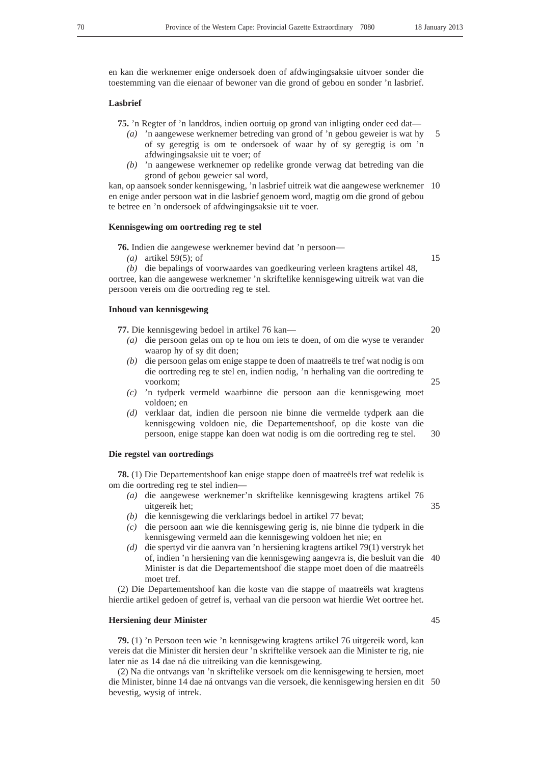en kan die werknemer enige ondersoek doen of afdwingingsaksie uitvoer sonder die toestemming van die eienaar of bewoner van die grond of gebou en sonder 'n lasbrief.

**Lasbrief**

**75.** 'n Regter of 'n landdros, indien oortuig op grond van inligting onder eed dat—

*(a)* 'n aangewese werknemer betreding van grond of 'n gebou geweier is wat hy of sy geregtig is om te ondersoek of waar hy of sy geregtig is om 'n afdwingingsaksie uit te voer; of

*(b)* 'n aangewese werknemer op redelike gronde verwag dat betreding van die grond of gebou geweier sal word,

kan, op aansoek sonder kennisgewing, 'n lasbrief uitreik wat die aangewese werknemer en enige ander persoon wat in die lasbrief genoem word, magtig om die grond of gebou te betree en 'n ondersoek of afdwingingsaksie uit te voer.

**Kennisgewing om oortreding reg te stel**

**76.** Indien die aangewese werknemer bevind dat 'n persoon—

*(a)* artikel 59(5); of

*(b)* die bepalings of voorwaardes van goedkeuring verleen kragtens artikel 48,

oortree, kan die aangewese werknemer 'n skriftelike kennisgewing uitreik wat van die persoon vereis om die oortreding reg te stel.

**Inhoud van kennisgewing**

**77.** Die kennisgewing bedoel in artikel 76 kan—

*(a)* die persoon gelas om op te hou om iets te doen, of om die wyse te verander waarop hy of sy dit doen;

*(b)* die persoon gelas om enige stappe te doen of maatreëls te tref wat nodig is om die oortreding reg te stel en, indien nodig, 'n herhaling van die oortreding te voorkom;

*(c)* 'n tydperk vermeld waarbinne die persoon aan die kennisgewing moet voldoen; en

*(d)* verklaar dat, indien die persoon nie binne die vermelde tydperk aan die kennisgewing voldoen nie, die Departementshoof, op die koste van die persoon, enige stappe kan doen wat nodig is om die oortreding reg te stel.

**Die regstel van oortredings**

**78.** (1) Die Departementshoof kan enige stappe doen of maatreëls tref wat redelik is om die oortreding reg te stel indien—

*(a)* die aangewese werknemer'n skriftelike kennisgewing kragtens artikel 76 uitgereik het;

*(b)* die kennisgewing die verklarings bedoel in artikel 77 bevat;

*(c)* die persoon aan wie die kennisgewing gerig is, nie binne die tydperk in die kennisgewing vermeld aan die kennisgewing voldoen het nie; en

*(d)* die spertyd vir die aanvra van 'n hersiening kragtens artikel 79(1) verstryk het of, indien 'n hersiening van die kennisgewing aangevra is, die besluit van die Minister is dat die Departementshoof die stappe moet doen of die maatreëls moet tref.

(2) Die Departementshoof kan die koste van die stappe of maatreëls wat kragtens hierdie artikel gedoen of getref is, verhaal van die persoon wat hierdie Wet oortree het.

**Hersiening deur Minister**

**79.** (1) 'n Persoon teen wie 'n kennisgewing kragtens artikel 76 uitgereik word, kan vereis dat die Minister dit hersien deur 'n skriftelike versoek aan die Minister te rig, nie later nie as 14 dae ná die uitreiking van die kennisgewing.

(2) Na die ontvangs van 'n skriftelike versoek om die kennisgewing te hersien, moet die Minister, binne 14 dae ná ontvangs van die versoek, die kennisgewing hersien en dit bevestig, wysig of intrek.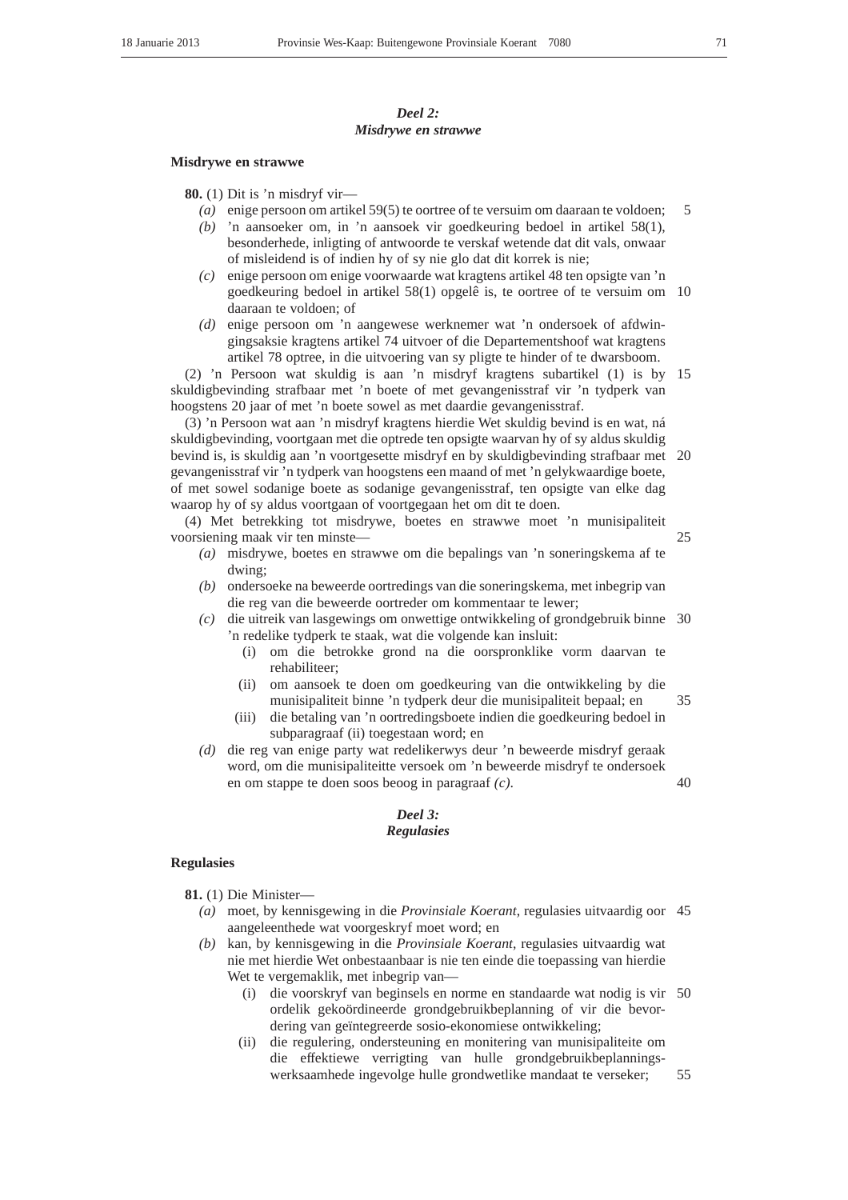### *Deel 2:*
### *Misdrywe en strawwe*

**Misdrywe en strawwe**

**80.** (1) Dit is 'n misdryf vir—

*(a)* enige persoon om artikel 59(5) te oortree of te versuim om daaraan te voldoen;

*(b)* 'n aansoeker om, in 'n aansoek vir goedkeuring bedoel in artikel 58(1), besonderhede, inligting of antwoorde te verskaf wetende dat dit vals, onwaar of misleidend is of indien hy of sy nie glo dat dit korrek is nie;

*(c)* enige persoon om enige voorwaarde wat kragtens artikel 48 ten opsigte van 'n goedkeuring bedoel in artikel 58(1) opgelê is, te oortree of te versuim om daaraan te voldoen; of

*(d)* enige persoon om 'n aangewese werknemer wat 'n ondersoek of afdwingingsaksie kragtens artikel 74 uitvoer of die Departementshoof wat kragtens artikel 78 optree, in die uitvoering van sy pligte te hinder of te dwarsboom.

(2) 'n Persoon wat skuldig is aan 'n misdryf kragtens subartikel (1) is by skuldigbevinding strafbaar met 'n boete of met gevangenisstraf vir 'n tydperk van hoogstens 20 jaar of met 'n boete sowel as met daardie gevangenisstraf.

(3) 'n Persoon wat aan 'n misdryf kragtens hierdie Wet skuldig bevind is en wat, ná skuldigbevinding, voortgaan met die optrede ten opsigte waarvan hy of sy aldus skuldig bevind is, is skuldig aan 'n voortgesette misdryf en by skuldigbevinding strafbaar met gevangenisstraf vir 'n tydperk van hoogstens een maand of met 'n gelykwaardige boete, of met sowel sodanige boete as sodanige gevangenisstraf, ten opsigte van elke dag waarop hy of sy aldus voortgaan of voortgegaan het om dit te doen.

(4) Met betrekking tot misdrywe, boetes en strawwe moet 'n munisipaliteit voorsiening maak vir ten minste—

*(a)* misdrywe, boetes en strawwe om die bepalings van 'n soneringskema af te dwing;

*(b)* ondersoeke na beweerde oortredings van die soneringskema, met inbegrip van die reg van die beweerde oortreder om kommentaar te lewer;

*(c)* die uitreik van lasgewings om onwettige ontwikkeling of grondgebruik binne 'n redelike tydperk te staak, wat die volgende kan insluit:

(i) om die betrokke grond na die oorspronklike vorm daarvan te rehabiliteer;

(ii) om aansoek te doen om goedkeuring van die ontwikkeling by die munisipaliteit binne 'n tydperk deur die munisipaliteit bepaal; en

(iii) die betaling van 'n oortredingsboete indien die goedkeuring bedoel in subparagraaf (ii) toegestaan word; en

*(d)* die reg van enige party wat redelikerwys deur 'n beweerde misdryf geraak word, om die munisipaliteitte versoek om 'n beweerde misdryf te ondersoek en om stappe te doen soos beoog in paragraaf *(c)*.

### *Deel 3:*
### *Regulasies*

**Regulasies**

**81.** (1) Die Minister—

*(a)* moet, by kennisgewing in die *Provinsiale Koerant*, regulasies uitvaardig oor aangeleenthede wat voorgeskryf moet word; en

*(b)* kan, by kennisgewing in die *Provinsiale Koerant*, regulasies uitvaardig wat nie met hierdie Wet onbestaanbaar is nie ten einde die toepassing van hierdie Wet te vergemaklik, met inbegrip van—

(i) die voorskryf van beginsels en norme en standaarde wat nodig is vir ordelik gekoördineerde grondgebruikbeplanning of vir die bevordering van geïntegreerde sosio-ekonomiese ontwikkeling;

(ii) die regulering, ondersteuning en monitering van munisipaliteite om die effektiewe verrigting van hulle grondgebruikbeplanningswerksaamhede ingevolge hulle grondwetlike mandaat te verseker;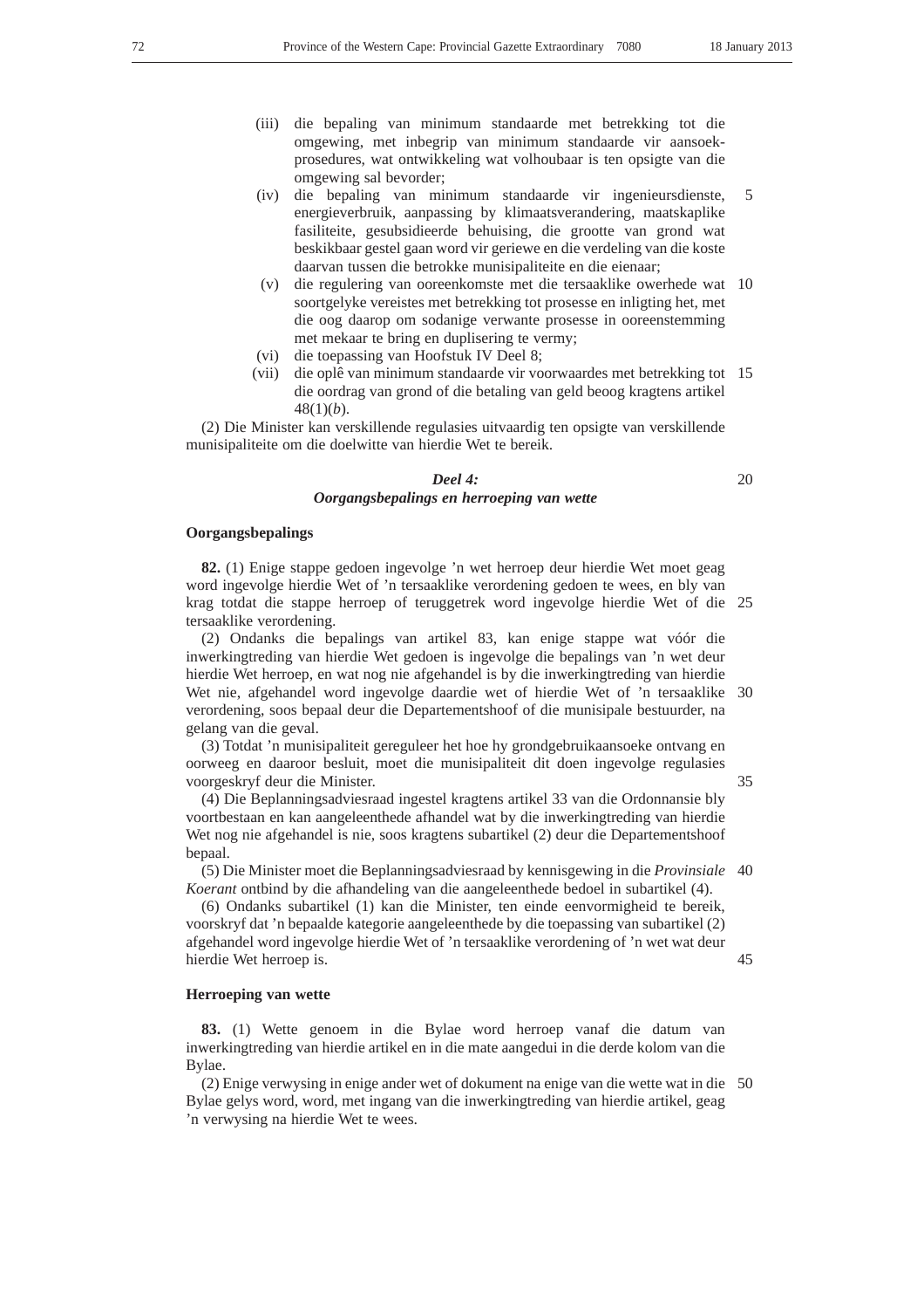(iii) die bepaling van minimum standaarde met betrekking tot die omgewing, met inbegrip van minimum standaarde vir aansoek-prosedures, wat ontwikkeling wat volhoubaar is ten opsigte van die omgewing sal bevorder;

(iv) die bepaling van minimum standaarde vir ingenieursdienste, energieverbruik, aanpassing by klimaatsverandering, maatskaplike fasiliteite, gesubsidieerde behuising, die grootte van grond wat beskikbaar gestel gaan word vir geriewe en die verdeling van die koste daarvan tussen die betrokke munisipaliteite en die eienaar;

(v) die regulering van ooreenkomste met die tersaaklike owerhede wat soortgelyke vereistes met betrekking tot prosesse en inligting het, met die oog daarop om sodanige verwante prosesse in ooreenstemming met mekaar te bring en duplisering te vermy;

(vi) die toepassing van Hoofstuk IV Deel 8;

(vii) die oplê van minimum standaarde vir voorwaardes met betrekking tot die oordrag van grond of die betaling van geld beoog kragtens artikel 48(1)(*b*).

(2) Die Minister kan verskillende regulasies uitvaardig ten opsigte van verskillende munisipaliteite om die doelwitte van hierdie Wet te bereik.

## *Deel 4:*
## *Oorgangsbepalings en herroeping van wette*

**Oorgangsbepalings**

**82.** (1) Enige stappe gedoen ingevolge 'n wet herroep deur hierdie Wet moet geag word ingevolge hierdie Wet of 'n tersaaklike verordening gedoen te wees, en bly van krag totdat die stappe herroep of teruggetrek word ingevolge hierdie Wet of die tersaaklike verordening.

(2) Ondanks die bepalings van artikel 83, kan enige stappe wat vóór die inwerkingtreding van hierdie Wet gedoen is ingevolge die bepalings van 'n wet deur hierdie Wet herroep, en wat nog nie afgehandel is by die inwerkingtreding van hierdie Wet nie, afgehandel word ingevolge daardie wet of hierdie Wet of 'n tersaaklike verordening, soos bepaal deur die Departementshoof of die munisipale bestuurder, na gelang van die geval.

(3) Totdat 'n munisipaliteit gereguleer het hoe hy grondgebruikaansoeke ontvang en oorweeg en daaroor besluit, moet die munisipaliteit dit doen ingevolge regulasies voorgeskryf deur die Minister.

(4) Die Beplanningsadviesraad ingestel kragtens artikel 33 van die Ordonnansie bly voortbestaan en kan aangeleenthede afhandel wat by die inwerkingtreding van hierdie Wet nog nie afgehandel is nie, soos kragtens subartikel (2) deur die Departementshoof bepaal.

(5) Die Minister moet die Beplanningsadviesraad by kennisgewing in die *Provinsiale Koerant* ontbind by die afhandeling van die aangeleenthede bedoel in subartikel (4).

(6) Ondanks subartikel (1) kan die Minister, ten einde eenvormigheid te bereik, voorskryf dat 'n bepaalde kategorie aangeleenthede by die toepassing van subartikel (2) afgehandel word ingevolge hierdie Wet of 'n tersaaklike verordening of 'n wet wat deur hierdie Wet herroep is.

**Herroeping van wette**

**83.** (1) Wette genoem in die Bylae word herroep vanaf die datum van inwerkingtreding van hierdie artikel en in die mate aangedui in die derde kolom van die Bylae.

(2) Enige verwysing in enige ander wet of dokument na enige van die wette wat in die Bylae gelys word, word, met ingang van die inwerkingtreding van hierdie artikel, geag 'n verwysing na hierdie Wet te wees.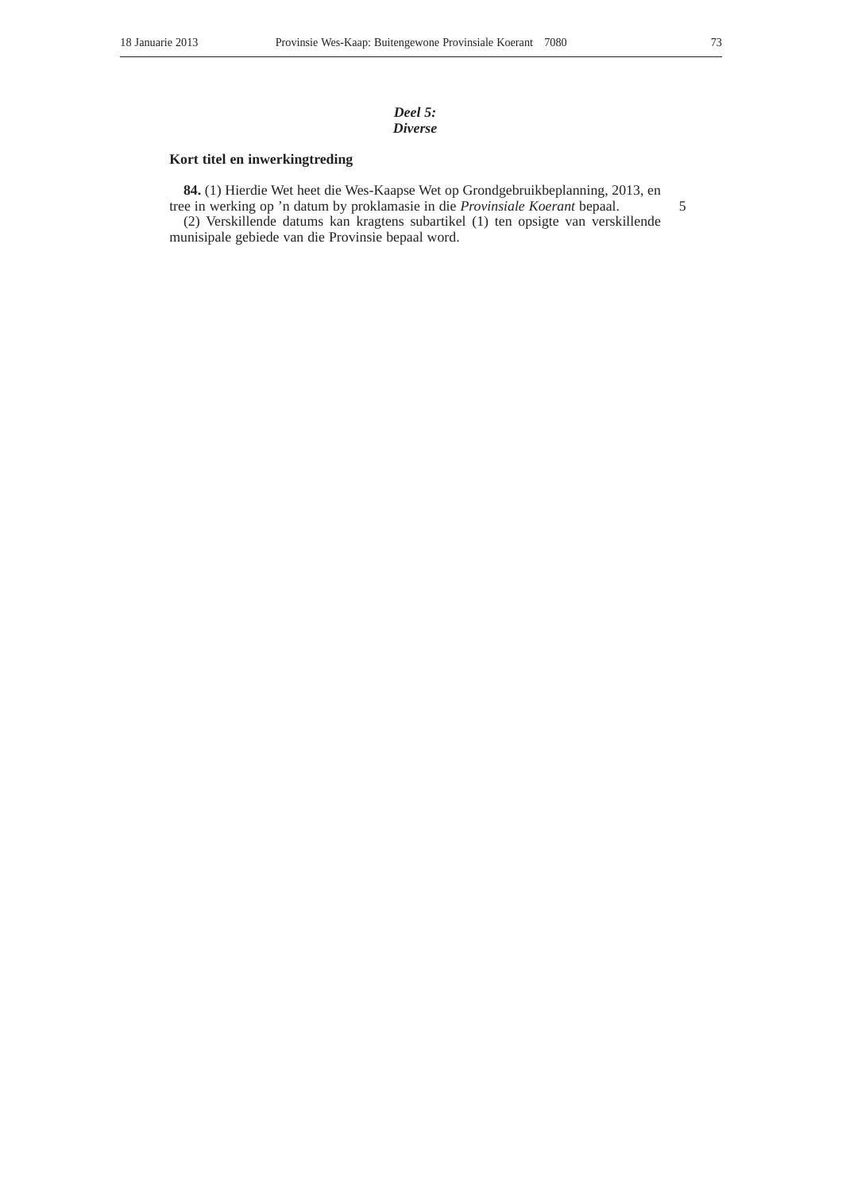***Deel 5:***
***Diverse***

**Kort titel en inwerkingtreding**

**84.** (1) Hierdie Wet heet die Wes-Kaapse Wet op Grondgebruikbeplanning, 2013, en tree in werking op 'n datum by proklamasie in die *Provinsiale Koerant* bepaal.

(2) Verskillende datums kan kragtens subartikel (1) ten opsigte van verskillende munisipale gebiede van die Provinsie bepaal word.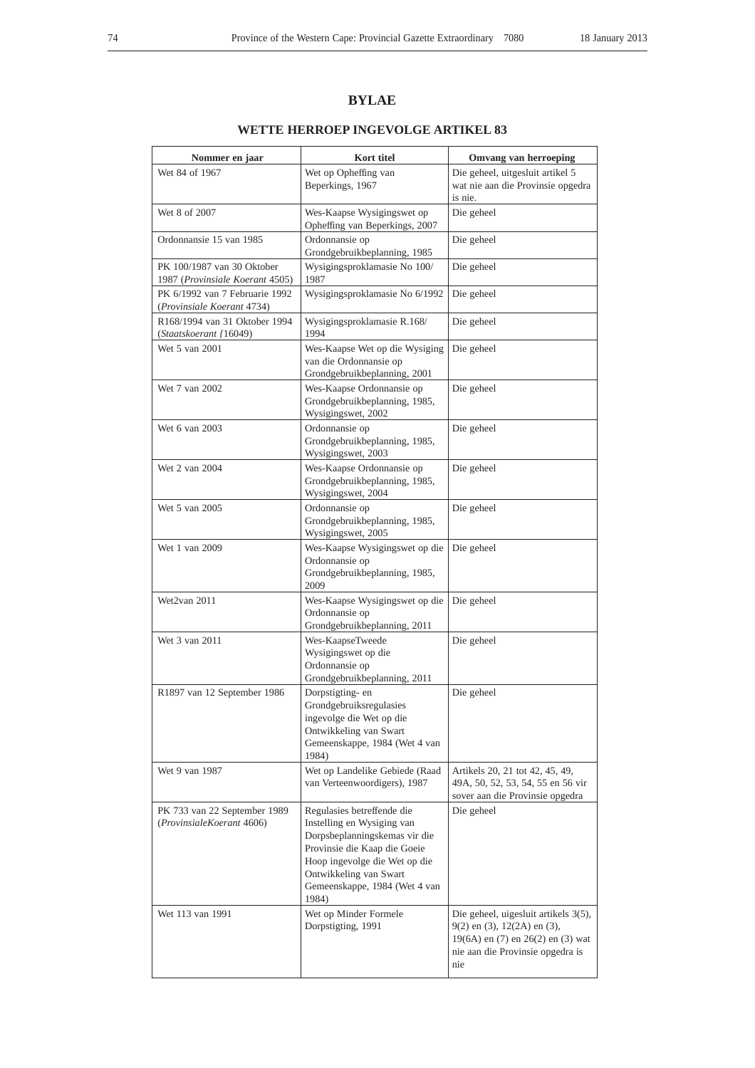# BYLAE

## WETTE HERROEP INGEVOLGE ARTIKEL 83

| Nommer en jaar | Kort titel | Omvang van herroeping |
|---|---|---|
| Wet 84 of 1967 | Wet op Opheffing van Beperkings, 1967 | Die geheel, uitgesluit artikel 5 wat nie aan die Provinsie opgedra is nie. |
| Wet 8 of 2007 | Wes-Kaapse Wysigingswet op Opheffing van Beperkings, 2007 | Die geheel |
| Ordonnansie 15 van 1985 | Ordonnansie op Grondgebruikbeplanning, 1985 | Die geheel |
| PK 100/1987 van 30 Oktober 1987 (*Provinsiale Koerant* 4505) | Wysigingsproklamasie No 100/ 1987 | Die geheel |
| PK 6/1992 van 7 Februarie 1992 (*Provinsiale Koerant* 4734) | Wysigingsproklamasie No 6/1992 | Die geheel |
| R168/1994 van 31 Oktober 1994 (*Staatskoerant {*16049) | Wysigingsproklamasie R.168/ 1994 | Die geheel |
| Wet 5 van 2001 | Wes-Kaapse Wet op die Wysiging van die Ordonnansie op Grondgebruikbeplanning, 2001 | Die geheel |
| Wet 7 van 2002 | Wes-Kaapse Ordonnansie op Grondgebruikbeplanning, 1985, Wysigingswet, 2002 | Die geheel |
| Wet 6 van 2003 | Ordonnansie op Grondgebruikbeplanning, 1985, Wysigingswet, 2003 | Die geheel |
| Wet 2 van 2004 | Wes-Kaapse Ordonnansie op Grondgebruikbeplanning, 1985, Wysigingswet, 2004 | Die geheel |
| Wet 5 van 2005 | Ordonnansie op Grondgebruikbeplanning, 1985, Wysigingswet, 2005 | Die geheel |
| Wet 1 van 2009 | Wes-Kaapse Wysigingswet op die Ordonnansie op Grondgebruikbeplanning, 1985, 2009 | Die geheel |
| Wet2van 2011 | Wes-Kaapse Wysigingswet op die Ordonnansie op Grondgebruikbeplanning, 2011 | Die geheel |
| Wet 3 van 2011 | Wes-KaapseTweede Wysigingswet op die Ordonnansie op Grondgebruikbeplanning, 2011 | Die geheel |
| R1897 van 12 September 1986 | Dorpstigting- en Grondgebruiksregulasies ingevolge die Wet op die Ontwikkeling van Swart Gemeenskappe, 1984 (Wet 4 van 1984) | Die geheel |
| Wet 9 van 1987 | Wet op Landelike Gebiede (Raad van Verteenwoordigers), 1987 | Artikels 20, 21 tot 42, 45, 49, 49A, 50, 52, 53, 54, 55 en 56 vir sover aan die Provinsie opgedra |
| PK 733 van 22 September 1989 (*ProvinsialeKoerant* 4606) | Regulasies betreffende die Instelling en Wysiging van Dorpsbeplanningskemas vir die Provinsie die Kaap die Goeie Hoop ingevolge die Wet op die Ontwikkeling van Swart Gemeenskappe, 1984 (Wet 4 van 1984) | Die geheel |
| Wet 113 van 1991 | Wet op Minder Formele Dorpstigting, 1991 | Die geheel, uigesluit artikels 3(5), 9(2) en (3), 12(2A) en (3), 19(6A) en (7) en 26(2) en (3) wat nie aan die Provinsie opgedra is nie |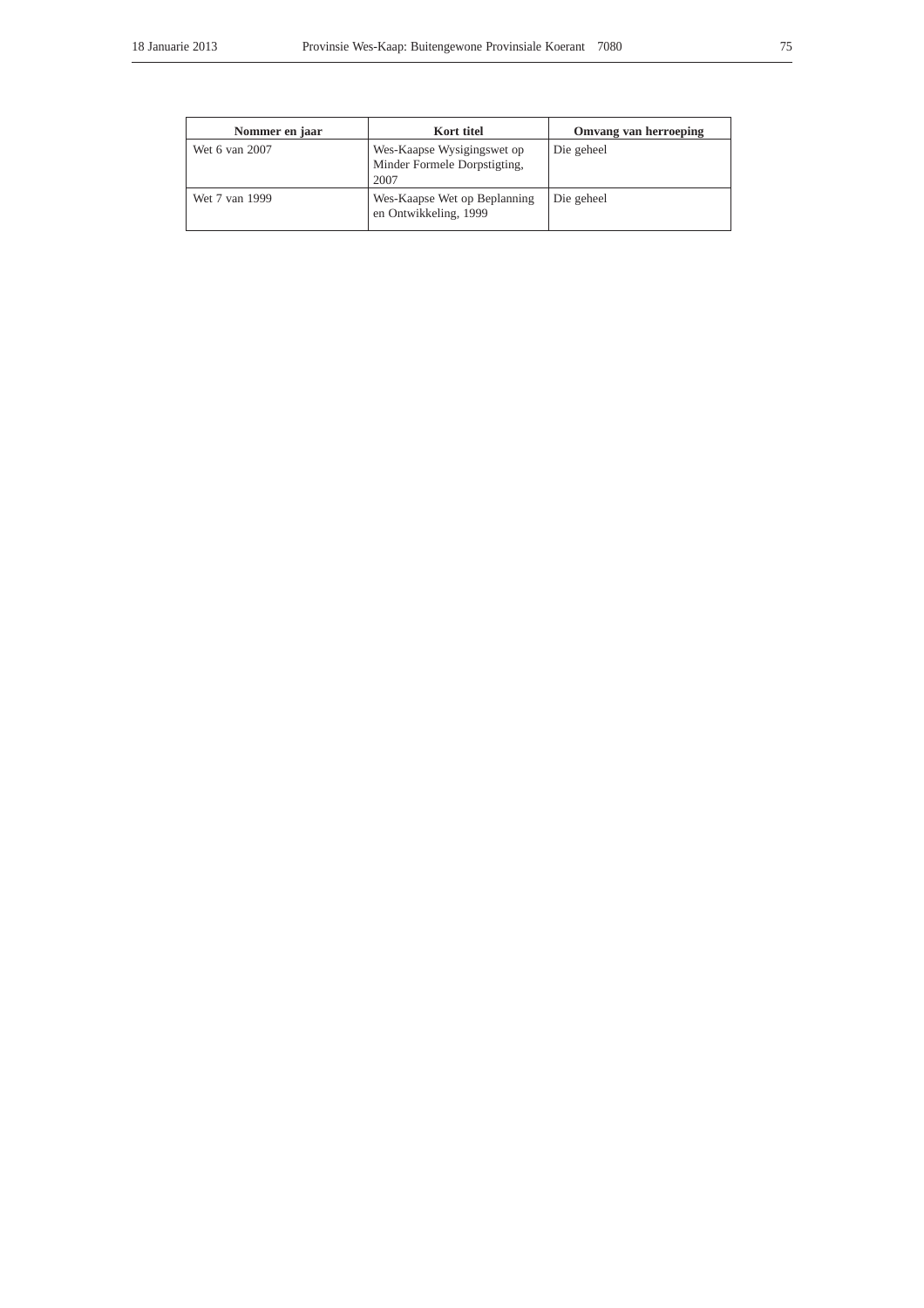| Nommer en jaar | Kort titel | Omvang van herroeping |
|---|---|---|
| Wet 6 van 2007 | Wes-Kaapse Wysigingswet op Minder Formele Dorpstigting, 2007 | Die geheel |
| Wet 7 van 1999 | Wes-Kaapse Wet op Beplanning en Ontwikkeling, 1999 | Die geheel |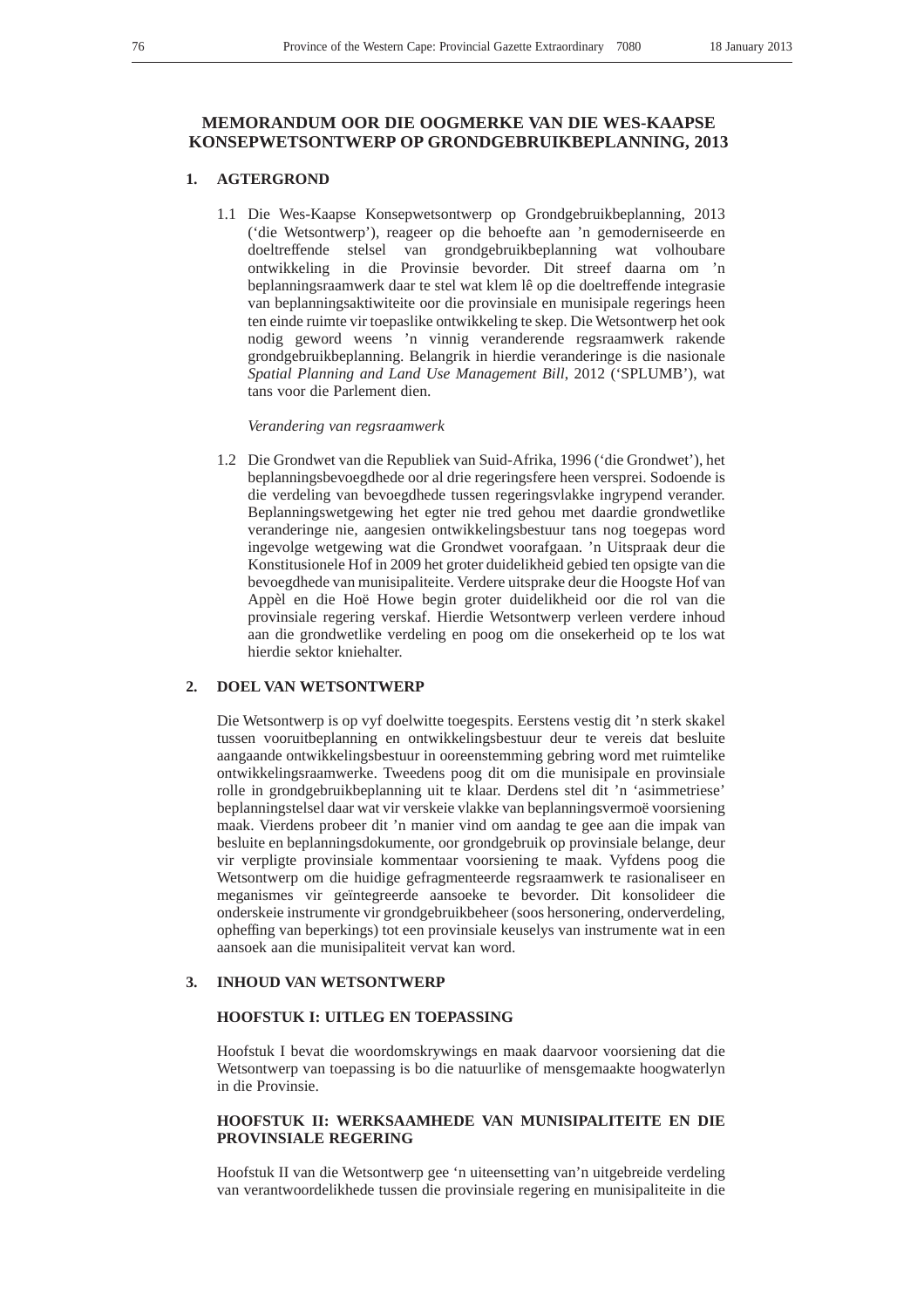# MEMORANDUM OOR DIE OOGMERKE VAN DIE WES-KAAPSE KONSEPWETSONTWERP OP GRONDGEBRUIKBEPLANNING, 2013

## 1. AGTERGROND

1.1 Die Wes-Kaapse Konsepwetsontwerp op Grondgebruikbeplanning, 2013 ('die Wetsontwerp'), reageer op die behoefte aan 'n gemoderniseerde en doeltreffende stelsel van grondgebruikbeplanning wat volhoubare ontwikkeling in die Provinsie bevorder. Dit streef daarna om 'n beplanningsraamwerk daar te stel wat klem lê op die doeltreffende integrasie van beplanningsaktiwiteite oor die provinsiale en munisipale regerings heen ten einde ruimte vir toepaslike ontwikkeling te skep. Die Wetsontwerp het ook nodig geword weens 'n vinnig veranderende regsraamwerk rakende grondgebruikbeplanning. Belangrik in hierdie veranderinge is die nasionale *Spatial Planning and Land Use Management Bill*, 2012 ('SPLUMB'), wat tans voor die Parlement dien.

*Verandering van regsraamwerk*

1.2 Die Grondwet van die Republiek van Suid-Afrika, 1996 ('die Grondwet'), het beplanningsbevoegdhede oor al drie regeringsfere heen versprei. Sodoende is die verdeling van bevoegdhede tussen regeringsvlakke ingrypend verander. Beplanningswetgewing het egter nie tred gehou met daardie grondwetlike veranderinge nie, aangesien ontwikkelingsbestuur tans nog toegepas word ingevolge wetgewing wat die Grondwet voorafgaan. 'n Uitspraak deur die Konstitusionele Hof in 2009 het groter duidelikheid gebied ten opsigte van die bevoegdhede van munisipaliteite. Verdere uitsprake deur die Hoogste Hof van Appèl en die Hoë Howe begin groter duidelikheid oor die rol van die provinsiale regering verskaf. Hierdie Wetsontwerp verleen verdere inhoud aan die grondwetlike verdeling en poog om die onsekerheid op te los wat hierdie sektor kniehalter.

## 2. DOEL VAN WETSONTWERP

Die Wetsontwerp is op vyf doelwitte toegespits. Eerstens vestig dit 'n sterk skakel tussen vooruitbeplanning en ontwikkelingsbestuur deur te vereis dat besluite aangaande ontwikkelingsbestuur in ooreenstemming gebring word met ruimtelike ontwikkelingsraamwerke. Tweedens poog dit om die munisipale en provinsiale rolle in grondgebruikbeplanning uit te klaar. Derdens stel dit 'n 'asimmetriese' beplanningstelsel daar wat vir verskeie vlakke van beplanningsvermoë voorsiening maak. Vierdens probeer dit 'n manier vind om aandag te gee aan die impak van besluite en beplanningsdokumente, oor grondgebruik op provinsiale belange, deur vir verpligte provinsiale kommentaar voorsiening te maak. Vyfdens poog die Wetsontwerp om die huidige gefragmenteerde regsraamwerk te rasionaliseer en meganismes vir geïntegreerde aansoeke te bevorder. Dit konsolideer die onderskeie instrumente vir grondgebruikbeheer (soos hersonering, onderverdeling, opheffing van beperkings) tot een provinsiale keuselys van instrumente wat in een aansoek aan die munisipaliteit vervat kan word.

## 3. INHOUD VAN WETSONTWERP

### HOOFSTUK I: UITLEG EN TOEPASSING

Hoofstuk I bevat die woordomskrywings en maak daarvoor voorsiening dat die Wetsontwerp van toepassing is bo die natuurlike of mensgemaakte hoogwaterlyn in die Provinsie.

### HOOFSTUK II: WERKSAAMHEDE VAN MUNISIPALITEITE EN DIE PROVINSIALE REGERING

Hoofstuk II van die Wetsontwerp gee 'n uiteensetting van'n uitgebreide verdeling van verantwoordelikhede tussen die provinsiale regering en munisipaliteite in die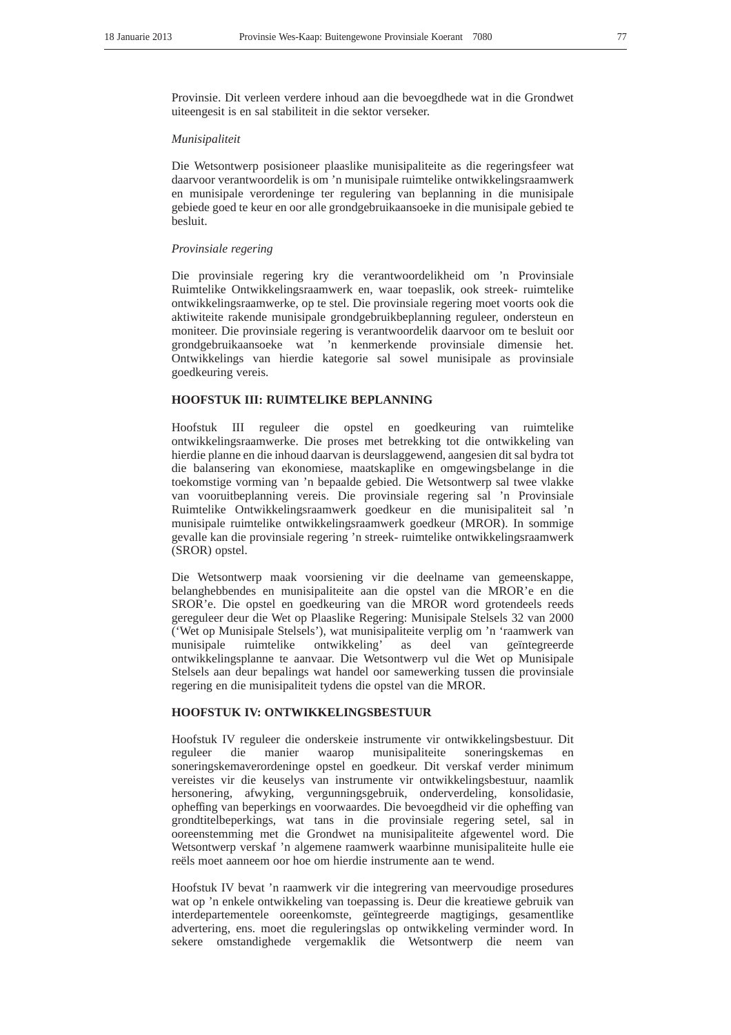Provinsie. Dit verleen verdere inhoud aan die bevoegdhede wat in die Grondwet uiteengesit is en sal stabiliteit in die sektor verseker.

*Munisipaliteit*

Die Wetsontwerp posisioneer plaaslike munisipaliteite as die regeringsfeer wat daarvoor verantwoordelik is om 'n munisipale ruimtelike ontwikkelingsraamwerk en munisipale verordeninge ter regulering van beplanning in die munisipale gebiede goed te keur en oor alle grondgebruikaansoeke in die munisipale gebied te besluit.

*Provinsiale regering*

Die provinsiale regering kry die verantwoordelikheid om 'n Provinsiale Ruimtelike Ontwikkelingsraamwerk en, waar toepaslik, ook streek- ruimtelike ontwikkelingsraamwerke, op te stel. Die provinsiale regering moet voorts ook die aktiwiteite rakende munisipale grondgebruikbeplanning reguleer, ondersteun en moniteer. Die provinsiale regering is verantwoordelik daarvoor om te besluit oor grondgebruikaansoeke wat 'n kenmerkende provinsiale dimensie het. Ontwikkelings van hierdie kategorie sal sowel munisipale as provinsiale goedkeuring vereis.

**HOOFSTUK III: RUIMTELIKE BEPLANNING**

Hoofstuk III reguleer die opstel en goedkeuring van ruimtelike ontwikkelingsraamwerke. Die proses met betrekking tot die ontwikkeling van hierdie planne en die inhoud daarvan is deurslaggewend, aangesien dit sal bydra tot die balansering van ekonomiese, maatskaplike en omgewingsbelange in die toekomstige vorming van 'n bepaalde gebied. Die Wetsontwerp sal twee vlakke van vooruitbeplanning vereis. Die provinsiale regering sal 'n Provinsiale Ruimtelike Ontwikkelingsraamwerk goedkeur en die munisipaliteit sal 'n munisipale ruimtelike ontwikkelingsraamwerk goedkeur (MROR). In sommige gevalle kan die provinsiale regering 'n streek- ruimtelike ontwikkelingsraamwerk (SROR) opstel.

Die Wetsontwerp maak voorsiening vir die deelname van gemeenskappe, belanghebbendes en munisipaliteite aan die opstel van die MROR'e en die SROR'e. Die opstel en goedkeuring van die MROR word grotendeels reeds gereguleer deur die Wet op Plaaslike Regering: Munisipale Stelsels 32 van 2000 ('Wet op Munisipale Stelsels'), wat munisipaliteite verplig om 'n 'raamwerk van munisipale ruimtelike ontwikkeling' as deel van geïntegreerde ontwikkelingsplanne te aanvaar. Die Wetsontwerp vul die Wet op Munisipale Stelsels aan deur bepalings wat handel oor samewerking tussen die provinsiale regering en die munisipaliteit tydens die opstel van die MROR.

**HOOFSTUK IV: ONTWIKKELINGSBESTUUR**

Hoofstuk IV reguleer die onderskeie instrumente vir ontwikkelingsbestuur. Dit reguleer die manier waarop munisipaliteite soneringskemas en soneringskemaverordeninge opstel en goedkeur. Dit verskaf verder minimum vereistes vir die keuselys van instrumente vir ontwikkelingsbestuur, naamlik hersonering, afwyking, vergunningsgebruik, onderverdeling, konsolidasie, opheffing van beperkings en voorwaardes. Die bevoegdheid vir die opheffing van grondtitelbeperkings, wat tans in die provinsiale regering setel, sal in ooreenstemming met die Grondwet na munisipaliteite afgewentel word. Die Wetsontwerp verskaf 'n algemene raamwerk waarbinne munisipaliteite hulle eie reëls moet aanneem oor hoe om hierdie instrumente aan te wend.

Hoofstuk IV bevat 'n raamwerk vir die integrering van meervoudige prosedures wat op 'n enkele ontwikkeling van toepassing is. Deur die kreatiewe gebruik van interdepartementele ooreenkomste, geïntegreerde magtigings, gesamentlike advertering, ens. moet die reguleringslas op ontwikkeling verminder word. In sekere omstandighede vergemaklik die Wetsontwerp die neem van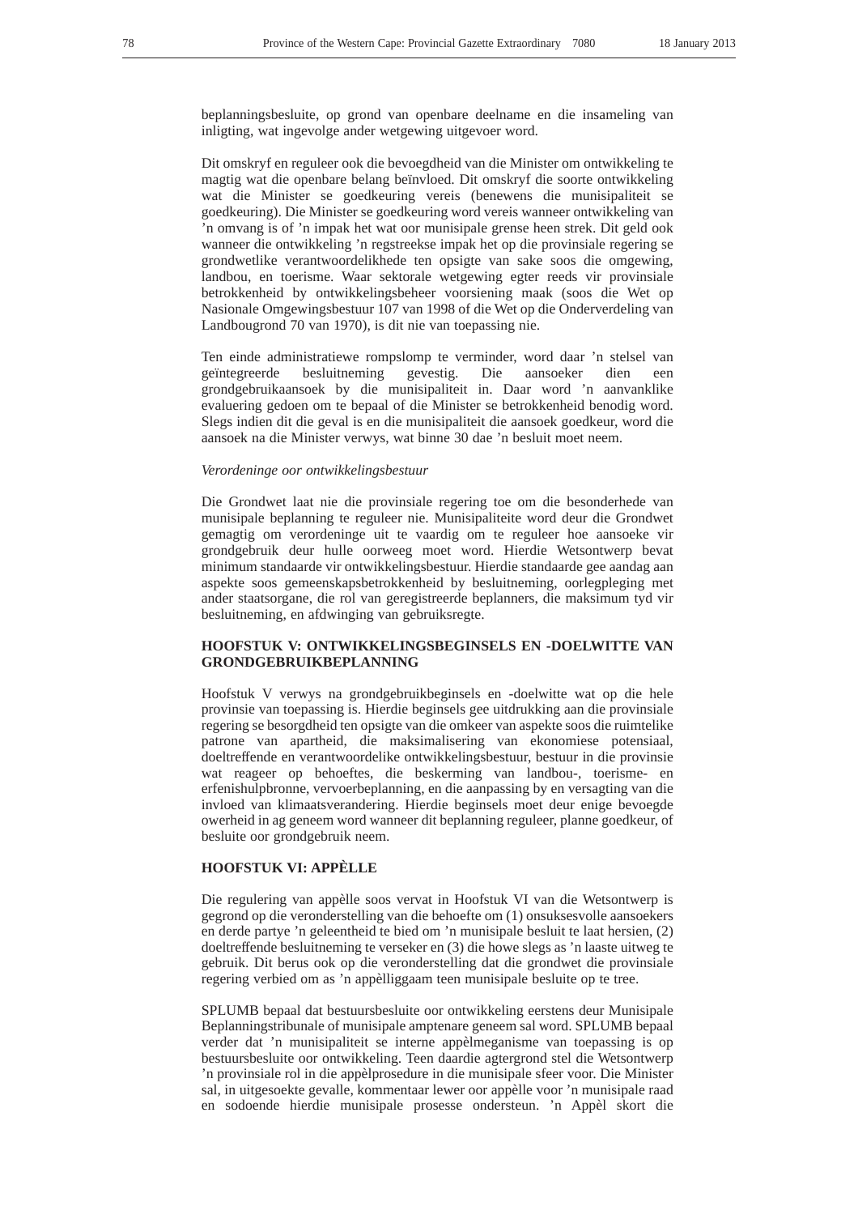beplanningsbesluite, op grond van openbare deelname en die insameling van inligting, wat ingevolge ander wetgewing uitgevoer word.

Dit omskryf en reguleer ook die bevoegdheid van die Minister om ontwikkeling te magtig wat die openbare belang beïnvloed. Dit omskryf die soorte ontwikkeling wat die Minister se goedkeuring vereis (benewens die munisipaliteit se goedkeuring). Die Minister se goedkeuring word vereis wanneer ontwikkeling van 'n omvang is of 'n impak het wat oor munisipale grense heen strek. Dit geld ook wanneer die ontwikkeling 'n regstreekse impak het op die provinsiale regering se grondwetlike verantwoordelikhede ten opsigte van sake soos die omgewing, landbou, en toerisme. Waar sektorale wetgewing egter reeds vir provinsiale betrokkenheid by ontwikkelingsbeheer voorsiening maak (soos die Wet op Nasionale Omgewingsbestuur 107 van 1998 of die Wet op die Onderverdeling van Landbougrond 70 van 1970), is dit nie van toepassing nie.

Ten einde administratiewe rompslomp te verminder, word daar 'n stelsel van geïntegreerde besluitneming gevestig. Die aansoeker dien een grondgebruikaansoek by die munisipaliteit in. Daar word 'n aanvanklike evaluering gedoen om te bepaal of die Minister se betrokkenheid benodig word. Slegs indien dit die geval is en die munisipaliteit die aansoek goedkeur, word die aansoek na die Minister verwys, wat binne 30 dae 'n besluit moet neem.

*Verordeninge oor ontwikkelingsbestuur*

Die Grondwet laat nie die provinsiale regering toe om die besonderhede van munisipale beplanning te reguleer nie. Munisipaliteite word deur die Grondwet gemagtig om verordeninge uit te vaardig om te reguleer hoe aansoeke vir grondgebruik deur hulle oorweeg moet word. Hierdie Wetsontwerp bevat minimum standaarde vir ontwikkelingsbestuur. Hierdie standaarde gee aandag aan aspekte soos gemeenskapsbetrokkenheid by besluitneming, oorlegpleging met ander staatsorgane, die rol van geregistreerde beplanners, die maksimum tyd vir besluitneming, en afdwinging van gebruiksregte.

**HOOFSTUK V: ONTWIKKELINGSBEGINSELS EN -DOELWITTE VAN GRONDGEBRUIKBEPLANNING**

Hoofstuk V verwys na grondgebruikbeginsels en -doelwitte wat op die hele provinsie van toepassing is. Hierdie beginsels gee uitdrukking aan die provinsiale regering se besorgdheid ten opsigte van die omkeer van aspekte soos die ruimtelike patrone van apartheid, die maksimalisering van ekonomiese potensiaal, doeltreffende en verantwoordelike ontwikkelingsbestuur, bestuur in die provinsie wat reageer op behoeftes, die beskerming van landbou-, toerisme- en erfenishulpbronne, vervoerbeplanning, en die aanpassing by en versagting van die invloed van klimaatsverandering. Hierdie beginsels moet deur enige bevoegde owerheid in ag geneem word wanneer dit beplanning reguleer, planne goedkeur, of besluite oor grondgebruik neem.

**HOOFSTUK VI: APPÈLLE**

Die regulering van appèlle soos vervat in Hoofstuk VI van die Wetsontwerp is gegrond op die veronderstelling van die behoefte om (1) onsuksesvolle aansoekers en derde partye 'n geleentheid te bied om 'n munisipale besluit te laat hersien, (2) doeltreffende besluitneming te verseker en (3) die howe slegs as 'n laaste uitweg te gebruik. Dit berus ook op die veronderstelling dat die grondwet die provinsiale regering verbied om as 'n appèlliggaam teen munisipale besluite op te tree.

SPLUMB bepaal dat bestuursbesluite oor ontwikkeling eerstens deur Munisipale Beplanningstribunale of munisipale amptenare geneem sal word. SPLUMB bepaal verder dat 'n munisipaliteit se interne appèlmeganisme van toepassing is op bestuursbesluite oor ontwikkeling. Teen daardie agtergrond stel die Wetsontwerp 'n provinsiale rol in die appèlprosedure in die munisipale sfeer voor. Die Minister sal, in uitgesoekte gevalle, kommentaar lewer oor appèlle voor 'n munisipale raad en sodoende hierdie munisipale prosesse ondersteun. 'n Appèl skort die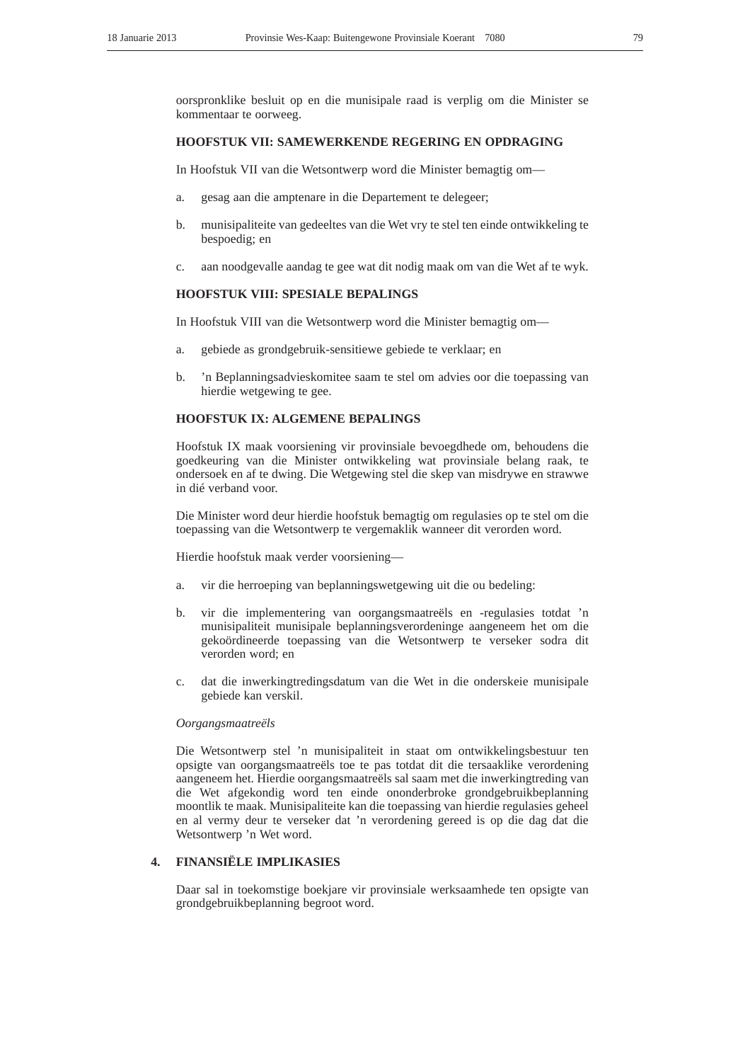oorspronklike besluit op en die munisipale raad is verplig om die Minister se kommentaar te oorweeg.

**HOOFSTUK VII: SAMEWERKENDE REGERING EN OPDRAGING**

In Hoofstuk VII van die Wetsontwerp word die Minister bemagtig om—

a. gesag aan die amptenare in die Departement te delegeer;

b. munisipaliteite van gedeeltes van die Wet vry te stel ten einde ontwikkeling te bespoedig; en

c. aan noodgevalle aandag te gee wat dit nodig maak om van die Wet af te wyk.

**HOOFSTUK VIII: SPESIALE BEPALINGS**

In Hoofstuk VIII van die Wetsontwerp word die Minister bemagtig om—

a. gebiede as grondgebruik-sensitiewe gebiede te verklaar; en

b. 'n Beplanningsadvieskomitee saam te stel om advies oor die toepassing van hierdie wetgewing te gee.

**HOOFSTUK IX: ALGEMENE BEPALINGS**

Hoofstuk IX maak voorsiening vir provinsiale bevoegdhede om, behoudens die goedkeuring van die Minister ontwikkeling wat provinsiale belang raak, te ondersoek en af te dwing. Die Wetgewing stel die skep van misdrywe en strawwe in dié verband voor.

Die Minister word deur hierdie hoofstuk bemagtig om regulasies op te stel om die toepassing van die Wetsontwerp te vergemaklik wanneer dit verorden word.

Hierdie hoofstuk maak verder voorsiening—

a. vir die herroeping van beplanningswetgewing uit die ou bedeling:

b. vir die implementering van oorgangsmaatreëls en -regulasies totdat 'n munisipaliteit munisipale beplanningsverordeninge aangeneem het om die gekoördineerde toepassing van die Wetsontwerp te verseker sodra dit verorden word; en

c. dat die inwerkingtredingsdatum van die Wet in die onderskeie munisipale gebiede kan verskil.

*Oorgangsmaatreëls*

Die Wetsontwerp stel 'n munisipaliteit in staat om ontwikkelingsbestuur ten opsigte van oorgangsmaatreëls toe te pas totdat dit die tersaaklike verordening aangeneem het. Hierdie oorgangsmaatreëls sal saam met die inwerkingtreding van die Wet afgekondig word ten einde ononderbroke grondgebruikbeplanning moontlik te maak. Munisipaliteite kan die toepassing van hierdie regulasies geheel en al vermy deur te verseker dat 'n verordening gereed is op die dag dat die Wetsontwerp 'n Wet word.

## 4. FINANSIËLE IMPLIKASIES

Daar sal in toekomstige boekjare vir provinsiale werksaamhede ten opsigte van grondgebruikbeplanning begroot word.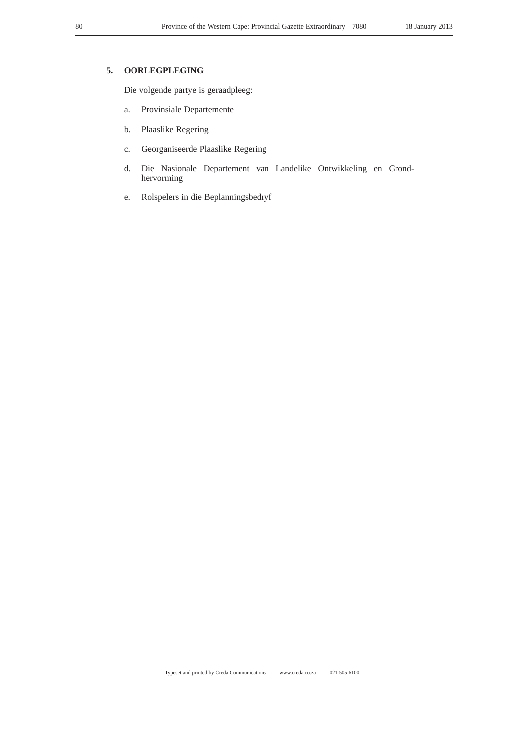## 5. OORLEGPLEGING

Die volgende partye is geraadpleeg:

a. Provinsiale Departemente

b. Plaaslike Regering

c. Georganiseerde Plaaslike Regering

d. Die Nasionale Departement van Landelike Ontwikkeling en Grondhervorming

e. Rolspelers in die Beplanningsbedryf